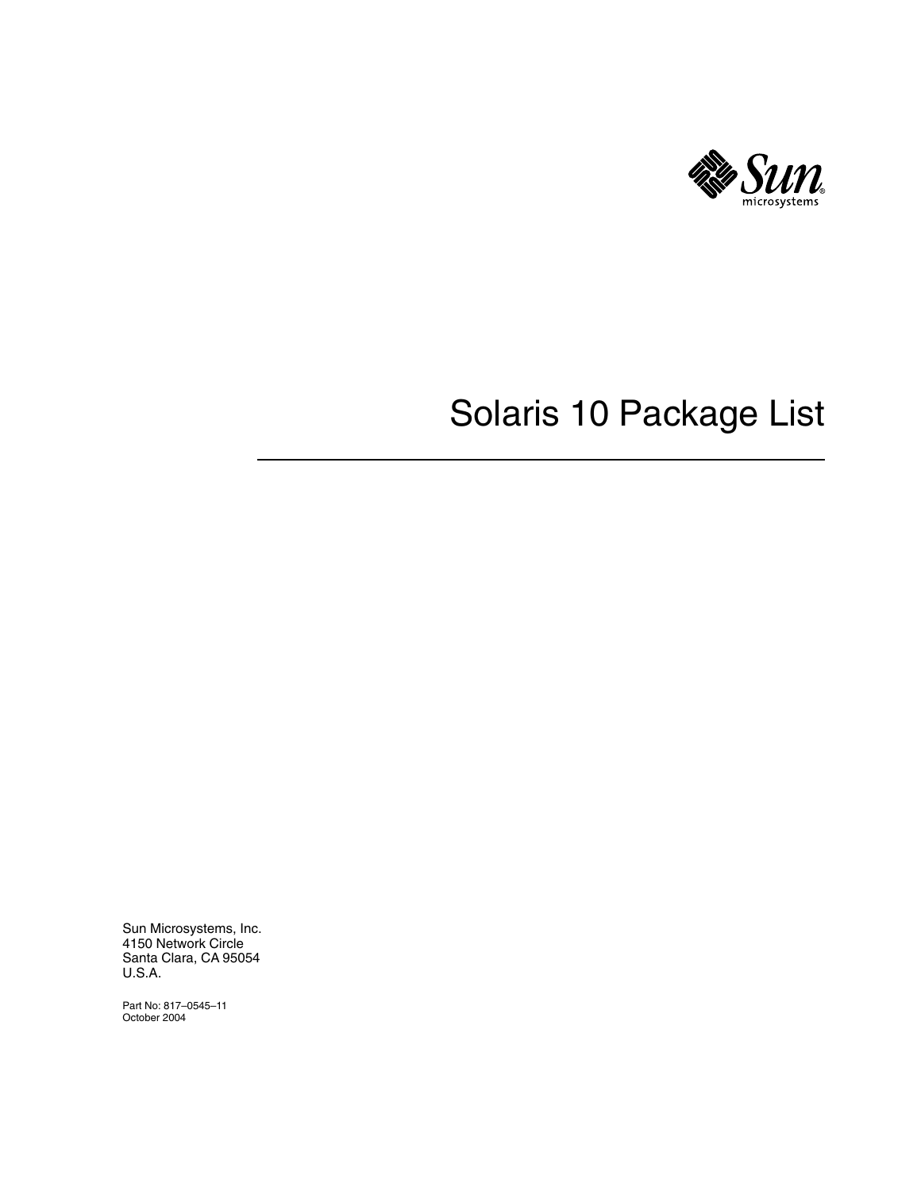# Solaris 10 Package List

Sun Microsystems, Inc.
4150 Network Circle
Santa Clara, CA 95054
U.S.A.

Part No: 817–0545–11
October 2004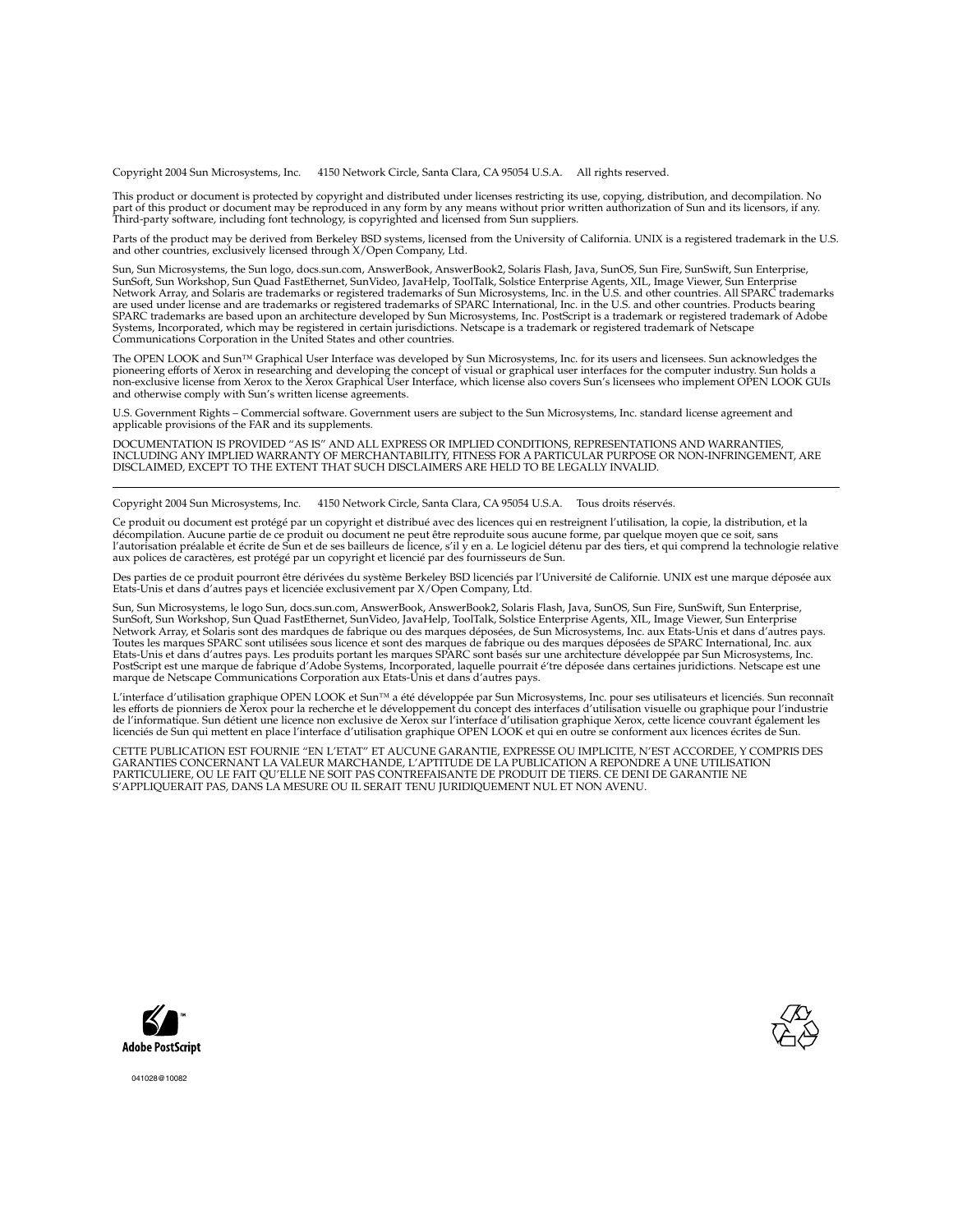Copyright 2004 Sun Microsystems, Inc. 4150 Network Circle, Santa Clara, CA 95054 U.S.A. All rights reserved.

This product or document is protected by copyright and distributed under licenses restricting its use, copying, distribution, and decompilation. No part of this product or document may be reproduced in any form by any means without prior written authorization of Sun and its licensors, if any. Third-party software, including font technology, is copyrighted and licensed from Sun suppliers.

Parts of the product may be derived from Berkeley BSD systems, licensed from the University of California. UNIX is a registered trademark in the U.S. and other countries, exclusively licensed through X/Open Company, Ltd.

Sun, Sun Microsystems, the Sun logo, docs.sun.com, AnswerBook, AnswerBook2, Solaris Flash, Java, SunOS, Sun Fire, SunSwift, Sun Enterprise, SunSoft, Sun Workshop, Sun Quad FastEthernet, SunVideo, JavaHelp, ToolTalk, Solstice Enterprise Agents, XIL, Image Viewer, Sun Enterprise Network Array, and Solaris are trademarks or registered trademarks of Sun Microsystems, Inc. in the U.S. and other countries. All SPARC trademarks are used under license and are trademarks or registered trademarks of SPARC International, Inc. in the U.S. and other countries. Products bearing SPARC trademarks are based upon an architecture developed by Sun Microsystems, Inc. PostScript is a trademark or registered trademark of Adobe Systems, Incorporated, which may be registered in certain jurisdictions. Netscape is a trademark or registered trademark of Netscape Communications Corporation in the United States and other countries.

The OPEN LOOK and Sun™ Graphical User Interface was developed by Sun Microsystems, Inc. for its users and licensees. Sun acknowledges the pioneering efforts of Xerox in researching and developing the concept of visual or graphical user interfaces for the computer industry. Sun holds a non-exclusive license from Xerox to the Xerox Graphical User Interface, which license also covers Sun's licensees who implement OPEN LOOK GUIs and otherwise comply with Sun's written license agreements.

U.S. Government Rights – Commercial software. Government users are subject to the Sun Microsystems, Inc. standard license agreement and applicable provisions of the FAR and its supplements.

DOCUMENTATION IS PROVIDED "AS IS" AND ALL EXPRESS OR IMPLIED CONDITIONS, REPRESENTATIONS AND WARRANTIES, INCLUDING ANY IMPLIED WARRANTY OF MERCHANTABILITY, FITNESS FOR A PARTICULAR PURPOSE OR NON-INFRINGEMENT, ARE DISCLAIMED, EXCEPT TO THE EXTENT THAT SUCH DISCLAIMERS ARE HELD TO BE LEGALLY INVALID.

---

Copyright 2004 Sun Microsystems, Inc. 4150 Network Circle, Santa Clara, CA 95054 U.S.A. Tous droits réservés.

Ce produit ou document est protégé par un copyright et distribué avec des licences qui en restreignent l'utilisation, la copie, la distribution, et la décompilation. Aucune partie de ce produit ou document ne peut être reproduite sous aucune forme, par quelque moyen que ce soit, sans l'autorisation préalable et écrite de Sun et de ses bailleurs de licence, s'il y en a. Le logiciel détenu par des tiers, et qui comprend la technologie relative aux polices de caractères, est protégé par un copyright et licencié par des fournisseurs de Sun.

Des parties de ce produit pourront être dérivées du système Berkeley BSD licenciés par l'Université de Californie. UNIX est une marque déposée aux Etats-Unis et dans d'autres pays et licenciée exclusivement par X/Open Company, Ltd.

Sun, Sun Microsystems, le logo Sun, docs.sun.com, AnswerBook, AnswerBook2, Solaris Flash, Java, SunOS, Sun Fire, SunSwift, Sun Enterprise, SunSoft, Sun Workshop, Sun Quad FastEthernet, SunVideo, JavaHelp, ToolTalk, Solstice Enterprise Agents, XIL, Image Viewer, Sun Enterprise Network Array, et Solaris sont des mardques de fabrique ou des marques déposées, de Sun Microsystems, Inc. aux Etats-Unis et dans d'autres pays. Toutes les marques SPARC sont utilisées sous licence et sont des marques de fabrique ou des marques déposées de SPARC International, Inc. aux Etats-Unis et dans d'autres pays. Les produits portant les marques SPARC sont basés sur une architecture développée par Sun Microsystems, Inc. PostScript est une marque de fabrique d'Adobe Systems, Incorporated, laquelle pourrait é'tre déposée dans certaines juridictions. Netscape est une marque de Netscape Communications Corporation aux Etats-Unis et dans d'autres pays.

L'interface d'utilisation graphique OPEN LOOK et Sun™ a été développée par Sun Microsystems, Inc. pour ses utilisateurs et licenciés. Sun reconnaît les efforts de pionniers de Xerox pour la recherche et le développement du concept des interfaces d'utilisation visuelle ou graphique pour l'industrie de l'informatique. Sun détient une licence non exclusive de Xerox sur l'interface d'utilisation graphique Xerox, cette licence couvrant également les licenciés de Sun qui mettent en place l'interface d'utilisation graphique OPEN LOOK et qui en outre se conforment aux licences écrites de Sun.

CETTE PUBLICATION EST FOURNIE "EN L'ETAT" ET AUCUNE GARANTIE, EXPRESSE OU IMPLICITE, N'EST ACCORDEE, Y COMPRIS DES GARANTIES CONCERNANT LA VALEUR MARCHANDE, L'APTITUDE DE LA PUBLICATION A REPONDRE A UNE UTILISATION PARTICULIERE, OU LE FAIT QU'ELLE NE SOIT PAS CONTREFAISANTE DE PRODUIT DE TIERS. CE DENI DE GARANTIE NE S'APPLIQUERAIT PAS, DANS LA MESURE OU IL SERAIT TENU JURIDIQUEMENT NUL ET NON AVENU.

Adobe PostScript

041028@10082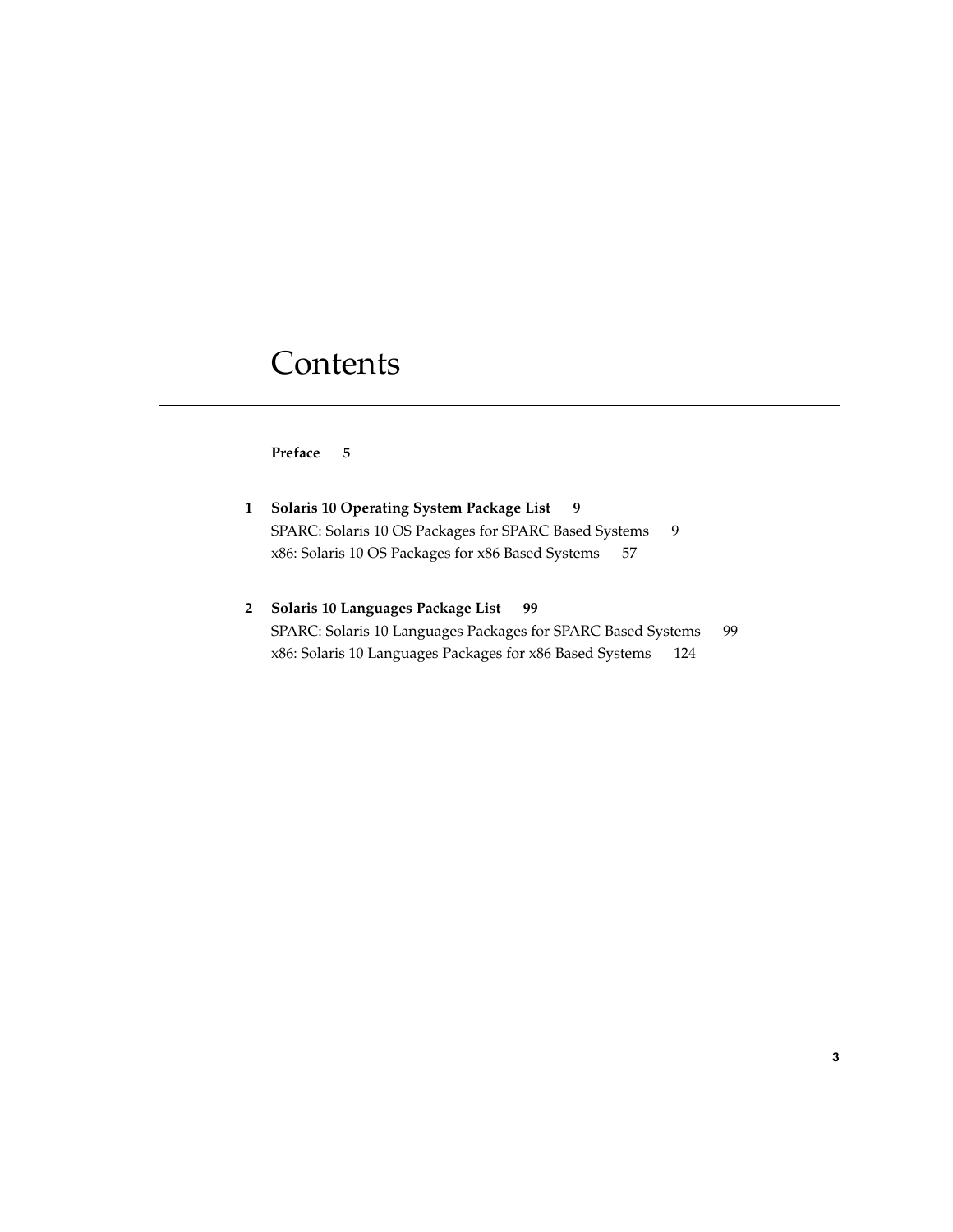# Contents

**Preface 5**

**1 Solaris 10 Operating System Package List 9**

SPARC: Solaris 10 OS Packages for SPARC Based Systems 9

x86: Solaris 10 OS Packages for x86 Based Systems 57

**2 Solaris 10 Languages Package List 99**

SPARC: Solaris 10 Languages Packages for SPARC Based Systems 99

x86: Solaris 10 Languages Packages for x86 Based Systems 124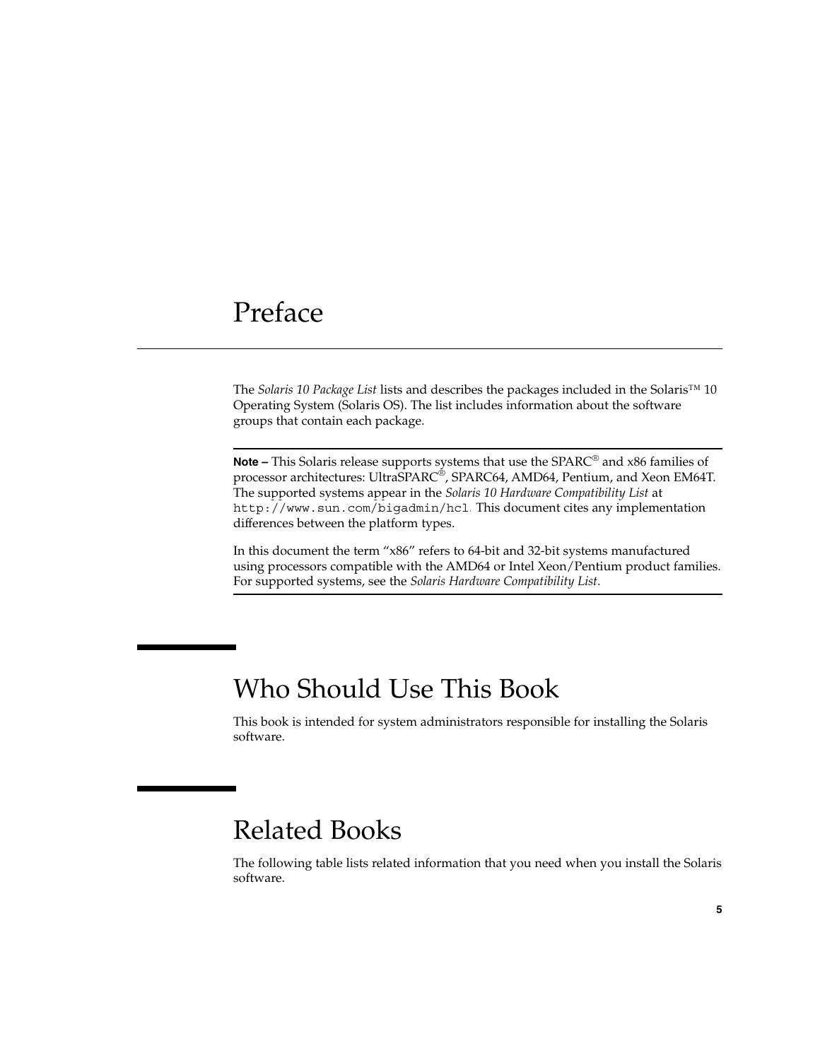# Preface

The *Solaris 10 Package List* lists and describes the packages included in the Solaris™ 10 Operating System (Solaris OS). The list includes information about the software groups that contain each package.

---

**Note –** This Solaris release supports systems that use the SPARC® and x86 families of processor architectures: UltraSPARC®, SPARC64, AMD64, Pentium, and Xeon EM64T. The supported systems appear in the *Solaris 10 Hardware Compatibility List* at `http://www.sun.com/bigadmin/hcl`. This document cites any implementation differences between the platform types.

In this document the term "x86" refers to 64-bit and 32-bit systems manufactured using processors compatible with the AMD64 or Intel Xeon/Pentium product families. For supported systems, see the *Solaris Hardware Compatibility List*.

---

## Who Should Use This Book

This book is intended for system administrators responsible for installing the Solaris software.

## Related Books

The following table lists related information that you need when you install the Solaris software.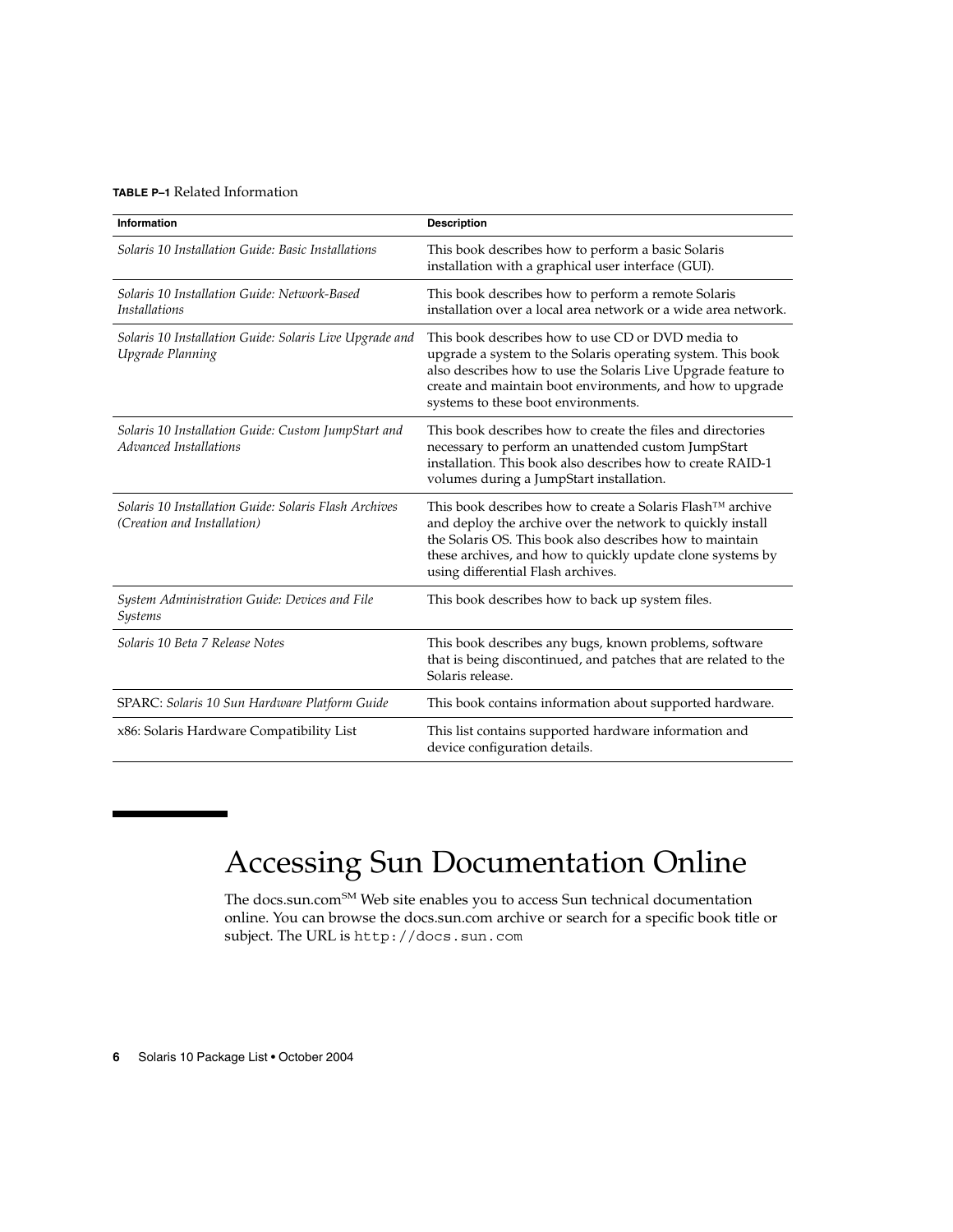**TABLE P–1** Related Information

| Information | Description |
| --- | --- |
| *Solaris 10 Installation Guide: Basic Installations* | This book describes how to perform a basic Solaris installation with a graphical user interface (GUI). |
| *Solaris 10 Installation Guide: Network-Based Installations* | This book describes how to perform a remote Solaris installation over a local area network or a wide area network. |
| *Solaris 10 Installation Guide: Solaris Live Upgrade and Upgrade Planning* | This book describes how to use CD or DVD media to upgrade a system to the Solaris operating system. This book also describes how to use the Solaris Live Upgrade feature to create and maintain boot environments, and how to upgrade systems to these boot environments. |
| *Solaris 10 Installation Guide: Custom JumpStart and Advanced Installations* | This book describes how to create the files and directories necessary to perform an unattended custom JumpStart installation. This book also describes how to create RAID-1 volumes during a JumpStart installation. |
| *Solaris 10 Installation Guide: Solaris Flash Archives (Creation and Installation)* | This book describes how to create a Solaris Flash™ archive and deploy the archive over the network to quickly install the Solaris OS. This book also describes how to maintain these archives, and how to quickly update clone systems by using differential Flash archives. |
| *System Administration Guide: Devices and File Systems* | This book describes how to back up system files. |
| *Solaris 10 Beta 7 Release Notes* | This book describes any bugs, known problems, software that is being discontinued, and patches that are related to the Solaris release. |
| SPARC: *Solaris 10 Sun Hardware Platform Guide* | This book contains information about supported hardware. |
| x86: Solaris Hardware Compatibility List | This list contains supported hardware information and device configuration details. |

# Accessing Sun Documentation Online

The docs.sun.com[SM] Web site enables you to access Sun technical documentation online. You can browse the docs.sun.com archive or search for a specific book title or subject. The URL is `http://docs.sun.com`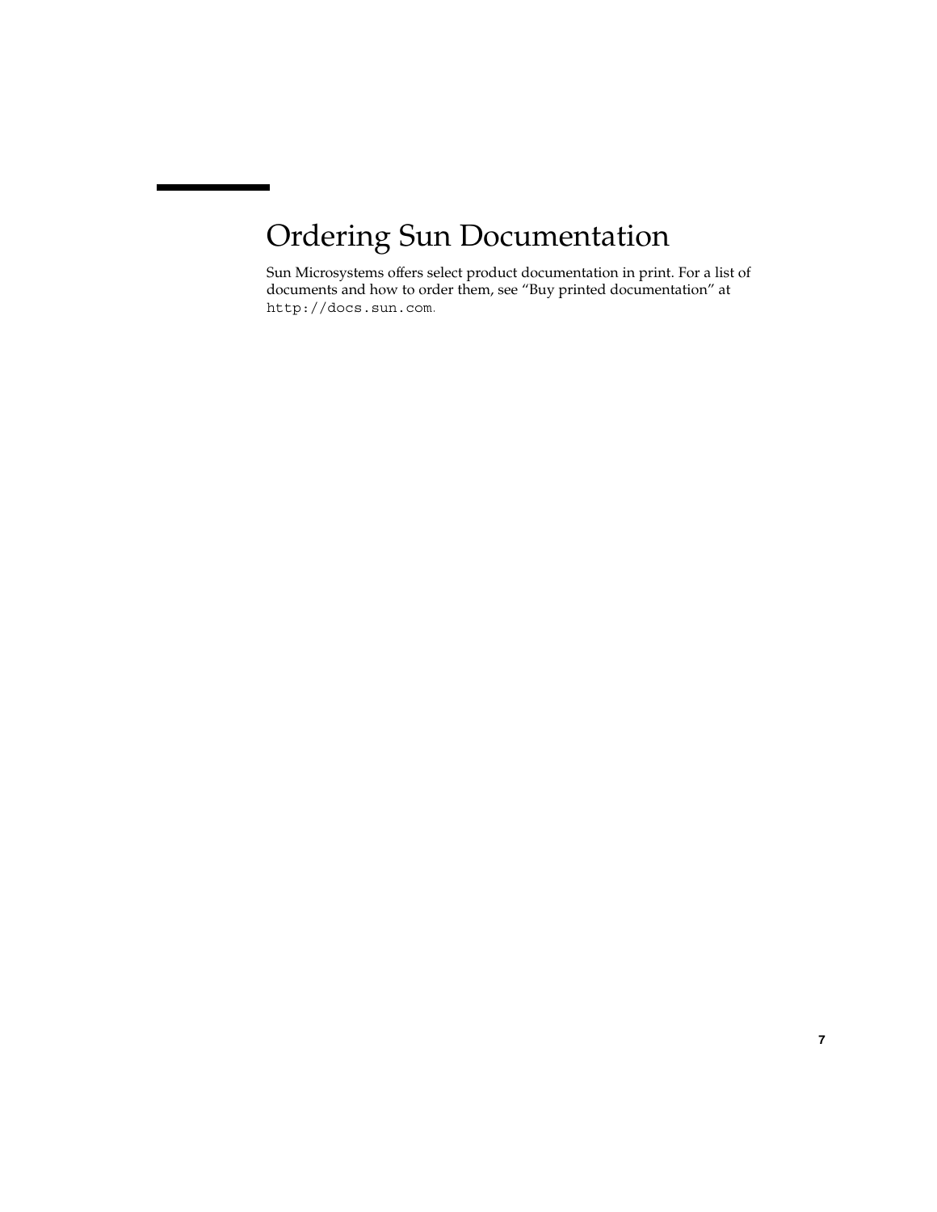# Ordering Sun Documentation

Sun Microsystems offers select product documentation in print. For a list of documents and how to order them, see "Buy printed documentation" at `http://docs.sun.com`.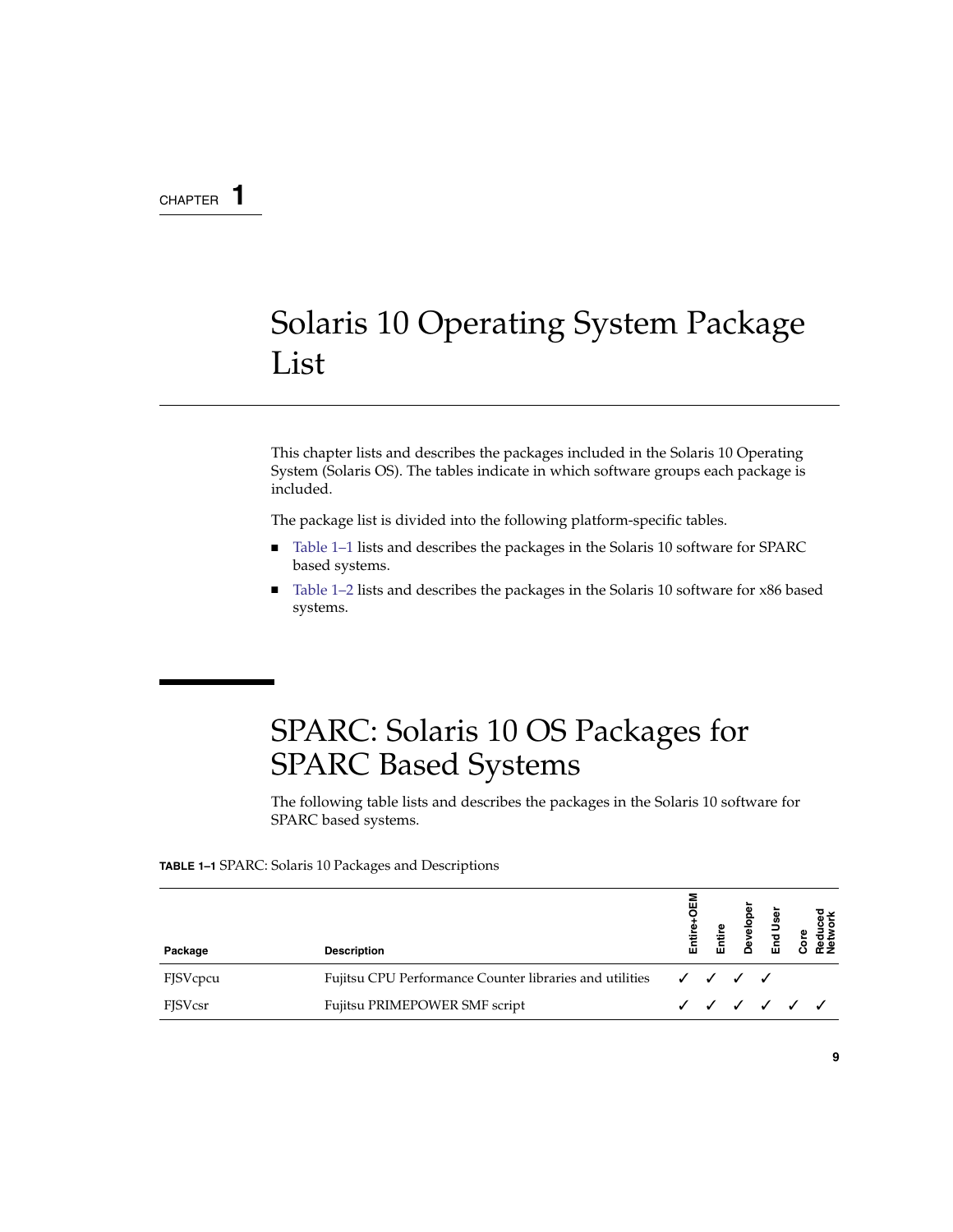CHAPTER 1

# Solaris 10 Operating System Package List

This chapter lists and describes the packages included in the Solaris 10 Operating System (Solaris OS). The tables indicate in which software groups each package is included.

The package list is divided into the following platform-specific tables.

- Table 1–1 lists and describes the packages in the Solaris 10 software for SPARC based systems.
- Table 1–2 lists and describes the packages in the Solaris 10 software for x86 based systems.

## SPARC: Solaris 10 OS Packages for SPARC Based Systems

The following table lists and describes the packages in the Solaris 10 software for SPARC based systems.

**TABLE 1–1** SPARC: Solaris 10 Packages and Descriptions

| Package | Description | Entire+OEM | Entire | Developer | End User | Core | Reduced Network |
|---|---|---|---|---|---|---|---|
| FJSVcpcu | Fujitsu CPU Performance Counter libraries and utilities | ✓ | ✓ | ✓ | ✓ | | |
| FJSVcsr | Fujitsu PRIMEPOWER SMF script | ✓ | ✓ | ✓ | ✓ | ✓ | ✓ |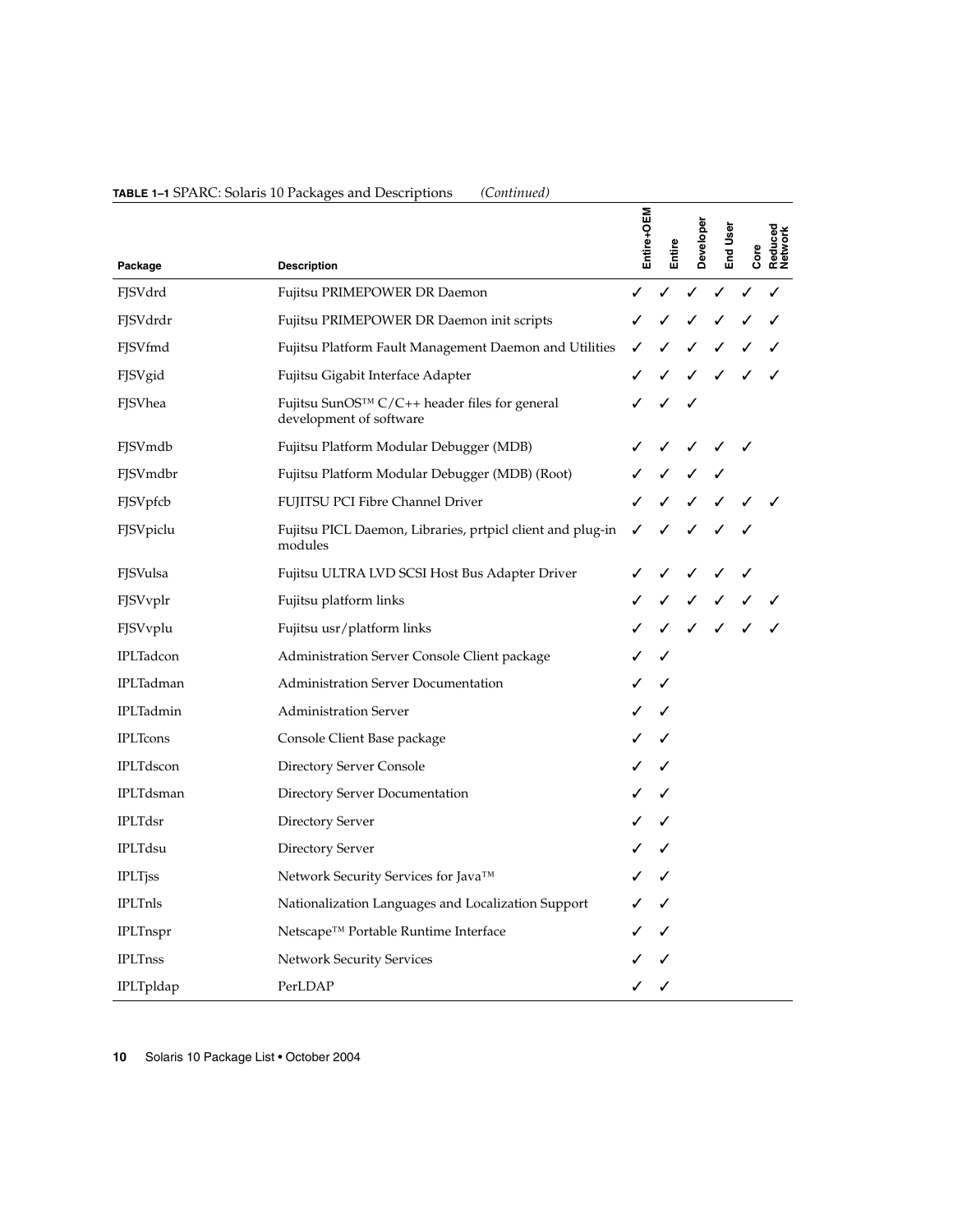**TABLE 1–1** SPARC: Solaris 10 Packages and Descriptions *(Continued)*

| Package | Description | Entire+OEM | Entire | Developer | End User | Core | Reduced Network |
|---|---|---|---|---|---|---|---|
| FJSVdrd | Fujitsu PRIMEPOWER DR Daemon | ✓ | ✓ | ✓ | ✓ | ✓ | ✓ |
| FJSVdrdr | Fujitsu PRIMEPOWER DR Daemon init scripts | ✓ | ✓ | ✓ | ✓ | ✓ | ✓ |
| FJSVfmd | Fujitsu Platform Fault Management Daemon and Utilities | ✓ | ✓ | ✓ | ✓ | ✓ | ✓ |
| FJSVgid | Fujitsu Gigabit Interface Adapter | ✓ | ✓ | ✓ | ✓ | ✓ | ✓ |
| FJSVhea | Fujitsu SunOS™ C/C++ header files for general development of software | ✓ | ✓ | ✓ | | | |
| FJSVmdb | Fujitsu Platform Modular Debugger (MDB) | ✓ | ✓ | ✓ | ✓ | ✓ | |
| FJSVmdbr | Fujitsu Platform Modular Debugger (MDB) (Root) | ✓ | ✓ | ✓ | ✓ | | |
| FJSVpfcb | FUJITSU PCI Fibre Channel Driver | ✓ | ✓ | ✓ | ✓ | ✓ | ✓ |
| FJSVpiclu | Fujitsu PICL Daemon, Libraries, prtpicl client and plug-in modules | ✓ | ✓ | ✓ | ✓ | ✓ | |
| FJSVulsa | Fujitsu ULTRA LVD SCSI Host Bus Adapter Driver | ✓ | ✓ | ✓ | ✓ | ✓ | |
| FJSVvplr | Fujitsu platform links | ✓ | ✓ | ✓ | ✓ | ✓ | ✓ |
| FJSVvplu | Fujitsu usr/platform links | ✓ | ✓ | ✓ | ✓ | ✓ | ✓ |
| IPLTadcon | Administration Server Console Client package | ✓ | ✓ | | | | |
| IPLTadman | Administration Server Documentation | ✓ | ✓ | | | | |
| IPLTadmin | Administration Server | ✓ | ✓ | | | | |
| IPLTcons | Console Client Base package | ✓ | ✓ | | | | |
| IPLTdscon | Directory Server Console | ✓ | ✓ | | | | |
| IPLTdsman | Directory Server Documentation | ✓ | ✓ | | | | |
| IPLTdsr | Directory Server | ✓ | ✓ | | | | |
| IPLTdsu | Directory Server | ✓ | ✓ | | | | |
| IPLTjss | Network Security Services for Java™ | ✓ | ✓ | | | | |
| IPLTnls | Nationalization Languages and Localization Support | ✓ | ✓ | | | | |
| IPLTnspr | Netscape™ Portable Runtime Interface | ✓ | ✓ | | | | |
| IPLTnss | Network Security Services | ✓ | ✓ | | | | |
| IPLTpldap | PerLDAP | ✓ | ✓ | | | | |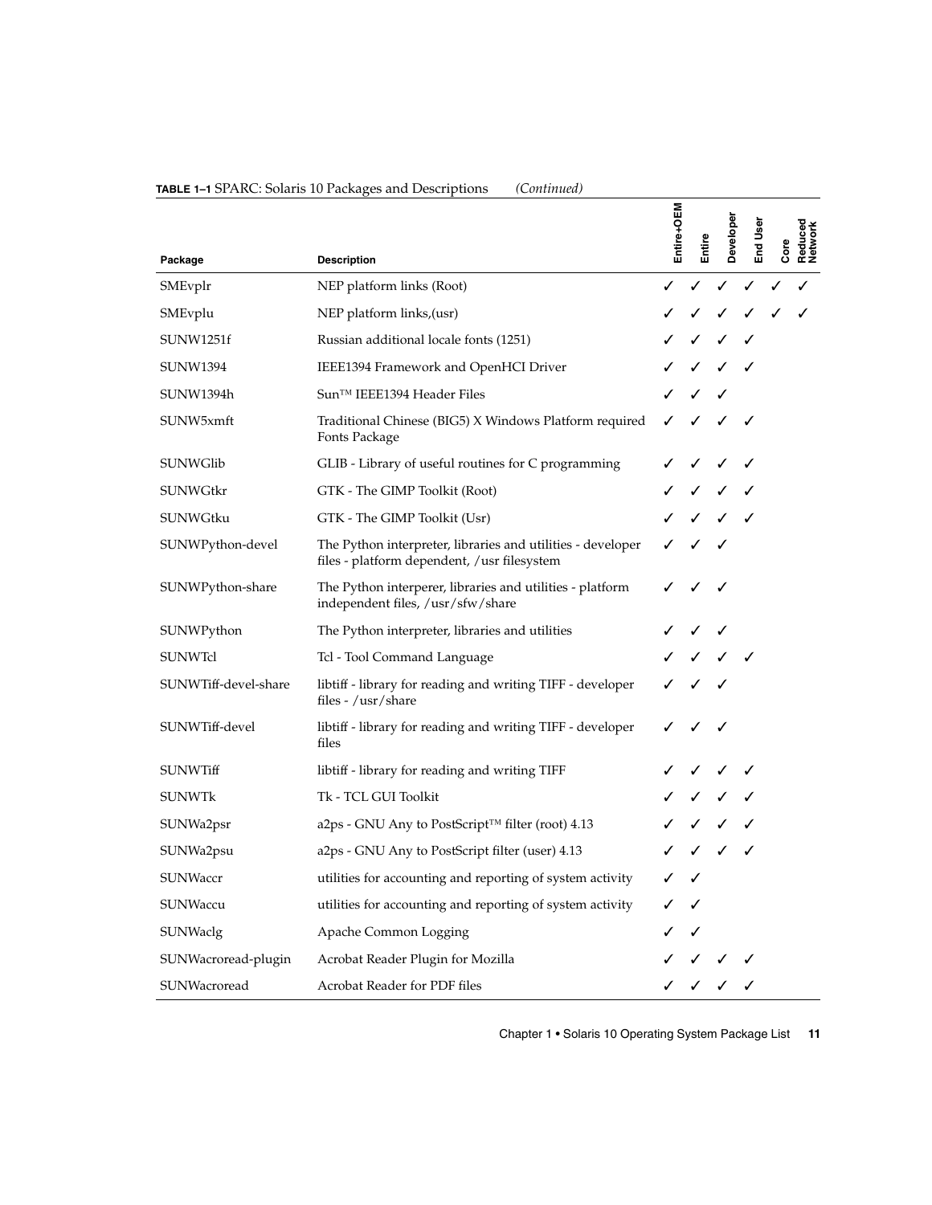**TABLE 1–1** SPARC: Solaris 10 Packages and Descriptions *(Continued)*

| Package | Description | Entire+OEM | Entire | Developer | End User | Core | Reduced Network |
|---|---|---|---|---|---|---|---|
| SMEvplr | NEP platform links (Root) | ✓ | ✓ | ✓ | ✓ | ✓ | ✓ |
| SMEvplu | NEP platform links,(usr) | ✓ | ✓ | ✓ | ✓ | ✓ | ✓ |
| SUNW1251f | Russian additional locale fonts (1251) | ✓ | ✓ | ✓ | ✓ | | |
| SUNW1394 | IEEE1394 Framework and OpenHCI Driver | ✓ | ✓ | ✓ | ✓ | | |
| SUNW1394h | Sun™ IEEE1394 Header Files | ✓ | ✓ | ✓ | | | |
| SUNW5xmft | Traditional Chinese (BIG5) X Windows Platform required Fonts Package | ✓ | ✓ | ✓ | ✓ | | |
| SUNWGlib | GLIB - Library of useful routines for C programming | ✓ | ✓ | ✓ | ✓ | | |
| SUNWGtkr | GTK - The GIMP Toolkit (Root) | ✓ | ✓ | ✓ | ✓ | | |
| SUNWGtku | GTK - The GIMP Toolkit (Usr) | ✓ | ✓ | ✓ | ✓ | | |
| SUNWPython-devel | The Python interpreter, libraries and utilities - developer files - platform dependent, /usr filesystem | ✓ | ✓ | ✓ | | | |
| SUNWPython-share | The Python interperer, libraries and utilities - platform independent files, /usr/sfw/share | ✓ | ✓ | ✓ | | | |
| SUNWPython | The Python interpreter, libraries and utilities | ✓ | ✓ | ✓ | | | |
| SUNWTcl | Tcl - Tool Command Language | ✓ | ✓ | ✓ | ✓ | | |
| SUNWTiff-devel-share | libtiff - library for reading and writing TIFF - developer files - /usr/share | ✓ | ✓ | ✓ | | | |
| SUNWTiff-devel | libtiff - library for reading and writing TIFF - developer files | ✓ | ✓ | ✓ | | | |
| SUNWTiff | libtiff - library for reading and writing TIFF | ✓ | ✓ | ✓ | ✓ | | |
| SUNWTk | Tk - TCL GUI Toolkit | ✓ | ✓ | ✓ | ✓ | | |
| SUNWa2psr | a2ps - GNU Any to PostScript™ filter (root) 4.13 | ✓ | ✓ | ✓ | ✓ | | |
| SUNWa2psu | a2ps - GNU Any to PostScript filter (user) 4.13 | ✓ | ✓ | ✓ | ✓ | | |
| SUNWaccr | utilities for accounting and reporting of system activity | ✓ | ✓ | | | | |
| SUNWaccu | utilities for accounting and reporting of system activity | ✓ | ✓ | | | | |
| SUNWaclg | Apache Common Logging | ✓ | ✓ | | | | |
| SUNWacroread-plugin | Acrobat Reader Plugin for Mozilla | ✓ | ✓ | ✓ | ✓ | | |
| SUNWacroread | Acrobat Reader for PDF files | ✓ | ✓ | ✓ | ✓ | | |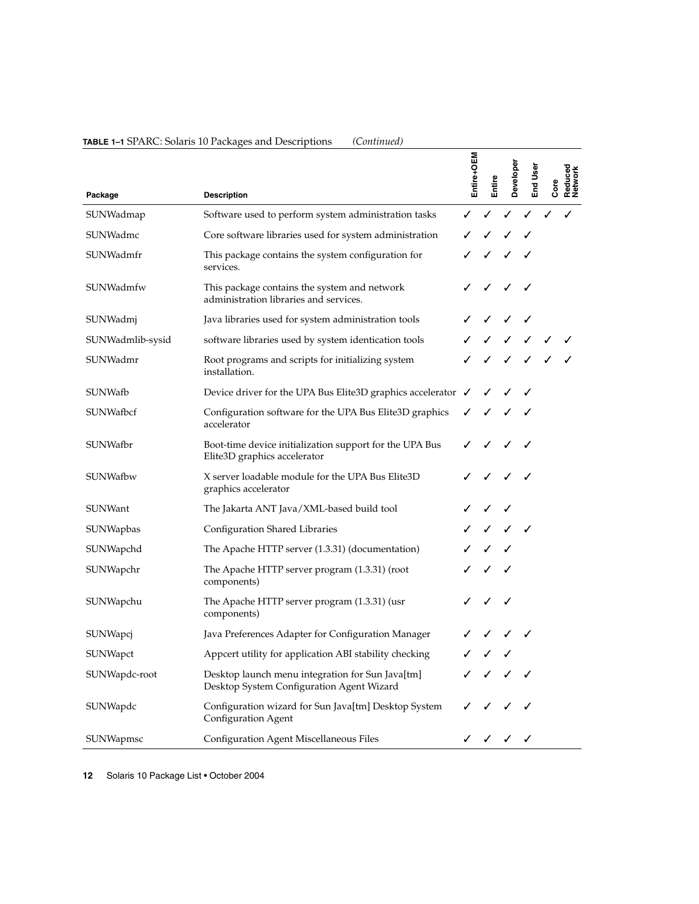**TABLE 1–1** SPARC: Solaris 10 Packages and Descriptions *(Continued)*

| Package | Description | Entire+OEM | Entire | Developer | End User | Core | Reduced Network |
|---|---|---|---|---|---|---|---|
| SUNWadmap | Software used to perform system administration tasks | ✓ | ✓ | ✓ | ✓ | ✓ | ✓ |
| SUNWadmc | Core software libraries used for system administration | ✓ | ✓ | ✓ | ✓ | | |
| SUNWadmfr | This package contains the system configuration for services. | ✓ | ✓ | ✓ | ✓ | | |
| SUNWadmfw | This package contains the system and network administration libraries and services. | ✓ | ✓ | ✓ | ✓ | | |
| SUNWadmj | Java libraries used for system administration tools | ✓ | ✓ | ✓ | ✓ | | |
| SUNWadmlib-sysid | software libraries used by system identication tools | ✓ | ✓ | ✓ | ✓ | ✓ | ✓ |
| SUNWadmr | Root programs and scripts for initializing system installation. | ✓ | ✓ | ✓ | ✓ | ✓ | ✓ |
| SUNWafb | Device driver for the UPA Bus Elite3D graphics accelerator | ✓ | ✓ | ✓ | ✓ | | |
| SUNWafbcf | Configuration software for the UPA Bus Elite3D graphics accelerator | ✓ | ✓ | ✓ | ✓ | | |
| SUNWafbr | Boot-time device initialization support for the UPA Bus Elite3D graphics accelerator | ✓ | ✓ | ✓ | ✓ | | |
| SUNWafbw | X server loadable module for the UPA Bus Elite3D graphics accelerator | ✓ | ✓ | ✓ | ✓ | | |
| SUNWant | The Jakarta ANT Java/XML-based build tool | ✓ | ✓ | ✓ | | | |
| SUNWapbas | Configuration Shared Libraries | ✓ | ✓ | ✓ | ✓ | | |
| SUNWapchd | The Apache HTTP server (1.3.31) (documentation) | ✓ | ✓ | ✓ | | | |
| SUNWapchr | The Apache HTTP server program (1.3.31) (root components) | ✓ | ✓ | ✓ | | | |
| SUNWapchu | The Apache HTTP server program (1.3.31) (usr components) | ✓ | ✓ | ✓ | | | |
| SUNWapcj | Java Preferences Adapter for Configuration Manager | ✓ | ✓ | ✓ | ✓ | | |
| SUNWapct | Appcert utility for application ABI stability checking | ✓ | ✓ | ✓ | | | |
| SUNWapdc-root | Desktop launch menu integration for Sun Java[tm] Desktop System Configuration Agent Wizard | ✓ | ✓ | ✓ | ✓ | | |
| SUNWapdc | Configuration wizard for Sun Java[tm] Desktop System Configuration Agent | ✓ | ✓ | ✓ | ✓ | | |
| SUNWapmsc | Configuration Agent Miscellaneous Files | ✓ | ✓ | ✓ | ✓ | | |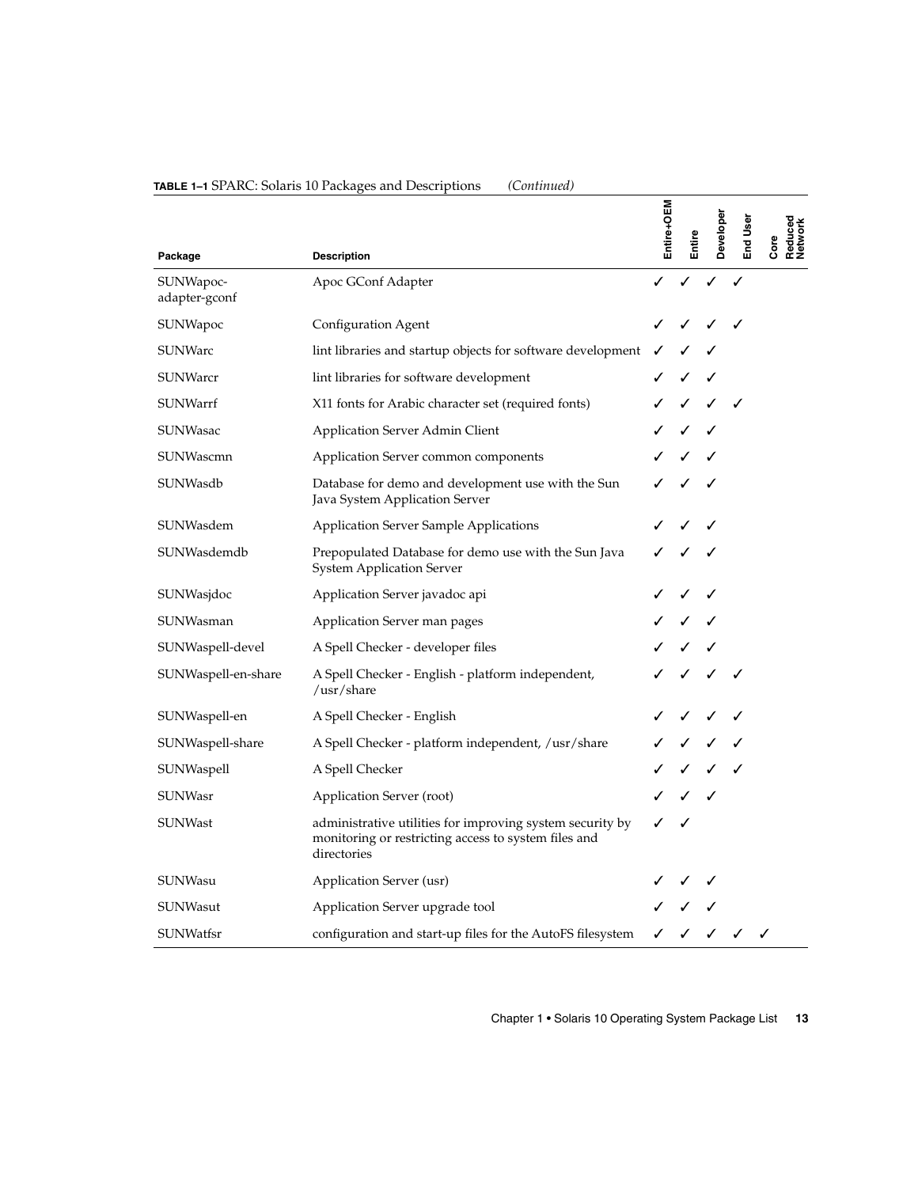**TABLE 1–1** SPARC: Solaris 10 Packages and Descriptions *(Continued)*

| Package | Description | Entire+OEM | Entire | Developer | End User | Core | Reduced Network |
|---|---|---|---|---|---|---|---|
| SUNWapoc-adapter-gconf | Apoc GConf Adapter | ✓ | ✓ | ✓ | ✓ | | |
| SUNWapoc | Configuration Agent | ✓ | ✓ | ✓ | ✓ | | |
| SUNWarc | lint libraries and startup objects for software development | ✓ | ✓ | ✓ | | | |
| SUNWarcr | lint libraries for software development | ✓ | ✓ | ✓ | | | |
| SUNWarrf | X11 fonts for Arabic character set (required fonts) | ✓ | ✓ | ✓ | ✓ | | |
| SUNWasac | Application Server Admin Client | ✓ | ✓ | ✓ | | | |
| SUNWascmn | Application Server common components | ✓ | ✓ | ✓ | | | |
| SUNWasdb | Database for demo and development use with the Sun Java System Application Server | ✓ | ✓ | ✓ | | | |
| SUNWasdem | Application Server Sample Applications | ✓ | ✓ | ✓ | | | |
| SUNWasdemdb | Prepopulated Database for demo use with the Sun Java System Application Server | ✓ | ✓ | ✓ | | | |
| SUNWasjdoc | Application Server javadoc api | ✓ | ✓ | ✓ | | | |
| SUNWasman | Application Server man pages | ✓ | ✓ | ✓ | | | |
| SUNWaspell-devel | A Spell Checker - developer files | ✓ | ✓ | ✓ | | | |
| SUNWaspell-en-share | A Spell Checker - English - platform independent, /usr/share | ✓ | ✓ | ✓ | ✓ | | |
| SUNWaspell-en | A Spell Checker - English | ✓ | ✓ | ✓ | ✓ | | |
| SUNWaspell-share | A Spell Checker - platform independent, /usr/share | ✓ | ✓ | ✓ | ✓ | | |
| SUNWaspell | A Spell Checker | ✓ | ✓ | ✓ | ✓ | | |
| SUNWasr | Application Server (root) | ✓ | ✓ | ✓ | | | |
| SUNWast | administrative utilities for improving system security by monitoring or restricting access to system files and directories | ✓ | ✓ | | | | |
| SUNWasu | Application Server (usr) | ✓ | ✓ | ✓ | | | |
| SUNWasut | Application Server upgrade tool | ✓ | ✓ | ✓ | | | |
| SUNWatfsr | configuration and start-up files for the AutoFS filesystem | ✓ | ✓ | ✓ | ✓ | ✓ | |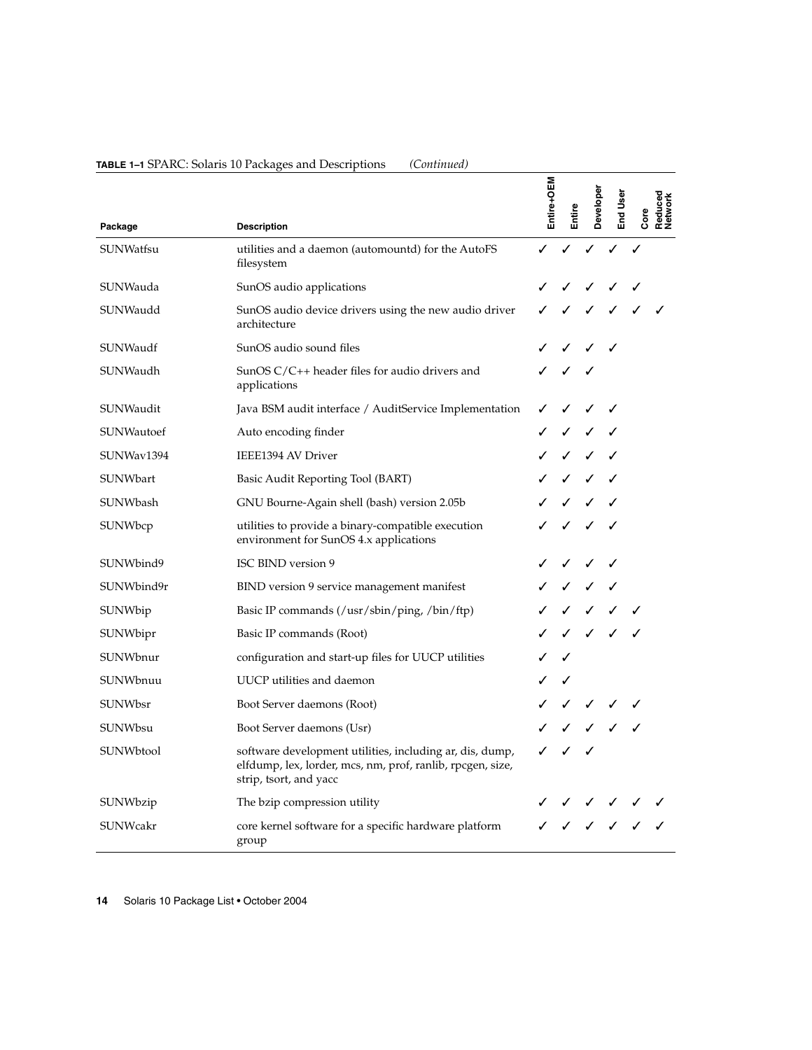**TABLE 1–1** SPARC: Solaris 10 Packages and Descriptions *(Continued)*

| Package | Description | Entire+OEM | Entire | Developer | End User | Core | Reduced Network |
|---|---|---|---|---|---|---|---|
| SUNWatfsu | utilities and a daemon (automountd) for the AutoFS filesystem | ✓ | ✓ | ✓ | ✓ | ✓ | |
| SUNWauda | SunOS audio applications | ✓ | ✓ | ✓ | ✓ | ✓ | |
| SUNWaudd | SunOS audio device drivers using the new audio driver architecture | ✓ | ✓ | ✓ | ✓ | ✓ | ✓ |
| SUNWaudf | SunOS audio sound files | ✓ | ✓ | ✓ | ✓ | | |
| SUNWaudh | SunOS C/C++ header files for audio drivers and applications | ✓ | ✓ | ✓ | | | |
| SUNWaudit | Java BSM audit interface / AuditService Implementation | ✓ | ✓ | ✓ | ✓ | | |
| SUNWautoef | Auto encoding finder | ✓ | ✓ | ✓ | ✓ | | |
| SUNWav1394 | IEEE1394 AV Driver | ✓ | ✓ | ✓ | ✓ | | |
| SUNWbart | Basic Audit Reporting Tool (BART) | ✓ | ✓ | ✓ | ✓ | | |
| SUNWbash | GNU Bourne-Again shell (bash) version 2.05b | ✓ | ✓ | ✓ | ✓ | | |
| SUNWbcp | utilities to provide a binary-compatible execution environment for SunOS 4.x applications | ✓ | ✓ | ✓ | ✓ | | |
| SUNWbind9 | ISC BIND version 9 | ✓ | ✓ | ✓ | ✓ | | |
| SUNWbind9r | BIND version 9 service management manifest | ✓ | ✓ | ✓ | ✓ | | |
| SUNWbip | Basic IP commands (/usr/sbin/ping, /bin/ftp) | ✓ | ✓ | ✓ | ✓ | ✓ | |
| SUNWbipr | Basic IP commands (Root) | ✓ | ✓ | ✓ | ✓ | ✓ | |
| SUNWbnur | configuration and start-up files for UUCP utilities | ✓ | ✓ | | | | |
| SUNWbnuu | UUCP utilities and daemon | ✓ | ✓ | | | | |
| SUNWbsr | Boot Server daemons (Root) | ✓ | ✓ | ✓ | ✓ | ✓ | |
| SUNWbsu | Boot Server daemons (Usr) | ✓ | ✓ | ✓ | ✓ | ✓ | |
| SUNWbtool | software development utilities, including ar, dis, dump, elfdump, lex, lorder, mcs, nm, prof, ranlib, rpcgen, size, strip, tsort, and yacc | ✓ | ✓ | ✓ | | | |
| SUNWbzip | The bzip compression utility | ✓ | ✓ | ✓ | ✓ | ✓ | ✓ |
| SUNWcakr | core kernel software for a specific hardware platform group | ✓ | ✓ | ✓ | ✓ | ✓ | ✓ |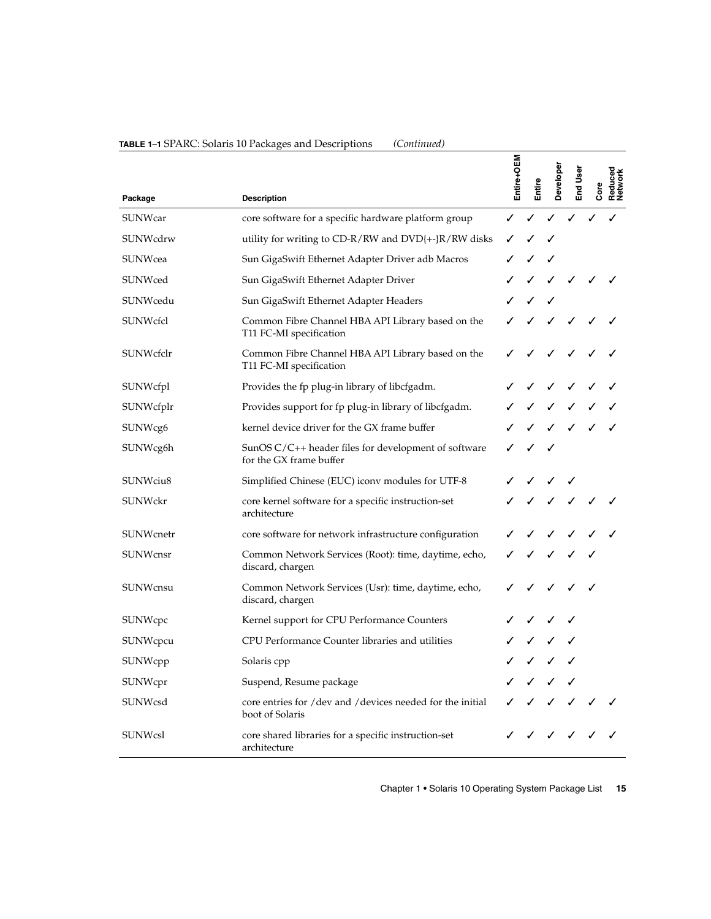**TABLE 1–1** SPARC: Solaris 10 Packages and Descriptions *(Continued)*

| Package | Description | Entire+OEM | Entire | Developer | End User | Core | Reduced Network |
|---|---|---|---|---|---|---|---|
| SUNWcar | core software for a specific hardware platform group | ✓ | ✓ | ✓ | ✓ | ✓ | ✓ |
| SUNWcdrw | utility for writing to CD-R/RW and DVD{+-}R/RW disks | ✓ | ✓ | ✓ | | | |
| SUNWcea | Sun GigaSwift Ethernet Adapter Driver adb Macros | ✓ | ✓ | ✓ | | | |
| SUNWced | Sun GigaSwift Ethernet Adapter Driver | ✓ | ✓ | ✓ | ✓ | ✓ | ✓ |
| SUNWcedu | Sun GigaSwift Ethernet Adapter Headers | ✓ | ✓ | ✓ | | | |
| SUNWcfcl | Common Fibre Channel HBA API Library based on the T11 FC-MI specification | ✓ | ✓ | ✓ | ✓ | ✓ | ✓ |
| SUNWcfclr | Common Fibre Channel HBA API Library based on the T11 FC-MI specification | ✓ | ✓ | ✓ | ✓ | ✓ | ✓ |
| SUNWcfpl | Provides the fp plug-in library of libcfgadm. | ✓ | ✓ | ✓ | ✓ | ✓ | ✓ |
| SUNWcfplr | Provides support for fp plug-in library of libcfgadm. | ✓ | ✓ | ✓ | ✓ | ✓ | ✓ |
| SUNWcg6 | kernel device driver for the GX frame buffer | ✓ | ✓ | ✓ | ✓ | ✓ | ✓ |
| SUNWcg6h | SunOS C/C++ header files for development of software for the GX frame buffer | ✓ | ✓ | ✓ | | | |
| SUNWciu8 | Simplified Chinese (EUC) iconv modules for UTF-8 | ✓ | ✓ | ✓ | ✓ | | |
| SUNWckr | core kernel software for a specific instruction-set architecture | ✓ | ✓ | ✓ | ✓ | ✓ | ✓ |
| SUNWcnetr | core software for network infrastructure configuration | ✓ | ✓ | ✓ | ✓ | ✓ | ✓ |
| SUNWcnsr | Common Network Services (Root): time, daytime, echo, discard, chargen | ✓ | ✓ | ✓ | ✓ | ✓ | |
| SUNWcnsu | Common Network Services (Usr): time, daytime, echo, discard, chargen | ✓ | ✓ | ✓ | ✓ | ✓ | |
| SUNWcpc | Kernel support for CPU Performance Counters | ✓ | ✓ | ✓ | ✓ | | |
| SUNWcpcu | CPU Performance Counter libraries and utilities | ✓ | ✓ | ✓ | ✓ | | |
| SUNWcpp | Solaris cpp | ✓ | ✓ | ✓ | ✓ | | |
| SUNWcpr | Suspend, Resume package | ✓ | ✓ | ✓ | ✓ | | |
| SUNWcsd | core entries for /dev and /devices needed for the initial boot of Solaris | ✓ | ✓ | ✓ | ✓ | ✓ | ✓ |
| SUNWcsl | core shared libraries for a specific instruction-set architecture | ✓ | ✓ | ✓ | ✓ | ✓ | ✓ |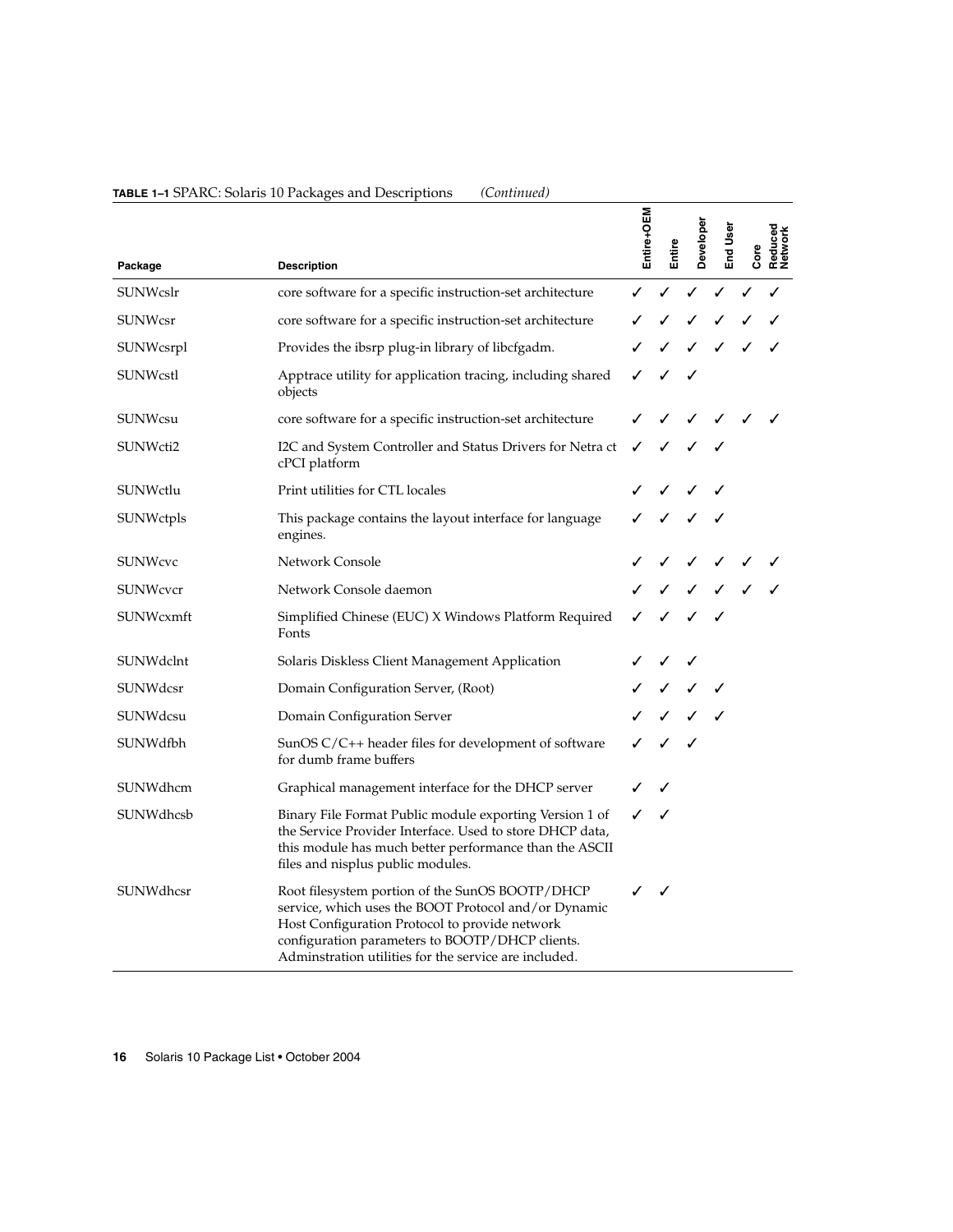**TABLE 1–1** SPARC: Solaris 10 Packages and Descriptions *(Continued)*

| Package | Description | Entire+OEM | Entire | Developer | End User | Core | Reduced Network |
| --- | --- | --- | --- | --- | --- | --- | --- |
| SUNWcslr | core software for a specific instruction-set architecture | ✓ | ✓ | ✓ | ✓ | ✓ | ✓ |
| SUNWcsr | core software for a specific instruction-set architecture | ✓ | ✓ | ✓ | ✓ | ✓ | ✓ |
| SUNWcsrpl | Provides the ibsrp plug-in library of libcfgadm. | ✓ | ✓ | ✓ | ✓ | ✓ | ✓ |
| SUNWcstl | Apptrace utility for application tracing, including shared objects | ✓ | ✓ | ✓ | | | |
| SUNWcsu | core software for a specific instruction-set architecture | ✓ | ✓ | ✓ | ✓ | ✓ | ✓ |
| SUNWcti2 | I2C and System Controller and Status Drivers for Netra ct cPCI platform | ✓ | ✓ | ✓ | ✓ | | |
| SUNWctlu | Print utilities for CTL locales | ✓ | ✓ | ✓ | ✓ | | |
| SUNWctpls | This package contains the layout interface for language engines. | ✓ | ✓ | ✓ | ✓ | | |
| SUNWcvc | Network Console | ✓ | ✓ | ✓ | ✓ | ✓ | ✓ |
| SUNWcvcr | Network Console daemon | ✓ | ✓ | ✓ | ✓ | ✓ | ✓ |
| SUNWcxmft | Simplified Chinese (EUC) X Windows Platform Required Fonts | ✓ | ✓ | ✓ | ✓ | | |
| SUNWdclnt | Solaris Diskless Client Management Application | ✓ | ✓ | ✓ | | | |
| SUNWdcsr | Domain Configuration Server, (Root) | ✓ | ✓ | ✓ | ✓ | | |
| SUNWdcsu | Domain Configuration Server | ✓ | ✓ | ✓ | ✓ | | |
| SUNWdfbh | SunOS C/C++ header files for development of software for dumb frame buffers | ✓ | ✓ | ✓ | | | |
| SUNWdhcm | Graphical management interface for the DHCP server | ✓ | ✓ | | | | |
| SUNWdhcsb | Binary File Format Public module exporting Version 1 of the Service Provider Interface. Used to store DHCP data, this module has much better performance than the ASCII files and nisplus public modules. | ✓ | ✓ | | | | |
| SUNWdhcsr | Root filesystem portion of the SunOS BOOTP/DHCP service, which uses the BOOT Protocol and/or Dynamic Host Configuration Protocol to provide network configuration parameters to BOOTP/DHCP clients. Adminstration utilities for the service are included. | ✓ | ✓ | | | | |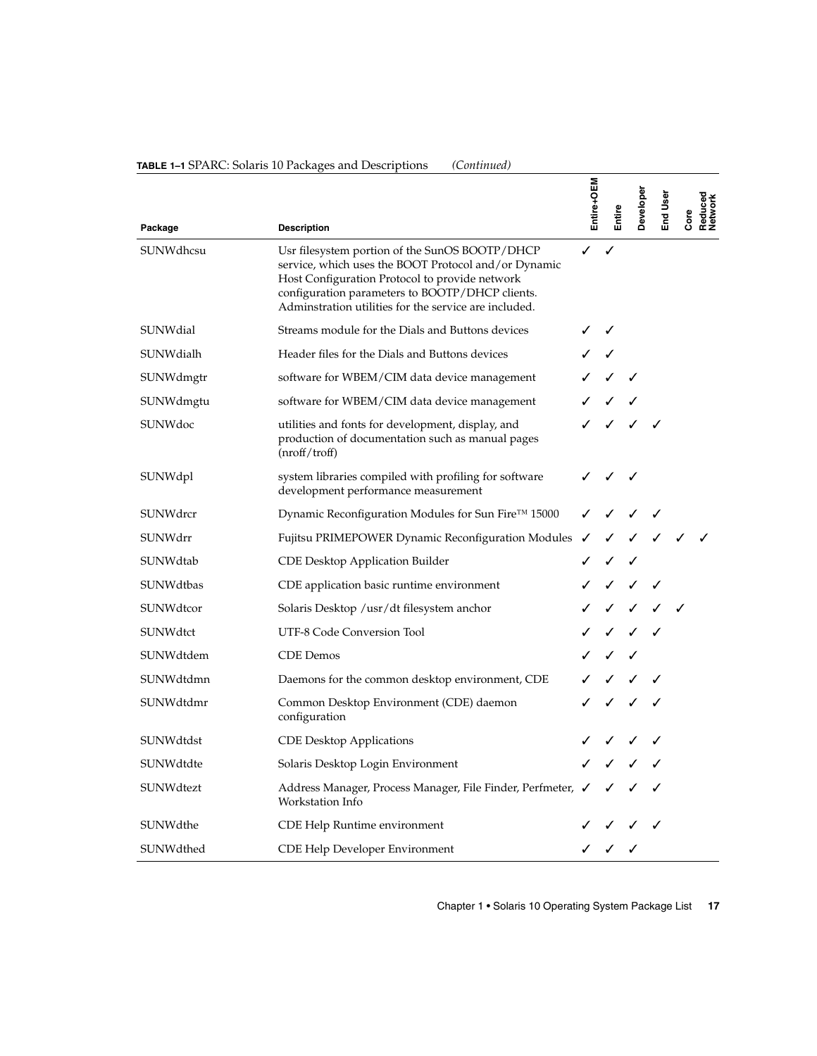**TABLE 1–1** SPARC: Solaris 10 Packages and Descriptions *(Continued)*

| Package | Description | Entire+OEM | Entire | Developer | End User | Core | Reduced Network |
|---|---|---|---|---|---|---|---|
| SUNWdhcsu | Usr filesystem portion of the SunOS BOOTP/DHCP service, which uses the BOOT Protocol and/or Dynamic Host Configuration Protocol to provide network configuration parameters to BOOTP/DHCP clients. Adminstration utilities for the service are included. | ✓ | ✓ | | | | |
| SUNWdial | Streams module for the Dials and Buttons devices | ✓ | ✓ | | | | |
| SUNWdialh | Header files for the Dials and Buttons devices | ✓ | ✓ | | | | |
| SUNWdmgtr | software for WBEM/CIM data device management | ✓ | ✓ | ✓ | | | |
| SUNWdmgtu | software for WBEM/CIM data device management | ✓ | ✓ | ✓ | | | |
| SUNWdoc | utilities and fonts for development, display, and production of documentation such as manual pages (nroff/troff) | ✓ | ✓ | ✓ | ✓ | | |
| SUNWdpl | system libraries compiled with profiling for software development performance measurement | ✓ | ✓ | ✓ | | | |
| SUNWdrcr | Dynamic Reconfiguration Modules for Sun Fire™ 15000 | ✓ | ✓ | ✓ | ✓ | | |
| SUNWdrr | Fujitsu PRIMEPOWER Dynamic Reconfiguration Modules | ✓ | ✓ | ✓ | ✓ | ✓ | ✓ |
| SUNWdtab | CDE Desktop Application Builder | ✓ | ✓ | ✓ | | | |
| SUNWdtbas | CDE application basic runtime environment | ✓ | ✓ | ✓ | ✓ | | |
| SUNWdtcor | Solaris Desktop /usr/dt filesystem anchor | ✓ | ✓ | ✓ | ✓ | ✓ | |
| SUNWdtct | UTF-8 Code Conversion Tool | ✓ | ✓ | ✓ | ✓ | | |
| SUNWdtdem | CDE Demos | ✓ | ✓ | ✓ | | | |
| SUNWdtdmn | Daemons for the common desktop environment, CDE | ✓ | ✓ | ✓ | ✓ | | |
| SUNWdtdmr | Common Desktop Environment (CDE) daemon configuration | ✓ | ✓ | ✓ | ✓ | | |
| SUNWdtdst | CDE Desktop Applications | ✓ | ✓ | ✓ | ✓ | | |
| SUNWdtdte | Solaris Desktop Login Environment | ✓ | ✓ | ✓ | ✓ | | |
| SUNWdtezt | Address Manager, Process Manager, File Finder, Perfmeter, Workstation Info | ✓ | ✓ | ✓ | ✓ | | |
| SUNWdthe | CDE Help Runtime environment | ✓ | ✓ | ✓ | ✓ | | |
| SUNWdthed | CDE Help Developer Environment | ✓ | ✓ | ✓ | | | |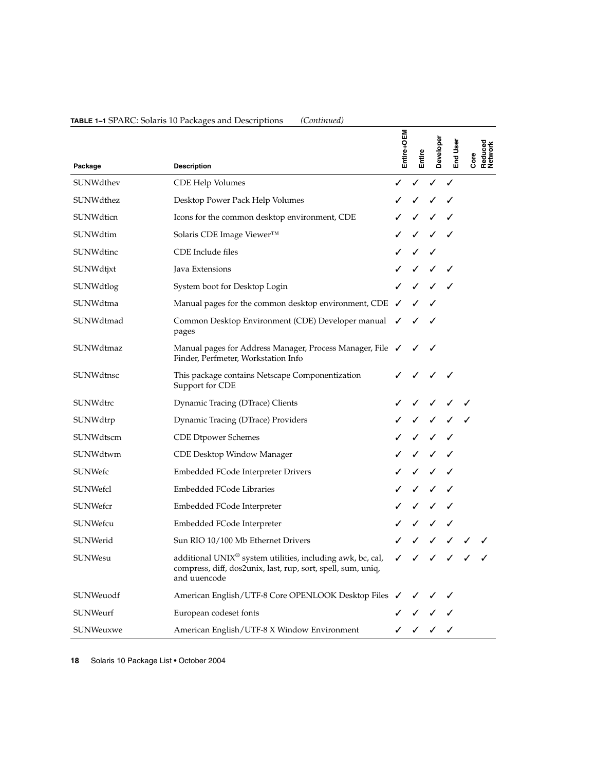**TABLE 1–1** SPARC: Solaris 10 Packages and Descriptions *(Continued)*

| Package | Description | Entire+OEM | Entire | Developer | End User | Core | Reduced Network |
|---|---|---|---|---|---|---|---|
| SUNWdthev | CDE Help Volumes | ✓ | ✓ | ✓ | ✓ | | |
| SUNWdthez | Desktop Power Pack Help Volumes | ✓ | ✓ | ✓ | ✓ | | |
| SUNWdticn | Icons for the common desktop environment, CDE | ✓ | ✓ | ✓ | ✓ | | |
| SUNWdtim | Solaris CDE Image Viewer™ | ✓ | ✓ | ✓ | ✓ | | |
| SUNWdtinc | CDE Include files | ✓ | ✓ | ✓ | | | |
| SUNWdtjxt | Java Extensions | ✓ | ✓ | ✓ | ✓ | | |
| SUNWdtlog | System boot for Desktop Login | ✓ | ✓ | ✓ | ✓ | | |
| SUNWdtma | Manual pages for the common desktop environment, CDE | ✓ | ✓ | ✓ | | | |
| SUNWdtmad | Common Desktop Environment (CDE) Developer manual pages | ✓ | ✓ | ✓ | | | |
| SUNWdtmaz | Manual pages for Address Manager, Process Manager, File Finder, Perfmeter, Workstation Info | ✓ | ✓ | ✓ | | | |
| SUNWdtnsc | This package contains Netscape Componentization Support for CDE | ✓ | ✓ | ✓ | ✓ | | |
| SUNWdtrc | Dynamic Tracing (DTrace) Clients | ✓ | ✓ | ✓ | ✓ | ✓ | |
| SUNWdtrp | Dynamic Tracing (DTrace) Providers | ✓ | ✓ | ✓ | ✓ | ✓ | |
| SUNWdtscm | CDE Dtpower Schemes | ✓ | ✓ | ✓ | ✓ | | |
| SUNWdtwm | CDE Desktop Window Manager | ✓ | ✓ | ✓ | ✓ | | |
| SUNWefc | Embedded FCode Interpreter Drivers | ✓ | ✓ | ✓ | ✓ | | |
| SUNWefcl | Embedded FCode Libraries | ✓ | ✓ | ✓ | ✓ | | |
| SUNWefcr | Embedded FCode Interpreter | ✓ | ✓ | ✓ | ✓ | | |
| SUNWefcu | Embedded FCode Interpreter | ✓ | ✓ | ✓ | ✓ | | |
| SUNWerid | Sun RIO 10/100 Mb Ethernet Drivers | ✓ | ✓ | ✓ | ✓ | ✓ | ✓ |
| SUNWesu | additional UNIX® system utilities, including awk, bc, cal, compress, diff, dos2unix, last, rup, sort, spell, sum, uniq, and uuencode | ✓ | ✓ | ✓ | ✓ | ✓ | ✓ |
| SUNWeuodf | American English/UTF-8 Core OPENLOOK Desktop Files | ✓ | ✓ | ✓ | ✓ | | |
| SUNWeurf | European codeset fonts | ✓ | ✓ | ✓ | ✓ | | |
| SUNWeuxwe | American English/UTF-8 X Window Environment | ✓ | ✓ | ✓ | ✓ | | |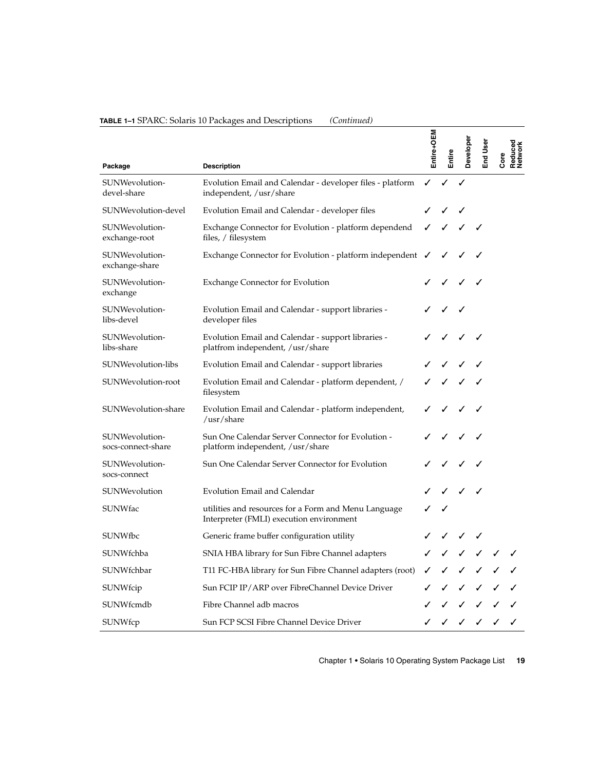**TABLE 1–1** SPARC: Solaris 10 Packages and Descriptions *(Continued)*

| Package | Description | Entire+OEM | Entire | Developer | End User | Core | Reduced Network |
| --- | --- | --- | --- | --- | --- | --- | --- |
| SUNWevolution-devel-share | Evolution Email and Calendar - developer files - platform independent, /usr/share | ✓ | ✓ | ✓ | | | |
| SUNWevolution-devel | Evolution Email and Calendar - developer files | ✓ | ✓ | ✓ | | | |
| SUNWevolution-exchange-root | Exchange Connector for Evolution - platform dependend files, / filesystem | ✓ | ✓ | ✓ | ✓ | | |
| SUNWevolution-exchange-share | Exchange Connector for Evolution - platform independent | ✓ | ✓ | ✓ | ✓ | | |
| SUNWevolution-exchange | Exchange Connector for Evolution | ✓ | ✓ | ✓ | ✓ | | |
| SUNWevolution-libs-devel | Evolution Email and Calendar - support libraries - developer files | ✓ | ✓ | ✓ | | | |
| SUNWevolution-libs-share | Evolution Email and Calendar - support libraries - platfrom independent, /usr/share | ✓ | ✓ | ✓ | ✓ | | |
| SUNWevolution-libs | Evolution Email and Calendar - support libraries | ✓ | ✓ | ✓ | ✓ | | |
| SUNWevolution-root | Evolution Email and Calendar - platform dependent, / filesystem | ✓ | ✓ | ✓ | ✓ | | |
| SUNWevolution-share | Evolution Email and Calendar - platform independent, /usr/share | ✓ | ✓ | ✓ | ✓ | | |
| SUNWevolution-socs-connect-share | Sun One Calendar Server Connector for Evolution - platform independent, /usr/share | ✓ | ✓ | ✓ | ✓ | | |
| SUNWevolution-socs-connect | Sun One Calendar Server Connector for Evolution | ✓ | ✓ | ✓ | ✓ | | |
| SUNWevolution | Evolution Email and Calendar | ✓ | ✓ | ✓ | ✓ | | |
| SUNWfac | utilities and resources for a Form and Menu Language Interpreter (FMLI) execution environment | ✓ | ✓ | | | | |
| SUNWfbc | Generic frame buffer configuration utility | ✓ | ✓ | ✓ | ✓ | | |
| SUNWfchba | SNIA HBA library for Sun Fibre Channel adapters | ✓ | ✓ | ✓ | ✓ | ✓ | ✓ |
| SUNWfchbar | T11 FC-HBA library for Sun Fibre Channel adapters (root) | ✓ | ✓ | ✓ | ✓ | ✓ | ✓ |
| SUNWfcip | Sun FCIP IP/ARP over FibreChannel Device Driver | ✓ | ✓ | ✓ | ✓ | ✓ | ✓ |
| SUNWfcmdb | Fibre Channel adb macros | ✓ | ✓ | ✓ | ✓ | ✓ | ✓ |
| SUNWfcp | Sun FCP SCSI Fibre Channel Device Driver | ✓ | ✓ | ✓ | ✓ | ✓ | ✓ |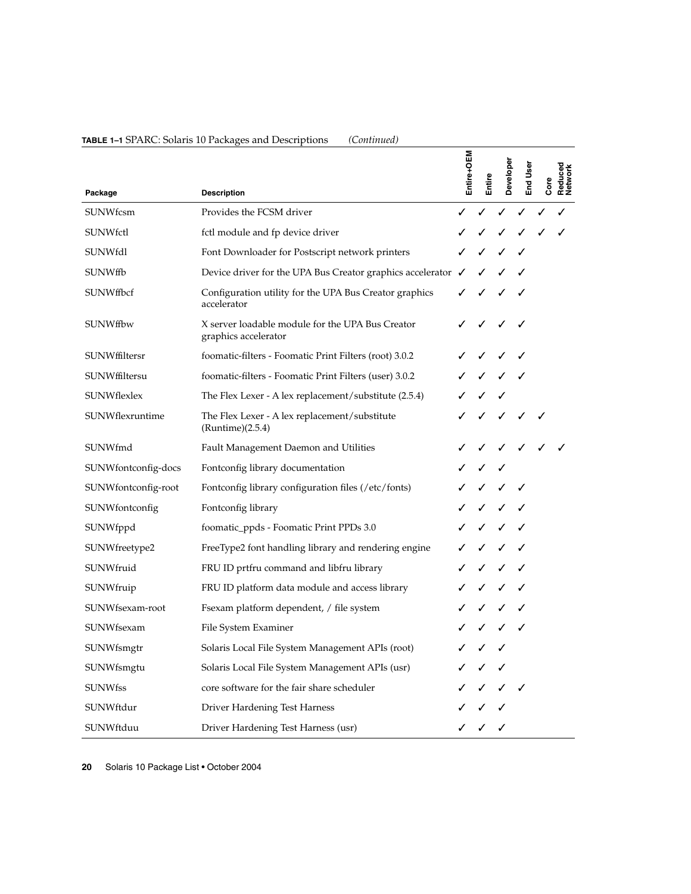**TABLE 1–1** SPARC: Solaris 10 Packages and Descriptions *(Continued)*

| Package | Description | Entire+OEM | Entire | Developer | End User | Core | Reduced Network |
|---|---|---|---|---|---|---|---|
| SUNWfcsm | Provides the FCSM driver | ✓ | ✓ | ✓ | ✓ | ✓ | ✓ |
| SUNWfctl | fctl module and fp device driver | ✓ | ✓ | ✓ | ✓ | ✓ | ✓ |
| SUNWfdl | Font Downloader for Postscript network printers | ✓ | ✓ | ✓ | ✓ | | |
| SUNWffb | Device driver for the UPA Bus Creator graphics accelerator | ✓ | ✓ | ✓ | ✓ | | |
| SUNWffbcf | Configuration utility for the UPA Bus Creator graphics accelerator | ✓ | ✓ | ✓ | ✓ | | |
| SUNWffbw | X server loadable module for the UPA Bus Creator graphics accelerator | ✓ | ✓ | ✓ | ✓ | | |
| SUNWffiltersr | foomatic-filters - Foomatic Print Filters (root) 3.0.2 | ✓ | ✓ | ✓ | ✓ | | |
| SUNWffiltersu | foomatic-filters - Foomatic Print Filters (user) 3.0.2 | ✓ | ✓ | ✓ | ✓ | | |
| SUNWflexlex | The Flex Lexer - A lex replacement/substitute (2.5.4) | ✓ | ✓ | ✓ | | | |
| SUNWflexruntime | The Flex Lexer - A lex replacement/substitute (Runtime)(2.5.4) | ✓ | ✓ | ✓ | ✓ | ✓ | |
| SUNWfmd | Fault Management Daemon and Utilities | ✓ | ✓ | ✓ | ✓ | ✓ | ✓ |
| SUNWfontconfig-docs | Fontconfig library documentation | ✓ | ✓ | ✓ | | | |
| SUNWfontconfig-root | Fontconfig library configuration files (/etc/fonts) | ✓ | ✓ | ✓ | ✓ | | |
| SUNWfontconfig | Fontconfig library | ✓ | ✓ | ✓ | ✓ | | |
| SUNWfppd | foomatic_ppds - Foomatic Print PPDs 3.0 | ✓ | ✓ | ✓ | ✓ | | |
| SUNWfreetype2 | FreeType2 font handling library and rendering engine | ✓ | ✓ | ✓ | ✓ | | |
| SUNWfruid | FRU ID prtfru command and libfru library | ✓ | ✓ | ✓ | ✓ | | |
| SUNWfruip | FRU ID platform data module and access library | ✓ | ✓ | ✓ | ✓ | | |
| SUNWfsexam-root | Fsexam platform dependent, / file system | ✓ | ✓ | ✓ | ✓ | | |
| SUNWfsexam | File System Examiner | ✓ | ✓ | ✓ | ✓ | | |
| SUNWfsmgtr | Solaris Local File System Management APIs (root) | ✓ | ✓ | ✓ | | | |
| SUNWfsmgtu | Solaris Local File System Management APIs (usr) | ✓ | ✓ | ✓ | | | |
| SUNWfss | core software for the fair share scheduler | ✓ | ✓ | ✓ | ✓ | | |
| SUNWftdur | Driver Hardening Test Harness | ✓ | ✓ | ✓ | | | |
| SUNWftduu | Driver Hardening Test Harness (usr) | ✓ | ✓ | ✓ | | | |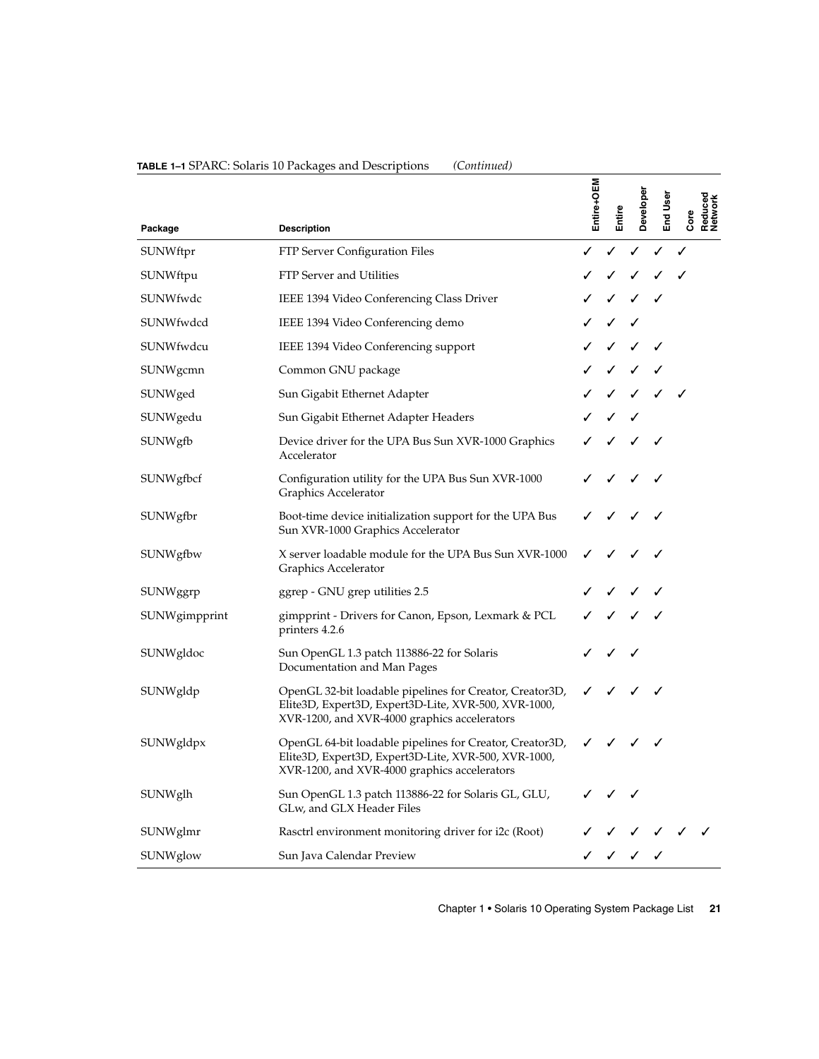**TABLE 1–1** SPARC: Solaris 10 Packages and Descriptions *(Continued)*

| Package | Description | Entire+OEM | Entire | Developer | End User | Core | Reduced Network |
| --- | --- | --- | --- | --- | --- | --- | --- |
| SUNWftpr | FTP Server Configuration Files | ✓ | ✓ | ✓ | ✓ | ✓ | |
| SUNWftpu | FTP Server and Utilities | ✓ | ✓ | ✓ | ✓ | ✓ | |
| SUNWfwdc | IEEE 1394 Video Conferencing Class Driver | ✓ | ✓ | ✓ | ✓ | | |
| SUNWfwdcd | IEEE 1394 Video Conferencing demo | ✓ | ✓ | ✓ | | | |
| SUNWfwdcu | IEEE 1394 Video Conferencing support | ✓ | ✓ | ✓ | ✓ | | |
| SUNWgcmn | Common GNU package | ✓ | ✓ | ✓ | ✓ | | |
| SUNWged | Sun Gigabit Ethernet Adapter | ✓ | ✓ | ✓ | ✓ | ✓ | |
| SUNWgedu | Sun Gigabit Ethernet Adapter Headers | ✓ | ✓ | ✓ | | | |
| SUNWgfb | Device driver for the UPA Bus Sun XVR-1000 Graphics Accelerator | ✓ | ✓ | ✓ | ✓ | | |
| SUNWgfbcf | Configuration utility for the UPA Bus Sun XVR-1000 Graphics Accelerator | ✓ | ✓ | ✓ | ✓ | | |
| SUNWgfbr | Boot-time device initialization support for the UPA Bus Sun XVR-1000 Graphics Accelerator | ✓ | ✓ | ✓ | ✓ | | |
| SUNWgfbw | X server loadable module for the UPA Bus Sun XVR-1000 Graphics Accelerator | ✓ | ✓ | ✓ | ✓ | | |
| SUNWggrp | ggrep - GNU grep utilities 2.5 | ✓ | ✓ | ✓ | ✓ | | |
| SUNWgimpprint | gimpprint - Drivers for Canon, Epson, Lexmark & PCL printers 4.2.6 | ✓ | ✓ | ✓ | ✓ | | |
| SUNWgldoc | Sun OpenGL 1.3 patch 113886-22 for Solaris Documentation and Man Pages | ✓ | ✓ | ✓ | | | |
| SUNWgldp | OpenGL 32-bit loadable pipelines for Creator, Creator3D, Elite3D, Expert3D, Expert3D-Lite, XVR-500, XVR-1000, XVR-1200, and XVR-4000 graphics accelerators | ✓ | ✓ | ✓ | ✓ | | |
| SUNWgldpx | OpenGL 64-bit loadable pipelines for Creator, Creator3D, Elite3D, Expert3D, Expert3D-Lite, XVR-500, XVR-1000, XVR-1200, and XVR-4000 graphics accelerators | ✓ | ✓ | ✓ | ✓ | | |
| SUNWglh | Sun OpenGL 1.3 patch 113886-22 for Solaris GL, GLU, GLw, and GLX Header Files | ✓ | ✓ | ✓ | | | |
| SUNWglmr | Rasctrl environment monitoring driver for i2c (Root) | ✓ | ✓ | ✓ | ✓ | ✓ | ✓ |
| SUNWglow | Sun Java Calendar Preview | ✓ | ✓ | ✓ | ✓ | | |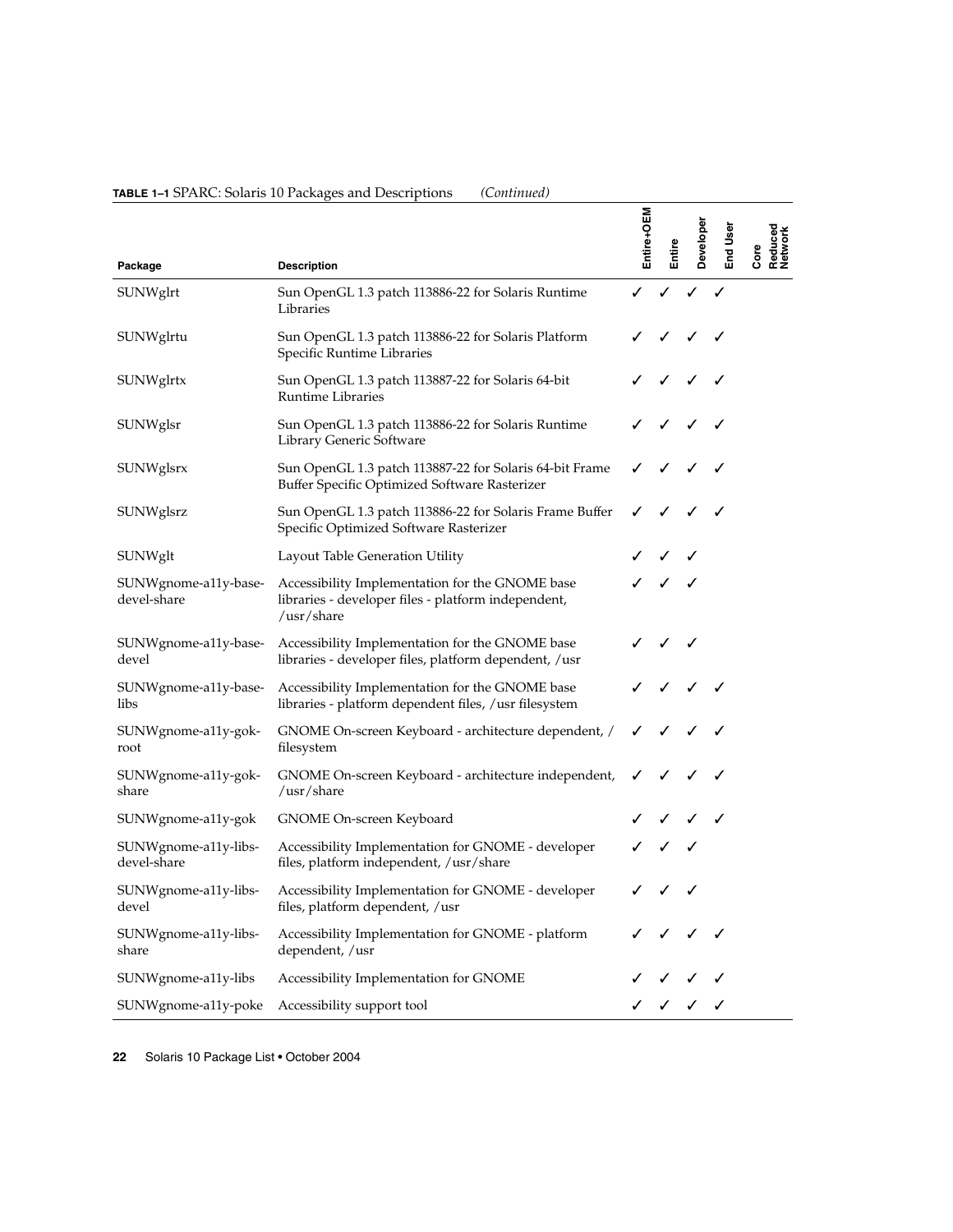**TABLE 1–1** SPARC: Solaris 10 Packages and Descriptions *(Continued)*

| Package | Description | Entire+OEM | Entire | Developer | End User | Core | Reduced Network |
|---|---|---|---|---|---|---|---|
| SUNWglrt | Sun OpenGL 1.3 patch 113886-22 for Solaris Runtime Libraries | ✓ | ✓ | ✓ | ✓ | | |
| SUNWglrtu | Sun OpenGL 1.3 patch 113886-22 for Solaris Platform Specific Runtime Libraries | ✓ | ✓ | ✓ | ✓ | | |
| SUNWglrtx | Sun OpenGL 1.3 patch 113887-22 for Solaris 64-bit Runtime Libraries | ✓ | ✓ | ✓ | ✓ | | |
| SUNWglsr | Sun OpenGL 1.3 patch 113886-22 for Solaris Runtime Library Generic Software | ✓ | ✓ | ✓ | ✓ | | |
| SUNWglsrx | Sun OpenGL 1.3 patch 113887-22 for Solaris 64-bit Frame Buffer Specific Optimized Software Rasterizer | ✓ | ✓ | ✓ | ✓ | | |
| SUNWglsrz | Sun OpenGL 1.3 patch 113886-22 for Solaris Frame Buffer Specific Optimized Software Rasterizer | ✓ | ✓ | ✓ | ✓ | | |
| SUNWglt | Layout Table Generation Utility | ✓ | ✓ | ✓ | | | |
| SUNWgnome-a11y-base-devel-share | Accessibility Implementation for the GNOME base libraries - developer files - platform independent, /usr/share | ✓ | ✓ | ✓ | | | |
| SUNWgnome-a11y-base-devel | Accessibility Implementation for the GNOME base libraries - developer files, platform dependent, /usr | ✓ | ✓ | ✓ | | | |
| SUNWgnome-a11y-base-libs | Accessibility Implementation for the GNOME base libraries - platform dependent files, /usr filesystem | ✓ | ✓ | ✓ | ✓ | | |
| SUNWgnome-a11y-gok-root | GNOME On-screen Keyboard - architecture dependent, / filesystem | ✓ | ✓ | ✓ | ✓ | | |
| SUNWgnome-a11y-gok-share | GNOME On-screen Keyboard - architecture independent, /usr/share | ✓ | ✓ | ✓ | ✓ | | |
| SUNWgnome-a11y-gok | GNOME On-screen Keyboard | ✓ | ✓ | ✓ | ✓ | | |
| SUNWgnome-a11y-libs-devel-share | Accessibility Implementation for GNOME - developer files, platform independent, /usr/share | ✓ | ✓ | ✓ | | | |
| SUNWgnome-a11y-libs-devel | Accessibility Implementation for GNOME - developer files, platform dependent, /usr | ✓ | ✓ | ✓ | | | |
| SUNWgnome-a11y-libs-share | Accessibility Implementation for GNOME - platform dependent, /usr | ✓ | ✓ | ✓ | ✓ | | |
| SUNWgnome-a11y-libs | Accessibility Implementation for GNOME | ✓ | ✓ | ✓ | ✓ | | |
| SUNWgnome-a11y-poke | Accessibility support tool | ✓ | ✓ | ✓ | ✓ | | |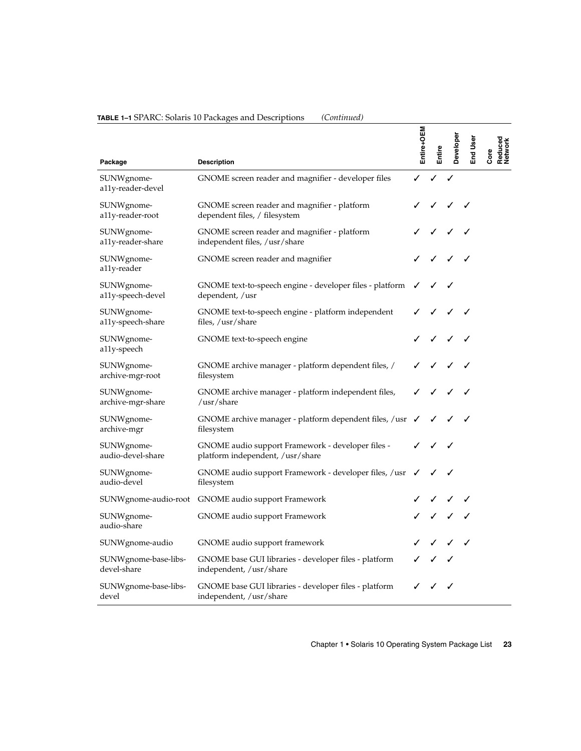**TABLE 1–1** SPARC: Solaris 10 Packages and Descriptions *(Continued)*

| Package | Description | Entire+OEM | Entire | Developer | End User | Core | Reduced Network |
|---|---|---|---|---|---|---|---|
| SUNWgnome-a11y-reader-devel | GNOME screen reader and magnifier - developer files | ✓ | ✓ | ✓ | | | |
| SUNWgnome-a11y-reader-root | GNOME screen reader and magnifier - platform dependent files, / filesystem | ✓ | ✓ | ✓ | ✓ | | |
| SUNWgnome-a11y-reader-share | GNOME screen reader and magnifier - platform independent files, /usr/share | ✓ | ✓ | ✓ | ✓ | | |
| SUNWgnome-a11y-reader | GNOME screen reader and magnifier | ✓ | ✓ | ✓ | ✓ | | |
| SUNWgnome-a11y-speech-devel | GNOME text-to-speech engine - developer files - platform dependent, /usr | ✓ | ✓ | ✓ | | | |
| SUNWgnome-a11y-speech-share | GNOME text-to-speech engine - platform independent files, /usr/share | ✓ | ✓ | ✓ | ✓ | | |
| SUNWgnome-a11y-speech | GNOME text-to-speech engine | ✓ | ✓ | ✓ | ✓ | | |
| SUNWgnome-archive-mgr-root | GNOME archive manager - platform dependent files, / filesystem | ✓ | ✓ | ✓ | ✓ | | |
| SUNWgnome-archive-mgr-share | GNOME archive manager - platform independent files, /usr/share | ✓ | ✓ | ✓ | ✓ | | |
| SUNWgnome-archive-mgr | GNOME archive manager - platform dependent files, /usr filesystem | ✓ | ✓ | ✓ | ✓ | | |
| SUNWgnome-audio-devel-share | GNOME audio support Framework - developer files - platform independent, /usr/share | ✓ | ✓ | ✓ | | | |
| SUNWgnome-audio-devel | GNOME audio support Framework - developer files, /usr filesystem | ✓ | ✓ | ✓ | | | |
| SUNWgnome-audio-root | GNOME audio support Framework | ✓ | ✓ | ✓ | ✓ | | |
| SUNWgnome-audio-share | GNOME audio support Framework | ✓ | ✓ | ✓ | ✓ | | |
| SUNWgnome-audio | GNOME audio support framework | ✓ | ✓ | ✓ | ✓ | | |
| SUNWgnome-base-libs-devel-share | GNOME base GUI libraries - developer files - platform independent, /usr/share | ✓ | ✓ | ✓ | | | |
| SUNWgnome-base-libs-devel | GNOME base GUI libraries - developer files - platform independent, /usr/share | ✓ | ✓ | ✓ | | | |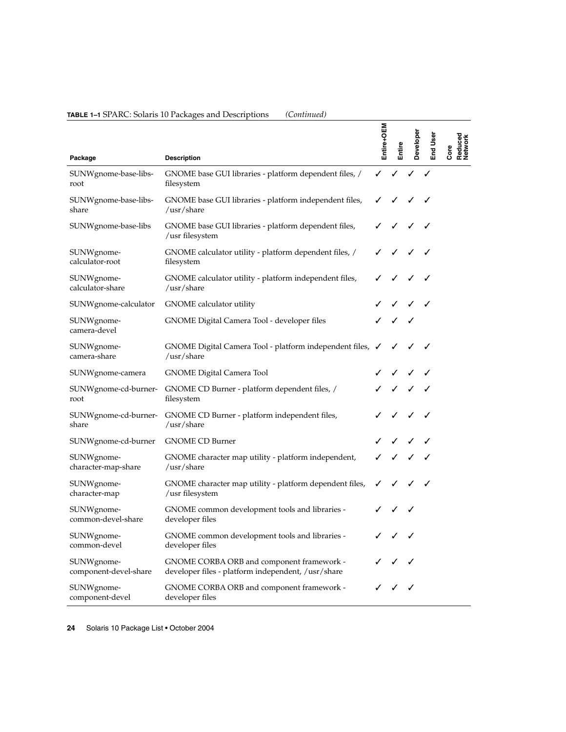**TABLE 1–1** SPARC: Solaris 10 Packages and Descriptions *(Continued)*

| Package | Description | Entire+OEM | Entire | Developer | End User | Core | Reduced Network |
|---|---|---|---|---|---|---|---|
| SUNWgnome-base-libs-root | GNOME base GUI libraries - platform dependent files, / filesystem | ✓ | ✓ | ✓ | ✓ | | |
| SUNWgnome-base-libs-share | GNOME base GUI libraries - platform independent files, /usr/share | ✓ | ✓ | ✓ | ✓ | | |
| SUNWgnome-base-libs | GNOME base GUI libraries - platform dependent files, /usr filesystem | ✓ | ✓ | ✓ | ✓ | | |
| SUNWgnome-calculator-root | GNOME calculator utility - platform dependent files, / filesystem | ✓ | ✓ | ✓ | ✓ | | |
| SUNWgnome-calculator-share | GNOME calculator utility - platform independent files, /usr/share | ✓ | ✓ | ✓ | ✓ | | |
| SUNWgnome-calculator | GNOME calculator utility | ✓ | ✓ | ✓ | ✓ | | |
| SUNWgnome-camera-devel | GNOME Digital Camera Tool - developer files | ✓ | ✓ | ✓ | | | |
| SUNWgnome-camera-share | GNOME Digital Camera Tool - platform independent files, /usr/share | ✓ | ✓ | ✓ | ✓ | | |
| SUNWgnome-camera | GNOME Digital Camera Tool | ✓ | ✓ | ✓ | ✓ | | |
| SUNWgnome-cd-burner-root | GNOME CD Burner - platform dependent files, / filesystem | ✓ | ✓ | ✓ | ✓ | | |
| SUNWgnome-cd-burner-share | GNOME CD Burner - platform independent files, /usr/share | ✓ | ✓ | ✓ | ✓ | | |
| SUNWgnome-cd-burner | GNOME CD Burner | ✓ | ✓ | ✓ | ✓ | | |
| SUNWgnome-character-map-share | GNOME character map utility - platform independent, /usr/share | ✓ | ✓ | ✓ | ✓ | | |
| SUNWgnome-character-map | GNOME character map utility - platform dependent files, /usr filesystem | ✓ | ✓ | ✓ | ✓ | | |
| SUNWgnome-common-devel-share | GNOME common development tools and libraries - developer files | ✓ | ✓ | ✓ | | | |
| SUNWgnome-common-devel | GNOME common development tools and libraries - developer files | ✓ | ✓ | ✓ | | | |
| SUNWgnome-component-devel-share | GNOME CORBA ORB and component framework - developer files - platform independent, /usr/share | ✓ | ✓ | ✓ | | | |
| SUNWgnome-component-devel | GNOME CORBA ORB and component framework - developer files | ✓ | ✓ | ✓ | | | |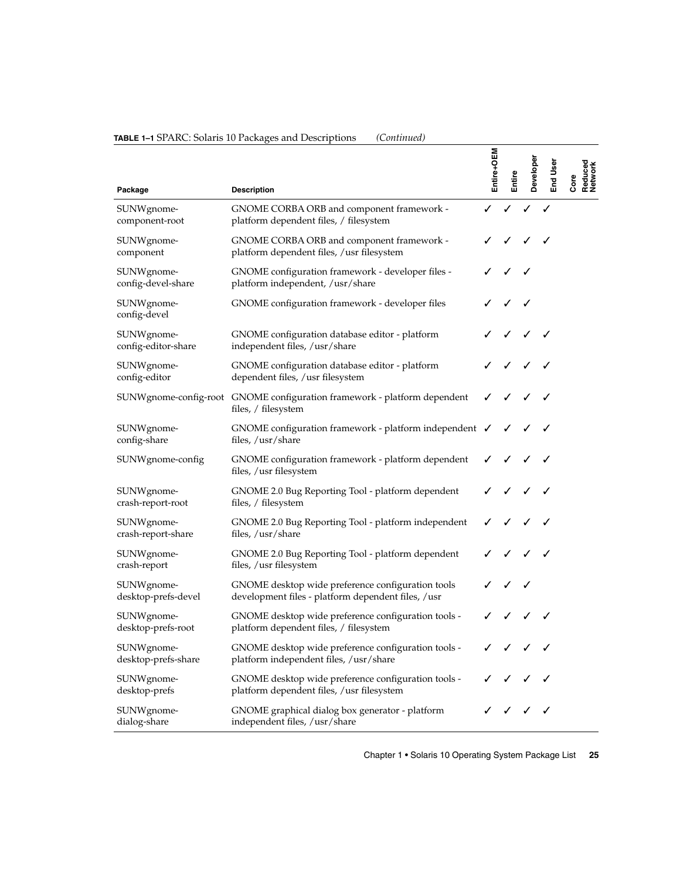**TABLE 1–1** SPARC: Solaris 10 Packages and Descriptions *(Continued)*

| Package | Description | Entire+OEM | Entire | Developer | End User | Core | Reduced Network |
|---|---|---|---|---|---|---|---|
| SUNWgnome-component-root | GNOME CORBA ORB and component framework - platform dependent files, / filesystem | ✓ | ✓ | ✓ | ✓ | | |
| SUNWgnome-component | GNOME CORBA ORB and component framework - platform dependent files, /usr filesystem | ✓ | ✓ | ✓ | ✓ | | |
| SUNWgnome-config-devel-share | GNOME configuration framework - developer files - platform independent, /usr/share | ✓ | ✓ | ✓ | | | |
| SUNWgnome-config-devel | GNOME configuration framework - developer files | ✓ | ✓ | ✓ | | | |
| SUNWgnome-config-editor-share | GNOME configuration database editor - platform independent files, /usr/share | ✓ | ✓ | ✓ | ✓ | | |
| SUNWgnome-config-editor | GNOME configuration database editor - platform dependent files, /usr filesystem | ✓ | ✓ | ✓ | ✓ | | |
| SUNWgnome-config-root | GNOME configuration framework - platform dependent files, / filesystem | ✓ | ✓ | ✓ | ✓ | | |
| SUNWgnome-config-share | GNOME configuration framework - platform independent files, /usr/share | ✓ | ✓ | ✓ | ✓ | | |
| SUNWgnome-config | GNOME configuration framework - platform dependent files, /usr filesystem | ✓ | ✓ | ✓ | ✓ | | |
| SUNWgnome-crash-report-root | GNOME 2.0 Bug Reporting Tool - platform dependent files, / filesystem | ✓ | ✓ | ✓ | ✓ | | |
| SUNWgnome-crash-report-share | GNOME 2.0 Bug Reporting Tool - platform independent files, /usr/share | ✓ | ✓ | ✓ | ✓ | | |
| SUNWgnome-crash-report | GNOME 2.0 Bug Reporting Tool - platform dependent files, /usr filesystem | ✓ | ✓ | ✓ | ✓ | | |
| SUNWgnome-desktop-prefs-devel | GNOME desktop wide preference configuration tools development files - platform dependent files, /usr | ✓ | ✓ | ✓ | | | |
| SUNWgnome-desktop-prefs-root | GNOME desktop wide preference configuration tools - platform dependent files, / filesystem | ✓ | ✓ | ✓ | ✓ | | |
| SUNWgnome-desktop-prefs-share | GNOME desktop wide preference configuration tools - platform independent files, /usr/share | ✓ | ✓ | ✓ | ✓ | | |
| SUNWgnome-desktop-prefs | GNOME desktop wide preference configuration tools - platform dependent files, /usr filesystem | ✓ | ✓ | ✓ | ✓ | | |
| SUNWgnome-dialog-share | GNOME graphical dialog box generator - platform independent files, /usr/share | ✓ | ✓ | ✓ | ✓ | | |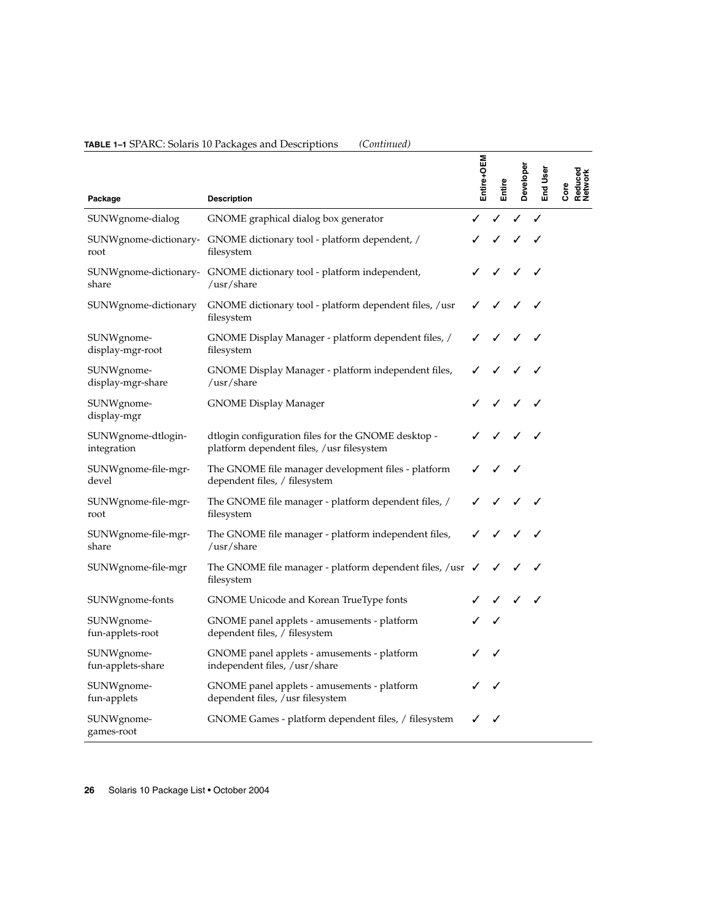**TABLE 1–1** SPARC: Solaris 10 Packages and Descriptions *(Continued)*

| Package | Description | Entire+OEM | Entire | Developer | End User | Core | Reduced Network |
|---|---|---|---|---|---|---|---|
| SUNWgnome-dialog | GNOME graphical dialog box generator | ✓ | ✓ | ✓ | ✓ | | |
| SUNWgnome-dictionary-root | GNOME dictionary tool - platform dependent, / filesystem | ✓ | ✓ | ✓ | ✓ | | |
| SUNWgnome-dictionary-share | GNOME dictionary tool - platform independent, /usr/share | ✓ | ✓ | ✓ | ✓ | | |
| SUNWgnome-dictionary | GNOME dictionary tool - platform dependent files, /usr filesystem | ✓ | ✓ | ✓ | ✓ | | |
| SUNWgnome-display-mgr-root | GNOME Display Manager - platform dependent files, / filesystem | ✓ | ✓ | ✓ | ✓ | | |
| SUNWgnome-display-mgr-share | GNOME Display Manager - platform independent files, /usr/share | ✓ | ✓ | ✓ | ✓ | | |
| SUNWgnome-display-mgr | GNOME Display Manager | ✓ | ✓ | ✓ | ✓ | | |
| SUNWgnome-dtlogin-integration | dtlogin configuration files for the GNOME desktop - platform dependent files, /usr filesystem | ✓ | ✓ | ✓ | ✓ | | |
| SUNWgnome-file-mgr-devel | The GNOME file manager development files - platform dependent files, / filesystem | ✓ | ✓ | ✓ | | | |
| SUNWgnome-file-mgr-root | The GNOME file manager - platform dependent files, / filesystem | ✓ | ✓ | ✓ | ✓ | | |
| SUNWgnome-file-mgr-share | The GNOME file manager - platform independent files, /usr/share | ✓ | ✓ | ✓ | ✓ | | |
| SUNWgnome-file-mgr | The GNOME file manager - platform dependent files, /usr filesystem | ✓ | ✓ | ✓ | ✓ | | |
| SUNWgnome-fonts | GNOME Unicode and Korean TrueType fonts | ✓ | ✓ | ✓ | ✓ | | |
| SUNWgnome-fun-applets-root | GNOME panel applets - amusements - platform dependent files, / filesystem | ✓ | ✓ | | | | |
| SUNWgnome-fun-applets-share | GNOME panel applets - amusements - platform independent files, /usr/share | ✓ | ✓ | | | | |
| SUNWgnome-fun-applets | GNOME panel applets - amusements - platform dependent files, /usr filesystem | ✓ | ✓ | | | | |
| SUNWgnome-games-root | GNOME Games - platform dependent files, / filesystem | ✓ | ✓ | | | | |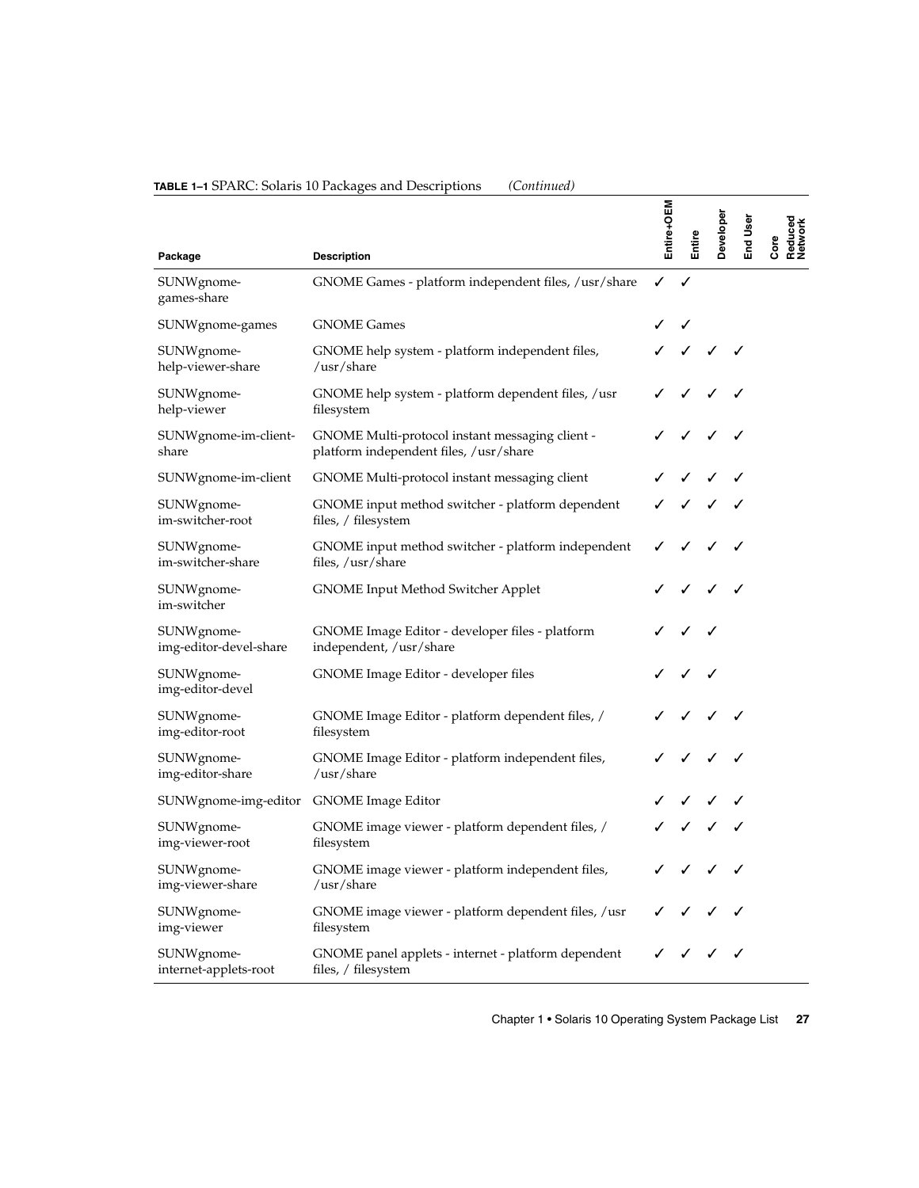**TABLE 1–1** SPARC: Solaris 10 Packages and Descriptions *(Continued)*

| Package | Description | Entire+OEM | Entire | Developer | End User | Core | Reduced Network |
| --- | --- | --- | --- | --- | --- | --- | --- |
| SUNWgnome-games-share | GNOME Games - platform independent files, /usr/share | ✓ | ✓ | | | | |
| SUNWgnome-games | GNOME Games | ✓ | ✓ | | | | |
| SUNWgnome-help-viewer-share | GNOME help system - platform independent files, /usr/share | ✓ | ✓ | ✓ | ✓ | | |
| SUNWgnome-help-viewer | GNOME help system - platform dependent files, /usr filesystem | ✓ | ✓ | ✓ | ✓ | | |
| SUNWgnome-im-client-share | GNOME Multi-protocol instant messaging client - platform independent files, /usr/share | ✓ | ✓ | ✓ | ✓ | | |
| SUNWgnome-im-client | GNOME Multi-protocol instant messaging client | ✓ | ✓ | ✓ | ✓ | | |
| SUNWgnome-im-switcher-root | GNOME input method switcher - platform dependent files, / filesystem | ✓ | ✓ | ✓ | ✓ | | |
| SUNWgnome-im-switcher-share | GNOME input method switcher - platform independent files, /usr/share | ✓ | ✓ | ✓ | ✓ | | |
| SUNWgnome-im-switcher | GNOME Input Method Switcher Applet | ✓ | ✓ | ✓ | ✓ | | |
| SUNWgnome-img-editor-devel-share | GNOME Image Editor - developer files - platform independent, /usr/share | ✓ | ✓ | ✓ | | | |
| SUNWgnome-img-editor-devel | GNOME Image Editor - developer files | ✓ | ✓ | ✓ | | | |
| SUNWgnome-img-editor-root | GNOME Image Editor - platform dependent files, / filesystem | ✓ | ✓ | ✓ | ✓ | | |
| SUNWgnome-img-editor-share | GNOME Image Editor - platform independent files, /usr/share | ✓ | ✓ | ✓ | ✓ | | |
| SUNWgnome-img-editor | GNOME Image Editor | ✓ | ✓ | ✓ | ✓ | | |
| SUNWgnome-img-viewer-root | GNOME image viewer - platform dependent files, / filesystem | ✓ | ✓ | ✓ | ✓ | | |
| SUNWgnome-img-viewer-share | GNOME image viewer - platform independent files, /usr/share | ✓ | ✓ | ✓ | ✓ | | |
| SUNWgnome-img-viewer | GNOME image viewer - platform dependent files, /usr filesystem | ✓ | ✓ | ✓ | ✓ | | |
| SUNWgnome-internet-applets-root | GNOME panel applets - internet - platform dependent files, / filesystem | ✓ | ✓ | ✓ | ✓ | | |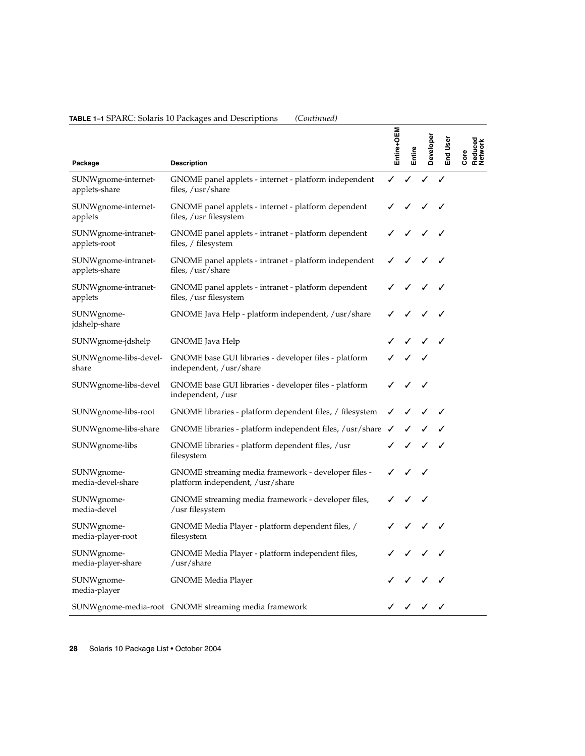**TABLE 1–1** SPARC: Solaris 10 Packages and Descriptions *(Continued)*

| Package | Description | Entire+OEM | Entire | Developer | End User | Core | Reduced Network |
|---|---|---|---|---|---|---|---|
| SUNWgnome-internet-applets-share | GNOME panel applets - internet - platform independent files, /usr/share | ✓ | ✓ | ✓ | ✓ | | |
| SUNWgnome-internet-applets | GNOME panel applets - internet - platform dependent files, /usr filesystem | ✓ | ✓ | ✓ | ✓ | | |
| SUNWgnome-intranet-applets-root | GNOME panel applets - intranet - platform dependent files, / filesystem | ✓ | ✓ | ✓ | ✓ | | |
| SUNWgnome-intranet-applets-share | GNOME panel applets - intranet - platform independent files, /usr/share | ✓ | ✓ | ✓ | ✓ | | |
| SUNWgnome-intranet-applets | GNOME panel applets - intranet - platform dependent files, /usr filesystem | ✓ | ✓ | ✓ | ✓ | | |
| SUNWgnome-jdshelp-share | GNOME Java Help - platform independent, /usr/share | ✓ | ✓ | ✓ | ✓ | | |
| SUNWgnome-jdshelp | GNOME Java Help | ✓ | ✓ | ✓ | ✓ | | |
| SUNWgnome-libs-devel-share | GNOME base GUI libraries - developer files - platform independent, /usr/share | ✓ | ✓ | ✓ | | | |
| SUNWgnome-libs-devel | GNOME base GUI libraries - developer files - platform independent, /usr | ✓ | ✓ | ✓ | | | |
| SUNWgnome-libs-root | GNOME libraries - platform dependent files, / filesystem | ✓ | ✓ | ✓ | ✓ | | |
| SUNWgnome-libs-share | GNOME libraries - platform independent files, /usr/share | ✓ | ✓ | ✓ | ✓ | | |
| SUNWgnome-libs | GNOME libraries - platform dependent files, /usr filesystem | ✓ | ✓ | ✓ | ✓ | | |
| SUNWgnome-media-devel-share | GNOME streaming media framework - developer files - platform independent, /usr/share | ✓ | ✓ | ✓ | | | |
| SUNWgnome-media-devel | GNOME streaming media framework - developer files, /usr filesystem | ✓ | ✓ | ✓ | | | |
| SUNWgnome-media-player-root | GNOME Media Player - platform dependent files, / filesystem | ✓ | ✓ | ✓ | ✓ | | |
| SUNWgnome-media-player-share | GNOME Media Player - platform independent files, /usr/share | ✓ | ✓ | ✓ | ✓ | | |
| SUNWgnome-media-player | GNOME Media Player | ✓ | ✓ | ✓ | ✓ | | |
| SUNWgnome-media-root | GNOME streaming media framework | ✓ | ✓ | ✓ | ✓ | | |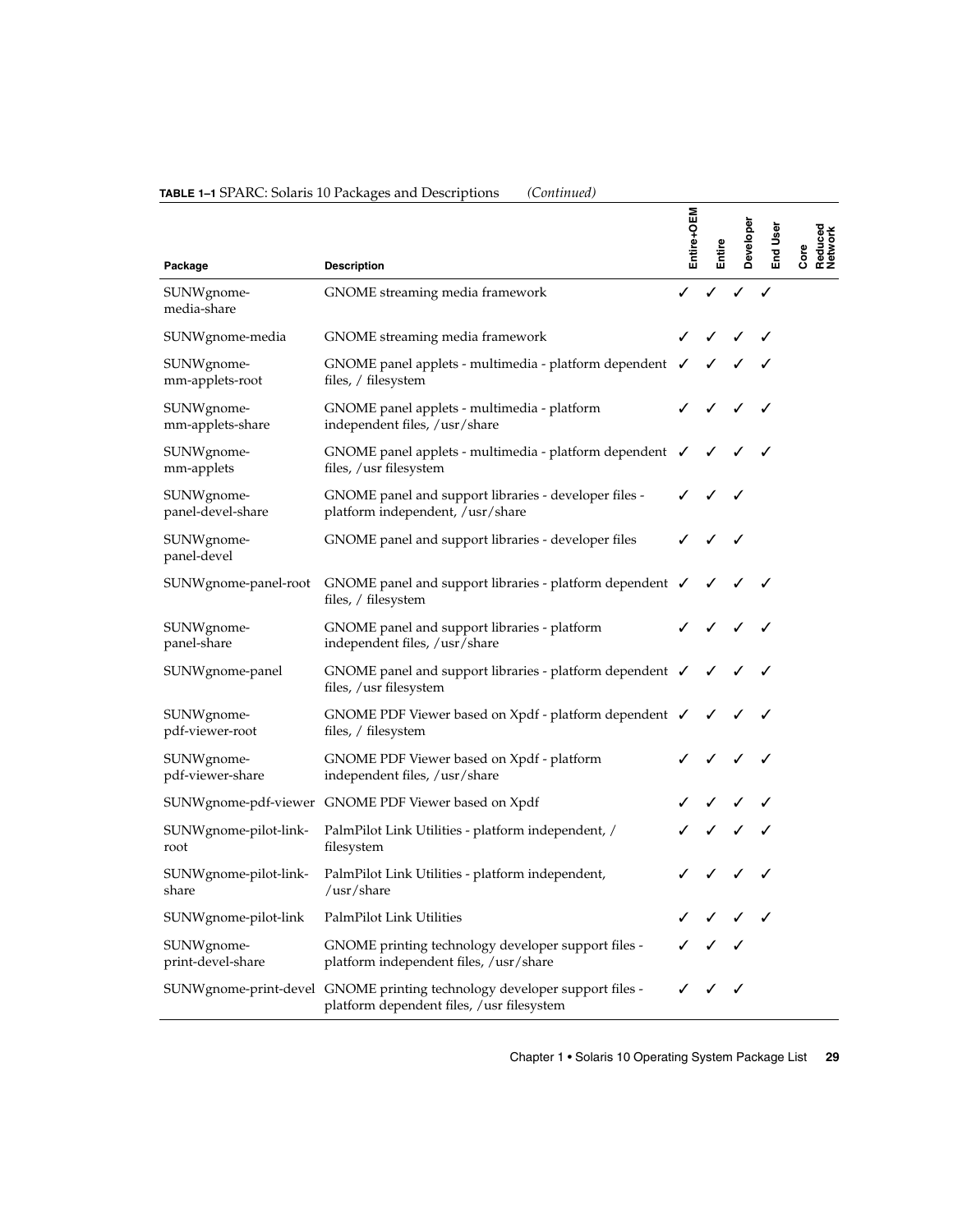**TABLE 1–1** SPARC: Solaris 10 Packages and Descriptions *(Continued)*

| Package | Description | Entire+OEM | Entire | Developer | End User | Core | Reduced Network |
| --- | --- | --- | --- | --- | --- | --- | --- |
| SUNWgnome-media-share | GNOME streaming media framework | ✓ | ✓ | ✓ | ✓ | | |
| SUNWgnome-media | GNOME streaming media framework | ✓ | ✓ | ✓ | ✓ | | |
| SUNWgnome-mm-applets-root | GNOME panel applets - multimedia - platform dependent files, / filesystem | ✓ | ✓ | ✓ | ✓ | | |
| SUNWgnome-mm-applets-share | GNOME panel applets - multimedia - platform independent files, /usr/share | ✓ | ✓ | ✓ | ✓ | | |
| SUNWgnome-mm-applets | GNOME panel applets - multimedia - platform dependent files, /usr filesystem | ✓ | ✓ | ✓ | ✓ | | |
| SUNWgnome-panel-devel-share | GNOME panel and support libraries - developer files - platform independent, /usr/share | ✓ | ✓ | ✓ | | | |
| SUNWgnome-panel-devel | GNOME panel and support libraries - developer files | ✓ | ✓ | ✓ | | | |
| SUNWgnome-panel-root | GNOME panel and support libraries - platform dependent files, / filesystem | ✓ | ✓ | ✓ | ✓ | | |
| SUNWgnome-panel-share | GNOME panel and support libraries - platform independent files, /usr/share | ✓ | ✓ | ✓ | ✓ | | |
| SUNWgnome-panel | GNOME panel and support libraries - platform dependent files, /usr filesystem | ✓ | ✓ | ✓ | ✓ | | |
| SUNWgnome-pdf-viewer-root | GNOME PDF Viewer based on Xpdf - platform dependent files, / filesystem | ✓ | ✓ | ✓ | ✓ | | |
| SUNWgnome-pdf-viewer-share | GNOME PDF Viewer based on Xpdf - platform independent files, /usr/share | ✓ | ✓ | ✓ | ✓ | | |
| SUNWgnome-pdf-viewer | GNOME PDF Viewer based on Xpdf | ✓ | ✓ | ✓ | ✓ | | |
| SUNWgnome-pilot-link-root | PalmPilot Link Utilities - platform independent, / filesystem | ✓ | ✓ | ✓ | ✓ | | |
| SUNWgnome-pilot-link-share | PalmPilot Link Utilities - platform independent, /usr/share | ✓ | ✓ | ✓ | ✓ | | |
| SUNWgnome-pilot-link | PalmPilot Link Utilities | ✓ | ✓ | ✓ | ✓ | | |
| SUNWgnome-print-devel-share | GNOME printing technology developer support files - platform independent files, /usr/share | ✓ | ✓ | ✓ | | | |
| SUNWgnome-print-devel | GNOME printing technology developer support files - platform dependent files, /usr filesystem | ✓ | ✓ | ✓ | | | |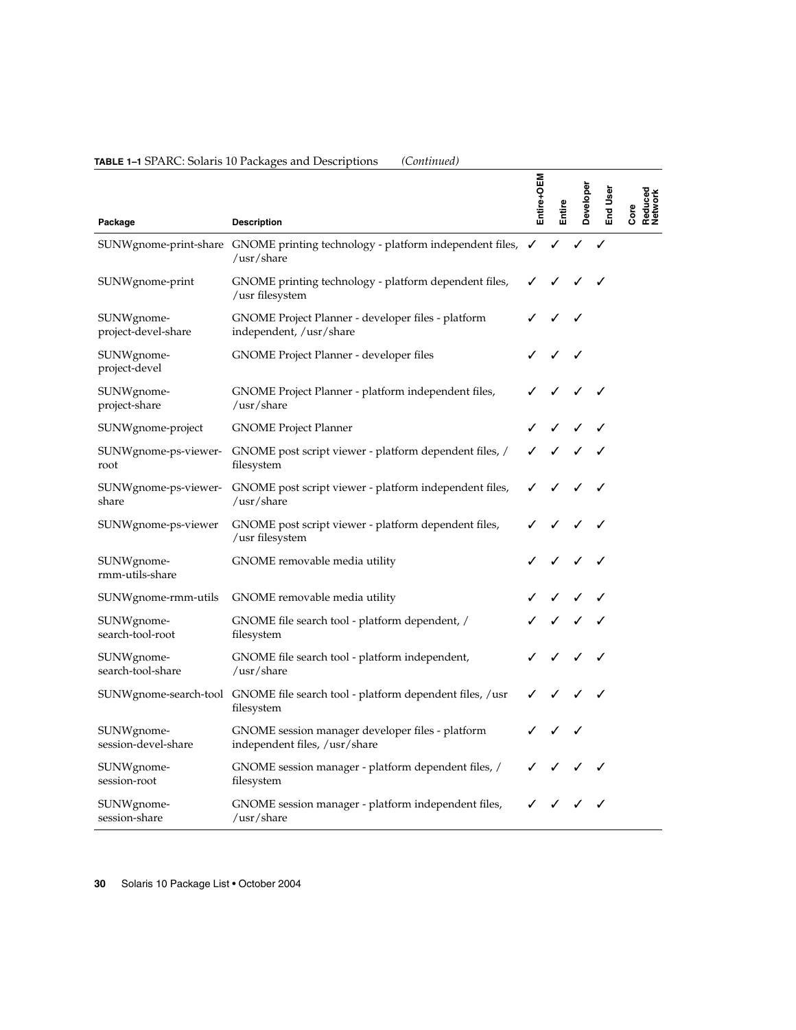**TABLE 1–1** SPARC: Solaris 10 Packages and Descriptions *(Continued)*

| Package | Description | Entire+OEM | Entire | Developer | End User | Core | Reduced Network |
|---|---|---|---|---|---|---|---|
| SUNWgnome-print-share | GNOME printing technology - platform independent files, /usr/share | ✓ | ✓ | ✓ | ✓ | | |
| SUNWgnome-print | GNOME printing technology - platform dependent files, /usr filesystem | ✓ | ✓ | ✓ | ✓ | | |
| SUNWgnome-project-devel-share | GNOME Project Planner - developer files - platform independent, /usr/share | ✓ | ✓ | ✓ | | | |
| SUNWgnome-project-devel | GNOME Project Planner - developer files | ✓ | ✓ | ✓ | | | |
| SUNWgnome-project-share | GNOME Project Planner - platform independent files, /usr/share | ✓ | ✓ | ✓ | ✓ | | |
| SUNWgnome-project | GNOME Project Planner | ✓ | ✓ | ✓ | ✓ | | |
| SUNWgnome-ps-viewer-root | GNOME post script viewer - platform dependent files, / filesystem | ✓ | ✓ | ✓ | ✓ | | |
| SUNWgnome-ps-viewer-share | GNOME post script viewer - platform independent files, /usr/share | ✓ | ✓ | ✓ | ✓ | | |
| SUNWgnome-ps-viewer | GNOME post script viewer - platform dependent files, /usr filesystem | ✓ | ✓ | ✓ | ✓ | | |
| SUNWgnome-rmm-utils-share | GNOME removable media utility | ✓ | ✓ | ✓ | ✓ | | |
| SUNWgnome-rmm-utils | GNOME removable media utility | ✓ | ✓ | ✓ | ✓ | | |
| SUNWgnome-search-tool-root | GNOME file search tool - platform dependent, / filesystem | ✓ | ✓ | ✓ | ✓ | | |
| SUNWgnome-search-tool-share | GNOME file search tool - platform independent, /usr/share | ✓ | ✓ | ✓ | ✓ | | |
| SUNWgnome-search-tool | GNOME file search tool - platform dependent files, /usr filesystem | ✓ | ✓ | ✓ | ✓ | | |
| SUNWgnome-session-devel-share | GNOME session manager developer files - platform independent files, /usr/share | ✓ | ✓ | ✓ | | | |
| SUNWgnome-session-root | GNOME session manager - platform dependent files, / filesystem | ✓ | ✓ | ✓ | ✓ | | |
| SUNWgnome-session-share | GNOME session manager - platform independent files, /usr/share | ✓ | ✓ | ✓ | ✓ | | |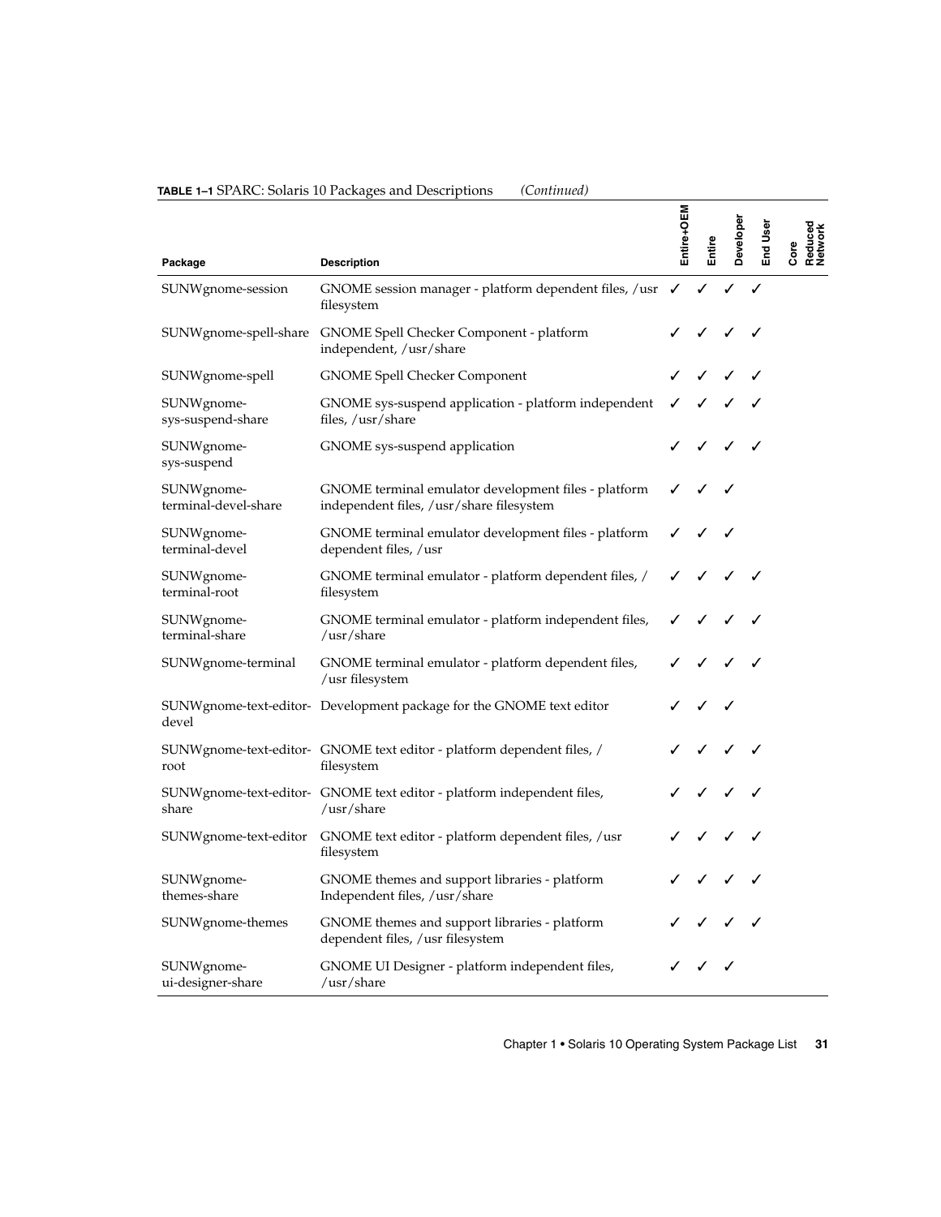**TABLE 1–1** SPARC: Solaris 10 Packages and Descriptions *(Continued)*

| Package | Description | Entire+OEM | Entire | Developer | End User | Core | Reduced Network |
|---|---|---|---|---|---|---|---|
| SUNWgnome-session | GNOME session manager - platform dependent files, /usr filesystem | ✓ | ✓ | ✓ | ✓ | | |
| SUNWgnome-spell-share | GNOME Spell Checker Component - platform independent, /usr/share | ✓ | ✓ | ✓ | ✓ | | |
| SUNWgnome-spell | GNOME Spell Checker Component | ✓ | ✓ | ✓ | ✓ | | |
| SUNWgnome-sys-suspend-share | GNOME sys-suspend application - platform independent files, /usr/share | ✓ | ✓ | ✓ | ✓ | | |
| SUNWgnome-sys-suspend | GNOME sys-suspend application | ✓ | ✓ | ✓ | ✓ | | |
| SUNWgnome-terminal-devel-share | GNOME terminal emulator development files - platform independent files, /usr/share filesystem | ✓ | ✓ | ✓ | | | |
| SUNWgnome-terminal-devel | GNOME terminal emulator development files - platform dependent files, /usr | ✓ | ✓ | ✓ | | | |
| SUNWgnome-terminal-root | GNOME terminal emulator - platform dependent files, / filesystem | ✓ | ✓ | ✓ | ✓ | | |
| SUNWgnome-terminal-share | GNOME terminal emulator - platform independent files, /usr/share | ✓ | ✓ | ✓ | ✓ | | |
| SUNWgnome-terminal | GNOME terminal emulator - platform dependent files, /usr filesystem | ✓ | ✓ | ✓ | ✓ | | |
| SUNWgnome-text-editor-devel | Development package for the GNOME text editor | ✓ | ✓ | ✓ | | | |
| SUNWgnome-text-editor-root | GNOME text editor - platform dependent files, / filesystem | ✓ | ✓ | ✓ | ✓ | | |
| SUNWgnome-text-editor-share | GNOME text editor - platform independent files, /usr/share | ✓ | ✓ | ✓ | ✓ | | |
| SUNWgnome-text-editor | GNOME text editor - platform dependent files, /usr filesystem | ✓ | ✓ | ✓ | ✓ | | |
| SUNWgnome-themes-share | GNOME themes and support libraries - platform Independent files, /usr/share | ✓ | ✓ | ✓ | ✓ | | |
| SUNWgnome-themes | GNOME themes and support libraries - platform dependent files, /usr filesystem | ✓ | ✓ | ✓ | ✓ | | |
| SUNWgnome-ui-designer-share | GNOME UI Designer - platform independent files, /usr/share | ✓ | ✓ | ✓ | | | |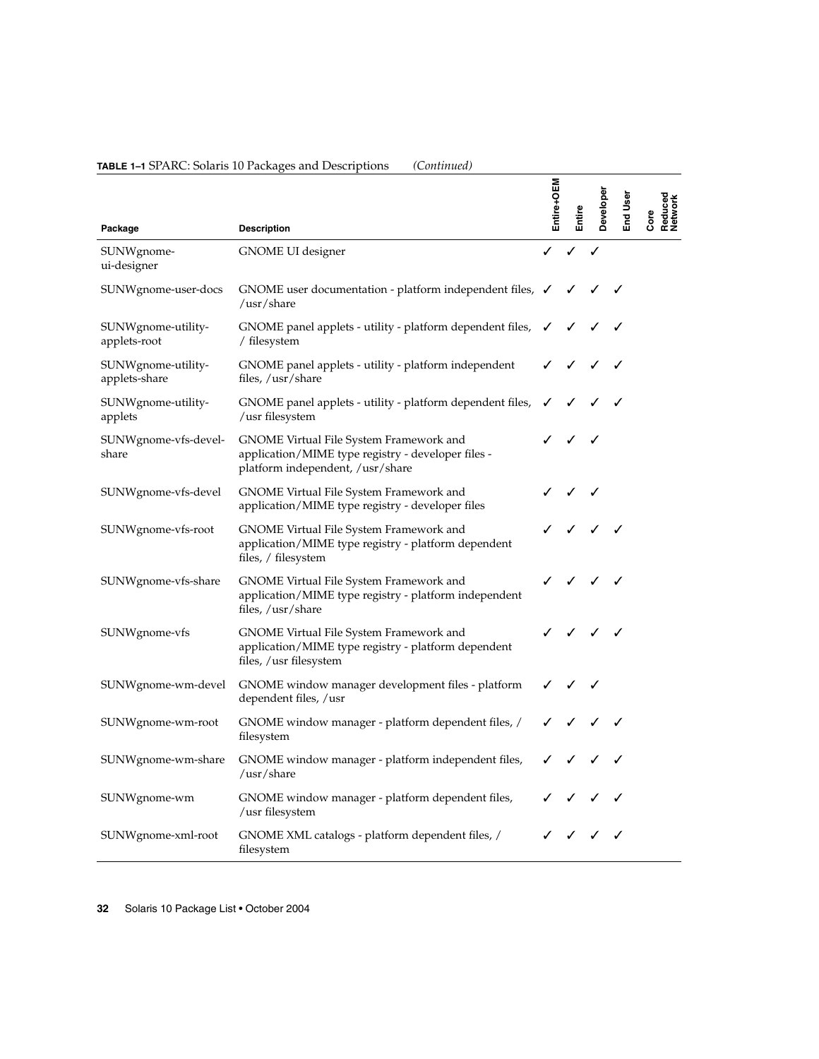**TABLE 1–1** SPARC: Solaris 10 Packages and Descriptions *(Continued)*

| Package | Description | Entire+OEM | Entire | Developer | End User | Core | Reduced Network |
|---|---|---|---|---|---|---|---|
| SUNWgnome-ui-designer | GNOME UI designer | ✓ | ✓ | ✓ | | | |
| SUNWgnome-user-docs | GNOME user documentation - platform independent files, /usr/share | ✓ | ✓ | ✓ | ✓ | | |
| SUNWgnome-utility-applets-root | GNOME panel applets - utility - platform dependent files, / filesystem | ✓ | ✓ | ✓ | ✓ | | |
| SUNWgnome-utility-applets-share | GNOME panel applets - utility - platform independent files, /usr/share | ✓ | ✓ | ✓ | ✓ | | |
| SUNWgnome-utility-applets | GNOME panel applets - utility - platform dependent files, /usr filesystem | ✓ | ✓ | ✓ | ✓ | | |
| SUNWgnome-vfs-devel-share | GNOME Virtual File System Framework and application/MIME type registry - developer files - platform independent, /usr/share | ✓ | ✓ | ✓ | | | |
| SUNWgnome-vfs-devel | GNOME Virtual File System Framework and application/MIME type registry - developer files | ✓ | ✓ | ✓ | | | |
| SUNWgnome-vfs-root | GNOME Virtual File System Framework and application/MIME type registry - platform dependent files, / filesystem | ✓ | ✓ | ✓ | ✓ | | |
| SUNWgnome-vfs-share | GNOME Virtual File System Framework and application/MIME type registry - platform independent files, /usr/share | ✓ | ✓ | ✓ | ✓ | | |
| SUNWgnome-vfs | GNOME Virtual File System Framework and application/MIME type registry - platform dependent files, /usr filesystem | ✓ | ✓ | ✓ | ✓ | | |
| SUNWgnome-wm-devel | GNOME window manager development files - platform dependent files, /usr | ✓ | ✓ | ✓ | | | |
| SUNWgnome-wm-root | GNOME window manager - platform dependent files, / filesystem | ✓ | ✓ | ✓ | ✓ | | |
| SUNWgnome-wm-share | GNOME window manager - platform independent files, /usr/share | ✓ | ✓ | ✓ | ✓ | | |
| SUNWgnome-wm | GNOME window manager - platform dependent files, /usr filesystem | ✓ | ✓ | ✓ | ✓ | | |
| SUNWgnome-xml-root | GNOME XML catalogs - platform dependent files, / filesystem | ✓ | ✓ | ✓ | ✓ | | |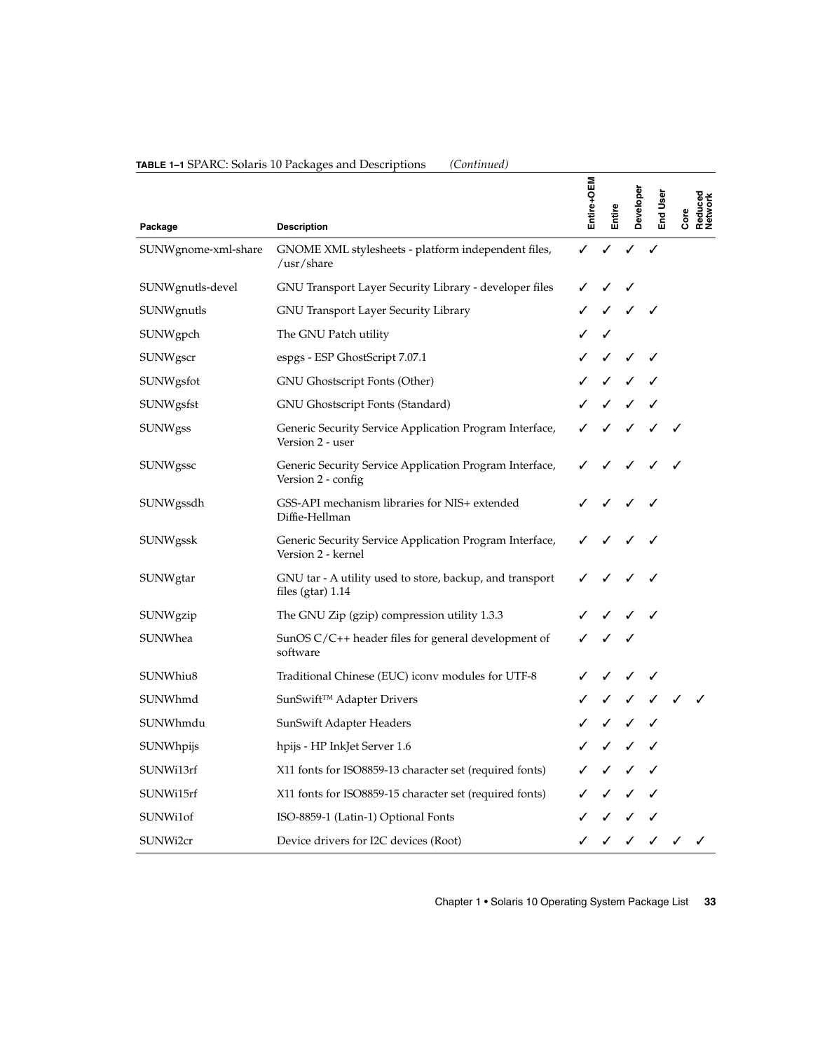**TABLE 1–1** SPARC: Solaris 10 Packages and Descriptions *(Continued)*

| Package | Description | Entire+OEM | Entire | Developer | End User | Core | Reduced Network |
| --- | --- | --- | --- | --- | --- | --- | --- |
| SUNWgnome-xml-share | GNOME XML stylesheets - platform independent files, /usr/share | ✓ | ✓ | ✓ | ✓ | | |
| SUNWgnutls-devel | GNU Transport Layer Security Library - developer files | ✓ | ✓ | ✓ | | | |
| SUNWgnutls | GNU Transport Layer Security Library | ✓ | ✓ | ✓ | ✓ | | |
| SUNWgpch | The GNU Patch utility | ✓ | ✓ | | | | |
| SUNWgscr | espgs - ESP GhostScript 7.07.1 | ✓ | ✓ | ✓ | ✓ | | |
| SUNWgsfot | GNU Ghostscript Fonts (Other) | ✓ | ✓ | ✓ | ✓ | | |
| SUNWgsfst | GNU Ghostscript Fonts (Standard) | ✓ | ✓ | ✓ | ✓ | | |
| SUNWgss | Generic Security Service Application Program Interface, Version 2 - user | ✓ | ✓ | ✓ | ✓ | ✓ | |
| SUNWgssc | Generic Security Service Application Program Interface, Version 2 - config | ✓ | ✓ | ✓ | ✓ | ✓ | |
| SUNWgssdh | GSS-API mechanism libraries for NIS+ extended Diffie-Hellman | ✓ | ✓ | ✓ | ✓ | | |
| SUNWgssk | Generic Security Service Application Program Interface, Version 2 - kernel | ✓ | ✓ | ✓ | ✓ | | |
| SUNWgtar | GNU tar - A utility used to store, backup, and transport files (gtar) 1.14 | ✓ | ✓ | ✓ | ✓ | | |
| SUNWgzip | The GNU Zip (gzip) compression utility 1.3.3 | ✓ | ✓ | ✓ | ✓ | | |
| SUNWhea | SunOS C/C++ header files for general development of software | ✓ | ✓ | ✓ | | | |
| SUNWhiu8 | Traditional Chinese (EUC) iconv modules for UTF-8 | ✓ | ✓ | ✓ | ✓ | | |
| SUNWhmd | SunSwift™ Adapter Drivers | ✓ | ✓ | ✓ | ✓ | ✓ | ✓ |
| SUNWhmdu | SunSwift Adapter Headers | ✓ | ✓ | ✓ | ✓ | | |
| SUNWhpijs | hpijs - HP InkJet Server 1.6 | ✓ | ✓ | ✓ | ✓ | | |
| SUNWi13rf | X11 fonts for ISO8859-13 character set (required fonts) | ✓ | ✓ | ✓ | ✓ | | |
| SUNWi15rf | X11 fonts for ISO8859-15 character set (required fonts) | ✓ | ✓ | ✓ | ✓ | | |
| SUNWi1of | ISO-8859-1 (Latin-1) Optional Fonts | ✓ | ✓ | ✓ | ✓ | | |
| SUNWi2cr | Device drivers for I2C devices (Root) | ✓ | ✓ | ✓ | ✓ | ✓ | ✓ |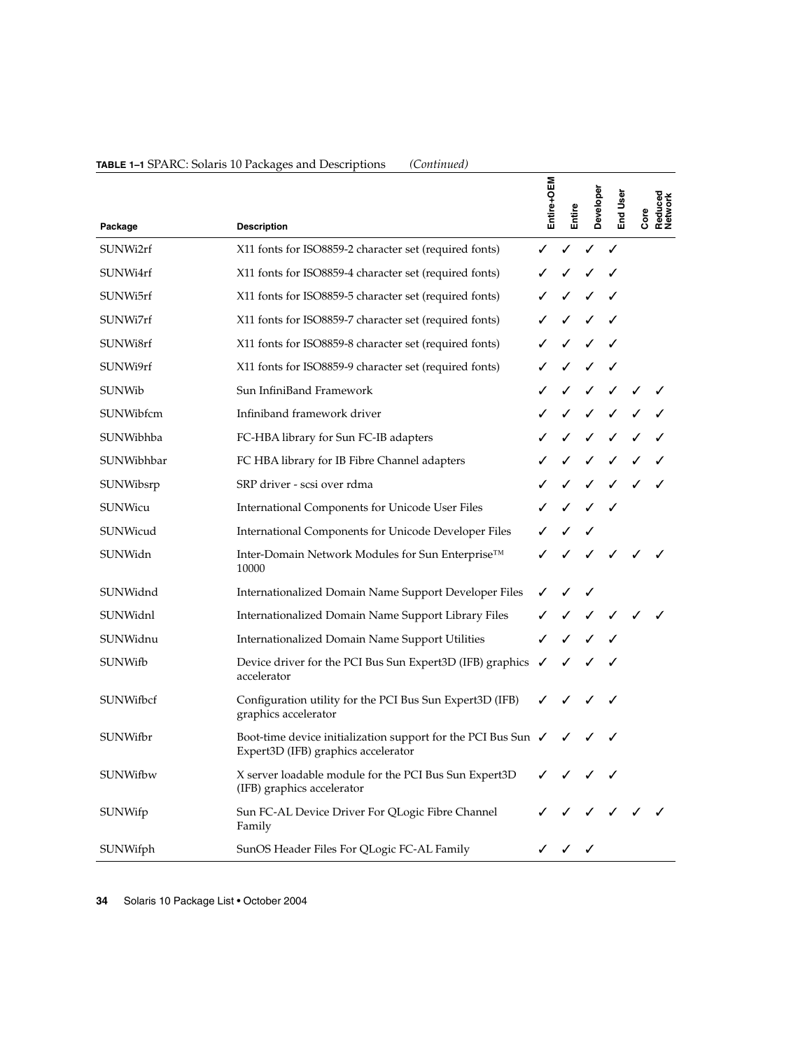**TABLE 1–1** SPARC: Solaris 10 Packages and Descriptions *(Continued)*

| Package | Description | Entire+OEM | Entire | Developer | End User | Core | Reduced Network |
| --- | --- | --- | --- | --- | --- | --- | --- |
| SUNWi2rf | X11 fonts for ISO8859-2 character set (required fonts) | ✓ | ✓ | ✓ | ✓ | | |
| SUNWi4rf | X11 fonts for ISO8859-4 character set (required fonts) | ✓ | ✓ | ✓ | ✓ | | |
| SUNWi5rf | X11 fonts for ISO8859-5 character set (required fonts) | ✓ | ✓ | ✓ | ✓ | | |
| SUNWi7rf | X11 fonts for ISO8859-7 character set (required fonts) | ✓ | ✓ | ✓ | ✓ | | |
| SUNWi8rf | X11 fonts for ISO8859-8 character set (required fonts) | ✓ | ✓ | ✓ | ✓ | | |
| SUNWi9rf | X11 fonts for ISO8859-9 character set (required fonts) | ✓ | ✓ | ✓ | ✓ | | |
| SUNWib | Sun InfiniBand Framework | ✓ | ✓ | ✓ | ✓ | ✓ | ✓ |
| SUNWibfcm | Infiniband framework driver | ✓ | ✓ | ✓ | ✓ | ✓ | ✓ |
| SUNWibhba | FC-HBA library for Sun FC-IB adapters | ✓ | ✓ | ✓ | ✓ | ✓ | ✓ |
| SUNWibhbar | FC HBA library for IB Fibre Channel adapters | ✓ | ✓ | ✓ | ✓ | ✓ | ✓ |
| SUNWibsrp | SRP driver - scsi over rdma | ✓ | ✓ | ✓ | ✓ | ✓ | ✓ |
| SUNWicu | International Components for Unicode User Files | ✓ | ✓ | ✓ | ✓ | | |
| SUNWicud | International Components for Unicode Developer Files | ✓ | ✓ | ✓ | | | |
| SUNWidn | Inter-Domain Network Modules for Sun Enterprise™ 10000 | ✓ | ✓ | ✓ | ✓ | ✓ | ✓ |
| SUNWidnd | Internationalized Domain Name Support Developer Files | ✓ | ✓ | ✓ | | | |
| SUNWidnl | Internationalized Domain Name Support Library Files | ✓ | ✓ | ✓ | ✓ | ✓ | ✓ |
| SUNWidnu | Internationalized Domain Name Support Utilities | ✓ | ✓ | ✓ | ✓ | | |
| SUNWifb | Device driver for the PCI Bus Sun Expert3D (IFB) graphics accelerator | ✓ | ✓ | ✓ | ✓ | | |
| SUNWifbcf | Configuration utility for the PCI Bus Sun Expert3D (IFB) graphics accelerator | ✓ | ✓ | ✓ | ✓ | | |
| SUNWifbr | Boot-time device initialization support for the PCI Bus Sun Expert3D (IFB) graphics accelerator | ✓ | ✓ | ✓ | ✓ | | |
| SUNWifbw | X server loadable module for the PCI Bus Sun Expert3D (IFB) graphics accelerator | ✓ | ✓ | ✓ | ✓ | | |
| SUNWifp | Sun FC-AL Device Driver For QLogic Fibre Channel Family | ✓ | ✓ | ✓ | ✓ | ✓ | ✓ |
| SUNWifph | SunOS Header Files For QLogic FC-AL Family | ✓ | ✓ | ✓ | | | |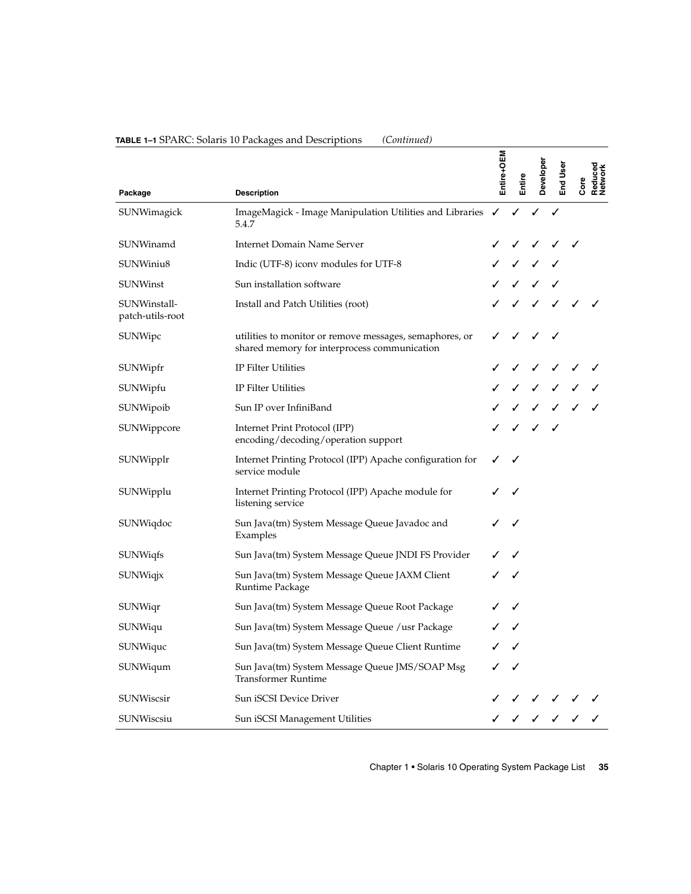**TABLE 1–1** SPARC: Solaris 10 Packages and Descriptions *(Continued)*

| Package | Description | Entire+OEM | Entire | Developer | End User | Core | Reduced Network |
|---|---|---|---|---|---|---|---|
| SUNWimagick | ImageMagick - Image Manipulation Utilities and Libraries 5.4.7 | ✓ | ✓ | ✓ | ✓ | | |
| SUNWinamd | Internet Domain Name Server | ✓ | ✓ | ✓ | ✓ | ✓ | |
| SUNWiniu8 | Indic (UTF-8) iconv modules for UTF-8 | ✓ | ✓ | ✓ | ✓ | | |
| SUNWinst | Sun installation software | ✓ | ✓ | ✓ | ✓ | | |
| SUNWinstall-patch-utils-root | Install and Patch Utilities (root) | ✓ | ✓ | ✓ | ✓ | ✓ | ✓ |
| SUNWipc | utilities to monitor or remove messages, semaphores, or shared memory for interprocess communication | ✓ | ✓ | ✓ | ✓ | | |
| SUNWipfr | IP Filter Utilities | ✓ | ✓ | ✓ | ✓ | ✓ | ✓ |
| SUNWipfu | IP Filter Utilities | ✓ | ✓ | ✓ | ✓ | ✓ | ✓ |
| SUNWipoib | Sun IP over InfiniBand | ✓ | ✓ | ✓ | ✓ | ✓ | ✓ |
| SUNWippcore | Internet Print Protocol (IPP) encoding/decoding/operation support | ✓ | ✓ | ✓ | ✓ | | |
| SUNWipplr | Internet Printing Protocol (IPP) Apache configuration for service module | ✓ | ✓ | | | | |
| SUNWipplu | Internet Printing Protocol (IPP) Apache module for listening service | ✓ | ✓ | | | | |
| SUNWiqdoc | Sun Java(tm) System Message Queue Javadoc and Examples | ✓ | ✓ | | | | |
| SUNWiqfs | Sun Java(tm) System Message Queue JNDI FS Provider | ✓ | ✓ | | | | |
| SUNWiqjx | Sun Java(tm) System Message Queue JAXM Client Runtime Package | ✓ | ✓ | | | | |
| SUNWiqr | Sun Java(tm) System Message Queue Root Package | ✓ | ✓ | | | | |
| SUNWiqu | Sun Java(tm) System Message Queue /usr Package | ✓ | ✓ | | | | |
| SUNWiquc | Sun Java(tm) System Message Queue Client Runtime | ✓ | ✓ | | | | |
| SUNWiqum | Sun Java(tm) System Message Queue JMS/SOAP Msg Transformer Runtime | ✓ | ✓ | | | | |
| SUNWiscsir | Sun iSCSI Device Driver | ✓ | ✓ | ✓ | ✓ | ✓ | ✓ |
| SUNWiscsiu | Sun iSCSI Management Utilities | ✓ | ✓ | ✓ | ✓ | ✓ | ✓ |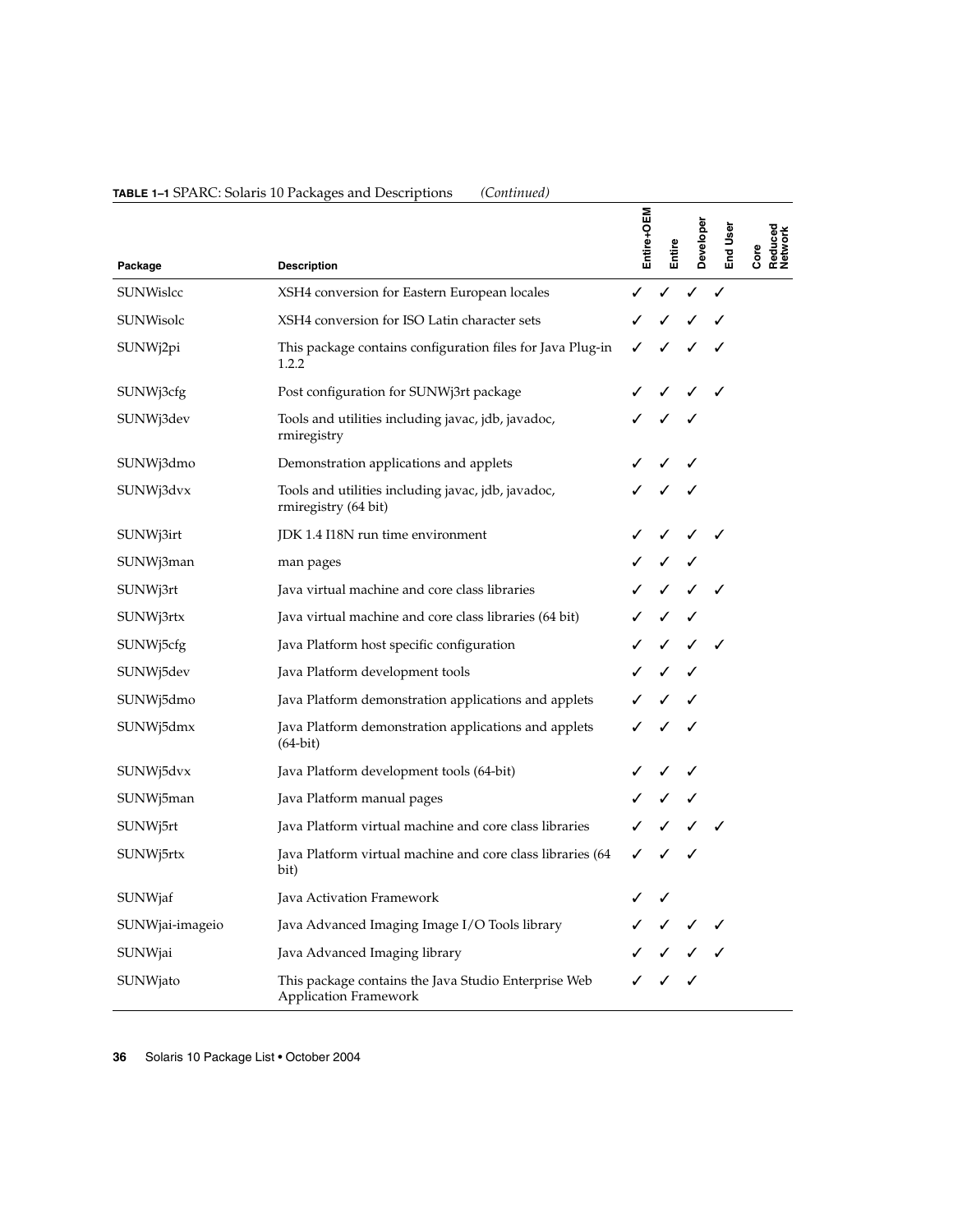**TABLE 1–1** SPARC: Solaris 10 Packages and Descriptions *(Continued)*

| Package | Description | Entire+OEM | Entire | Developer | End User | Core | Reduced Network |
|---|---|---|---|---|---|---|---|
| SUNWislcc | XSH4 conversion for Eastern European locales | ✓ | ✓ | ✓ | ✓ | | |
| SUNWisolc | XSH4 conversion for ISO Latin character sets | ✓ | ✓ | ✓ | ✓ | | |
| SUNWj2pi | This package contains configuration files for Java Plug-in 1.2.2 | ✓ | ✓ | ✓ | ✓ | | |
| SUNWj3cfg | Post configuration for SUNWj3rt package | ✓ | ✓ | ✓ | ✓ | | |
| SUNWj3dev | Tools and utilities including javac, jdb, javadoc, rmiregistry | ✓ | ✓ | ✓ | | | |
| SUNWj3dmo | Demonstration applications and applets | ✓ | ✓ | ✓ | | | |
| SUNWj3dvx | Tools and utilities including javac, jdb, javadoc, rmiregistry (64 bit) | ✓ | ✓ | ✓ | | | |
| SUNWj3irt | JDK 1.4 I18N run time environment | ✓ | ✓ | ✓ | ✓ | | |
| SUNWj3man | man pages | ✓ | ✓ | ✓ | | | |
| SUNWj3rt | Java virtual machine and core class libraries | ✓ | ✓ | ✓ | ✓ | | |
| SUNWj3rtx | Java virtual machine and core class libraries (64 bit) | ✓ | ✓ | ✓ | | | |
| SUNWj5cfg | Java Platform host specific configuration | ✓ | ✓ | ✓ | ✓ | | |
| SUNWj5dev | Java Platform development tools | ✓ | ✓ | ✓ | | | |
| SUNWj5dmo | Java Platform demonstration applications and applets | ✓ | ✓ | ✓ | | | |
| SUNWj5dmx | Java Platform demonstration applications and applets (64-bit) | ✓ | ✓ | ✓ | | | |
| SUNWj5dvx | Java Platform development tools (64-bit) | ✓ | ✓ | ✓ | | | |
| SUNWj5man | Java Platform manual pages | ✓ | ✓ | ✓ | | | |
| SUNWj5rt | Java Platform virtual machine and core class libraries | ✓ | ✓ | ✓ | ✓ | | |
| SUNWj5rtx | Java Platform virtual machine and core class libraries (64 bit) | ✓ | ✓ | ✓ | | | |
| SUNWjaf | Java Activation Framework | ✓ | ✓ | | | | |
| SUNWjai-imageio | Java Advanced Imaging Image I/O Tools library | ✓ | ✓ | ✓ | ✓ | | |
| SUNWjai | Java Advanced Imaging library | ✓ | ✓ | ✓ | ✓ | | |
| SUNWjato | This package contains the Java Studio Enterprise Web Application Framework | ✓ | ✓ | ✓ | | | |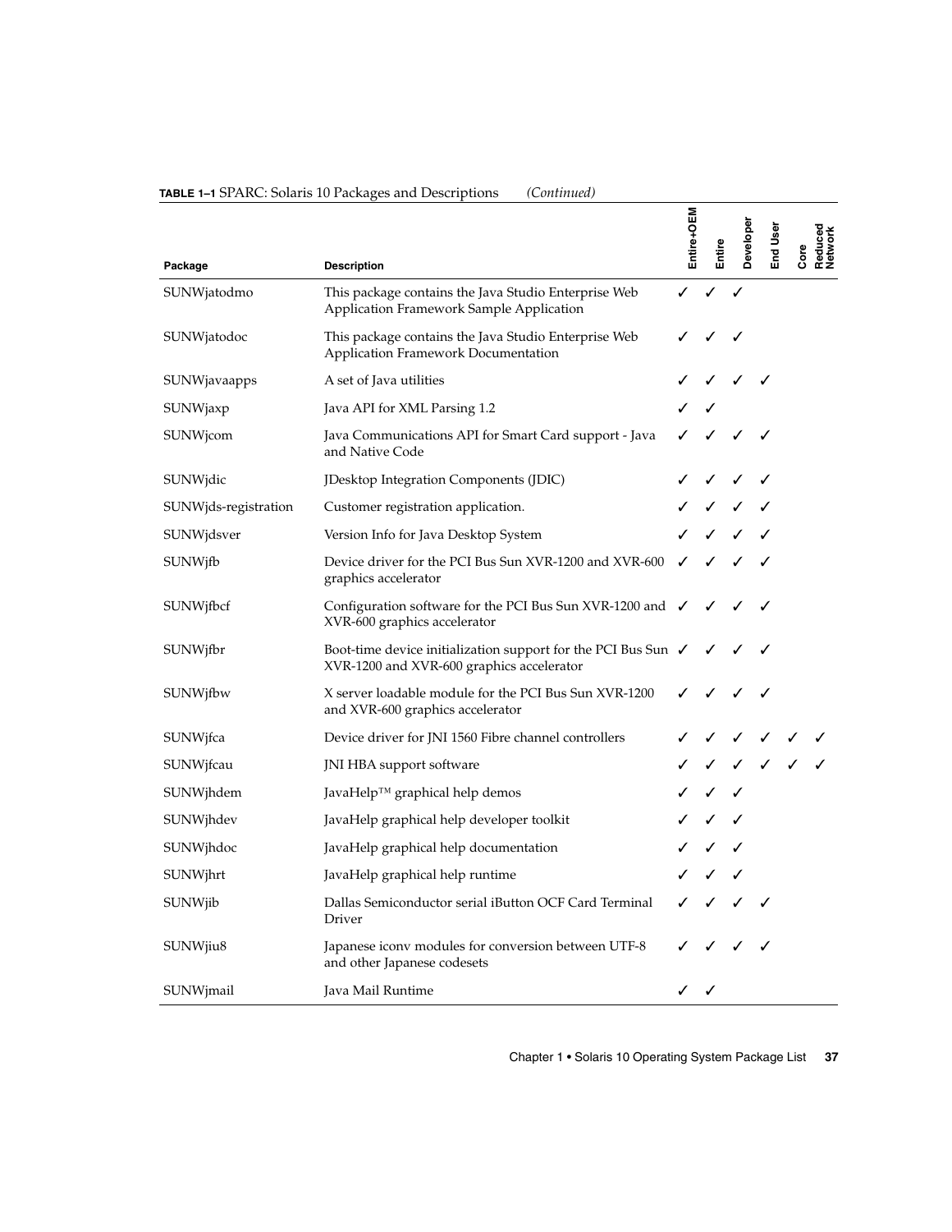**TABLE 1–1** SPARC: Solaris 10 Packages and Descriptions *(Continued)*

| Package | Description | Entire+OEM | Entire | Developer | End User | Core | Reduced Network |
|---|---|---|---|---|---|---|---|
| SUNWjatodmo | This package contains the Java Studio Enterprise Web Application Framework Sample Application | ✓ | ✓ | ✓ | | | |
| SUNWjatodoc | This package contains the Java Studio Enterprise Web Application Framework Documentation | ✓ | ✓ | ✓ | | | |
| SUNWjavaapps | A set of Java utilities | ✓ | ✓ | ✓ | ✓ | | |
| SUNWjaxp | Java API for XML Parsing 1.2 | ✓ | ✓ | | | | |
| SUNWjcom | Java Communications API for Smart Card support - Java and Native Code | ✓ | ✓ | ✓ | ✓ | | |
| SUNWjdic | JDesktop Integration Components (JDIC) | ✓ | ✓ | ✓ | ✓ | | |
| SUNWjds-registration | Customer registration application. | ✓ | ✓ | ✓ | ✓ | | |
| SUNWjdsver | Version Info for Java Desktop System | ✓ | ✓ | ✓ | ✓ | | |
| SUNWjfb | Device driver for the PCI Bus Sun XVR-1200 and XVR-600 graphics accelerator | ✓ | ✓ | ✓ | ✓ | | |
| SUNWjfbcf | Configuration software for the PCI Bus Sun XVR-1200 and XVR-600 graphics accelerator | ✓ | ✓ | ✓ | ✓ | | |
| SUNWjfbr | Boot-time device initialization support for the PCI Bus Sun XVR-1200 and XVR-600 graphics accelerator | ✓ | ✓ | ✓ | ✓ | | |
| SUNWjfbw | X server loadable module for the PCI Bus Sun XVR-1200 and XVR-600 graphics accelerator | ✓ | ✓ | ✓ | ✓ | | |
| SUNWjfca | Device driver for JNI 1560 Fibre channel controllers | ✓ | ✓ | ✓ | ✓ | ✓ | ✓ |
| SUNWjfcau | JNI HBA support software | ✓ | ✓ | ✓ | ✓ | ✓ | ✓ |
| SUNWjhdem | JavaHelp™ graphical help demos | ✓ | ✓ | ✓ | | | |
| SUNWjhdev | JavaHelp graphical help developer toolkit | ✓ | ✓ | ✓ | | | |
| SUNWjhdoc | JavaHelp graphical help documentation | ✓ | ✓ | ✓ | | | |
| SUNWjhrt | JavaHelp graphical help runtime | ✓ | ✓ | ✓ | | | |
| SUNWjib | Dallas Semiconductor serial iButton OCF Card Terminal Driver | ✓ | ✓ | ✓ | ✓ | | |
| SUNWjiu8 | Japanese iconv modules for conversion between UTF-8 and other Japanese codesets | ✓ | ✓ | ✓ | ✓ | | |
| SUNWjmail | Java Mail Runtime | ✓ | ✓ | | | | |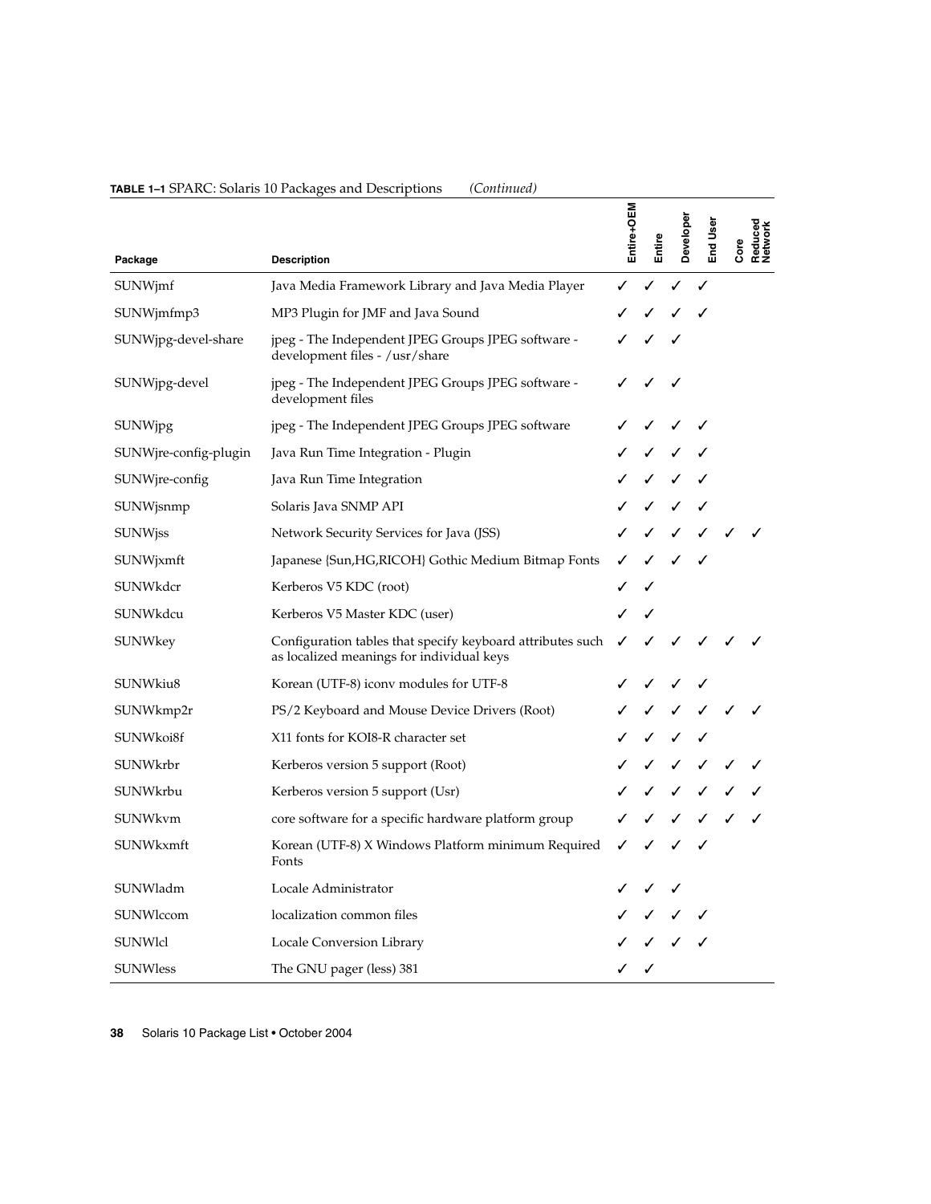**TABLE 1–1** SPARC: Solaris 10 Packages and Descriptions *(Continued)*

| Package | Description | Entire+OEM | Entire | Developer | End User | Core | Reduced Network |
| --- | --- | --- | --- | --- | --- | --- | --- |
| SUNWjmf | Java Media Framework Library and Java Media Player | ✓ | ✓ | ✓ | ✓ | | |
| SUNWjmfmp3 | MP3 Plugin for JMF and Java Sound | ✓ | ✓ | ✓ | ✓ | | |
| SUNWjpg-devel-share | jpeg - The Independent JPEG Groups JPEG software - development files - /usr/share | ✓ | ✓ | ✓ | | | |
| SUNWjpg-devel | jpeg - The Independent JPEG Groups JPEG software - development files | ✓ | ✓ | ✓ | | | |
| SUNWjpg | jpeg - The Independent JPEG Groups JPEG software | ✓ | ✓ | ✓ | ✓ | | |
| SUNWjre-config-plugin | Java Run Time Integration - Plugin | ✓ | ✓ | ✓ | ✓ | | |
| SUNWjre-config | Java Run Time Integration | ✓ | ✓ | ✓ | ✓ | | |
| SUNWjsnmp | Solaris Java SNMP API | ✓ | ✓ | ✓ | ✓ | | |
| SUNWjss | Network Security Services for Java (JSS) | ✓ | ✓ | ✓ | ✓ | ✓ | ✓ |
| SUNWjxmft | Japanese {Sun,HG,RICOH} Gothic Medium Bitmap Fonts | ✓ | ✓ | ✓ | ✓ | | |
| SUNWkdcr | Kerberos V5 KDC (root) | ✓ | ✓ | | | | |
| SUNWkdcu | Kerberos V5 Master KDC (user) | ✓ | ✓ | | | | |
| SUNWkey | Configuration tables that specify keyboard attributes such as localized meanings for individual keys | ✓ | ✓ | ✓ | ✓ | ✓ | ✓ |
| SUNWkiu8 | Korean (UTF-8) iconv modules for UTF-8 | ✓ | ✓ | ✓ | ✓ | | |
| SUNWkmp2r | PS/2 Keyboard and Mouse Device Drivers (Root) | ✓ | ✓ | ✓ | ✓ | ✓ | ✓ |
| SUNWkoi8f | X11 fonts for KOI8-R character set | ✓ | ✓ | ✓ | ✓ | | |
| SUNWkrbr | Kerberos version 5 support (Root) | ✓ | ✓ | ✓ | ✓ | ✓ | ✓ |
| SUNWkrbu | Kerberos version 5 support (Usr) | ✓ | ✓ | ✓ | ✓ | ✓ | ✓ |
| SUNWkvm | core software for a specific hardware platform group | ✓ | ✓ | ✓ | ✓ | ✓ | ✓ |
| SUNWkxmft | Korean (UTF-8) X Windows Platform minimum Required Fonts | ✓ | ✓ | ✓ | ✓ | | |
| SUNWladm | Locale Administrator | ✓ | ✓ | ✓ | | | |
| SUNWlccom | localization common files | ✓ | ✓ | ✓ | ✓ | | |
| SUNWlcl | Locale Conversion Library | ✓ | ✓ | ✓ | ✓ | | |
| SUNWless | The GNU pager (less) 381 | ✓ | ✓ | | | | |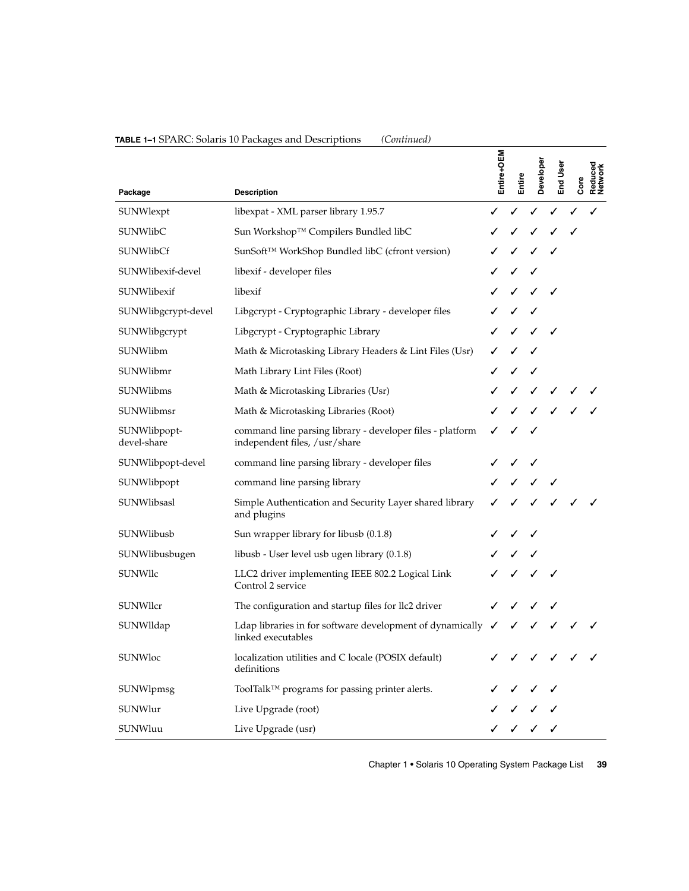**TABLE 1–1** SPARC: Solaris 10 Packages and Descriptions *(Continued)*

| Package | Description | Entire+OEM | Entire | Developer | End User | Core | Reduced Network |
| --- | --- | --- | --- | --- | --- | --- | --- |
| SUNWlexpt | libexpat - XML parser library 1.95.7 | ✓ | ✓ | ✓ | ✓ | ✓ | ✓ |
| SUNWlibC | Sun Workshop™ Compilers Bundled libC | ✓ | ✓ | ✓ | ✓ | ✓ | |
| SUNWlibCf | SunSoft™ WorkShop Bundled libC (cfront version) | ✓ | ✓ | ✓ | ✓ | | |
| SUNWlibexif-devel | libexif - developer files | ✓ | ✓ | ✓ | | | |
| SUNWlibexif | libexif | ✓ | ✓ | ✓ | ✓ | | |
| SUNWlibgcrypt-devel | Libgcrypt - Cryptographic Library - developer files | ✓ | ✓ | ✓ | | | |
| SUNWlibgcrypt | Libgcrypt - Cryptographic Library | ✓ | ✓ | ✓ | ✓ | | |
| SUNWlibm | Math & Microtasking Library Headers & Lint Files (Usr) | ✓ | ✓ | ✓ | | | |
| SUNWlibmr | Math Library Lint Files (Root) | ✓ | ✓ | ✓ | | | |
| SUNWlibms | Math & Microtasking Libraries (Usr) | ✓ | ✓ | ✓ | ✓ | ✓ | ✓ |
| SUNWlibmsr | Math & Microtasking Libraries (Root) | ✓ | ✓ | ✓ | ✓ | ✓ | ✓ |
| SUNWlibpopt-devel-share | command line parsing library - developer files - platform independent files, /usr/share | ✓ | ✓ | ✓ | | | |
| SUNWlibpopt-devel | command line parsing library - developer files | ✓ | ✓ | ✓ | | | |
| SUNWlibpopt | command line parsing library | ✓ | ✓ | ✓ | ✓ | | |
| SUNWlibsasl | Simple Authentication and Security Layer shared library and plugins | ✓ | ✓ | ✓ | ✓ | ✓ | ✓ |
| SUNWlibusb | Sun wrapper library for libusb (0.1.8) | ✓ | ✓ | ✓ | | | |
| SUNWlibusbugen | libusb - User level usb ugen library (0.1.8) | ✓ | ✓ | ✓ | | | |
| SUNWllc | LLC2 driver implementing IEEE 802.2 Logical Link Control 2 service | ✓ | ✓ | ✓ | ✓ | | |
| SUNWllcr | The configuration and startup files for llc2 driver | ✓ | ✓ | ✓ | ✓ | | |
| SUNWlldap | Ldap libraries in for software development of dynamically linked executables | ✓ | ✓ | ✓ | ✓ | ✓ | ✓ |
| SUNWloc | localization utilities and C locale (POSIX default) definitions | ✓ | ✓ | ✓ | ✓ | ✓ | ✓ |
| SUNWlpmsg | ToolTalk™ programs for passing printer alerts. | ✓ | ✓ | ✓ | ✓ | | |
| SUNWlur | Live Upgrade (root) | ✓ | ✓ | ✓ | ✓ | | |
| SUNWluu | Live Upgrade (usr) | ✓ | ✓ | ✓ | ✓ | | |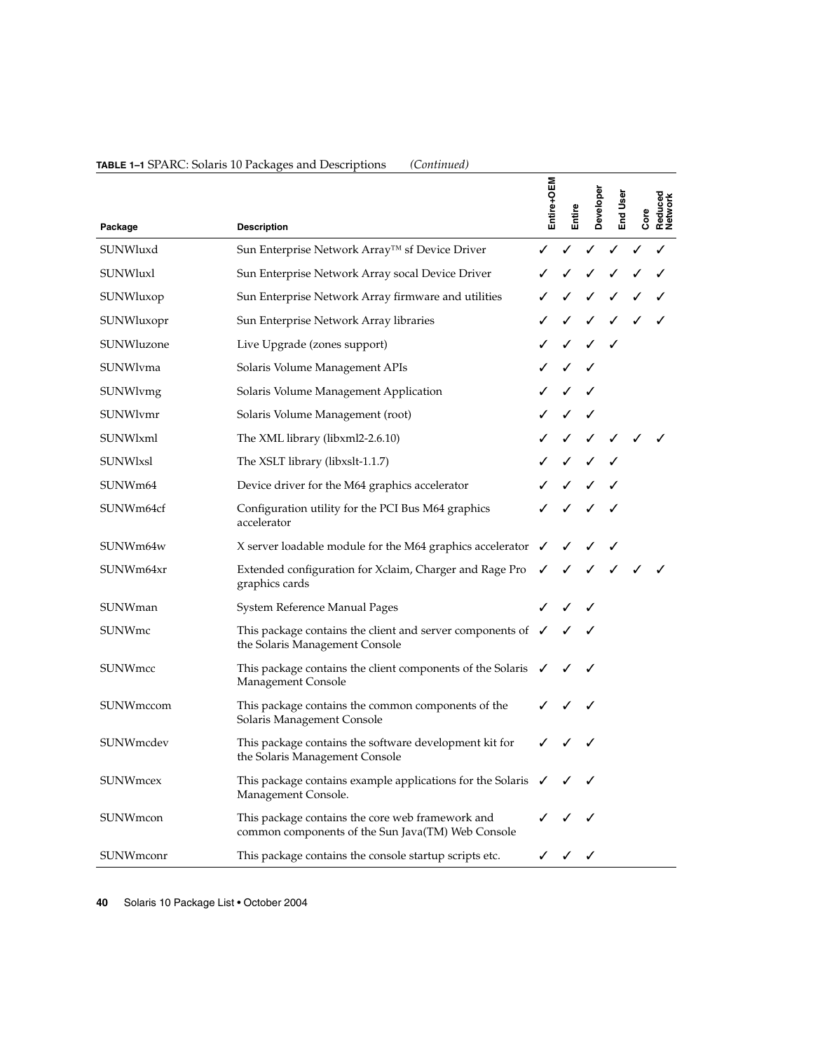**TABLE 1–1** SPARC: Solaris 10 Packages and Descriptions *(Continued)*

| Package | Description | Entire+OEM | Entire | Developer | End User | Core | Reduced Network |
|---|---|---|---|---|---|---|---|
| SUNWluxd | Sun Enterprise Network Array™ sf Device Driver | ✓ | ✓ | ✓ | ✓ | ✓ | ✓ |
| SUNWluxl | Sun Enterprise Network Array socal Device Driver | ✓ | ✓ | ✓ | ✓ | ✓ | ✓ |
| SUNWluxop | Sun Enterprise Network Array firmware and utilities | ✓ | ✓ | ✓ | ✓ | ✓ | ✓ |
| SUNWluxopr | Sun Enterprise Network Array libraries | ✓ | ✓ | ✓ | ✓ | ✓ | ✓ |
| SUNWluzone | Live Upgrade (zones support) | ✓ | ✓ | ✓ | ✓ | | |
| SUNWlvma | Solaris Volume Management APIs | ✓ | ✓ | ✓ | | | |
| SUNWlvmg | Solaris Volume Management Application | ✓ | ✓ | ✓ | | | |
| SUNWlvmr | Solaris Volume Management (root) | ✓ | ✓ | ✓ | | | |
| SUNWlxml | The XML library (libxml2-2.6.10) | ✓ | ✓ | ✓ | ✓ | ✓ | ✓ |
| SUNWlxsl | The XSLT library (libxslt-1.1.7) | ✓ | ✓ | ✓ | ✓ | | |
| SUNWm64 | Device driver for the M64 graphics accelerator | ✓ | ✓ | ✓ | ✓ | | |
| SUNWm64cf | Configuration utility for the PCI Bus M64 graphics accelerator | ✓ | ✓ | ✓ | ✓ | | |
| SUNWm64w | X server loadable module for the M64 graphics accelerator | ✓ | ✓ | ✓ | ✓ | | |
| SUNWm64xr | Extended configuration for Xclaim, Charger and Rage Pro graphics cards | ✓ | ✓ | ✓ | ✓ | ✓ | ✓ |
| SUNWman | System Reference Manual Pages | ✓ | ✓ | ✓ | | | |
| SUNWmc | This package contains the client and server components of the Solaris Management Console | ✓ | ✓ | ✓ | | | |
| SUNWmcc | This package contains the client components of the Solaris Management Console | ✓ | ✓ | ✓ | | | |
| SUNWmccom | This package contains the common components of the Solaris Management Console | ✓ | ✓ | ✓ | | | |
| SUNWmcdev | This package contains the software development kit for the Solaris Management Console | ✓ | ✓ | ✓ | | | |
| SUNWmcex | This package contains example applications for the Solaris Management Console. | ✓ | ✓ | ✓ | | | |
| SUNWmcon | This package contains the core web framework and common components of the Sun Java(TM) Web Console | ✓ | ✓ | ✓ | | | |
| SUNWmconr | This package contains the console startup scripts etc. | ✓ | ✓ | ✓ | | | |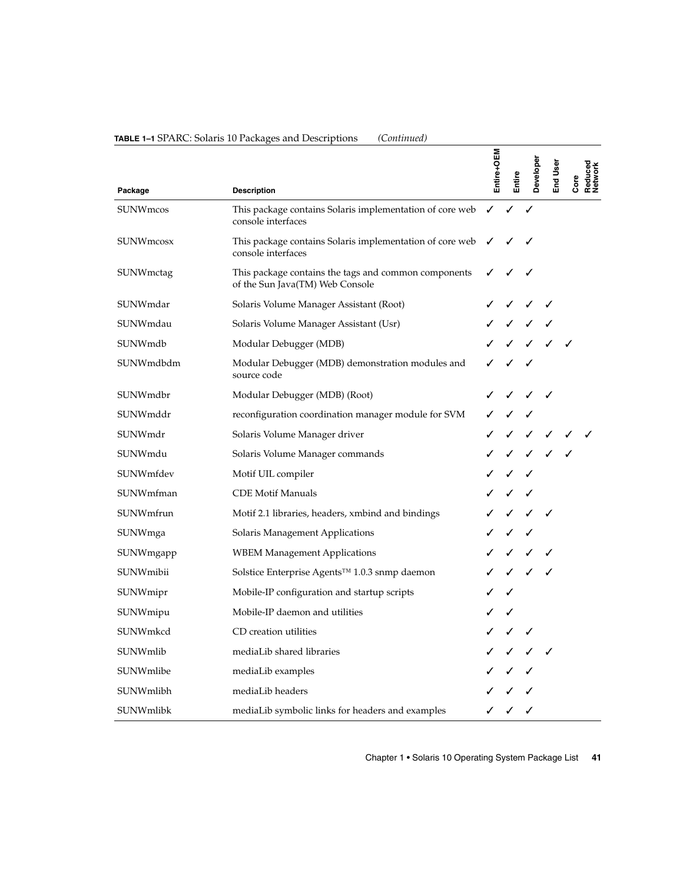**TABLE 1–1** SPARC: Solaris 10 Packages and Descriptions *(Continued)*

| Package | Description | Entire+OEM | Entire | Developer | End User | Core | Reduced Network |
| --- | --- | --- | --- | --- | --- | --- | --- |
| SUNWmcos | This package contains Solaris implementation of core web console interfaces | ✓ | ✓ | ✓ | | | |
| SUNWmcosx | This package contains Solaris implementation of core web console interfaces | ✓ | ✓ | ✓ | | | |
| SUNWmctag | This package contains the tags and common components of the Sun Java(TM) Web Console | ✓ | ✓ | ✓ | | | |
| SUNWmdar | Solaris Volume Manager Assistant (Root) | ✓ | ✓ | ✓ | ✓ | | |
| SUNWmdau | Solaris Volume Manager Assistant (Usr) | ✓ | ✓ | ✓ | ✓ | | |
| SUNWmdb | Modular Debugger (MDB) | ✓ | ✓ | ✓ | ✓ | ✓ | |
| SUNWmdbdm | Modular Debugger (MDB) demonstration modules and source code | ✓ | ✓ | ✓ | | | |
| SUNWmdbr | Modular Debugger (MDB) (Root) | ✓ | ✓ | ✓ | ✓ | | |
| SUNWmddr | reconfiguration coordination manager module for SVM | ✓ | ✓ | ✓ | | | |
| SUNWmdr | Solaris Volume Manager driver | ✓ | ✓ | ✓ | ✓ | ✓ | ✓ |
| SUNWmdu | Solaris Volume Manager commands | ✓ | ✓ | ✓ | ✓ | ✓ | |
| SUNWmfdev | Motif UIL compiler | ✓ | ✓ | ✓ | | | |
| SUNWmfman | CDE Motif Manuals | ✓ | ✓ | ✓ | | | |
| SUNWmfrun | Motif 2.1 libraries, headers, xmbind and bindings | ✓ | ✓ | ✓ | ✓ | | |
| SUNWmga | Solaris Management Applications | ✓ | ✓ | ✓ | | | |
| SUNWmgapp | WBEM Management Applications | ✓ | ✓ | ✓ | ✓ | | |
| SUNWmibii | Solstice Enterprise Agents™ 1.0.3 snmp daemon | ✓ | ✓ | ✓ | ✓ | | |
| SUNWmipr | Mobile-IP configuration and startup scripts | ✓ | ✓ | | | | |
| SUNWmipu | Mobile-IP daemon and utilities | ✓ | ✓ | | | | |
| SUNWmkcd | CD creation utilities | ✓ | ✓ | ✓ | | | |
| SUNWmlib | mediaLib shared libraries | ✓ | ✓ | ✓ | ✓ | | |
| SUNWmlibe | mediaLib examples | ✓ | ✓ | ✓ | | | |
| SUNWmlibh | mediaLib headers | ✓ | ✓ | ✓ | | | |
| SUNWmlibk | mediaLib symbolic links for headers and examples | ✓ | ✓ | ✓ | | | |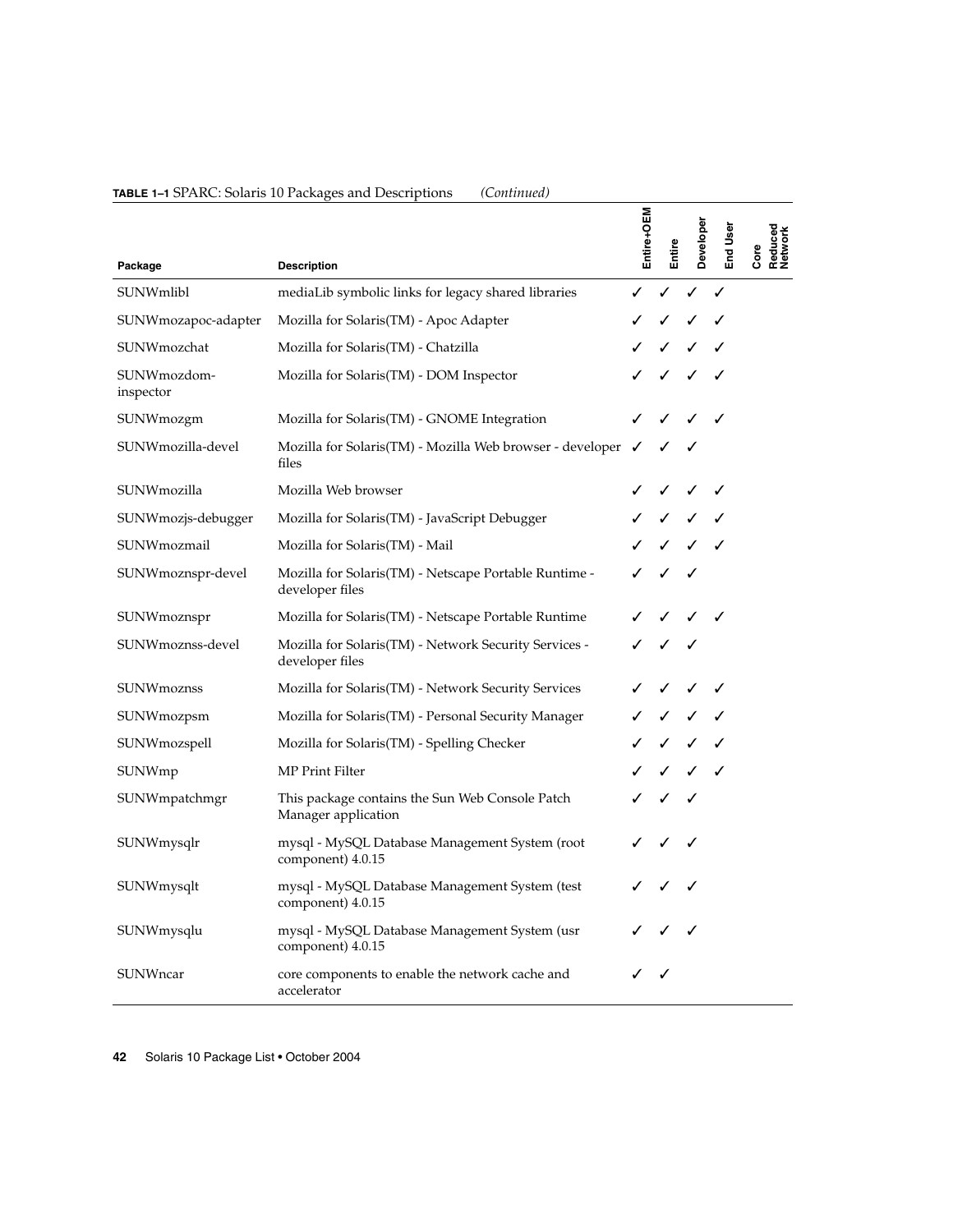**TABLE 1–1** SPARC: Solaris 10 Packages and Descriptions *(Continued)*

| Package | Description | Entire+OEM | Entire | Developer | End User | Core | Reduced Network |
|---|---|---|---|---|---|---|---|
| SUNWmlibl | mediaLib symbolic links for legacy shared libraries | ✓ | ✓ | ✓ | ✓ | | |
| SUNWmozapoc-adapter | Mozilla for Solaris(TM) - Apoc Adapter | ✓ | ✓ | ✓ | ✓ | | |
| SUNWmozchat | Mozilla for Solaris(TM) - Chatzilla | ✓ | ✓ | ✓ | ✓ | | |
| SUNWmozdom-inspector | Mozilla for Solaris(TM) - DOM Inspector | ✓ | ✓ | ✓ | ✓ | | |
| SUNWmozgm | Mozilla for Solaris(TM) - GNOME Integration | ✓ | ✓ | ✓ | ✓ | | |
| SUNWmozilla-devel | Mozilla for Solaris(TM) - Mozilla Web browser - developer files | ✓ | ✓ | ✓ | | | |
| SUNWmozilla | Mozilla Web browser | ✓ | ✓ | ✓ | ✓ | | |
| SUNWmozjs-debugger | Mozilla for Solaris(TM) - JavaScript Debugger | ✓ | ✓ | ✓ | ✓ | | |
| SUNWmozmail | Mozilla for Solaris(TM) - Mail | ✓ | ✓ | ✓ | ✓ | | |
| SUNWmoznspr-devel | Mozilla for Solaris(TM) - Netscape Portable Runtime - developer files | ✓ | ✓ | ✓ | | | |
| SUNWmoznspr | Mozilla for Solaris(TM) - Netscape Portable Runtime | ✓ | ✓ | ✓ | ✓ | | |
| SUNWmoznss-devel | Mozilla for Solaris(TM) - Network Security Services - developer files | ✓ | ✓ | ✓ | | | |
| SUNWmoznss | Mozilla for Solaris(TM) - Network Security Services | ✓ | ✓ | ✓ | ✓ | | |
| SUNWmozpsm | Mozilla for Solaris(TM) - Personal Security Manager | ✓ | ✓ | ✓ | ✓ | | |
| SUNWmozspell | Mozilla for Solaris(TM) - Spelling Checker | ✓ | ✓ | ✓ | ✓ | | |
| SUNWmp | MP Print Filter | ✓ | ✓ | ✓ | ✓ | | |
| SUNWmpatchmgr | This package contains the Sun Web Console Patch Manager application | ✓ | ✓ | ✓ | | | |
| SUNWmysqlr | mysql - MySQL Database Management System (root component) 4.0.15 | ✓ | ✓ | ✓ | | | |
| SUNWmysqlt | mysql - MySQL Database Management System (test component) 4.0.15 | ✓ | ✓ | ✓ | | | |
| SUNWmysqlu | mysql - MySQL Database Management System (usr component) 4.0.15 | ✓ | ✓ | ✓ | | | |
| SUNWncar | core components to enable the network cache and accelerator | ✓ | ✓ | | | | |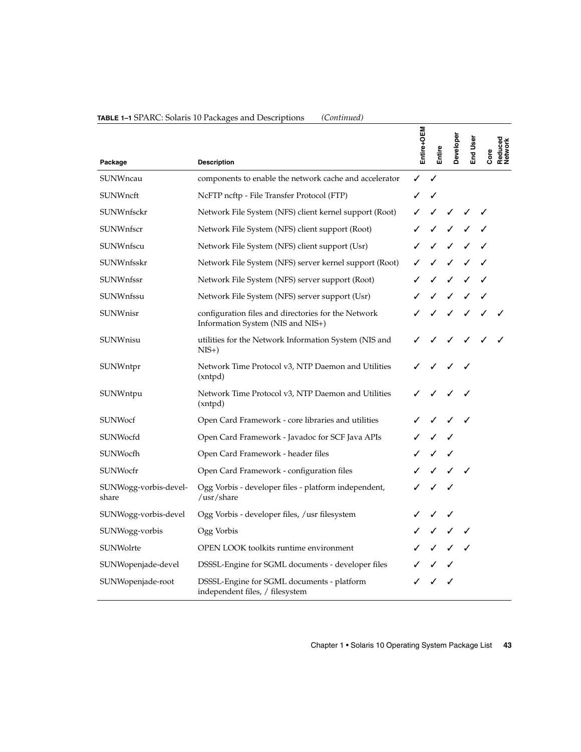**TABLE 1–1** SPARC: Solaris 10 Packages and Descriptions *(Continued)*

| Package | Description | Entire+OEM | Entire | Developer | End User | Core | Reduced Network |
|---|---|---|---|---|---|---|---|
| SUNWncau | components to enable the network cache and accelerator | ✓ | ✓ | | | | |
| SUNWncft | NcFTP ncftp - File Transfer Protocol (FTP) | ✓ | ✓ | | | | |
| SUNWnfsckr | Network File System (NFS) client kernel support (Root) | ✓ | ✓ | ✓ | ✓ | ✓ | |
| SUNWnfscr | Network File System (NFS) client support (Root) | ✓ | ✓ | ✓ | ✓ | ✓ | |
| SUNWnfscu | Network File System (NFS) client support (Usr) | ✓ | ✓ | ✓ | ✓ | ✓ | |
| SUNWnfsskr | Network File System (NFS) server kernel support (Root) | ✓ | ✓ | ✓ | ✓ | ✓ | |
| SUNWnfssr | Network File System (NFS) server support (Root) | ✓ | ✓ | ✓ | ✓ | ✓ | |
| SUNWnfssu | Network File System (NFS) server support (Usr) | ✓ | ✓ | ✓ | ✓ | ✓ | |
| SUNWnisr | configuration files and directories for the Network Information System (NIS and NIS+) | ✓ | ✓ | ✓ | ✓ | ✓ | ✓ |
| SUNWnisu | utilities for the Network Information System (NIS and NIS+) | ✓ | ✓ | ✓ | ✓ | ✓ | ✓ |
| SUNWntpr | Network Time Protocol v3, NTP Daemon and Utilities (xntpd) | ✓ | ✓ | ✓ | ✓ | | |
| SUNWntpu | Network Time Protocol v3, NTP Daemon and Utilities (xntpd) | ✓ | ✓ | ✓ | ✓ | | |
| SUNWocf | Open Card Framework - core libraries and utilities | ✓ | ✓ | ✓ | ✓ | | |
| SUNWocfd | Open Card Framework - Javadoc for SCF Java APIs | ✓ | ✓ | ✓ | | | |
| SUNWocfh | Open Card Framework - header files | ✓ | ✓ | ✓ | | | |
| SUNWocfr | Open Card Framework - configuration files | ✓ | ✓ | ✓ | ✓ | | |
| SUNWogg-vorbis-devel-share | Ogg Vorbis - developer files - platform independent, /usr/share | ✓ | ✓ | ✓ | | | |
| SUNWogg-vorbis-devel | Ogg Vorbis - developer files, /usr filesystem | ✓ | ✓ | ✓ | | | |
| SUNWogg-vorbis | Ogg Vorbis | ✓ | ✓ | ✓ | ✓ | | |
| SUNWolrte | OPEN LOOK toolkits runtime environment | ✓ | ✓ | ✓ | ✓ | | |
| SUNWopenjade-devel | DSSSL-Engine for SGML documents - developer files | ✓ | ✓ | ✓ | | | |
| SUNWopenjade-root | DSSSL-Engine for SGML documents - platform independent files, / filesystem | ✓ | ✓ | ✓ | | | |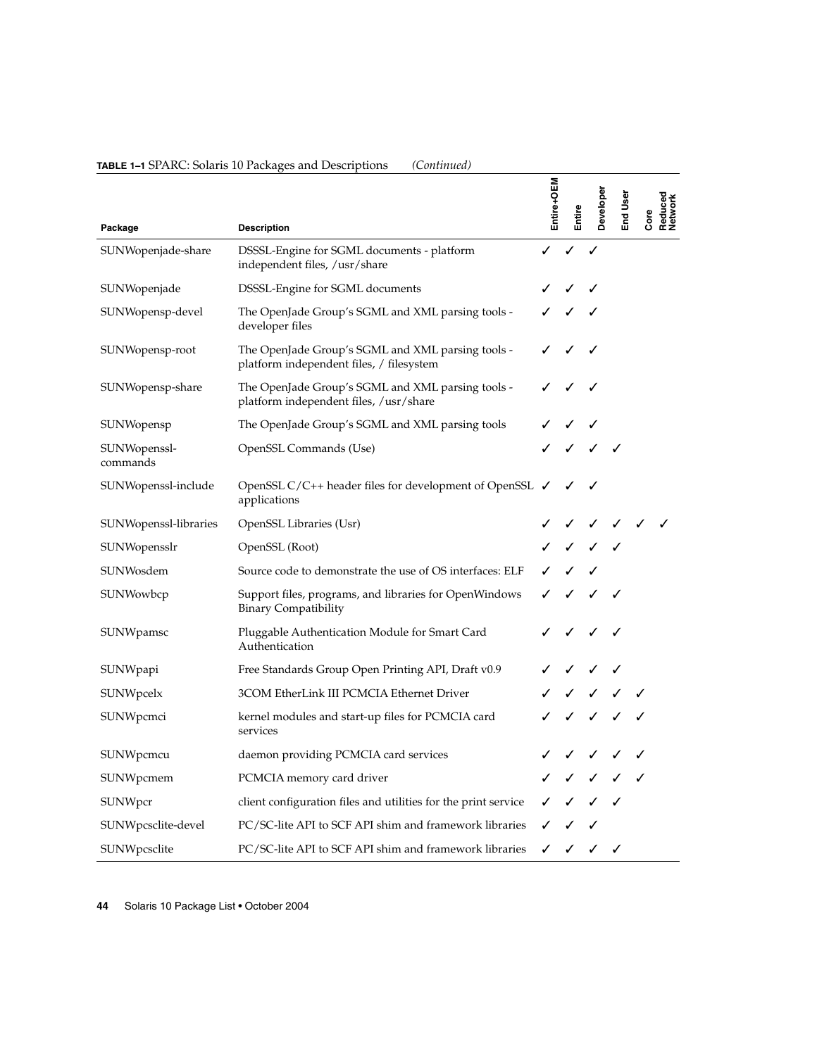**TABLE 1–1** SPARC: Solaris 10 Packages and Descriptions *(Continued)*

| Package | Description | Entire+OEM | Entire | Developer | End User | Core | Reduced Network |
|---|---|---|---|---|---|---|---|
| SUNWopenjade-share | DSSSL-Engine for SGML documents - platform independent files, /usr/share | ✓ | ✓ | ✓ | | | |
| SUNWopenjade | DSSSL-Engine for SGML documents | ✓ | ✓ | ✓ | | | |
| SUNWopensp-devel | The OpenJade Group's SGML and XML parsing tools - developer files | ✓ | ✓ | ✓ | | | |
| SUNWopensp-root | The OpenJade Group's SGML and XML parsing tools - platform independent files, / filesystem | ✓ | ✓ | ✓ | | | |
| SUNWopensp-share | The OpenJade Group's SGML and XML parsing tools - platform independent files, /usr/share | ✓ | ✓ | ✓ | | | |
| SUNWopensp | The OpenJade Group's SGML and XML parsing tools | ✓ | ✓ | ✓ | | | |
| SUNWopenssl-commands | OpenSSL Commands (Use) | ✓ | ✓ | ✓ | ✓ | | |
| SUNWopenssl-include | OpenSSL C/C++ header files for development of OpenSSL applications | ✓ | ✓ | ✓ | | | |
| SUNWopenssl-libraries | OpenSSL Libraries (Usr) | ✓ | ✓ | ✓ | ✓ | ✓ | ✓ |
| SUNWopensslr | OpenSSL (Root) | ✓ | ✓ | ✓ | ✓ | | |
| SUNWosdem | Source code to demonstrate the use of OS interfaces: ELF | ✓ | ✓ | ✓ | | | |
| SUNWowbcp | Support files, programs, and libraries for OpenWindows Binary Compatibility | ✓ | ✓ | ✓ | ✓ | | |
| SUNWpamsc | Pluggable Authentication Module for Smart Card Authentication | ✓ | ✓ | ✓ | ✓ | | |
| SUNWpapi | Free Standards Group Open Printing API, Draft v0.9 | ✓ | ✓ | ✓ | ✓ | | |
| SUNWpcelx | 3COM EtherLink III PCMCIA Ethernet Driver | ✓ | ✓ | ✓ | ✓ | ✓ | |
| SUNWpcmci | kernel modules and start-up files for PCMCIA card services | ✓ | ✓ | ✓ | ✓ | ✓ | |
| SUNWpcmcu | daemon providing PCMCIA card services | ✓ | ✓ | ✓ | ✓ | ✓ | |
| SUNWpcmem | PCMCIA memory card driver | ✓ | ✓ | ✓ | ✓ | ✓ | |
| SUNWpcr | client configuration files and utilities for the print service | ✓ | ✓ | ✓ | ✓ | | |
| SUNWpcsclite-devel | PC/SC-lite API to SCF API shim and framework libraries | ✓ | ✓ | ✓ | | | |
| SUNWpcsclite | PC/SC-lite API to SCF API shim and framework libraries | ✓ | ✓ | ✓ | ✓ | | |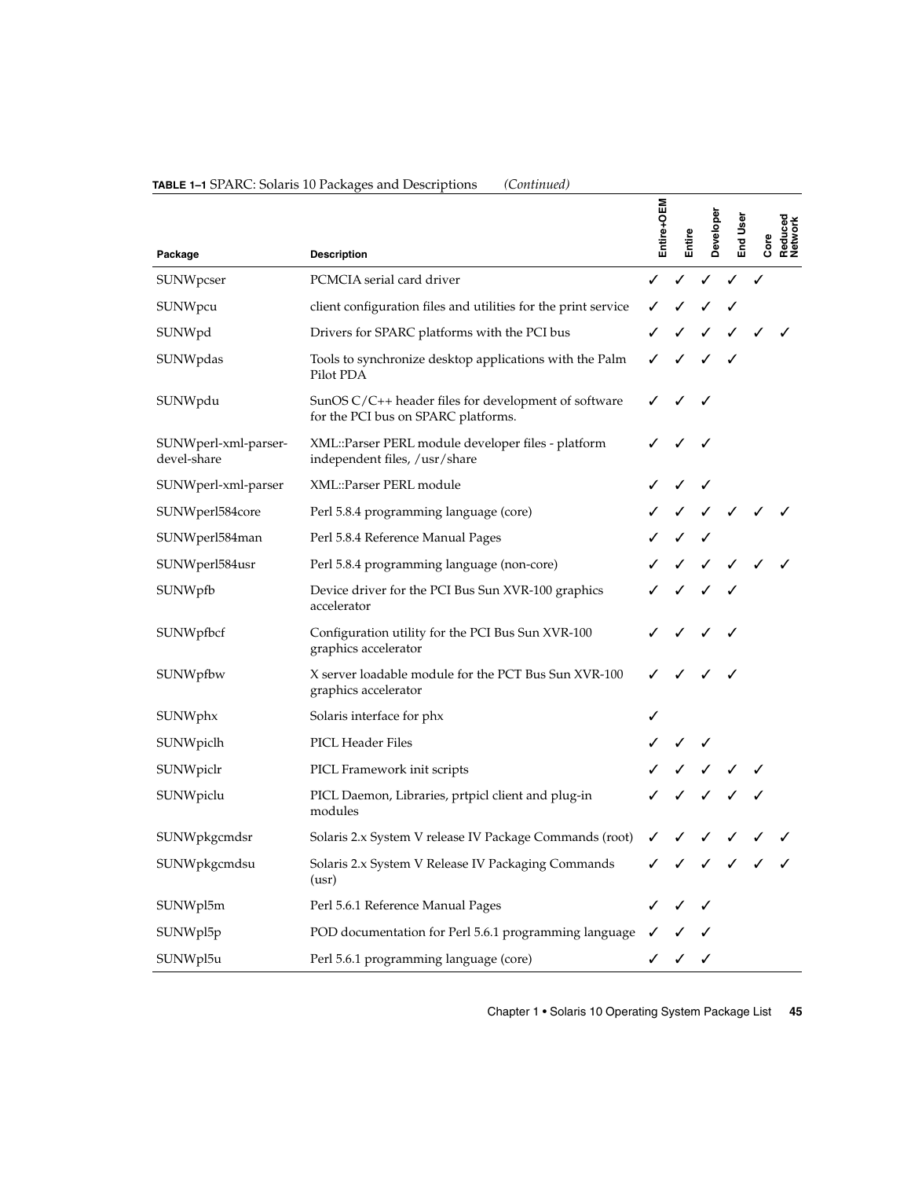**TABLE 1–1** SPARC: Solaris 10 Packages and Descriptions *(Continued)*

| Package | Description | Entire+OEM | Entire | Developer | End User | Core | Reduced Network |
| --- | --- | --- | --- | --- | --- | --- | --- |
| SUNWpcser | PCMCIA serial card driver | ✓ | ✓ | ✓ | ✓ | ✓ | |
| SUNWpcu | client configuration files and utilities for the print service | ✓ | ✓ | ✓ | ✓ | | |
| SUNWpd | Drivers for SPARC platforms with the PCI bus | ✓ | ✓ | ✓ | ✓ | ✓ | ✓ |
| SUNWpdas | Tools to synchronize desktop applications with the Palm Pilot PDA | ✓ | ✓ | ✓ | ✓ | | |
| SUNWpdu | SunOS C/C++ header files for development of software for the PCI bus on SPARC platforms. | ✓ | ✓ | ✓ | | | |
| SUNWperl-xml-parser-devel-share | XML::Parser PERL module developer files - platform independent files, /usr/share | ✓ | ✓ | ✓ | | | |
| SUNWperl-xml-parser | XML::Parser PERL module | ✓ | ✓ | ✓ | | | |
| SUNWperl584core | Perl 5.8.4 programming language (core) | ✓ | ✓ | ✓ | ✓ | ✓ | ✓ |
| SUNWperl584man | Perl 5.8.4 Reference Manual Pages | ✓ | ✓ | ✓ | | | |
| SUNWperl584usr | Perl 5.8.4 programming language (non-core) | ✓ | ✓ | ✓ | ✓ | ✓ | ✓ |
| SUNWpfb | Device driver for the PCI Bus Sun XVR-100 graphics accelerator | ✓ | ✓ | ✓ | ✓ | | |
| SUNWpfbcf | Configuration utility for the PCI Bus Sun XVR-100 graphics accelerator | ✓ | ✓ | ✓ | ✓ | | |
| SUNWpfbw | X server loadable module for the PCT Bus Sun XVR-100 graphics accelerator | ✓ | ✓ | ✓ | ✓ | | |
| SUNWphx | Solaris interface for phx | ✓ | | | | | |
| SUNWpiclh | PICL Header Files | ✓ | ✓ | ✓ | | | |
| SUNWpiclr | PICL Framework init scripts | ✓ | ✓ | ✓ | ✓ | ✓ | |
| SUNWpiclu | PICL Daemon, Libraries, prtpicl client and plug-in modules | ✓ | ✓ | ✓ | ✓ | ✓ | |
| SUNWpkgcmdsr | Solaris 2.x System V release IV Package Commands (root) | ✓ | ✓ | ✓ | ✓ | ✓ | ✓ |
| SUNWpkgcmdsu | Solaris 2.x System V Release IV Packaging Commands (usr) | ✓ | ✓ | ✓ | ✓ | ✓ | ✓ |
| SUNWpl5m | Perl 5.6.1 Reference Manual Pages | ✓ | ✓ | ✓ | | | |
| SUNWpl5p | POD documentation for Perl 5.6.1 programming language | ✓ | ✓ | ✓ | | | |
| SUNWpl5u | Perl 5.6.1 programming language (core) | ✓ | ✓ | ✓ | | | |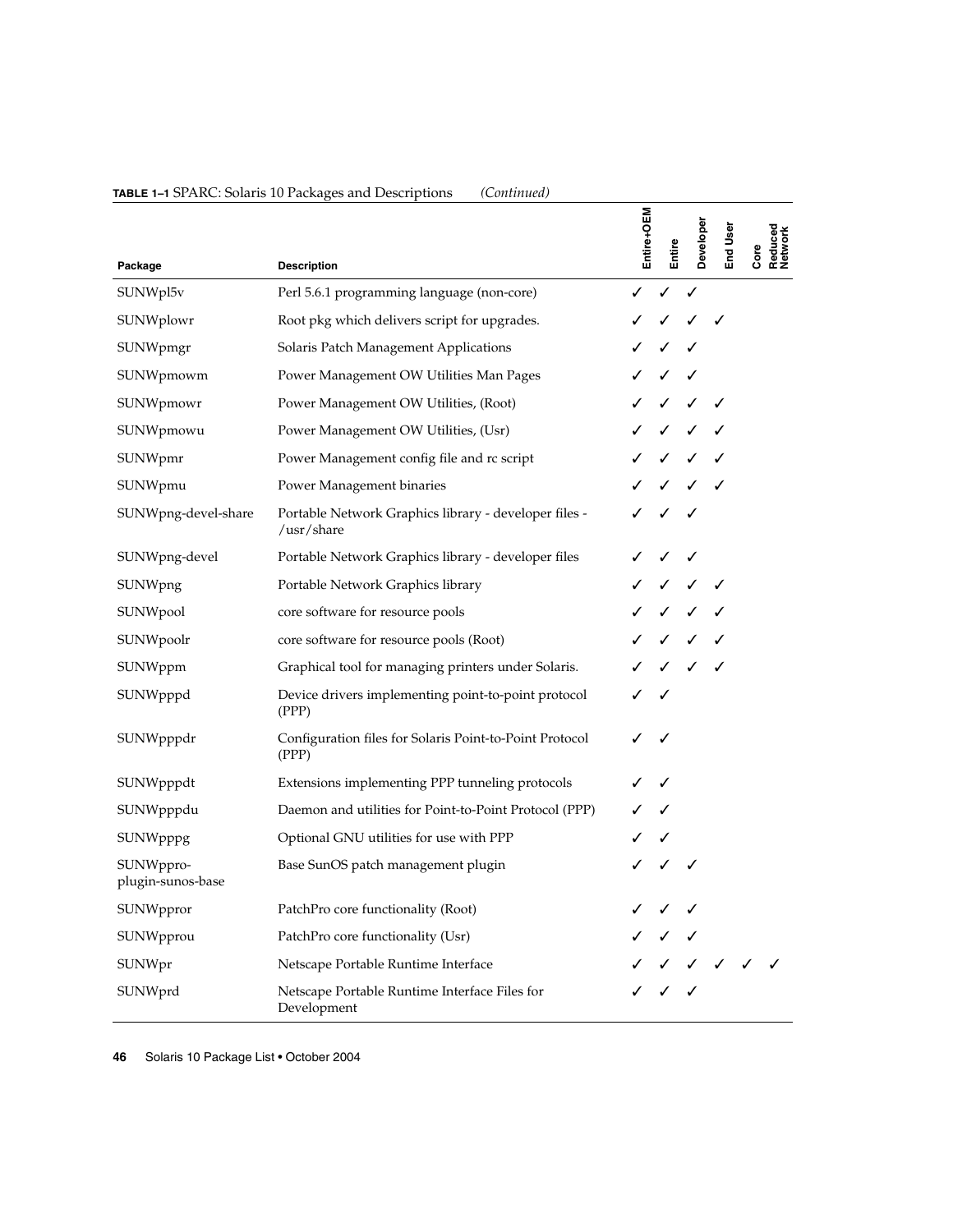**TABLE 1–1** SPARC: Solaris 10 Packages and Descriptions *(Continued)*

| Package | Description | Entire+OEM | Entire | Developer | End User | Core | Reduced Network |
|---|---|---|---|---|---|---|---|
| SUNWpl5v | Perl 5.6.1 programming language (non-core) | ✓ | ✓ | ✓ | | | |
| SUNWplowr | Root pkg which delivers script for upgrades. | ✓ | ✓ | ✓ | ✓ | | |
| SUNWpmgr | Solaris Patch Management Applications | ✓ | ✓ | ✓ | | | |
| SUNWpmowm | Power Management OW Utilities Man Pages | ✓ | ✓ | ✓ | | | |
| SUNWpmowr | Power Management OW Utilities, (Root) | ✓ | ✓ | ✓ | ✓ | | |
| SUNWpmowu | Power Management OW Utilities, (Usr) | ✓ | ✓ | ✓ | ✓ | | |
| SUNWpmr | Power Management config file and rc script | ✓ | ✓ | ✓ | ✓ | | |
| SUNWpmu | Power Management binaries | ✓ | ✓ | ✓ | ✓ | | |
| SUNWpng-devel-share | Portable Network Graphics library - developer files - /usr/share | ✓ | ✓ | ✓ | | | |
| SUNWpng-devel | Portable Network Graphics library - developer files | ✓ | ✓ | ✓ | | | |
| SUNWpng | Portable Network Graphics library | ✓ | ✓ | ✓ | ✓ | | |
| SUNWpool | core software for resource pools | ✓ | ✓ | ✓ | ✓ | | |
| SUNWpoolr | core software for resource pools (Root) | ✓ | ✓ | ✓ | ✓ | | |
| SUNWppm | Graphical tool for managing printers under Solaris. | ✓ | ✓ | ✓ | ✓ | | |
| SUNWpppd | Device drivers implementing point-to-point protocol (PPP) | ✓ | ✓ | | | | |
| SUNWpppdr | Configuration files for Solaris Point-to-Point Protocol (PPP) | ✓ | ✓ | | | | |
| SUNWpppdt | Extensions implementing PPP tunneling protocols | ✓ | ✓ | | | | |
| SUNWpppdu | Daemon and utilities for Point-to-Point Protocol (PPP) | ✓ | ✓ | | | | |
| SUNWpppg | Optional GNU utilities for use with PPP | ✓ | ✓ | | | | |
| SUNWppro-plugin-sunos-base | Base SunOS patch management plugin | ✓ | ✓ | ✓ | | | |
| SUNWppror | PatchPro core functionality (Root) | ✓ | ✓ | ✓ | | | |
| SUNWpprou | PatchPro core functionality (Usr) | ✓ | ✓ | ✓ | | | |
| SUNWpr | Netscape Portable Runtime Interface | ✓ | ✓ | ✓ | ✓ | ✓ | ✓ |
| SUNWprd | Netscape Portable Runtime Interface Files for Development | ✓ | ✓ | ✓ | | | |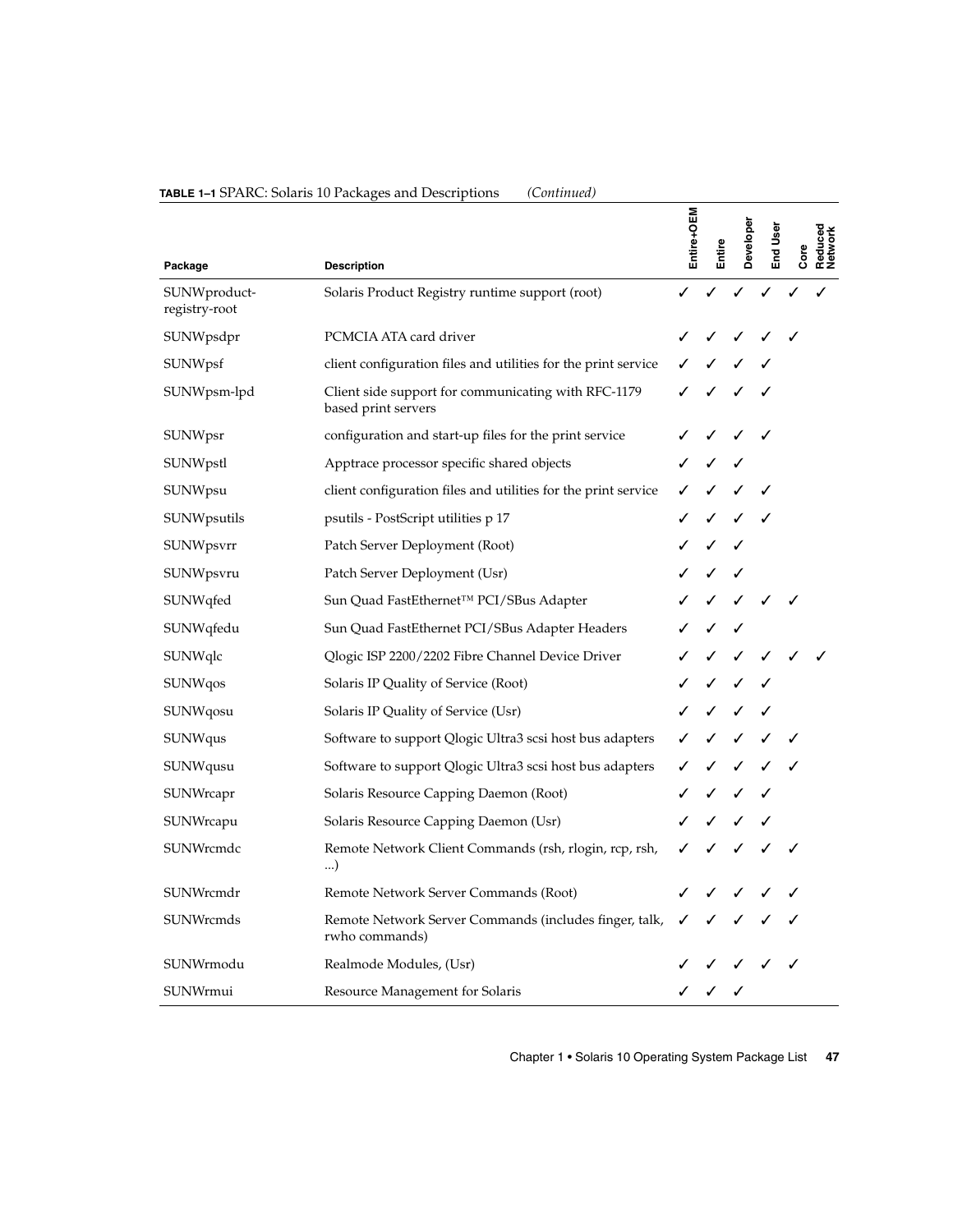**TABLE 1–1** SPARC: Solaris 10 Packages and Descriptions *(Continued)*

| Package | Description | Entire+OEM | Entire | Developer | End User | Core | Reduced Network |
|---|---|---|---|---|---|---|---|
| SUNWproduct-registry-root | Solaris Product Registry runtime support (root) | ✓ | ✓ | ✓ | ✓ | ✓ | ✓ |
| SUNWpsdpr | PCMCIA ATA card driver | ✓ | ✓ | ✓ | ✓ | ✓ | |
| SUNWpsf | client configuration files and utilities for the print service | ✓ | ✓ | ✓ | ✓ | | |
| SUNWpsm-lpd | Client side support for communicating with RFC-1179 based print servers | ✓ | ✓ | ✓ | ✓ | | |
| SUNWpsr | configuration and start-up files for the print service | ✓ | ✓ | ✓ | ✓ | | |
| SUNWpstl | Apptrace processor specific shared objects | ✓ | ✓ | ✓ | | | |
| SUNWpsu | client configuration files and utilities for the print service | ✓ | ✓ | ✓ | ✓ | | |
| SUNWpsutils | psutils - PostScript utilities p 17 | ✓ | ✓ | ✓ | ✓ | | |
| SUNWpsvrr | Patch Server Deployment (Root) | ✓ | ✓ | ✓ | | | |
| SUNWpsvru | Patch Server Deployment (Usr) | ✓ | ✓ | ✓ | | | |
| SUNWqfed | Sun Quad FastEthernet™ PCI/SBus Adapter | ✓ | ✓ | ✓ | ✓ | ✓ | |
| SUNWqfedu | Sun Quad FastEthernet PCI/SBus Adapter Headers | ✓ | ✓ | ✓ | | | |
| SUNWqlc | Qlogic ISP 2200/2202 Fibre Channel Device Driver | ✓ | ✓ | ✓ | ✓ | ✓ | ✓ |
| SUNWqos | Solaris IP Quality of Service (Root) | ✓ | ✓ | ✓ | ✓ | | |
| SUNWqosu | Solaris IP Quality of Service (Usr) | ✓ | ✓ | ✓ | ✓ | | |
| SUNWqus | Software to support Qlogic Ultra3 scsi host bus adapters | ✓ | ✓ | ✓ | ✓ | ✓ | |
| SUNWqusu | Software to support Qlogic Ultra3 scsi host bus adapters | ✓ | ✓ | ✓ | ✓ | ✓ | |
| SUNWrcapr | Solaris Resource Capping Daemon (Root) | ✓ | ✓ | ✓ | ✓ | | |
| SUNWrcapu | Solaris Resource Capping Daemon (Usr) | ✓ | ✓ | ✓ | ✓ | | |
| SUNWrcmdc | Remote Network Client Commands (rsh, rlogin, rcp, rsh, ...) | ✓ | ✓ | ✓ | ✓ | ✓ | |
| SUNWrcmdr | Remote Network Server Commands (Root) | ✓ | ✓ | ✓ | ✓ | ✓ | |
| SUNWrcmds | Remote Network Server Commands (includes finger, talk, rwho commands) | ✓ | ✓ | ✓ | ✓ | ✓ | |
| SUNWrmodu | Realmode Modules, (Usr) | ✓ | ✓ | ✓ | ✓ | ✓ | |
| SUNWrmui | Resource Management for Solaris | ✓ | ✓ | ✓ | | | |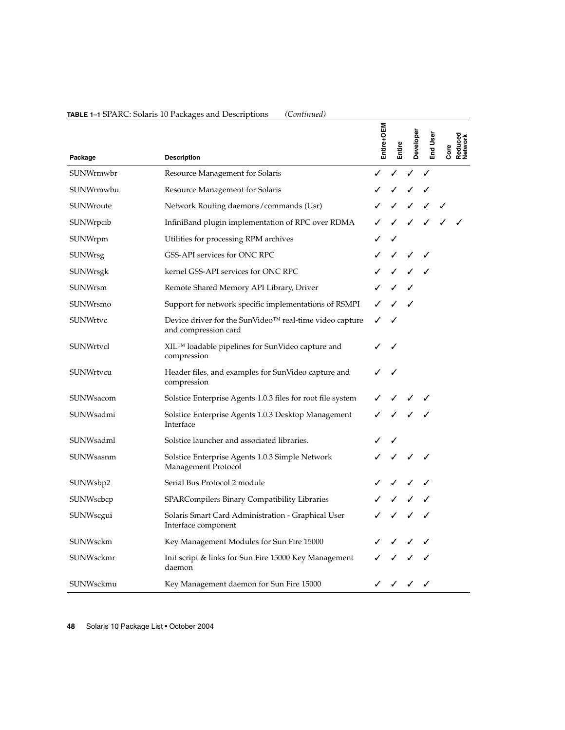**TABLE 1–1** SPARC: Solaris 10 Packages and Descriptions *(Continued)*

| Package | Description | Entire+OEM | Entire | Developer | End User | Core | Reduced Network |
| --- | --- | --- | --- | --- | --- | --- | --- |
| SUNWrmwbr | Resource Management for Solaris | ✓ | ✓ | ✓ | ✓ | | |
| SUNWrmwbu | Resource Management for Solaris | ✓ | ✓ | ✓ | ✓ | | |
| SUNWroute | Network Routing daemons/commands (Usr) | ✓ | ✓ | ✓ | ✓ | ✓ | |
| SUNWrpcib | InfiniBand plugin implementation of RPC over RDMA | ✓ | ✓ | ✓ | ✓ | ✓ | ✓ |
| SUNWrpm | Utilities for processing RPM archives | ✓ | ✓ | | | | |
| SUNWrsg | GSS-API services for ONC RPC | ✓ | ✓ | ✓ | ✓ | | |
| SUNWrsgk | kernel GSS-API services for ONC RPC | ✓ | ✓ | ✓ | ✓ | | |
| SUNWrsm | Remote Shared Memory API Library, Driver | ✓ | ✓ | ✓ | | | |
| SUNWrsmo | Support for network specific implementations of RSMPI | ✓ | ✓ | ✓ | | | |
| SUNWrtvc | Device driver for the SunVideo™ real-time video capture and compression card | ✓ | ✓ | | | | |
| SUNWrtvcl | XIL™ loadable pipelines for SunVideo capture and compression | ✓ | ✓ | | | | |
| SUNWrtvcu | Header files, and examples for SunVideo capture and compression | ✓ | ✓ | | | | |
| SUNWsacom | Solstice Enterprise Agents 1.0.3 files for root file system | ✓ | ✓ | ✓ | ✓ | | |
| SUNWsadmi | Solstice Enterprise Agents 1.0.3 Desktop Management Interface | ✓ | ✓ | ✓ | ✓ | | |
| SUNWsadml | Solstice launcher and associated libraries. | ✓ | ✓ | | | | |
| SUNWsasnm | Solstice Enterprise Agents 1.0.3 Simple Network Management Protocol | ✓ | ✓ | ✓ | ✓ | | |
| SUNWsbp2 | Serial Bus Protocol 2 module | ✓ | ✓ | ✓ | ✓ | | |
| SUNWscbcp | SPARCompilers Binary Compatibility Libraries | ✓ | ✓ | ✓ | ✓ | | |
| SUNWscgui | Solaris Smart Card Administration - Graphical User Interface component | ✓ | ✓ | ✓ | ✓ | | |
| SUNWsckm | Key Management Modules for Sun Fire 15000 | ✓ | ✓ | ✓ | ✓ | | |
| SUNWsckmr | Init script & links for Sun Fire 15000 Key Management daemon | ✓ | ✓ | ✓ | ✓ | | |
| SUNWsckmu | Key Management daemon for Sun Fire 15000 | ✓ | ✓ | ✓ | ✓ | | |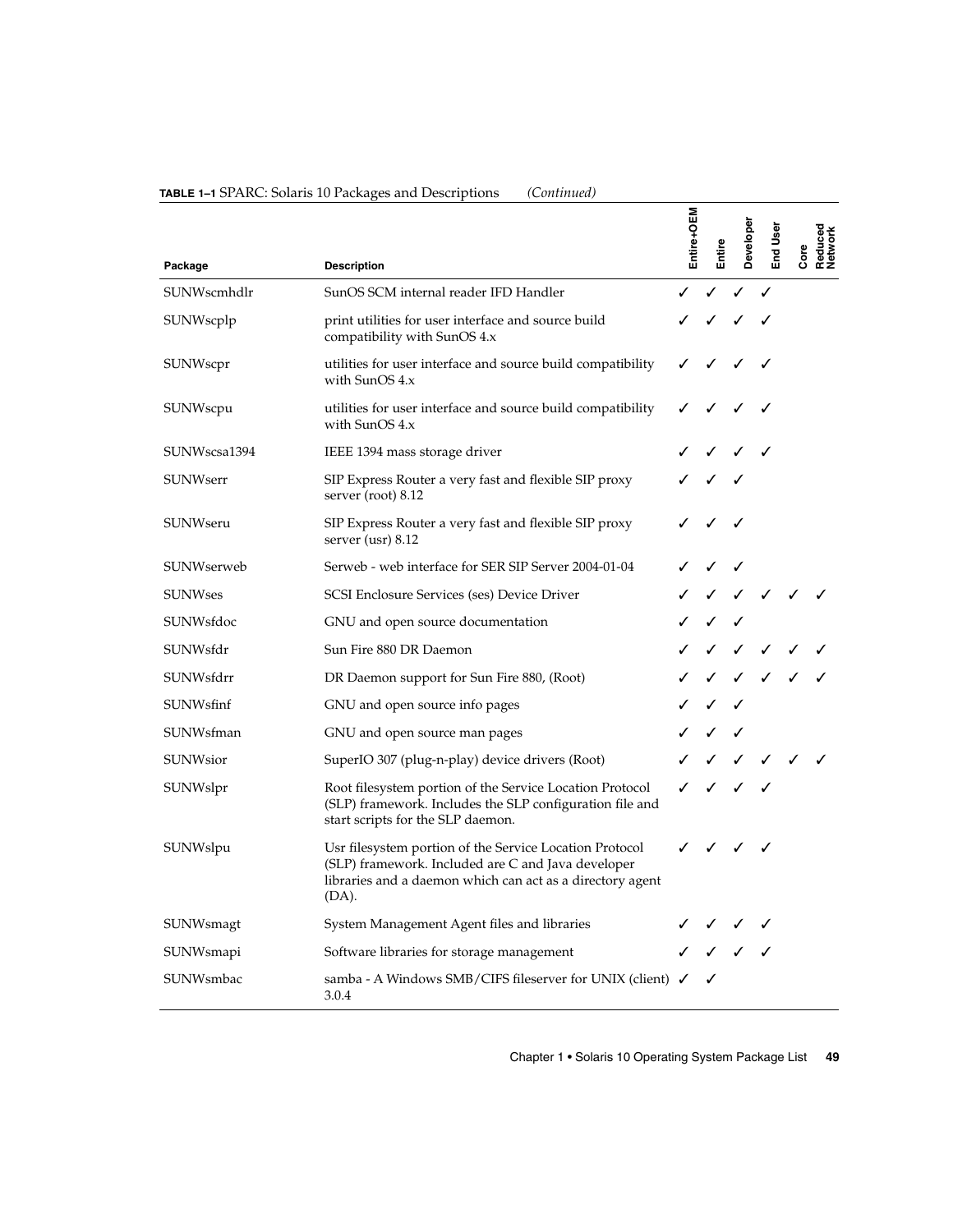**TABLE 1–1** SPARC: Solaris 10 Packages and Descriptions *(Continued)*

| Package | Description | Entire+OEM | Entire | Developer | End User | Core | Reduced Network |
|---|---|---|---|---|---|---|---|
| SUNWscmhdlr | SunOS SCM internal reader IFD Handler | ✓ | ✓ | ✓ | ✓ | | |
| SUNWscplp | print utilities for user interface and source build compatibility with SunOS 4.x | ✓ | ✓ | ✓ | ✓ | | |
| SUNWscpr | utilities for user interface and source build compatibility with SunOS 4.x | ✓ | ✓ | ✓ | ✓ | | |
| SUNWscpu | utilities for user interface and source build compatibility with SunOS 4.x | ✓ | ✓ | ✓ | ✓ | | |
| SUNWscsa1394 | IEEE 1394 mass storage driver | ✓ | ✓ | ✓ | ✓ | | |
| SUNWserr | SIP Express Router a very fast and flexible SIP proxy server (root) 8.12 | ✓ | ✓ | ✓ | | | |
| SUNWseru | SIP Express Router a very fast and flexible SIP proxy server (usr) 8.12 | ✓ | ✓ | ✓ | | | |
| SUNWserweb | Serweb - web interface for SER SIP Server 2004-01-04 | ✓ | ✓ | ✓ | | | |
| SUNWses | SCSI Enclosure Services (ses) Device Driver | ✓ | ✓ | ✓ | ✓ | ✓ | ✓ |
| SUNWsfdoc | GNU and open source documentation | ✓ | ✓ | ✓ | | | |
| SUNWsfdr | Sun Fire 880 DR Daemon | ✓ | ✓ | ✓ | ✓ | ✓ | ✓ |
| SUNWsfdrr | DR Daemon support for Sun Fire 880, (Root) | ✓ | ✓ | ✓ | ✓ | ✓ | ✓ |
| SUNWsfinf | GNU and open source info pages | ✓ | ✓ | ✓ | | | |
| SUNWsfman | GNU and open source man pages | ✓ | ✓ | ✓ | | | |
| SUNWsior | SuperIO 307 (plug-n-play) device drivers (Root) | ✓ | ✓ | ✓ | ✓ | ✓ | ✓ |
| SUNWslpr | Root filesystem portion of the Service Location Protocol (SLP) framework. Includes the SLP configuration file and start scripts for the SLP daemon. | ✓ | ✓ | ✓ | ✓ | | |
| SUNWslpu | Usr filesystem portion of the Service Location Protocol (SLP) framework. Included are C and Java developer libraries and a daemon which can act as a directory agent (DA). | ✓ | ✓ | ✓ | ✓ | | |
| SUNWsmagt | System Management Agent files and libraries | ✓ | ✓ | ✓ | ✓ | | |
| SUNWsmapi | Software libraries for storage management | ✓ | ✓ | ✓ | ✓ | | |
| SUNWsmbac | samba - A Windows SMB/CIFS fileserver for UNIX (client) 3.0.4 | ✓ | ✓ | | | | |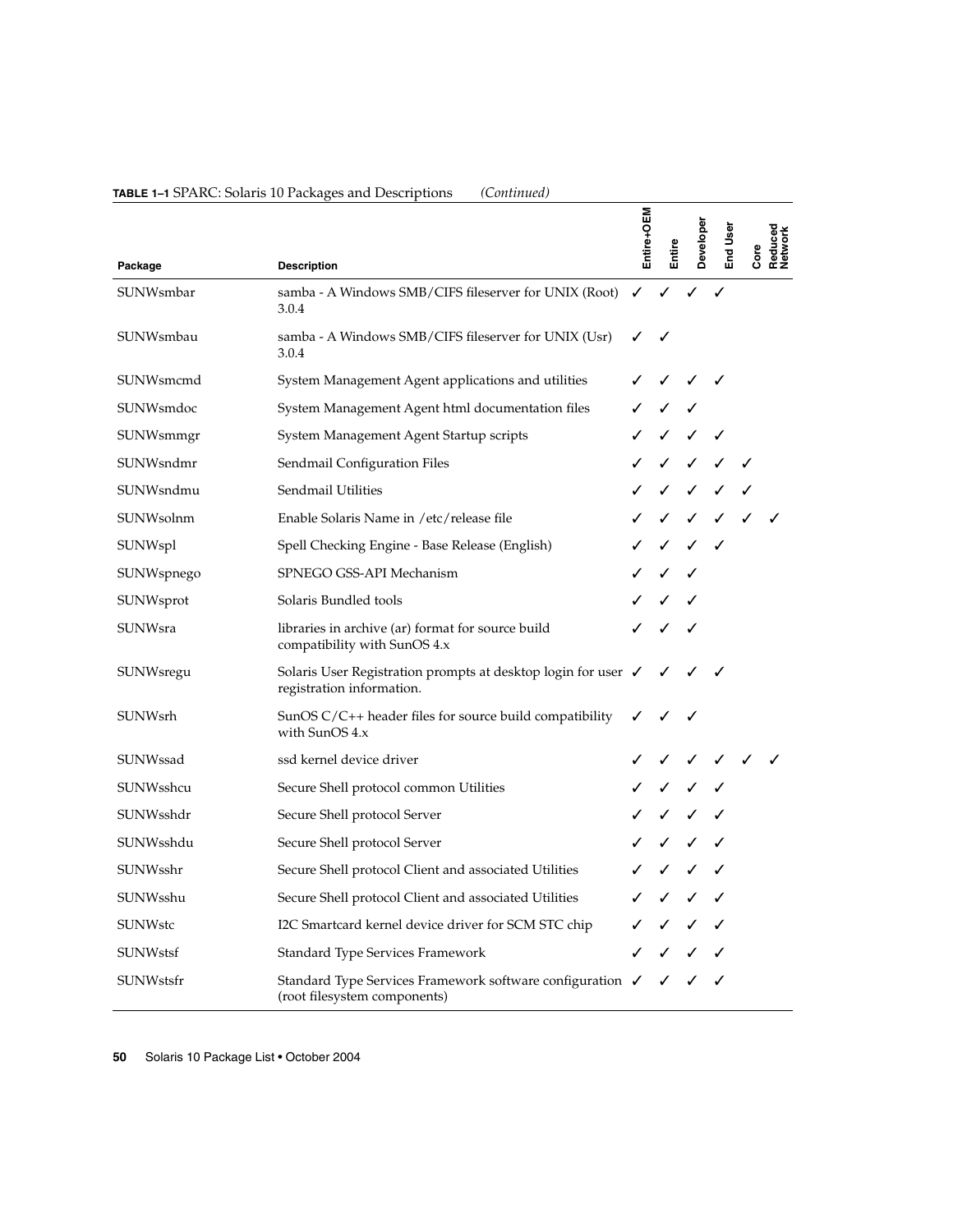**TABLE 1–1** SPARC: Solaris 10 Packages and Descriptions *(Continued)*

| Package | Description | Entire+OEM | Entire | Developer | End User | Core | Reduced Network |
|---|---|---|---|---|---|---|---|
| SUNWsmbar | samba - A Windows SMB/CIFS fileserver for UNIX (Root) 3.0.4 | ✓ | ✓ | ✓ | ✓ | | |
| SUNWsmbau | samba - A Windows SMB/CIFS fileserver for UNIX (Usr) 3.0.4 | ✓ | ✓ | | | | |
| SUNWsmcmd | System Management Agent applications and utilities | ✓ | ✓ | ✓ | ✓ | | |
| SUNWsmdoc | System Management Agent html documentation files | ✓ | ✓ | ✓ | | | |
| SUNWsmmgr | System Management Agent Startup scripts | ✓ | ✓ | ✓ | ✓ | | |
| SUNWsndmr | Sendmail Configuration Files | ✓ | ✓ | ✓ | ✓ | ✓ | |
| SUNWsndmu | Sendmail Utilities | ✓ | ✓ | ✓ | ✓ | ✓ | |
| SUNWsolnm | Enable Solaris Name in /etc/release file | ✓ | ✓ | ✓ | ✓ | ✓ | ✓ |
| SUNWspl | Spell Checking Engine - Base Release (English) | ✓ | ✓ | ✓ | ✓ | | |
| SUNWspnego | SPNEGO GSS-API Mechanism | ✓ | ✓ | ✓ | | | |
| SUNWsprot | Solaris Bundled tools | ✓ | ✓ | ✓ | | | |
| SUNWsra | libraries in archive (ar) format for source build compatibility with SunOS 4.x | ✓ | ✓ | ✓ | | | |
| SUNWsregu | Solaris User Registration prompts at desktop login for user registration information. | ✓ | ✓ | ✓ | ✓ | | |
| SUNWsrh | SunOS C/C++ header files for source build compatibility with SunOS 4.x | ✓ | ✓ | ✓ | | | |
| SUNWssad | ssd kernel device driver | ✓ | ✓ | ✓ | ✓ | ✓ | ✓ |
| SUNWsshcu | Secure Shell protocol common Utilities | ✓ | ✓ | ✓ | ✓ | | |
| SUNWsshdr | Secure Shell protocol Server | ✓ | ✓ | ✓ | ✓ | | |
| SUNWsshdu | Secure Shell protocol Server | ✓ | ✓ | ✓ | ✓ | | |
| SUNWsshr | Secure Shell protocol Client and associated Utilities | ✓ | ✓ | ✓ | ✓ | | |
| SUNWsshu | Secure Shell protocol Client and associated Utilities | ✓ | ✓ | ✓ | ✓ | | |
| SUNWstc | I2C Smartcard kernel device driver for SCM STC chip | ✓ | ✓ | ✓ | ✓ | | |
| SUNWstsf | Standard Type Services Framework | ✓ | ✓ | ✓ | ✓ | | |
| SUNWstsfr | Standard Type Services Framework software configuration (root filesystem components) | ✓ | ✓ | ✓ | ✓ | | |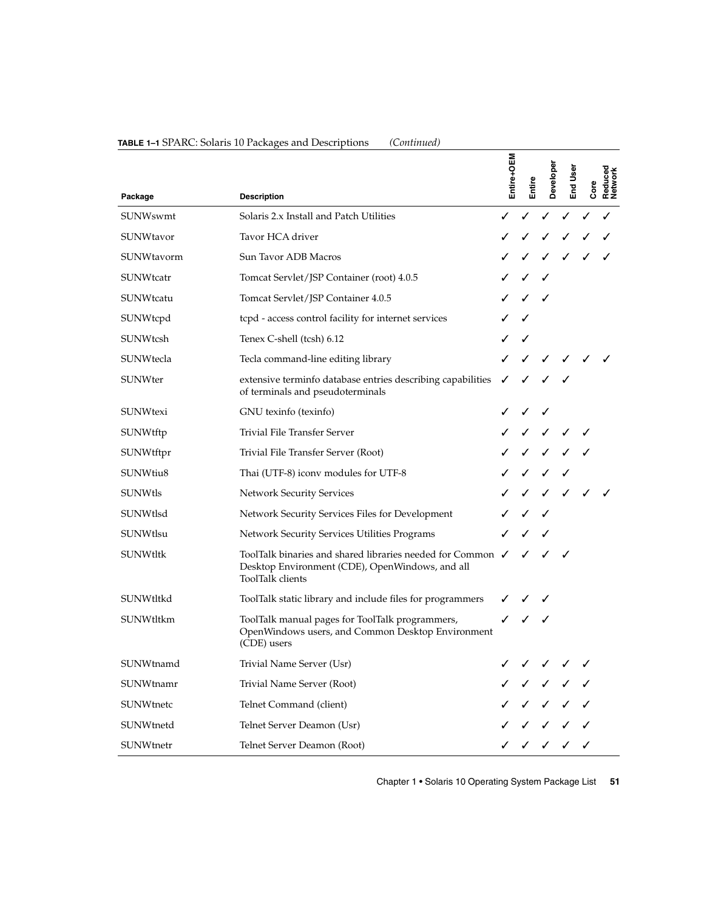**TABLE 1–1** SPARC: Solaris 10 Packages and Descriptions *(Continued)*

| Package | Description | Entire+OEM | Entire | Developer | End User | Core | Reduced Network |
|---|---|---|---|---|---|---|---|
| SUNWswmt | Solaris 2.x Install and Patch Utilities | ✓ | ✓ | ✓ | ✓ | ✓ | ✓ |
| SUNWtavor | Tavor HCA driver | ✓ | ✓ | ✓ | ✓ | ✓ | ✓ |
| SUNWtavorm | Sun Tavor ADB Macros | ✓ | ✓ | ✓ | ✓ | ✓ | ✓ |
| SUNWtcatr | Tomcat Servlet/JSP Container (root) 4.0.5 | ✓ | ✓ | ✓ | | | |
| SUNWtcatu | Tomcat Servlet/JSP Container 4.0.5 | ✓ | ✓ | ✓ | | | |
| SUNWtcpd | tcpd - access control facility for internet services | ✓ | ✓ | | | | |
| SUNWtcsh | Tenex C-shell (tcsh) 6.12 | ✓ | ✓ | | | | |
| SUNWtecla | Tecla command-line editing library | ✓ | ✓ | ✓ | ✓ | ✓ | ✓ |
| SUNWter | extensive terminfo database entries describing capabilities of terminals and pseudoterminals | ✓ | ✓ | ✓ | ✓ | | |
| SUNWtexi | GNU texinfo (texinfo) | ✓ | ✓ | ✓ | | | |
| SUNWtftp | Trivial File Transfer Server | ✓ | ✓ | ✓ | ✓ | ✓ | |
| SUNWtftpr | Trivial File Transfer Server (Root) | ✓ | ✓ | ✓ | ✓ | ✓ | |
| SUNWtiu8 | Thai (UTF-8) iconv modules for UTF-8 | ✓ | ✓ | ✓ | ✓ | | |
| SUNWtls | Network Security Services | ✓ | ✓ | ✓ | ✓ | ✓ | ✓ |
| SUNWtlsd | Network Security Services Files for Development | ✓ | ✓ | ✓ | | | |
| SUNWtlsu | Network Security Services Utilities Programs | ✓ | ✓ | ✓ | | | |
| SUNWtltk | ToolTalk binaries and shared libraries needed for Common Desktop Environment (CDE), OpenWindows, and all ToolTalk clients | ✓ | ✓ | ✓ | ✓ | | |
| SUNWtltkd | ToolTalk static library and include files for programmers | ✓ | ✓ | ✓ | | | |
| SUNWtltkm | ToolTalk manual pages for ToolTalk programmers, OpenWindows users, and Common Desktop Environment (CDE) users | ✓ | ✓ | ✓ | | | |
| SUNWtnamd | Trivial Name Server (Usr) | ✓ | ✓ | ✓ | ✓ | ✓ | |
| SUNWtnamr | Trivial Name Server (Root) | ✓ | ✓ | ✓ | ✓ | ✓ | |
| SUNWtnetc | Telnet Command (client) | ✓ | ✓ | ✓ | ✓ | ✓ | |
| SUNWtnetd | Telnet Server Deamon (Usr) | ✓ | ✓ | ✓ | ✓ | ✓ | |
| SUNWtnetr | Telnet Server Deamon (Root) | ✓ | ✓ | ✓ | ✓ | ✓ | |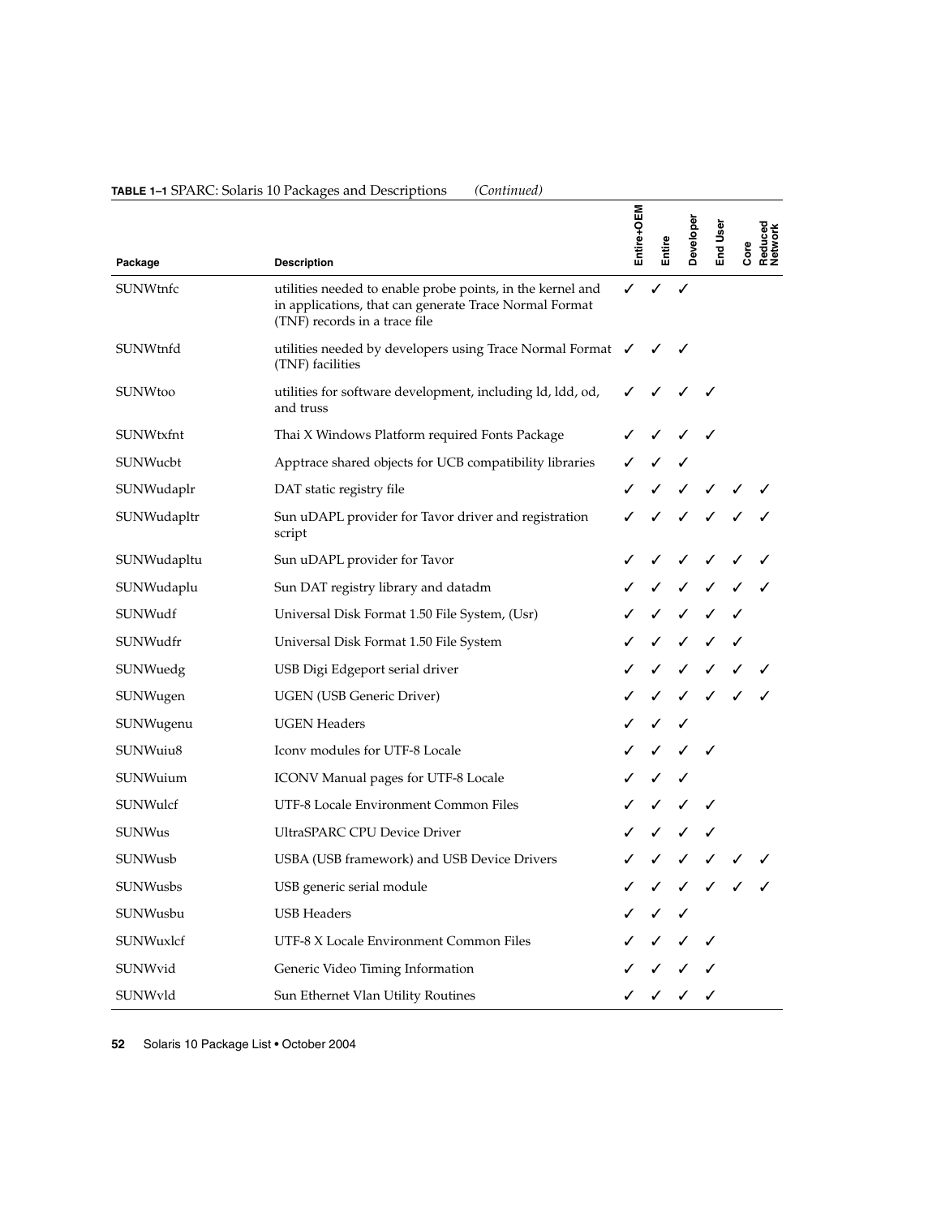**TABLE 1–1** SPARC: Solaris 10 Packages and Descriptions *(Continued)*

| Package | Description | Entire+OEM | Entire | Developer | End User | Core | Reduced Network |
|---|---|---|---|---|---|---|---|
| SUNWtnfc | utilities needed to enable probe points, in the kernel and in applications, that can generate Trace Normal Format (TNF) records in a trace file | ✓ | ✓ | ✓ | | | |
| SUNWtnfd | utilities needed by developers using Trace Normal Format (TNF) facilities | ✓ | ✓ | ✓ | | | |
| SUNWtoo | utilities for software development, including ld, ldd, od, and truss | ✓ | ✓ | ✓ | ✓ | | |
| SUNWtxfnt | Thai X Windows Platform required Fonts Package | ✓ | ✓ | ✓ | ✓ | | |
| SUNWucbt | Apptrace shared objects for UCB compatibility libraries | ✓ | ✓ | ✓ | | | |
| SUNWudaplr | DAT static registry file | ✓ | ✓ | ✓ | ✓ | ✓ | ✓ |
| SUNWudapltr | Sun uDAPL provider for Tavor driver and registration script | ✓ | ✓ | ✓ | ✓ | ✓ | ✓ |
| SUNWudapltu | Sun uDAPL provider for Tavor | ✓ | ✓ | ✓ | ✓ | ✓ | ✓ |
| SUNWudaplu | Sun DAT registry library and datadm | ✓ | ✓ | ✓ | ✓ | ✓ | ✓ |
| SUNWudf | Universal Disk Format 1.50 File System, (Usr) | ✓ | ✓ | ✓ | ✓ | ✓ | |
| SUNWudfr | Universal Disk Format 1.50 File System | ✓ | ✓ | ✓ | ✓ | ✓ | |
| SUNWuedg | USB Digi Edgeport serial driver | ✓ | ✓ | ✓ | ✓ | ✓ | ✓ |
| SUNWugen | UGEN (USB Generic Driver) | ✓ | ✓ | ✓ | ✓ | ✓ | ✓ |
| SUNWugenu | UGEN Headers | ✓ | ✓ | ✓ | | | |
| SUNWuiu8 | Iconv modules for UTF-8 Locale | ✓ | ✓ | ✓ | ✓ | | |
| SUNWuium | ICONV Manual pages for UTF-8 Locale | ✓ | ✓ | ✓ | | | |
| SUNWulcf | UTF-8 Locale Environment Common Files | ✓ | ✓ | ✓ | ✓ | | |
| SUNWus | UltraSPARC CPU Device Driver | ✓ | ✓ | ✓ | ✓ | | |
| SUNWusb | USBA (USB framework) and USB Device Drivers | ✓ | ✓ | ✓ | ✓ | ✓ | ✓ |
| SUNWusbs | USB generic serial module | ✓ | ✓ | ✓ | ✓ | ✓ | ✓ |
| SUNWusbu | USB Headers | ✓ | ✓ | ✓ | | | |
| SUNWuxlcf | UTF-8 X Locale Environment Common Files | ✓ | ✓ | ✓ | ✓ | | |
| SUNWvid | Generic Video Timing Information | ✓ | ✓ | ✓ | ✓ | | |
| SUNWvld | Sun Ethernet Vlan Utility Routines | ✓ | ✓ | ✓ | ✓ | | |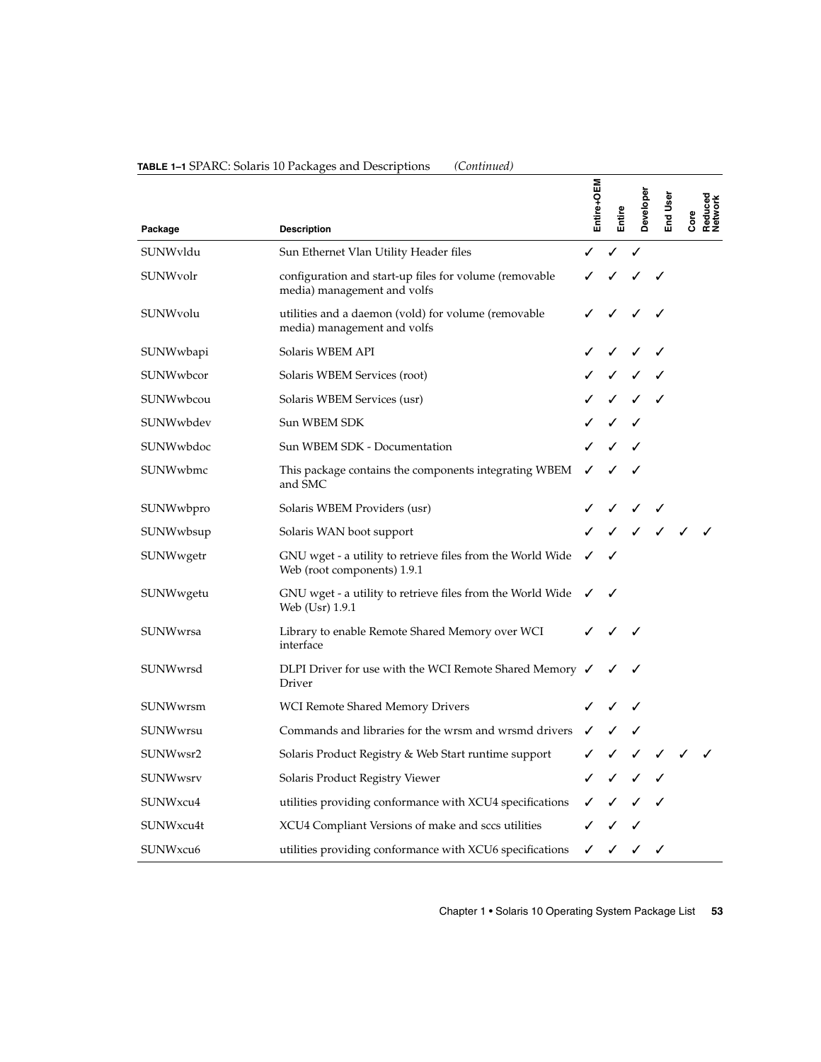**TABLE 1–1** SPARC: Solaris 10 Packages and Descriptions *(Continued)*

| Package | Description | Entire+OEM | Entire | Developer | End User | Core | Reduced Network |
|---|---|---|---|---|---|---|---|
| SUNWvldu | Sun Ethernet Vlan Utility Header files | ✓ | ✓ | ✓ | | | |
| SUNWvolr | configuration and start-up files for volume (removable media) management and volfs | ✓ | ✓ | ✓ | ✓ | | |
| SUNWvolu | utilities and a daemon (vold) for volume (removable media) management and volfs | ✓ | ✓ | ✓ | ✓ | | |
| SUNWwbapi | Solaris WBEM API | ✓ | ✓ | ✓ | ✓ | | |
| SUNWwbcor | Solaris WBEM Services (root) | ✓ | ✓ | ✓ | ✓ | | |
| SUNWwbcou | Solaris WBEM Services (usr) | ✓ | ✓ | ✓ | ✓ | | |
| SUNWwbdev | Sun WBEM SDK | ✓ | ✓ | ✓ | | | |
| SUNWwbdoc | Sun WBEM SDK - Documentation | ✓ | ✓ | ✓ | | | |
| SUNWwbmc | This package contains the components integrating WBEM and SMC | ✓ | ✓ | ✓ | | | |
| SUNWwbpro | Solaris WBEM Providers (usr) | ✓ | ✓ | ✓ | ✓ | | |
| SUNWwbsup | Solaris WAN boot support | ✓ | ✓ | ✓ | ✓ | ✓ | ✓ |
| SUNWwgetr | GNU wget - a utility to retrieve files from the World Wide Web (root components) 1.9.1 | ✓ | ✓ | | | | |
| SUNWwgetu | GNU wget - a utility to retrieve files from the World Wide Web (Usr) 1.9.1 | ✓ | ✓ | | | | |
| SUNWwrsa | Library to enable Remote Shared Memory over WCI interface | ✓ | ✓ | ✓ | | | |
| SUNWwrsd | DLPI Driver for use with the WCI Remote Shared Memory Driver | ✓ | ✓ | ✓ | | | |
| SUNWwrsm | WCI Remote Shared Memory Drivers | ✓ | ✓ | ✓ | | | |
| SUNWwrsu | Commands and libraries for the wrsm and wrsmd drivers | ✓ | ✓ | ✓ | | | |
| SUNWwsr2 | Solaris Product Registry & Web Start runtime support | ✓ | ✓ | ✓ | ✓ | ✓ | ✓ |
| SUNWwsrv | Solaris Product Registry Viewer | ✓ | ✓ | ✓ | ✓ | | |
| SUNWxcu4 | utilities providing conformance with XCU4 specifications | ✓ | ✓ | ✓ | ✓ | | |
| SUNWxcu4t | XCU4 Compliant Versions of make and sccs utilities | ✓ | ✓ | ✓ | | | |
| SUNWxcu6 | utilities providing conformance with XCU6 specifications | ✓ | ✓ | ✓ | ✓ | | |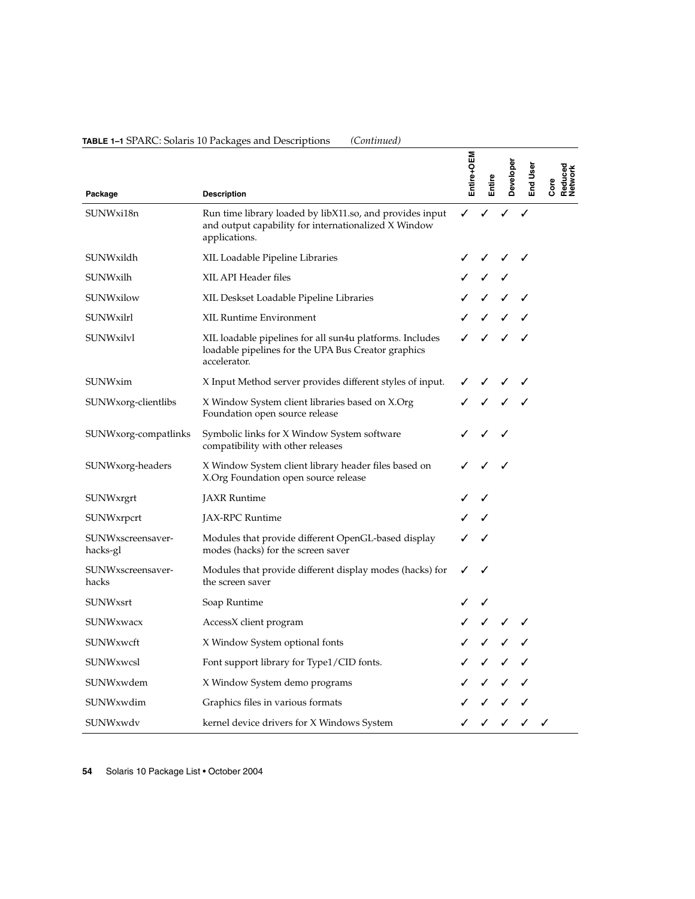**TABLE 1–1** SPARC: Solaris 10 Packages and Descriptions *(Continued)*

| Package | Description | Entire+OEM | Entire | Developer | End User | Core | Reduced Network |
|---|---|---|---|---|---|---|---|
| SUNWxi18n | Run time library loaded by libX11.so, and provides input and output capability for internationalized X Window applications. | ✓ | ✓ | ✓ | ✓ | | |
| SUNWxildh | XIL Loadable Pipeline Libraries | ✓ | ✓ | ✓ | ✓ | | |
| SUNWxilh | XIL API Header files | ✓ | ✓ | ✓ | | | |
| SUNWxilow | XIL Deskset Loadable Pipeline Libraries | ✓ | ✓ | ✓ | ✓ | | |
| SUNWxilrl | XIL Runtime Environment | ✓ | ✓ | ✓ | ✓ | | |
| SUNWxilvl | XIL loadable pipelines for all sun4u platforms. Includes loadable pipelines for the UPA Bus Creator graphics accelerator. | ✓ | ✓ | ✓ | ✓ | | |
| SUNWxim | X Input Method server provides different styles of input. | ✓ | ✓ | ✓ | ✓ | | |
| SUNWxorg-clientlibs | X Window System client libraries based on X.Org Foundation open source release | ✓ | ✓ | ✓ | ✓ | | |
| SUNWxorg-compatlinks | Symbolic links for X Window System software compatibility with other releases | ✓ | ✓ | ✓ | | | |
| SUNWxorg-headers | X Window System client library header files based on X.Org Foundation open source release | ✓ | ✓ | ✓ | | | |
| SUNWxrgrt | JAXR Runtime | ✓ | ✓ | | | | |
| SUNWxrpcrt | JAX-RPC Runtime | ✓ | ✓ | | | | |
| SUNWxscreensaver-hacks-gl | Modules that provide different OpenGL-based display modes (hacks) for the screen saver | ✓ | ✓ | | | | |
| SUNWxscreensaver-hacks | Modules that provide different display modes (hacks) for the screen saver | ✓ | ✓ | | | | |
| SUNWxsrt | Soap Runtime | ✓ | ✓ | | | | |
| SUNWxwacx | AccessX client program | ✓ | ✓ | ✓ | ✓ | | |
| SUNWxwcft | X Window System optional fonts | ✓ | ✓ | ✓ | ✓ | | |
| SUNWxwcsl | Font support library for Type1/CID fonts. | ✓ | ✓ | ✓ | ✓ | | |
| SUNWxwdem | X Window System demo programs | ✓ | ✓ | ✓ | ✓ | | |
| SUNWxwdim | Graphics files in various formats | ✓ | ✓ | ✓ | ✓ | | |
| SUNWxwdv | kernel device drivers for X Windows System | ✓ | ✓ | ✓ | ✓ | ✓ | |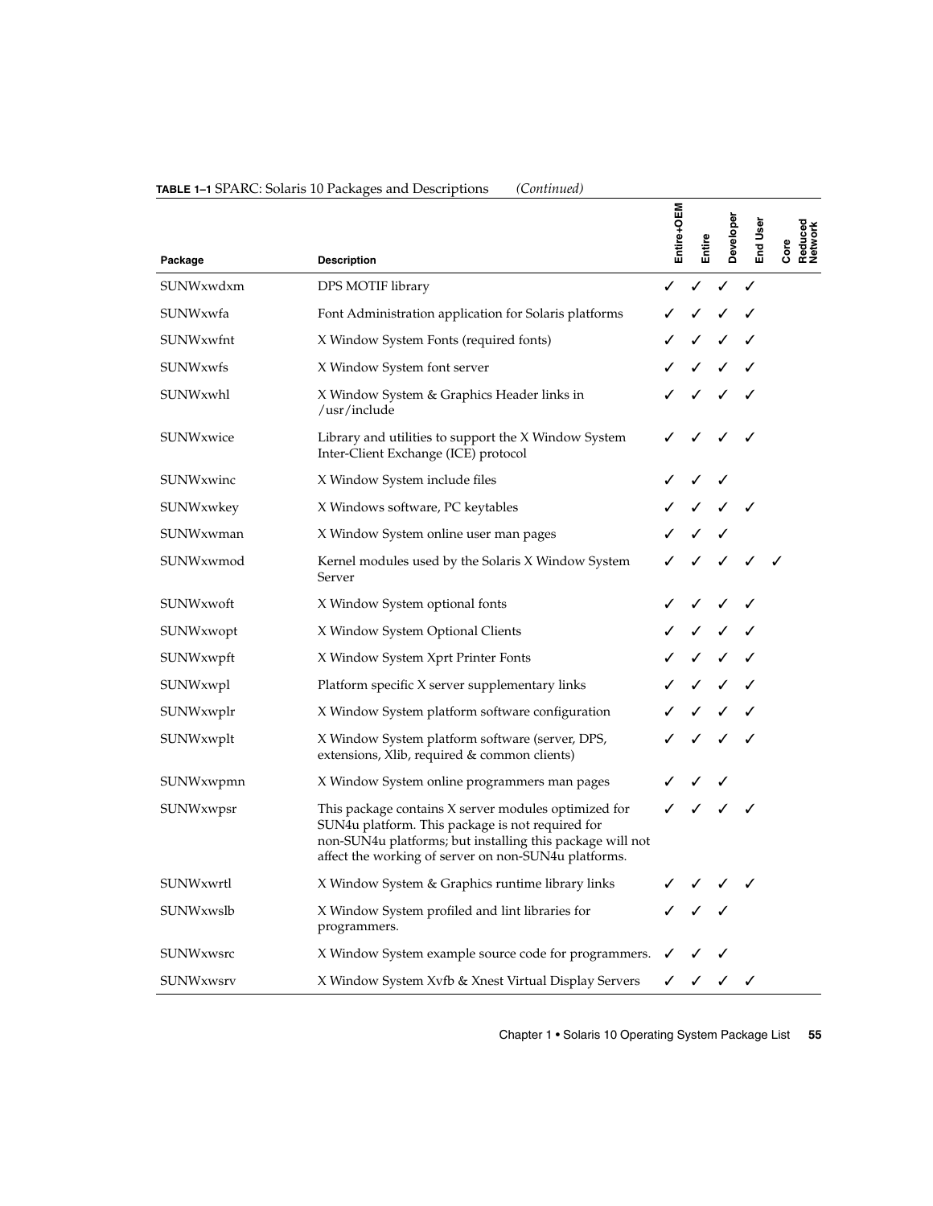**TABLE 1–1** SPARC: Solaris 10 Packages and Descriptions *(Continued)*

| Package | Description | Entire+OEM | Entire | Developer | End User | Core | Reduced Network |
| --- | --- | --- | --- | --- | --- | --- | --- |
| SUNWxwdxm | DPS MOTIF library | ✓ | ✓ | ✓ | ✓ | | |
| SUNWxwfa | Font Administration application for Solaris platforms | ✓ | ✓ | ✓ | ✓ | | |
| SUNWxwfnt | X Window System Fonts (required fonts) | ✓ | ✓ | ✓ | ✓ | | |
| SUNWxwfs | X Window System font server | ✓ | ✓ | ✓ | ✓ | | |
| SUNWxwhl | X Window System & Graphics Header links in /usr/include | ✓ | ✓ | ✓ | ✓ | | |
| SUNWxwice | Library and utilities to support the X Window System Inter-Client Exchange (ICE) protocol | ✓ | ✓ | ✓ | ✓ | | |
| SUNWxwinc | X Window System include files | ✓ | ✓ | ✓ | | | |
| SUNWxwkey | X Windows software, PC keytables | ✓ | ✓ | ✓ | ✓ | | |
| SUNWxwman | X Window System online user man pages | ✓ | ✓ | ✓ | | | |
| SUNWxwmod | Kernel modules used by the Solaris X Window System Server | ✓ | ✓ | ✓ | ✓ | ✓ | |
| SUNWxwoft | X Window System optional fonts | ✓ | ✓ | ✓ | ✓ | | |
| SUNWxwopt | X Window System Optional Clients | ✓ | ✓ | ✓ | ✓ | | |
| SUNWxwpft | X Window System Xprt Printer Fonts | ✓ | ✓ | ✓ | ✓ | | |
| SUNWxwpl | Platform specific X server supplementary links | ✓ | ✓ | ✓ | ✓ | | |
| SUNWxwplr | X Window System platform software configuration | ✓ | ✓ | ✓ | ✓ | | |
| SUNWxwplt | X Window System platform software (server, DPS, extensions, Xlib, required & common clients) | ✓ | ✓ | ✓ | ✓ | | |
| SUNWxwpmn | X Window System online programmers man pages | ✓ | ✓ | ✓ | | | |
| SUNWxwpsr | This package contains X server modules optimized for SUN4u platform. This package is not required for non-SUN4u platforms; but installing this package will not affect the working of server on non-SUN4u platforms. | ✓ | ✓ | ✓ | ✓ | | |
| SUNWxwrtl | X Window System & Graphics runtime library links | ✓ | ✓ | ✓ | ✓ | | |
| SUNWxwslb | X Window System profiled and lint libraries for programmers. | ✓ | ✓ | ✓ | | | |
| SUNWxwsrc | X Window System example source code for programmers. | ✓ | ✓ | ✓ | | | |
| SUNWxwsrv | X Window System Xvfb & Xnest Virtual Display Servers | ✓ | ✓ | ✓ | ✓ | | |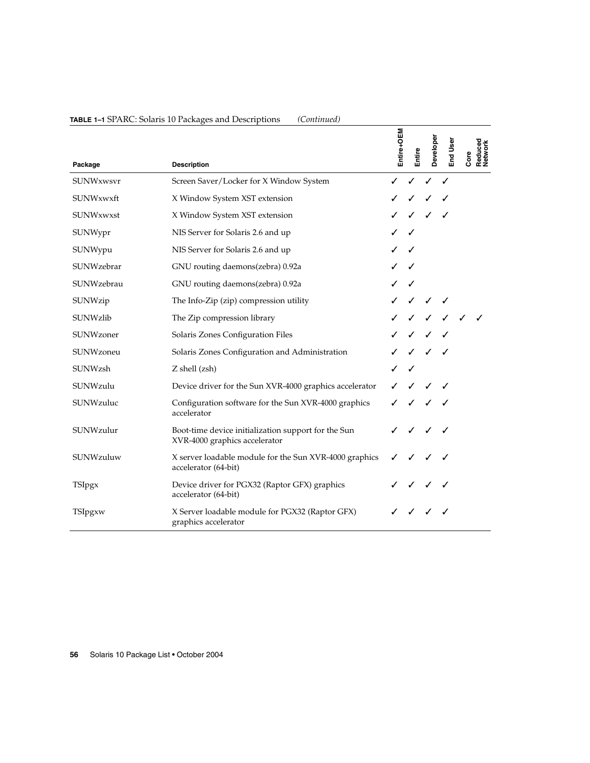**TABLE 1–1** SPARC: Solaris 10 Packages and Descriptions *(Continued)*

| Package | Description | Entire+OEM | Entire | Developer | End User | Core | Reduced Network |
|---|---|---|---|---|---|---|---|
| SUNWxwsvr | Screen Saver/Locker for X Window System | ✓ | ✓ | ✓ | ✓ | | |
| SUNWxwxft | X Window System XST extension | ✓ | ✓ | ✓ | ✓ | | |
| SUNWxwxst | X Window System XST extension | ✓ | ✓ | ✓ | ✓ | | |
| SUNWypr | NIS Server for Solaris 2.6 and up | ✓ | ✓ | | | | |
| SUNWypu | NIS Server for Solaris 2.6 and up | ✓ | ✓ | | | | |
| SUNWzebrar | GNU routing daemons(zebra) 0.92a | ✓ | ✓ | | | | |
| SUNWzebrau | GNU routing daemons(zebra) 0.92a | ✓ | ✓ | | | | |
| SUNWzip | The Info-Zip (zip) compression utility | ✓ | ✓ | ✓ | ✓ | | |
| SUNWzlib | The Zip compression library | ✓ | ✓ | ✓ | ✓ | ✓ | ✓ |
| SUNWzoner | Solaris Zones Configuration Files | ✓ | ✓ | ✓ | ✓ | | |
| SUNWzoneu | Solaris Zones Configuration and Administration | ✓ | ✓ | ✓ | ✓ | | |
| SUNWzsh | Z shell (zsh) | ✓ | ✓ | | | | |
| SUNWzulu | Device driver for the Sun XVR-4000 graphics accelerator | ✓ | ✓ | ✓ | ✓ | | |
| SUNWzuluc | Configuration software for the Sun XVR-4000 graphics accelerator | ✓ | ✓ | ✓ | ✓ | | |
| SUNWzulur | Boot-time device initialization support for the Sun XVR-4000 graphics accelerator | ✓ | ✓ | ✓ | ✓ | | |
| SUNWzuluw | X server loadable module for the Sun XVR-4000 graphics accelerator (64-bit) | ✓ | ✓ | ✓ | ✓ | | |
| TSIpgx | Device driver for PGX32 (Raptor GFX) graphics accelerator (64-bit) | ✓ | ✓ | ✓ | ✓ | | |
| TSIpgxw | X Server loadable module for PGX32 (Raptor GFX) graphics accelerator | ✓ | ✓ | ✓ | ✓ | | |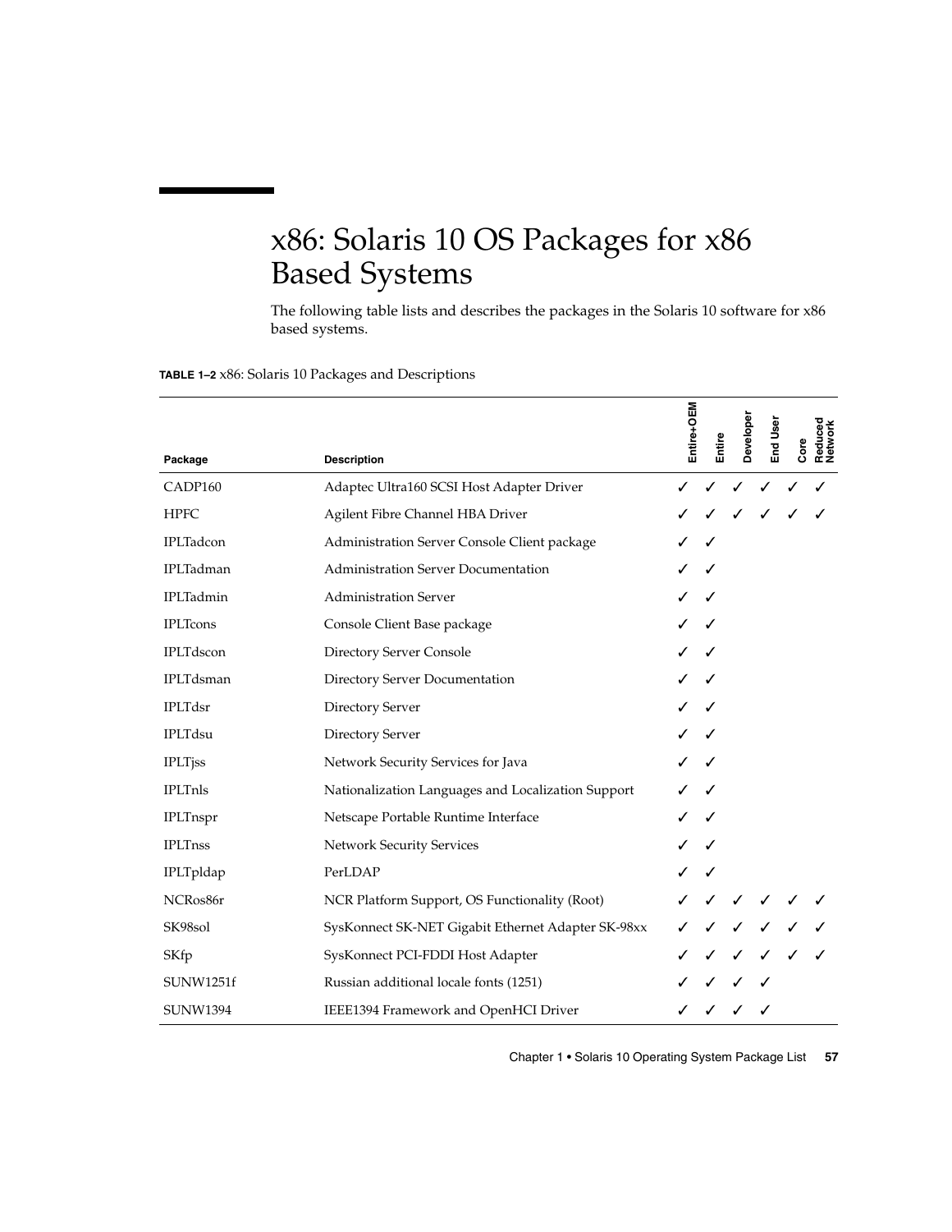# x86: Solaris 10 OS Packages for x86 Based Systems

The following table lists and describes the packages in the Solaris 10 software for x86 based systems.

**TABLE 1–2** x86: Solaris 10 Packages and Descriptions

| Package | Description | Entire+OEM | Entire | Developer | End User | Core | Reduced Network |
|---|---|---|---|---|---|---|---|
| CADP160 | Adaptec Ultra160 SCSI Host Adapter Driver | ✓ | ✓ | ✓ | ✓ | ✓ | ✓ |
| HPFC | Agilent Fibre Channel HBA Driver | ✓ | ✓ | ✓ | ✓ | ✓ | ✓ |
| IPLTadcon | Administration Server Console Client package | ✓ | ✓ | | | | |
| IPLTadman | Administration Server Documentation | ✓ | ✓ | | | | |
| IPLTadmin | Administration Server | ✓ | ✓ | | | | |
| IPLTcons | Console Client Base package | ✓ | ✓ | | | | |
| IPLTdscon | Directory Server Console | ✓ | ✓ | | | | |
| IPLTdsman | Directory Server Documentation | ✓ | ✓ | | | | |
| IPLTdsr | Directory Server | ✓ | ✓ | | | | |
| IPLTdsu | Directory Server | ✓ | ✓ | | | | |
| IPLTjss | Network Security Services for Java | ✓ | ✓ | | | | |
| IPLTnls | Nationalization Languages and Localization Support | ✓ | ✓ | | | | |
| IPLTnspr | Netscape Portable Runtime Interface | ✓ | ✓ | | | | |
| IPLTnss | Network Security Services | ✓ | ✓ | | | | |
| IPLTpldap | PerLDAP | ✓ | ✓ | | | | |
| NCRos86r | NCR Platform Support, OS Functionality (Root) | ✓ | ✓ | ✓ | ✓ | ✓ | ✓ |
| SK98sol | SysKonnect SK-NET Gigabit Ethernet Adapter SK-98xx | ✓ | ✓ | ✓ | ✓ | ✓ | ✓ |
| SKfp | SysKonnect PCI-FDDI Host Adapter | ✓ | ✓ | ✓ | ✓ | ✓ | ✓ |
| SUNW1251f | Russian additional locale fonts (1251) | ✓ | ✓ | ✓ | ✓ | | |
| SUNW1394 | IEEE1394 Framework and OpenHCI Driver | ✓ | ✓ | ✓ | ✓ | | |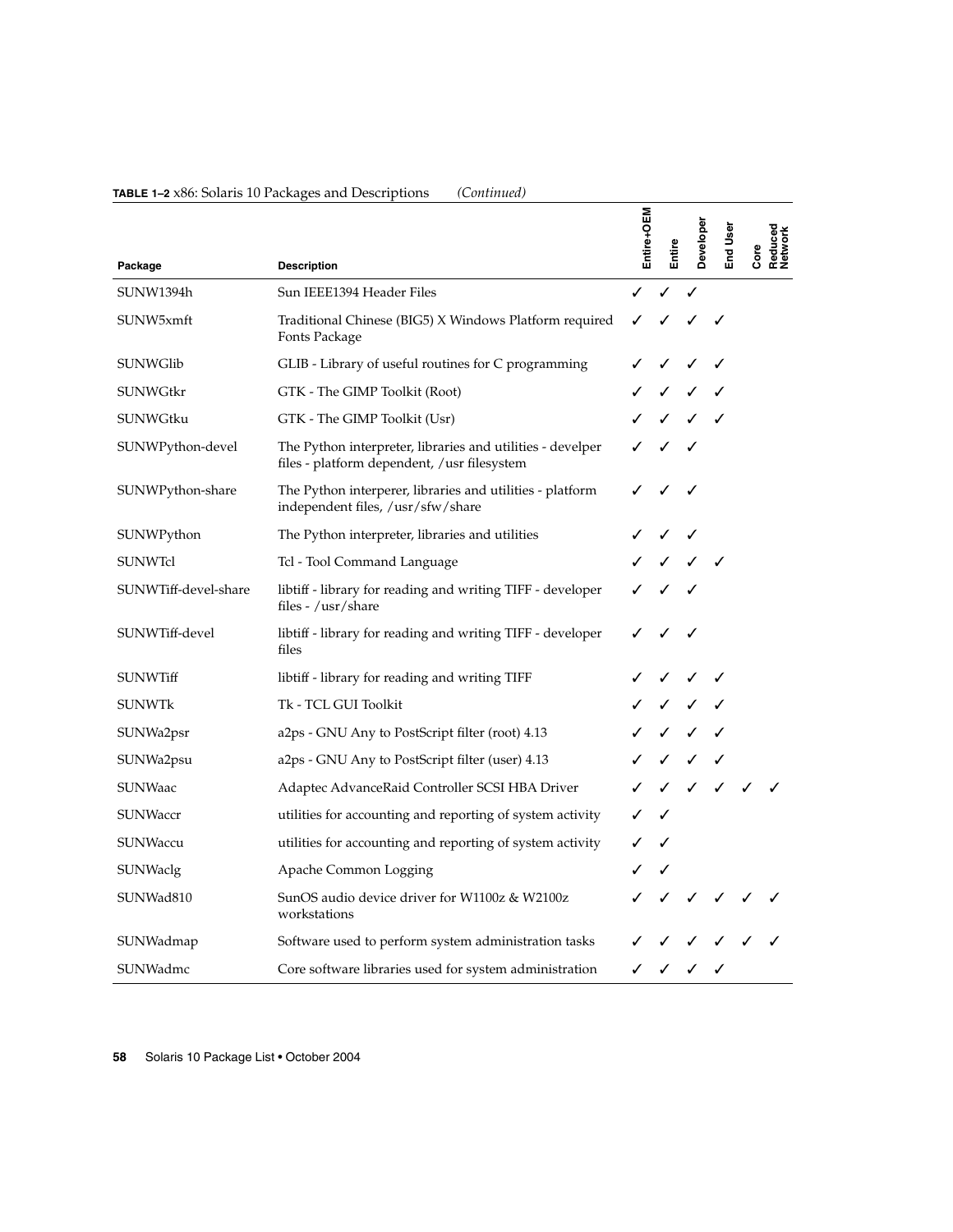**TABLE 1–2** x86: Solaris 10 Packages and Descriptions *(Continued)*

| Package | Description | Entire+OEM | Entire | Developer | End User | Core | Reduced Network |
| --- | --- | --- | --- | --- | --- | --- | --- |
| SUNW1394h | Sun IEEE1394 Header Files | ✓ | ✓ | ✓ | | | |
| SUNW5xmft | Traditional Chinese (BIG5) X Windows Platform required Fonts Package | ✓ | ✓ | ✓ | ✓ | | |
| SUNWGlib | GLIB - Library of useful routines for C programming | ✓ | ✓ | ✓ | ✓ | | |
| SUNWGtkr | GTK - The GIMP Toolkit (Root) | ✓ | ✓ | ✓ | ✓ | | |
| SUNWGtku | GTK - The GIMP Toolkit (Usr) | ✓ | ✓ | ✓ | ✓ | | |
| SUNWPython-devel | The Python interpreter, libraries and utilities - develper files - platform dependent, /usr filesystem | ✓ | ✓ | ✓ | | | |
| SUNWPython-share | The Python interperer, libraries and utilities - platform independent files, /usr/sfw/share | ✓ | ✓ | ✓ | | | |
| SUNWPython | The Python interpreter, libraries and utilities | ✓ | ✓ | ✓ | | | |
| SUNWTcl | Tcl - Tool Command Language | ✓ | ✓ | ✓ | ✓ | | |
| SUNWTiff-devel-share | libtiff - library for reading and writing TIFF - developer files - /usr/share | ✓ | ✓ | ✓ | | | |
| SUNWTiff-devel | libtiff - library for reading and writing TIFF - developer files | ✓ | ✓ | ✓ | | | |
| SUNWTiff | libtiff - library for reading and writing TIFF | ✓ | ✓ | ✓ | ✓ | | |
| SUNWTk | Tk - TCL GUI Toolkit | ✓ | ✓ | ✓ | ✓ | | |
| SUNWa2psr | a2ps - GNU Any to PostScript filter (root) 4.13 | ✓ | ✓ | ✓ | ✓ | | |
| SUNWa2psu | a2ps - GNU Any to PostScript filter (user) 4.13 | ✓ | ✓ | ✓ | ✓ | | |
| SUNWaac | Adaptec AdvanceRaid Controller SCSI HBA Driver | ✓ | ✓ | ✓ | ✓ | ✓ | ✓ |
| SUNWaccr | utilities for accounting and reporting of system activity | ✓ | ✓ | | | | |
| SUNWaccu | utilities for accounting and reporting of system activity | ✓ | ✓ | | | | |
| SUNWaclg | Apache Common Logging | ✓ | ✓ | | | | |
| SUNWad810 | SunOS audio device driver for W1100z & W2100z workstations | ✓ | ✓ | ✓ | ✓ | ✓ | ✓ |
| SUNWadmap | Software used to perform system administration tasks | ✓ | ✓ | ✓ | ✓ | ✓ | ✓ |
| SUNWadmc | Core software libraries used for system administration | ✓ | ✓ | ✓ | ✓ | | |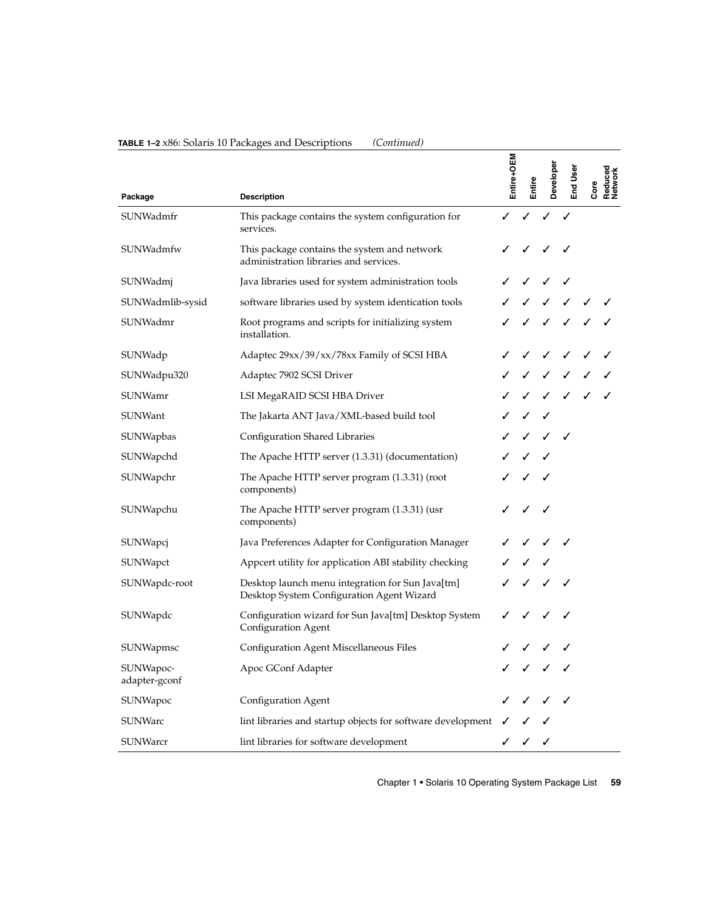**TABLE 1–2** x86: Solaris 10 Packages and Descriptions *(Continued)*

| Package | Description | Entire+OEM | Entire | Developer | End User | Core | Reduced Network |
|---|---|---|---|---|---|---|---|
| SUNWadmfr | This package contains the system configuration for services. | ✓ | ✓ | ✓ | ✓ | | |
| SUNWadmfw | This package contains the system and network administration libraries and services. | ✓ | ✓ | ✓ | ✓ | | |
| SUNWadmj | Java libraries used for system administration tools | ✓ | ✓ | ✓ | ✓ | | |
| SUNWadmlib-sysid | software libraries used by system identication tools | ✓ | ✓ | ✓ | ✓ | ✓ | ✓ |
| SUNWadmr | Root programs and scripts for initializing system installation. | ✓ | ✓ | ✓ | ✓ | ✓ | ✓ |
| SUNWadp | Adaptec 29xx/39/xx/78xx Family of SCSI HBA | ✓ | ✓ | ✓ | ✓ | ✓ | ✓ |
| SUNWadpu320 | Adaptec 7902 SCSI Driver | ✓ | ✓ | ✓ | ✓ | ✓ | ✓ |
| SUNWamr | LSI MegaRAID SCSI HBA Driver | ✓ | ✓ | ✓ | ✓ | ✓ | ✓ |
| SUNWant | The Jakarta ANT Java/XML-based build tool | ✓ | ✓ | ✓ | | | |
| SUNWapbas | Configuration Shared Libraries | ✓ | ✓ | ✓ | ✓ | | |
| SUNWapchd | The Apache HTTP server (1.3.31) (documentation) | ✓ | ✓ | ✓ | | | |
| SUNWapchr | The Apache HTTP server program (1.3.31) (root components) | ✓ | ✓ | ✓ | | | |
| SUNWapchu | The Apache HTTP server program (1.3.31) (usr components) | ✓ | ✓ | ✓ | | | |
| SUNWapcj | Java Preferences Adapter for Configuration Manager | ✓ | ✓ | ✓ | ✓ | | |
| SUNWapct | Appcert utility for application ABI stability checking | ✓ | ✓ | ✓ | | | |
| SUNWapdc-root | Desktop launch menu integration for Sun Java[tm] Desktop System Configuration Agent Wizard | ✓ | ✓ | ✓ | ✓ | | |
| SUNWapdc | Configuration wizard for Sun Java[tm] Desktop System Configuration Agent | ✓ | ✓ | ✓ | ✓ | | |
| SUNWapmsc | Configuration Agent Miscellaneous Files | ✓ | ✓ | ✓ | ✓ | | |
| SUNWapoc-adapter-gconf | Apoc GConf Adapter | ✓ | ✓ | ✓ | ✓ | | |
| SUNWapoc | Configuration Agent | ✓ | ✓ | ✓ | ✓ | | |
| SUNWarc | lint libraries and startup objects for software development | ✓ | ✓ | ✓ | | | |
| SUNWarcr | lint libraries for software development | ✓ | ✓ | ✓ | | | |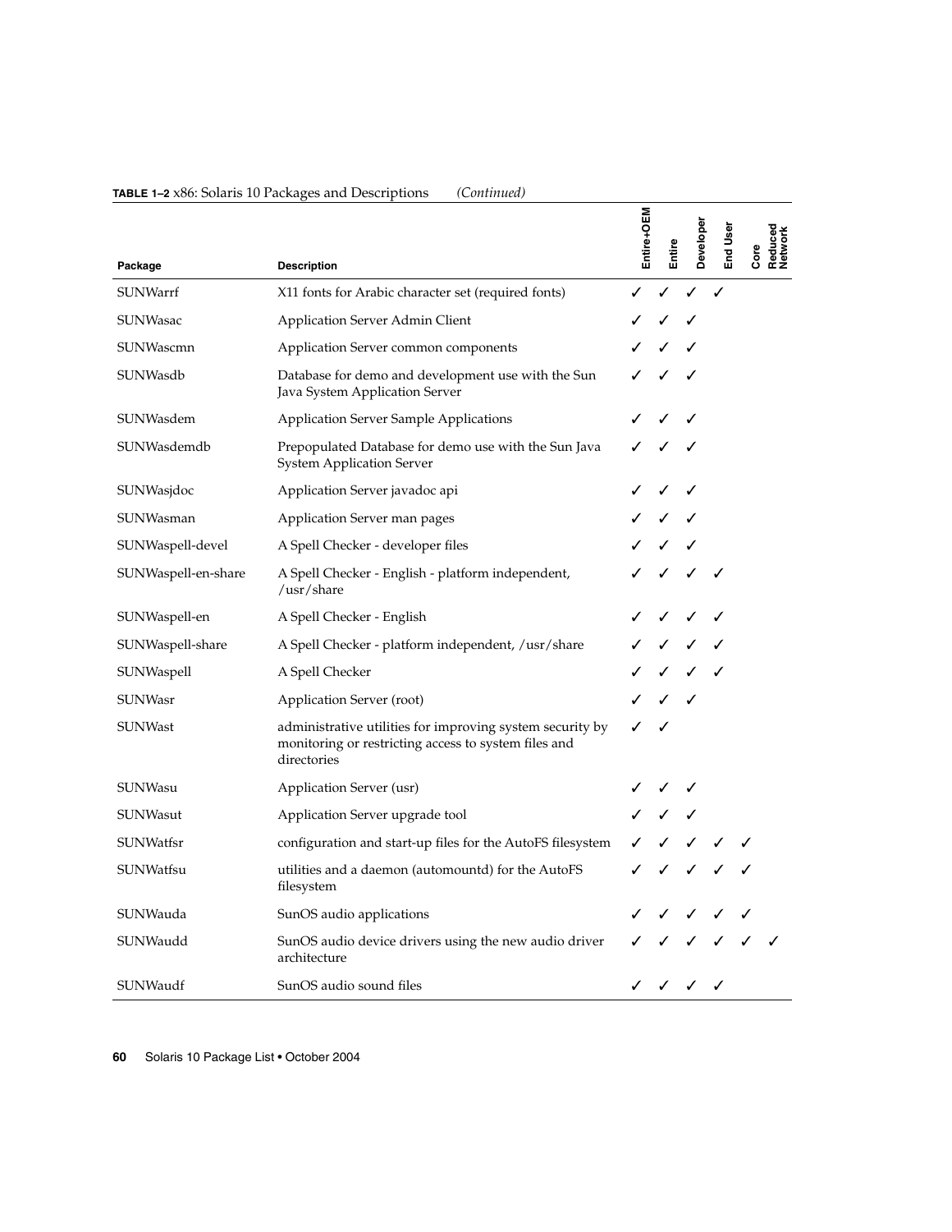**TABLE 1–2** x86: Solaris 10 Packages and Descriptions *(Continued)*

| Package | Description | Entire+OEM | Entire | Developer | End User | Core | Reduced Network |
| --- | --- | --- | --- | --- | --- | --- | --- |
| SUNWarrf | X11 fonts for Arabic character set (required fonts) | ✓ | ✓ | ✓ | ✓ | | |
| SUNWasac | Application Server Admin Client | ✓ | ✓ | ✓ | | | |
| SUNWascmn | Application Server common components | ✓ | ✓ | ✓ | | | |
| SUNWasdb | Database for demo and development use with the Sun Java System Application Server | ✓ | ✓ | ✓ | | | |
| SUNWasdem | Application Server Sample Applications | ✓ | ✓ | ✓ | | | |
| SUNWasdemdb | Prepopulated Database for demo use with the Sun Java System Application Server | ✓ | ✓ | ✓ | | | |
| SUNWasjdoc | Application Server javadoc api | ✓ | ✓ | ✓ | | | |
| SUNWasman | Application Server man pages | ✓ | ✓ | ✓ | | | |
| SUNWaspell-devel | A Spell Checker - developer files | ✓ | ✓ | ✓ | | | |
| SUNWaspell-en-share | A Spell Checker - English - platform independent, /usr/share | ✓ | ✓ | ✓ | ✓ | | |
| SUNWaspell-en | A Spell Checker - English | ✓ | ✓ | ✓ | ✓ | | |
| SUNWaspell-share | A Spell Checker - platform independent, /usr/share | ✓ | ✓ | ✓ | ✓ | | |
| SUNWaspell | A Spell Checker | ✓ | ✓ | ✓ | ✓ | | |
| SUNWasr | Application Server (root) | ✓ | ✓ | ✓ | | | |
| SUNWast | administrative utilities for improving system security by monitoring or restricting access to system files and directories | ✓ | ✓ | | | | |
| SUNWasu | Application Server (usr) | ✓ | ✓ | ✓ | | | |
| SUNWasut | Application Server upgrade tool | ✓ | ✓ | ✓ | | | |
| SUNWatfsr | configuration and start-up files for the AutoFS filesystem | ✓ | ✓ | ✓ | ✓ | ✓ | |
| SUNWatfsu | utilities and a daemon (automountd) for the AutoFS filesystem | ✓ | ✓ | ✓ | ✓ | ✓ | |
| SUNWauda | SunOS audio applications | ✓ | ✓ | ✓ | ✓ | ✓ | |
| SUNWaudd | SunOS audio device drivers using the new audio driver architecture | ✓ | ✓ | ✓ | ✓ | ✓ | ✓ |
| SUNWaudf | SunOS audio sound files | ✓ | ✓ | ✓ | ✓ | | |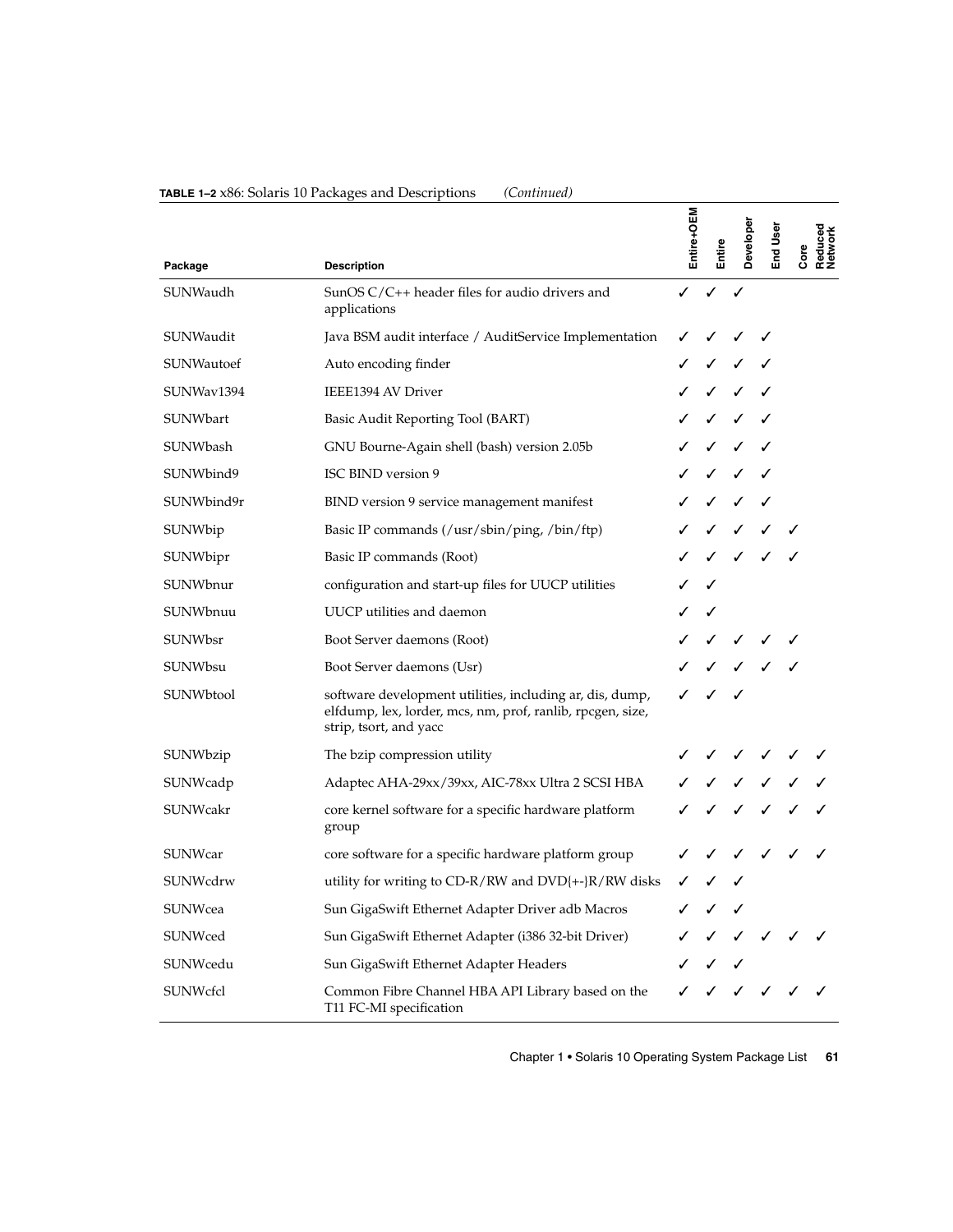**TABLE 1–2** x86: Solaris 10 Packages and Descriptions *(Continued)*

| Package | Description | Entire+OEM | Entire | Developer | End User | Core | Reduced Network |
|---|---|---|---|---|---|---|---|
| SUNWaudh | SunOS C/C++ header files for audio drivers and applications | ✓ | ✓ | ✓ | | | |
| SUNWaudit | Java BSM audit interface / AuditService Implementation | ✓ | ✓ | ✓ | ✓ | | |
| SUNWautoef | Auto encoding finder | ✓ | ✓ | ✓ | ✓ | | |
| SUNWav1394 | IEEE1394 AV Driver | ✓ | ✓ | ✓ | ✓ | | |
| SUNWbart | Basic Audit Reporting Tool (BART) | ✓ | ✓ | ✓ | ✓ | | |
| SUNWbash | GNU Bourne-Again shell (bash) version 2.05b | ✓ | ✓ | ✓ | ✓ | | |
| SUNWbind9 | ISC BIND version 9 | ✓ | ✓ | ✓ | ✓ | | |
| SUNWbind9r | BIND version 9 service management manifest | ✓ | ✓ | ✓ | ✓ | | |
| SUNWbip | Basic IP commands (/usr/sbin/ping, /bin/ftp) | ✓ | ✓ | ✓ | ✓ | ✓ | |
| SUNWbipr | Basic IP commands (Root) | ✓ | ✓ | ✓ | ✓ | ✓ | |
| SUNWbnur | configuration and start-up files for UUCP utilities | ✓ | ✓ | | | | |
| SUNWbnuu | UUCP utilities and daemon | ✓ | ✓ | | | | |
| SUNWbsr | Boot Server daemons (Root) | ✓ | ✓ | ✓ | ✓ | ✓ | |
| SUNWbsu | Boot Server daemons (Usr) | ✓ | ✓ | ✓ | ✓ | ✓ | |
| SUNWbtool | software development utilities, including ar, dis, dump, elfdump, lex, lorder, mcs, nm, prof, ranlib, rpcgen, size, strip, tsort, and yacc | ✓ | ✓ | ✓ | | | |
| SUNWbzip | The bzip compression utility | ✓ | ✓ | ✓ | ✓ | ✓ | ✓ |
| SUNWcadp | Adaptec AHA-29xx/39xx, AIC-78xx Ultra 2 SCSI HBA | ✓ | ✓ | ✓ | ✓ | ✓ | ✓ |
| SUNWcakr | core kernel software for a specific hardware platform group | ✓ | ✓ | ✓ | ✓ | ✓ | ✓ |
| SUNWcar | core software for a specific hardware platform group | ✓ | ✓ | ✓ | ✓ | ✓ | ✓ |
| SUNWcdrw | utility for writing to CD-R/RW and DVD{+-}R/RW disks | ✓ | ✓ | ✓ | | | |
| SUNWcea | Sun GigaSwift Ethernet Adapter Driver adb Macros | ✓ | ✓ | ✓ | | | |
| SUNWced | Sun GigaSwift Ethernet Adapter (i386 32-bit Driver) | ✓ | ✓ | ✓ | ✓ | ✓ | ✓ |
| SUNWcedu | Sun GigaSwift Ethernet Adapter Headers | ✓ | ✓ | ✓ | | | |
| SUNWcfcl | Common Fibre Channel HBA API Library based on the T11 FC-MI specification | ✓ | ✓ | ✓ | ✓ | ✓ | ✓ |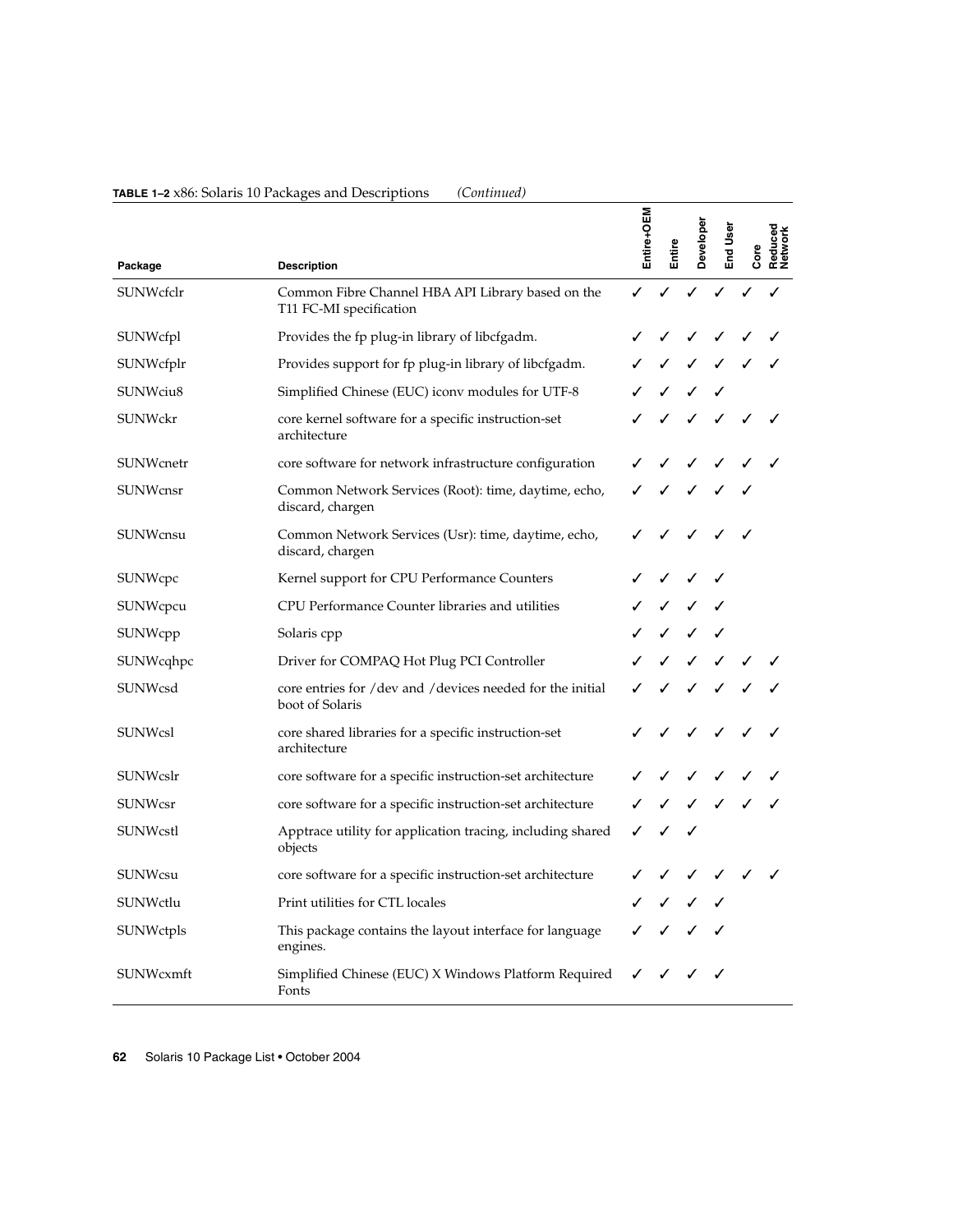**TABLE 1–2** x86: Solaris 10 Packages and Descriptions *(Continued)*

| Package | Description | Entire+OEM | Entire | Developer | End User | Core | Reduced Network |
|---|---|---|---|---|---|---|---|
| SUNWcfclr | Common Fibre Channel HBA API Library based on the T11 FC-MI specification | ✓ | ✓ | ✓ | ✓ | ✓ | ✓ |
| SUNWcfpl | Provides the fp plug-in library of libcfgadm. | ✓ | ✓ | ✓ | ✓ | ✓ | ✓ |
| SUNWcfplr | Provides support for fp plug-in library of libcfgadm. | ✓ | ✓ | ✓ | ✓ | ✓ | ✓ |
| SUNWciu8 | Simplified Chinese (EUC) iconv modules for UTF-8 | ✓ | ✓ | ✓ | ✓ | | |
| SUNWckr | core kernel software for a specific instruction-set architecture | ✓ | ✓ | ✓ | ✓ | ✓ | ✓ |
| SUNWcnetr | core software for network infrastructure configuration | ✓ | ✓ | ✓ | ✓ | ✓ | ✓ |
| SUNWcnsr | Common Network Services (Root): time, daytime, echo, discard, chargen | ✓ | ✓ | ✓ | ✓ | ✓ | |
| SUNWcnsu | Common Network Services (Usr): time, daytime, echo, discard, chargen | ✓ | ✓ | ✓ | ✓ | ✓ | |
| SUNWcpc | Kernel support for CPU Performance Counters | ✓ | ✓ | ✓ | ✓ | | |
| SUNWcpcu | CPU Performance Counter libraries and utilities | ✓ | ✓ | ✓ | ✓ | | |
| SUNWcpp | Solaris cpp | ✓ | ✓ | ✓ | ✓ | | |
| SUNWcqhpc | Driver for COMPAQ Hot Plug PCI Controller | ✓ | ✓ | ✓ | ✓ | ✓ | ✓ |
| SUNWcsd | core entries for /dev and /devices needed for the initial boot of Solaris | ✓ | ✓ | ✓ | ✓ | ✓ | ✓ |
| SUNWcsl | core shared libraries for a specific instruction-set architecture | ✓ | ✓ | ✓ | ✓ | ✓ | ✓ |
| SUNWcslr | core software for a specific instruction-set architecture | ✓ | ✓ | ✓ | ✓ | ✓ | ✓ |
| SUNWcsr | core software for a specific instruction-set architecture | ✓ | ✓ | ✓ | ✓ | ✓ | ✓ |
| SUNWcstl | Apptrace utility for application tracing, including shared objects | ✓ | ✓ | ✓ | | | |
| SUNWcsu | core software for a specific instruction-set architecture | ✓ | ✓ | ✓ | ✓ | ✓ | ✓ |
| SUNWctlu | Print utilities for CTL locales | ✓ | ✓ | ✓ | ✓ | | |
| SUNWctpls | This package contains the layout interface for language engines. | ✓ | ✓ | ✓ | ✓ | | |
| SUNWcxmft | Simplified Chinese (EUC) X Windows Platform Required Fonts | ✓ | ✓ | ✓ | ✓ | | |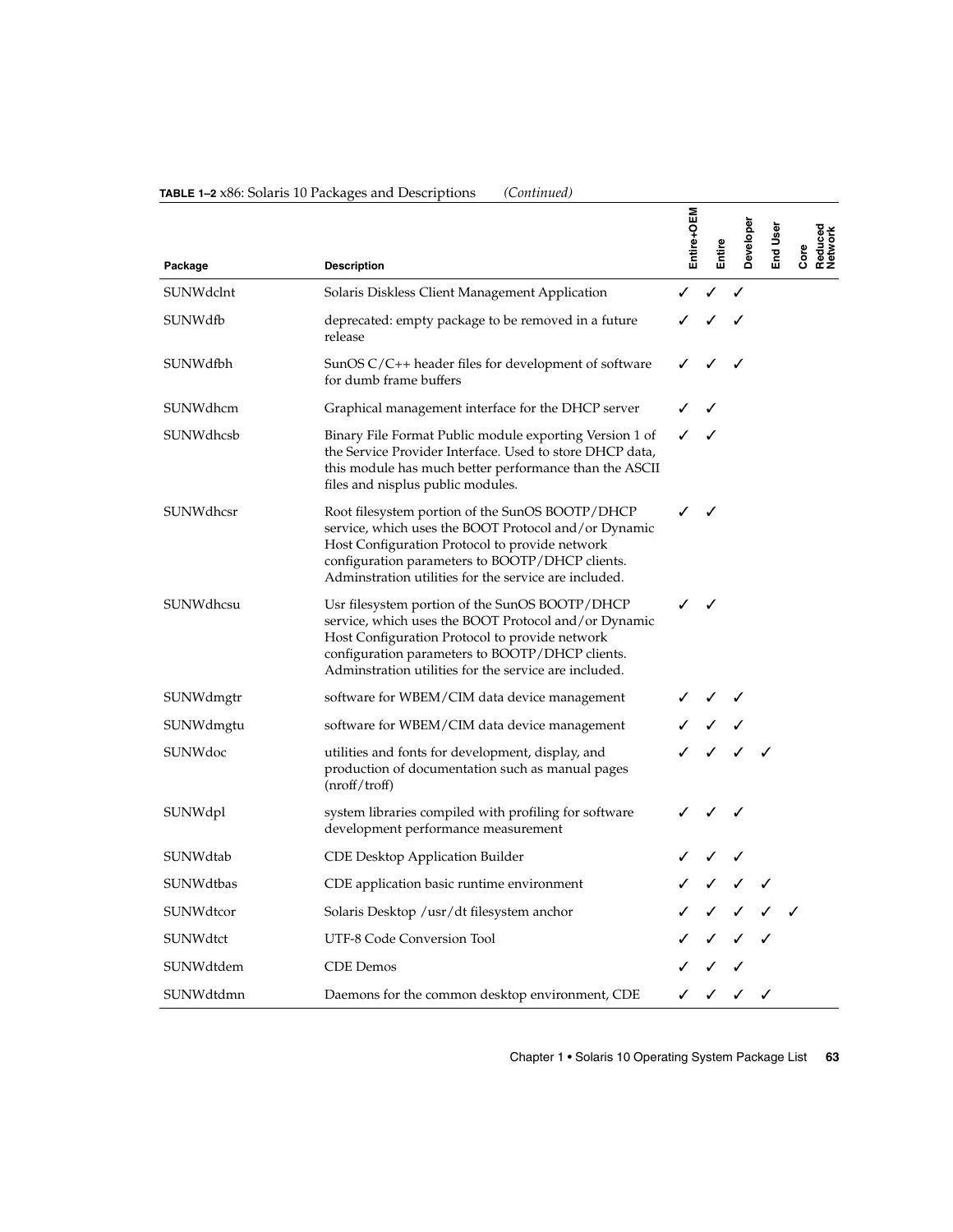**TABLE 1–2** x86: Solaris 10 Packages and Descriptions *(Continued)*

| Package | Description | Entire+OEM | Entire | Developer | End User | Core | Reduced Network |
|---|---|---|---|---|---|---|---|
| SUNWdclnt | Solaris Diskless Client Management Application | ✓ | ✓ | ✓ | | | |
| SUNWdfb | deprecated: empty package to be removed in a future release | ✓ | ✓ | ✓ | | | |
| SUNWdfbh | SunOS C/C++ header files for development of software for dumb frame buffers | ✓ | ✓ | ✓ | | | |
| SUNWdhcm | Graphical management interface for the DHCP server | ✓ | ✓ | | | | |
| SUNWdhcsb | Binary File Format Public module exporting Version 1 of the Service Provider Interface. Used to store DHCP data, this module has much better performance than the ASCII files and nisplus public modules. | ✓ | ✓ | | | | |
| SUNWdhcsr | Root filesystem portion of the SunOS BOOTP/DHCP service, which uses the BOOT Protocol and/or Dynamic Host Configuration Protocol to provide network configuration parameters to BOOTP/DHCP clients. Adminstration utilities for the service are included. | ✓ | ✓ | | | | |
| SUNWdhcsu | Usr filesystem portion of the SunOS BOOTP/DHCP service, which uses the BOOT Protocol and/or Dynamic Host Configuration Protocol to provide network configuration parameters to BOOTP/DHCP clients. Adminstration utilities for the service are included. | ✓ | ✓ | | | | |
| SUNWdmgtr | software for WBEM/CIM data device management | ✓ | ✓ | ✓ | | | |
| SUNWdmgtu | software for WBEM/CIM data device management | ✓ | ✓ | ✓ | | | |
| SUNWdoc | utilities and fonts for development, display, and production of documentation such as manual pages (nroff/troff) | ✓ | ✓ | ✓ | ✓ | | |
| SUNWdpl | system libraries compiled with profiling for software development performance measurement | ✓ | ✓ | ✓ | | | |
| SUNWdtab | CDE Desktop Application Builder | ✓ | ✓ | ✓ | | | |
| SUNWdtbas | CDE application basic runtime environment | ✓ | ✓ | ✓ | ✓ | | |
| SUNWdtcor | Solaris Desktop /usr/dt filesystem anchor | ✓ | ✓ | ✓ | ✓ | ✓ | |
| SUNWdtct | UTF-8 Code Conversion Tool | ✓ | ✓ | ✓ | ✓ | | |
| SUNWdtdem | CDE Demos | ✓ | ✓ | ✓ | | | |
| SUNWdtdmn | Daemons for the common desktop environment, CDE | ✓ | ✓ | ✓ | ✓ | | |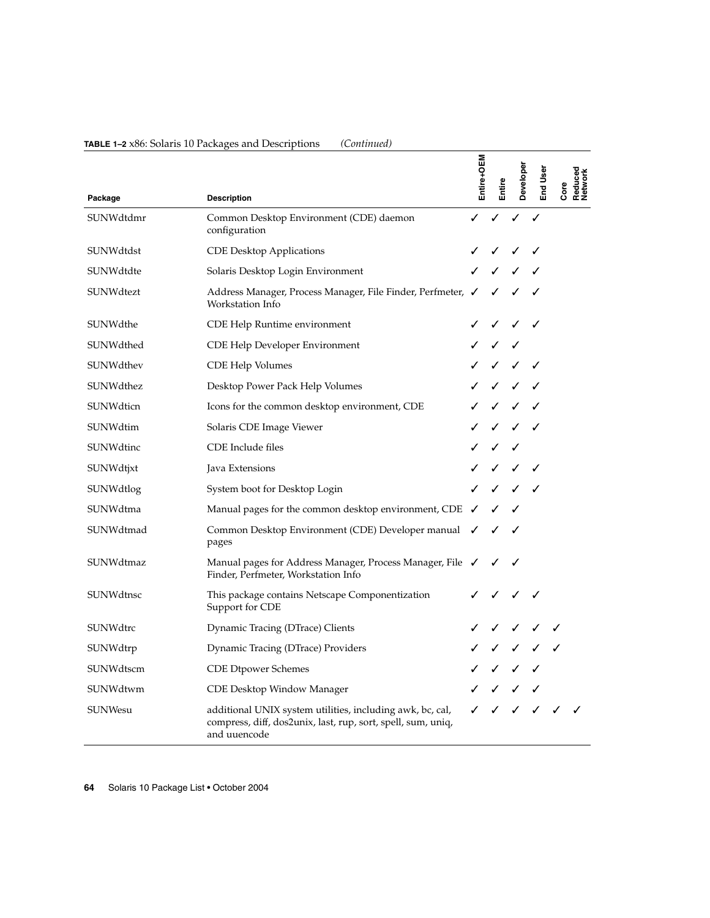**TABLE 1–2** x86: Solaris 10 Packages and Descriptions *(Continued)*

| Package | Description | Entire+OEM | Entire | Developer | End User | Core | Reduced Network |
|---|---|---|---|---|---|---|---|
| SUNWdtdmr | Common Desktop Environment (CDE) daemon configuration | ✓ | ✓ | ✓ | ✓ | | |
| SUNWdtdst | CDE Desktop Applications | ✓ | ✓ | ✓ | ✓ | | |
| SUNWdtdte | Solaris Desktop Login Environment | ✓ | ✓ | ✓ | ✓ | | |
| SUNWdtezt | Address Manager, Process Manager, File Finder, Perfmeter, Workstation Info | ✓ | ✓ | ✓ | ✓ | | |
| SUNWdthe | CDE Help Runtime environment | ✓ | ✓ | ✓ | ✓ | | |
| SUNWdthed | CDE Help Developer Environment | ✓ | ✓ | ✓ | | | |
| SUNWdthev | CDE Help Volumes | ✓ | ✓ | ✓ | ✓ | | |
| SUNWdthez | Desktop Power Pack Help Volumes | ✓ | ✓ | ✓ | ✓ | | |
| SUNWdticn | Icons for the common desktop environment, CDE | ✓ | ✓ | ✓ | ✓ | | |
| SUNWdtim | Solaris CDE Image Viewer | ✓ | ✓ | ✓ | ✓ | | |
| SUNWdtinc | CDE Include files | ✓ | ✓ | ✓ | | | |
| SUNWdtjxt | Java Extensions | ✓ | ✓ | ✓ | ✓ | | |
| SUNWdtlog | System boot for Desktop Login | ✓ | ✓ | ✓ | ✓ | | |
| SUNWdtma | Manual pages for the common desktop environment, CDE | ✓ | ✓ | ✓ | | | |
| SUNWdtmad | Common Desktop Environment (CDE) Developer manual pages | ✓ | ✓ | ✓ | | | |
| SUNWdtmaz | Manual pages for Address Manager, Process Manager, File Finder, Perfmeter, Workstation Info | ✓ | ✓ | ✓ | | | |
| SUNWdtnsc | This package contains Netscape Componentization Support for CDE | ✓ | ✓ | ✓ | ✓ | | |
| SUNWdtrc | Dynamic Tracing (DTrace) Clients | ✓ | ✓ | ✓ | ✓ | ✓ | |
| SUNWdtrp | Dynamic Tracing (DTrace) Providers | ✓ | ✓ | ✓ | ✓ | ✓ | |
| SUNWdtscm | CDE Dtpower Schemes | ✓ | ✓ | ✓ | ✓ | | |
| SUNWdtwm | CDE Desktop Window Manager | ✓ | ✓ | ✓ | ✓ | | |
| SUNWesu | additional UNIX system utilities, including awk, bc, cal, compress, diff, dos2unix, last, rup, sort, spell, sum, uniq, and uuencode | ✓ | ✓ | ✓ | ✓ | ✓ | ✓ |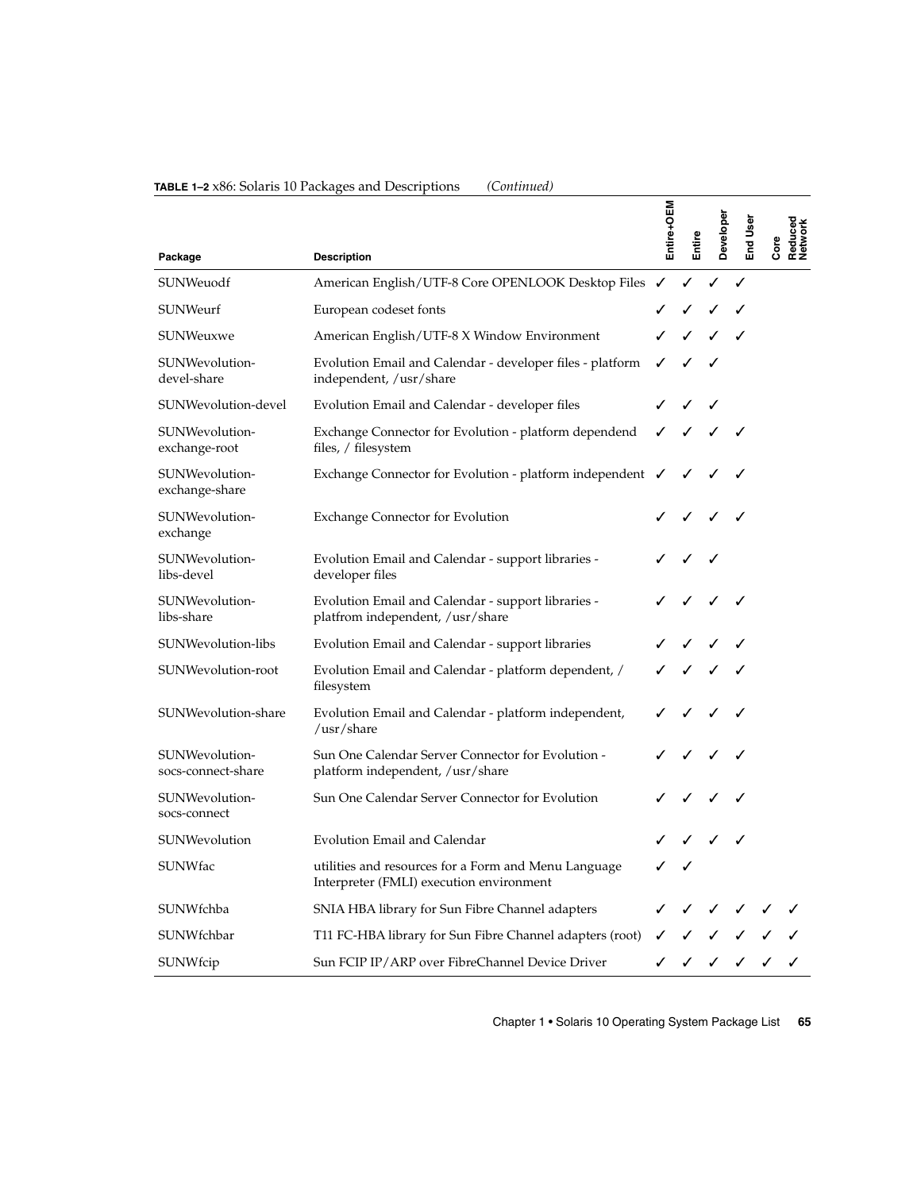**TABLE 1–2** x86: Solaris 10 Packages and Descriptions *(Continued)*

| Package | Description | Entire+OEM | Entire | Developer | End User | Core | Reduced Network |
|---|---|---|---|---|---|---|---|
| SUNWeuodf | American English/UTF-8 Core OPENLOOK Desktop Files | ✓ | ✓ | ✓ | ✓ | | |
| SUNWeurf | European codeset fonts | ✓ | ✓ | ✓ | ✓ | | |
| SUNWeuxwe | American English/UTF-8 X Window Environment | ✓ | ✓ | ✓ | ✓ | | |
| SUNWevolution-devel-share | Evolution Email and Calendar - developer files - platform independent, /usr/share | ✓ | ✓ | ✓ | | | |
| SUNWevolution-devel | Evolution Email and Calendar - developer files | ✓ | ✓ | ✓ | | | |
| SUNWevolution-exchange-root | Exchange Connector for Evolution - platform dependend files, / filesystem | ✓ | ✓ | ✓ | ✓ | | |
| SUNWevolution-exchange-share | Exchange Connector for Evolution - platform independent | ✓ | ✓ | ✓ | ✓ | | |
| SUNWevolution-exchange | Exchange Connector for Evolution | ✓ | ✓ | ✓ | ✓ | | |
| SUNWevolution-libs-devel | Evolution Email and Calendar - support libraries - developer files | ✓ | ✓ | ✓ | | | |
| SUNWevolution-libs-share | Evolution Email and Calendar - support libraries - platfrom independent, /usr/share | ✓ | ✓ | ✓ | ✓ | | |
| SUNWevolution-libs | Evolution Email and Calendar - support libraries | ✓ | ✓ | ✓ | ✓ | | |
| SUNWevolution-root | Evolution Email and Calendar - platform dependent, / filesystem | ✓ | ✓ | ✓ | ✓ | | |
| SUNWevolution-share | Evolution Email and Calendar - platform independent, /usr/share | ✓ | ✓ | ✓ | ✓ | | |
| SUNWevolution-socs-connect-share | Sun One Calendar Server Connector for Evolution - platform independent, /usr/share | ✓ | ✓ | ✓ | ✓ | | |
| SUNWevolution-socs-connect | Sun One Calendar Server Connector for Evolution | ✓ | ✓ | ✓ | ✓ | | |
| SUNWevolution | Evolution Email and Calendar | ✓ | ✓ | ✓ | ✓ | | |
| SUNWfac | utilities and resources for a Form and Menu Language Interpreter (FMLI) execution environment | ✓ | ✓ | | | | |
| SUNWfchba | SNIA HBA library for Sun Fibre Channel adapters | ✓ | ✓ | ✓ | ✓ | ✓ | ✓ |
| SUNWfchbar | T11 FC-HBA library for Sun Fibre Channel adapters (root) | ✓ | ✓ | ✓ | ✓ | ✓ | ✓ |
| SUNWfcip | Sun FCIP IP/ARP over FibreChannel Device Driver | ✓ | ✓ | ✓ | ✓ | ✓ | ✓ |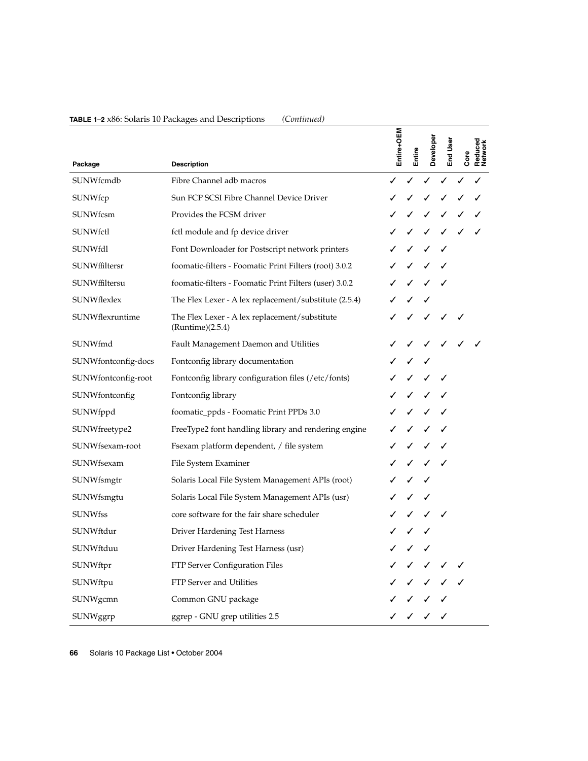**TABLE 1–2** x86: Solaris 10 Packages and Descriptions *(Continued)*

| Package | Description | Entire+OEM | Entire | Developer | End User | Core | Reduced Network |
|---|---|---|---|---|---|---|---|
| SUNWfcmdb | Fibre Channel adb macros | ✓ | ✓ | ✓ | ✓ | ✓ | ✓ |
| SUNWfcp | Sun FCP SCSI Fibre Channel Device Driver | ✓ | ✓ | ✓ | ✓ | ✓ | ✓ |
| SUNWfcsm | Provides the FCSM driver | ✓ | ✓ | ✓ | ✓ | ✓ | ✓ |
| SUNWfctl | fctl module and fp device driver | ✓ | ✓ | ✓ | ✓ | ✓ | ✓ |
| SUNWfdl | Font Downloader for Postscript network printers | ✓ | ✓ | ✓ | ✓ | | |
| SUNWffiltersr | foomatic-filters - Foomatic Print Filters (root) 3.0.2 | ✓ | ✓ | ✓ | ✓ | | |
| SUNWffiltersu | foomatic-filters - Foomatic Print Filters (user) 3.0.2 | ✓ | ✓ | ✓ | ✓ | | |
| SUNWflexlex | The Flex Lexer - A lex replacement/substitute (2.5.4) | ✓ | ✓ | ✓ | | | |
| SUNWflexruntime | The Flex Lexer - A lex replacement/substitute (Runtime)(2.5.4) | ✓ | ✓ | ✓ | ✓ | ✓ | |
| SUNWfmd | Fault Management Daemon and Utilities | ✓ | ✓ | ✓ | ✓ | ✓ | ✓ |
| SUNWfontconfig-docs | Fontconfig library documentation | ✓ | ✓ | ✓ | | | |
| SUNWfontconfig-root | Fontconfig library configuration files (/etc/fonts) | ✓ | ✓ | ✓ | ✓ | | |
| SUNWfontconfig | Fontconfig library | ✓ | ✓ | ✓ | ✓ | | |
| SUNWfppd | foomatic_ppds - Foomatic Print PPDs 3.0 | ✓ | ✓ | ✓ | ✓ | | |
| SUNWfreetype2 | FreeType2 font handling library and rendering engine | ✓ | ✓ | ✓ | ✓ | | |
| SUNWfsexam-root | Fsexam platform dependent, / file system | ✓ | ✓ | ✓ | ✓ | | |
| SUNWfsexam | File System Examiner | ✓ | ✓ | ✓ | ✓ | | |
| SUNWfsmgtr | Solaris Local File System Management APIs (root) | ✓ | ✓ | ✓ | | | |
| SUNWfsmgtu | Solaris Local File System Management APIs (usr) | ✓ | ✓ | ✓ | | | |
| SUNWfss | core software for the fair share scheduler | ✓ | ✓ | ✓ | ✓ | | |
| SUNWftdur | Driver Hardening Test Harness | ✓ | ✓ | ✓ | | | |
| SUNWftduu | Driver Hardening Test Harness (usr) | ✓ | ✓ | ✓ | | | |
| SUNWftpr | FTP Server Configuration Files | ✓ | ✓ | ✓ | ✓ | ✓ | |
| SUNWftpu | FTP Server and Utilities | ✓ | ✓ | ✓ | ✓ | ✓ | |
| SUNWgcmn | Common GNU package | ✓ | ✓ | ✓ | ✓ | | |
| SUNWggrp | ggrep - GNU grep utilities 2.5 | ✓ | ✓ | ✓ | ✓ | | |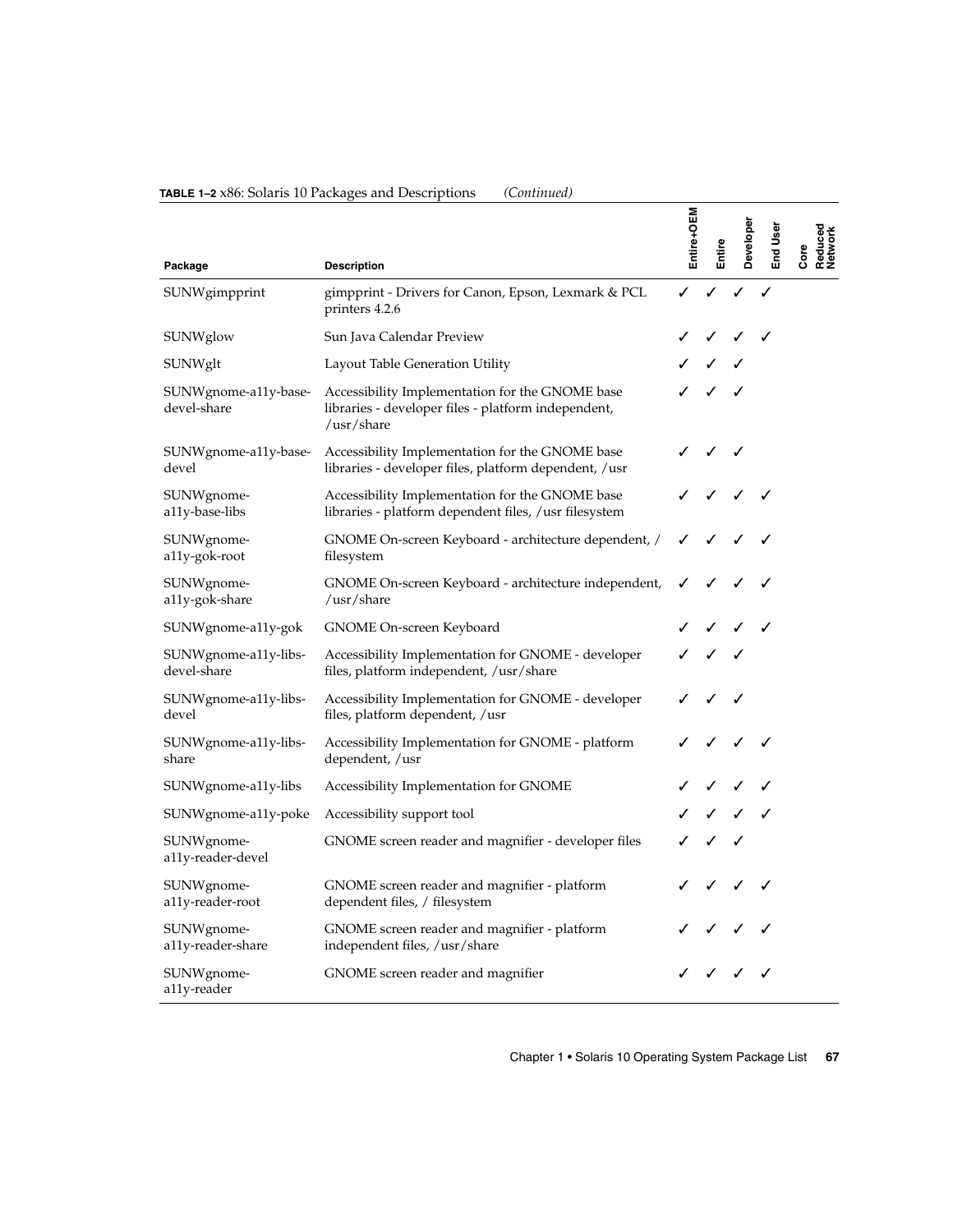**TABLE 1–2** x86: Solaris 10 Packages and Descriptions *(Continued)*

| Package | Description | Entire+OEM | Entire | Developer | End User | Core | Reduced Network |
|---|---|---|---|---|---|---|---|
| SUNWgimpprint | gimpprint - Drivers for Canon, Epson, Lexmark & PCL printers 4.2.6 | ✓ | ✓ | ✓ | ✓ | | |
| SUNWglow | Sun Java Calendar Preview | ✓ | ✓ | ✓ | ✓ | | |
| SUNWglt | Layout Table Generation Utility | ✓ | ✓ | ✓ | | | |
| SUNWgnome-a11y-base-devel-share | Accessibility Implementation for the GNOME base libraries - developer files - platform independent, /usr/share | ✓ | ✓ | ✓ | | | |
| SUNWgnome-a11y-base-devel | Accessibility Implementation for the GNOME base libraries - developer files, platform dependent, /usr | ✓ | ✓ | ✓ | | | |
| SUNWgnome-a11y-base-libs | Accessibility Implementation for the GNOME base libraries - platform dependent files, /usr filesystem | ✓ | ✓ | ✓ | ✓ | | |
| SUNWgnome-a11y-gok-root | GNOME On-screen Keyboard - architecture dependent, / filesystem | ✓ | ✓ | ✓ | ✓ | | |
| SUNWgnome-a11y-gok-share | GNOME On-screen Keyboard - architecture independent, /usr/share | ✓ | ✓ | ✓ | ✓ | | |
| SUNWgnome-a11y-gok | GNOME On-screen Keyboard | ✓ | ✓ | ✓ | ✓ | | |
| SUNWgnome-a11y-libs-devel-share | Accessibility Implementation for GNOME - developer files, platform independent, /usr/share | ✓ | ✓ | ✓ | | | |
| SUNWgnome-a11y-libs-devel | Accessibility Implementation for GNOME - developer files, platform dependent, /usr | ✓ | ✓ | ✓ | | | |
| SUNWgnome-a11y-libs-share | Accessibility Implementation for GNOME - platform dependent, /usr | ✓ | ✓ | ✓ | ✓ | | |
| SUNWgnome-a11y-libs | Accessibility Implementation for GNOME | ✓ | ✓ | ✓ | ✓ | | |
| SUNWgnome-a11y-poke | Accessibility support tool | ✓ | ✓ | ✓ | ✓ | | |
| SUNWgnome-a11y-reader-devel | GNOME screen reader and magnifier - developer files | ✓ | ✓ | ✓ | | | |
| SUNWgnome-a11y-reader-root | GNOME screen reader and magnifier - platform dependent files, / filesystem | ✓ | ✓ | ✓ | ✓ | | |
| SUNWgnome-a11y-reader-share | GNOME screen reader and magnifier - platform independent files, /usr/share | ✓ | ✓ | ✓ | ✓ | | |
| SUNWgnome-a11y-reader | GNOME screen reader and magnifier | ✓ | ✓ | ✓ | ✓ | | |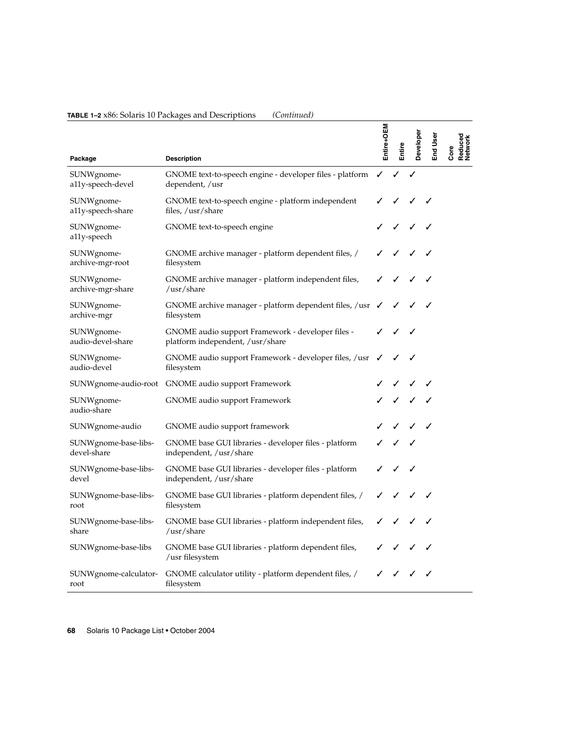**TABLE 1–2** x86: Solaris 10 Packages and Descriptions *(Continued)*

| Package | Description | Entire+OEM | Entire | Developer | End User | Core | Reduced Network |
|---|---|---|---|---|---|---|---|
| SUNWgnome-a11y-speech-devel | GNOME text-to-speech engine - developer files - platform dependent, /usr | ✓ | ✓ | ✓ | | | |
| SUNWgnome-a11y-speech-share | GNOME text-to-speech engine - platform independent files, /usr/share | ✓ | ✓ | ✓ | ✓ | | |
| SUNWgnome-a11y-speech | GNOME text-to-speech engine | ✓ | ✓ | ✓ | ✓ | | |
| SUNWgnome-archive-mgr-root | GNOME archive manager - platform dependent files, / filesystem | ✓ | ✓ | ✓ | ✓ | | |
| SUNWgnome-archive-mgr-share | GNOME archive manager - platform independent files, /usr/share | ✓ | ✓ | ✓ | ✓ | | |
| SUNWgnome-archive-mgr | GNOME archive manager - platform dependent files, /usr filesystem | ✓ | ✓ | ✓ | ✓ | | |
| SUNWgnome-audio-devel-share | GNOME audio support Framework - developer files - platform independent, /usr/share | ✓ | ✓ | ✓ | | | |
| SUNWgnome-audio-devel | GNOME audio support Framework - developer files, /usr filesystem | ✓ | ✓ | ✓ | | | |
| SUNWgnome-audio-root | GNOME audio support Framework | ✓ | ✓ | ✓ | ✓ | | |
| SUNWgnome-audio-share | GNOME audio support Framework | ✓ | ✓ | ✓ | ✓ | | |
| SUNWgnome-audio | GNOME audio support framework | ✓ | ✓ | ✓ | ✓ | | |
| SUNWgnome-base-libs-devel-share | GNOME base GUI libraries - developer files - platform independent, /usr/share | ✓ | ✓ | ✓ | | | |
| SUNWgnome-base-libs-devel | GNOME base GUI libraries - developer files - platform independent, /usr/share | ✓ | ✓ | ✓ | | | |
| SUNWgnome-base-libs-root | GNOME base GUI libraries - platform dependent files, / filesystem | ✓ | ✓ | ✓ | ✓ | | |
| SUNWgnome-base-libs-share | GNOME base GUI libraries - platform independent files, /usr/share | ✓ | ✓ | ✓ | ✓ | | |
| SUNWgnome-base-libs | GNOME base GUI libraries - platform dependent files, /usr filesystem | ✓ | ✓ | ✓ | ✓ | | |
| SUNWgnome-calculator-root | GNOME calculator utility - platform dependent files, / filesystem | ✓ | ✓ | ✓ | ✓ | | |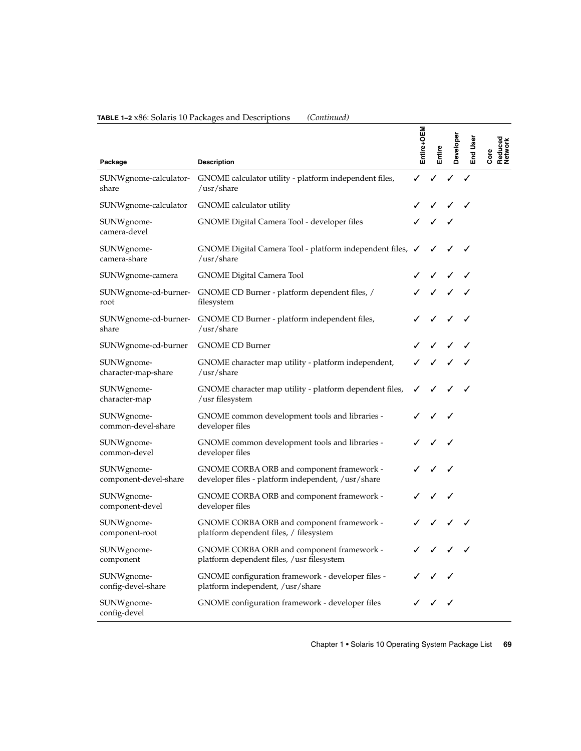**TABLE 1–2** x86: Solaris 10 Packages and Descriptions *(Continued)*

| Package | Description | Entire+OEM | Entire | Developer | End User | Core | Reduced Network |
|---|---|---|---|---|---|---|---|
| SUNWgnome-calculator-share | GNOME calculator utility - platform independent files, /usr/share | ✓ | ✓ | ✓ | ✓ | | |
| SUNWgnome-calculator | GNOME calculator utility | ✓ | ✓ | ✓ | ✓ | | |
| SUNWgnome-camera-devel | GNOME Digital Camera Tool - developer files | ✓ | ✓ | ✓ | | | |
| SUNWgnome-camera-share | GNOME Digital Camera Tool - platform independent files, /usr/share | ✓ | ✓ | ✓ | ✓ | | |
| SUNWgnome-camera | GNOME Digital Camera Tool | ✓ | ✓ | ✓ | ✓ | | |
| SUNWgnome-cd-burner-root | GNOME CD Burner - platform dependent files, / filesystem | ✓ | ✓ | ✓ | ✓ | | |
| SUNWgnome-cd-burner-share | GNOME CD Burner - platform independent files, /usr/share | ✓ | ✓ | ✓ | ✓ | | |
| SUNWgnome-cd-burner | GNOME CD Burner | ✓ | ✓ | ✓ | ✓ | | |
| SUNWgnome-character-map-share | GNOME character map utility - platform independent, /usr/share | ✓ | ✓ | ✓ | ✓ | | |
| SUNWgnome-character-map | GNOME character map utility - platform dependent files, /usr filesystem | ✓ | ✓ | ✓ | ✓ | | |
| SUNWgnome-common-devel-share | GNOME common development tools and libraries - developer files | ✓ | ✓ | ✓ | | | |
| SUNWgnome-common-devel | GNOME common development tools and libraries - developer files | ✓ | ✓ | ✓ | | | |
| SUNWgnome-component-devel-share | GNOME CORBA ORB and component framework - developer files - platform independent, /usr/share | ✓ | ✓ | ✓ | | | |
| SUNWgnome-component-devel | GNOME CORBA ORB and component framework - developer files | ✓ | ✓ | ✓ | | | |
| SUNWgnome-component-root | GNOME CORBA ORB and component framework - platform dependent files, / filesystem | ✓ | ✓ | ✓ | ✓ | | |
| SUNWgnome-component | GNOME CORBA ORB and component framework - platform dependent files, /usr filesystem | ✓ | ✓ | ✓ | ✓ | | |
| SUNWgnome-config-devel-share | GNOME configuration framework - developer files - platform independent, /usr/share | ✓ | ✓ | ✓ | | | |
| SUNWgnome-config-devel | GNOME configuration framework - developer files | ✓ | ✓ | ✓ | | | |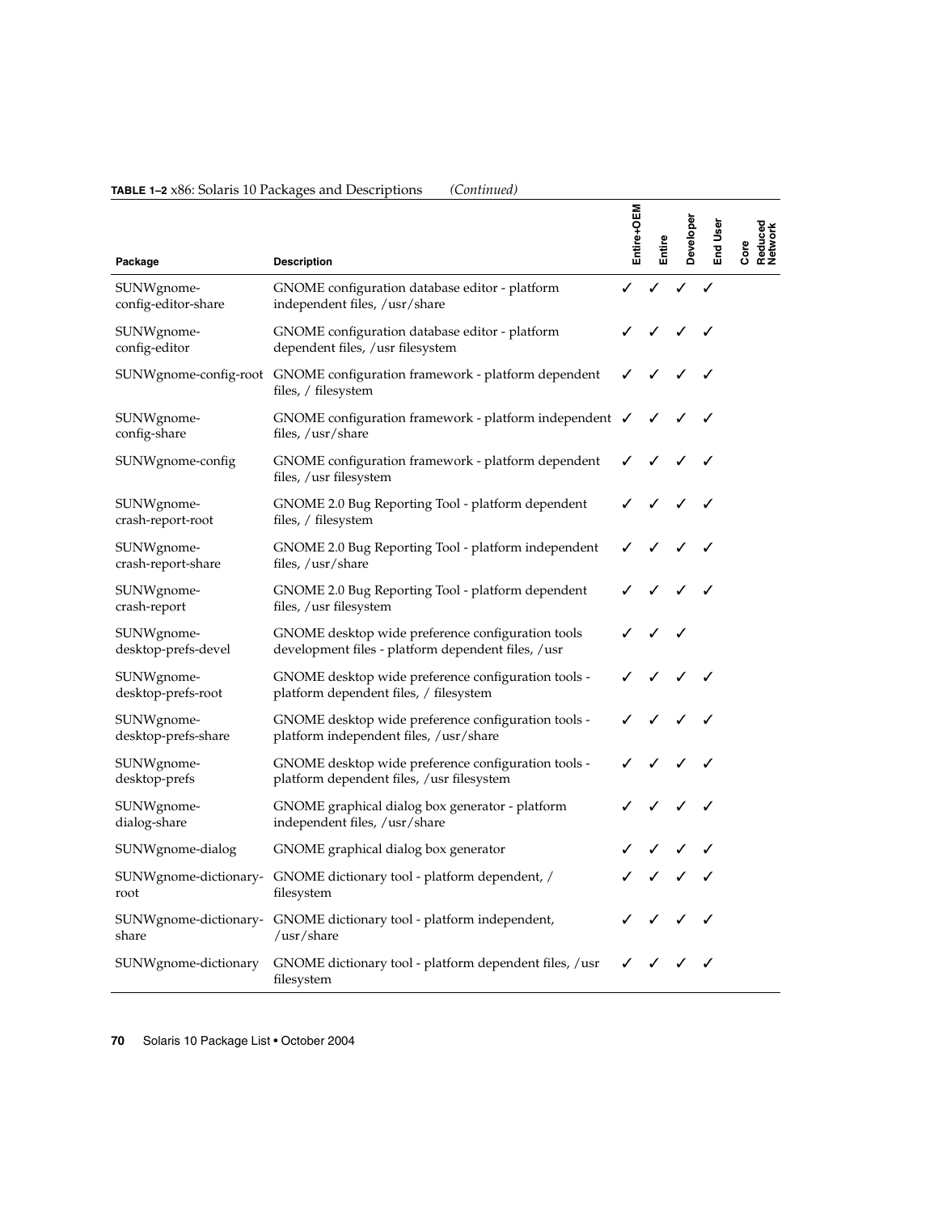**TABLE 1–2** x86: Solaris 10 Packages and Descriptions *(Continued)*

| Package | Description | Entire+OEM | Entire | Developer | End User | Core | Reduced Network |
|---|---|---|---|---|---|---|---|
| SUNWgnome-config-editor-share | GNOME configuration database editor - platform independent files, /usr/share | ✓ | ✓ | ✓ | ✓ | | |
| SUNWgnome-config-editor | GNOME configuration database editor - platform dependent files, /usr filesystem | ✓ | ✓ | ✓ | ✓ | | |
| SUNWgnome-config-root | GNOME configuration framework - platform dependent files, / filesystem | ✓ | ✓ | ✓ | ✓ | | |
| SUNWgnome-config-share | GNOME configuration framework - platform independent files, /usr/share | ✓ | ✓ | ✓ | ✓ | | |
| SUNWgnome-config | GNOME configuration framework - platform dependent files, /usr filesystem | ✓ | ✓ | ✓ | ✓ | | |
| SUNWgnome-crash-report-root | GNOME 2.0 Bug Reporting Tool - platform dependent files, / filesystem | ✓ | ✓ | ✓ | ✓ | | |
| SUNWgnome-crash-report-share | GNOME 2.0 Bug Reporting Tool - platform independent files, /usr/share | ✓ | ✓ | ✓ | ✓ | | |
| SUNWgnome-crash-report | GNOME 2.0 Bug Reporting Tool - platform dependent files, /usr filesystem | ✓ | ✓ | ✓ | ✓ | | |
| SUNWgnome-desktop-prefs-devel | GNOME desktop wide preference configuration tools development files - platform dependent files, /usr | ✓ | ✓ | ✓ | | | |
| SUNWgnome-desktop-prefs-root | GNOME desktop wide preference configuration tools - platform dependent files, / filesystem | ✓ | ✓ | ✓ | ✓ | | |
| SUNWgnome-desktop-prefs-share | GNOME desktop wide preference configuration tools - platform independent files, /usr/share | ✓ | ✓ | ✓ | ✓ | | |
| SUNWgnome-desktop-prefs | GNOME desktop wide preference configuration tools - platform dependent files, /usr filesystem | ✓ | ✓ | ✓ | ✓ | | |
| SUNWgnome-dialog-share | GNOME graphical dialog box generator - platform independent files, /usr/share | ✓ | ✓ | ✓ | ✓ | | |
| SUNWgnome-dialog | GNOME graphical dialog box generator | ✓ | ✓ | ✓ | ✓ | | |
| SUNWgnome-dictionary-root | GNOME dictionary tool - platform dependent, / filesystem | ✓ | ✓ | ✓ | ✓ | | |
| SUNWgnome-dictionary-share | GNOME dictionary tool - platform independent, /usr/share | ✓ | ✓ | ✓ | ✓ | | |
| SUNWgnome-dictionary | GNOME dictionary tool - platform dependent files, /usr filesystem | ✓ | ✓ | ✓ | ✓ | | |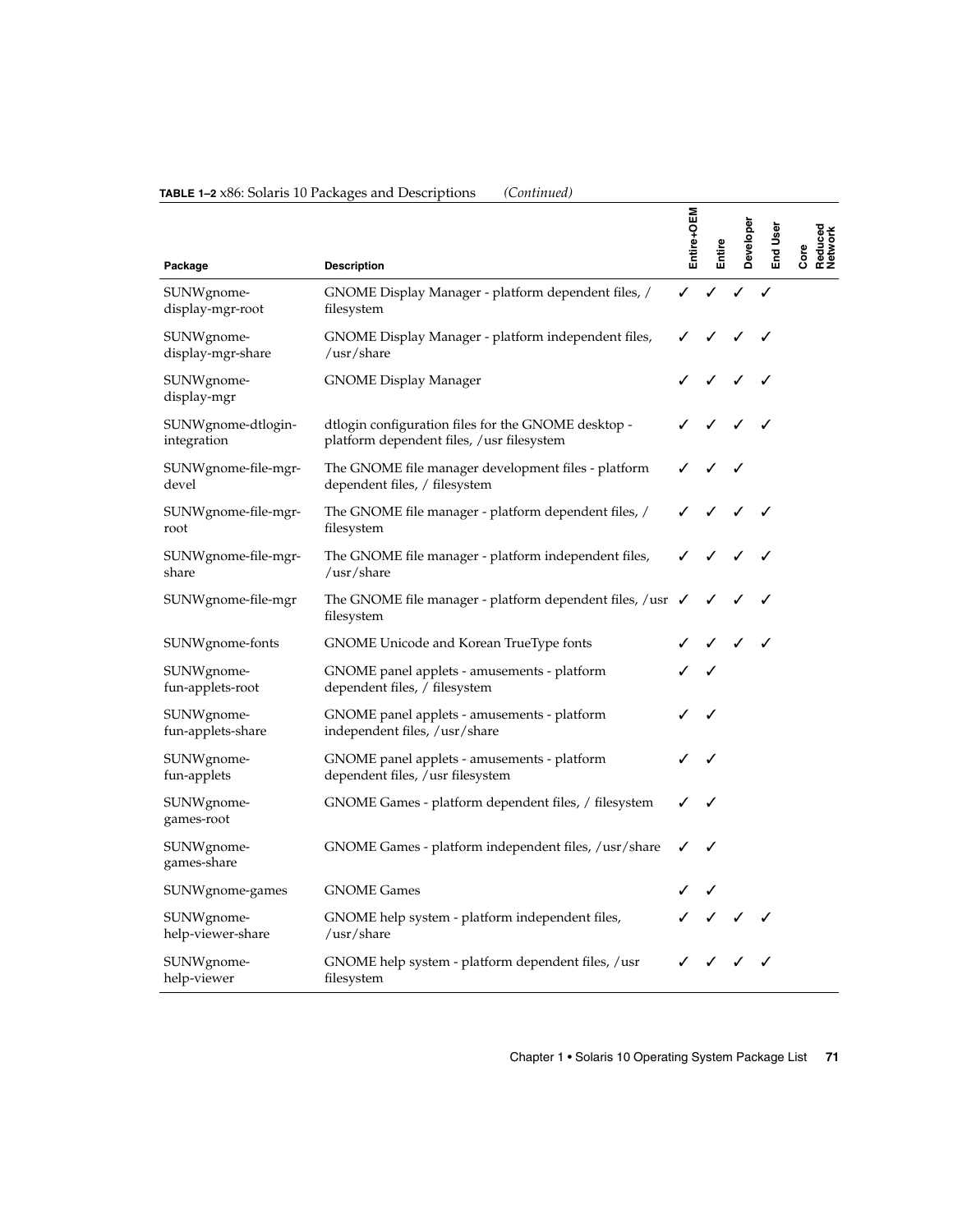**TABLE 1–2** x86: Solaris 10 Packages and Descriptions *(Continued)*

| Package | Description | Entire+OEM | Entire | Developer | End User | Core | Reduced Network |
|---|---|---|---|---|---|---|---|
| SUNWgnome-display-mgr-root | GNOME Display Manager - platform dependent files, / filesystem | ✓ | ✓ | ✓ | ✓ | | |
| SUNWgnome-display-mgr-share | GNOME Display Manager - platform independent files, /usr/share | ✓ | ✓ | ✓ | ✓ | | |
| SUNWgnome-display-mgr | GNOME Display Manager | ✓ | ✓ | ✓ | ✓ | | |
| SUNWgnome-dtlogin-integration | dtlogin configuration files for the GNOME desktop - platform dependent files, /usr filesystem | ✓ | ✓ | ✓ | ✓ | | |
| SUNWgnome-file-mgr-devel | The GNOME file manager development files - platform dependent files, / filesystem | ✓ | ✓ | ✓ | | | |
| SUNWgnome-file-mgr-root | The GNOME file manager - platform dependent files, / filesystem | ✓ | ✓ | ✓ | ✓ | | |
| SUNWgnome-file-mgr-share | The GNOME file manager - platform independent files, /usr/share | ✓ | ✓ | ✓ | ✓ | | |
| SUNWgnome-file-mgr | The GNOME file manager - platform dependent files, /usr filesystem | ✓ | ✓ | ✓ | ✓ | | |
| SUNWgnome-fonts | GNOME Unicode and Korean TrueType fonts | ✓ | ✓ | ✓ | ✓ | | |
| SUNWgnome-fun-applets-root | GNOME panel applets - amusements - platform dependent files, / filesystem | ✓ | ✓ | | | | |
| SUNWgnome-fun-applets-share | GNOME panel applets - amusements - platform independent files, /usr/share | ✓ | ✓ | | | | |
| SUNWgnome-fun-applets | GNOME panel applets - amusements - platform dependent files, /usr filesystem | ✓ | ✓ | | | | |
| SUNWgnome-games-root | GNOME Games - platform dependent files, / filesystem | ✓ | ✓ | | | | |
| SUNWgnome-games-share | GNOME Games - platform independent files, /usr/share | ✓ | ✓ | | | | |
| SUNWgnome-games | GNOME Games | ✓ | ✓ | | | | |
| SUNWgnome-help-viewer-share | GNOME help system - platform independent files, /usr/share | ✓ | ✓ | ✓ | ✓ | | |
| SUNWgnome-help-viewer | GNOME help system - platform dependent files, /usr filesystem | ✓ | ✓ | ✓ | ✓ | | |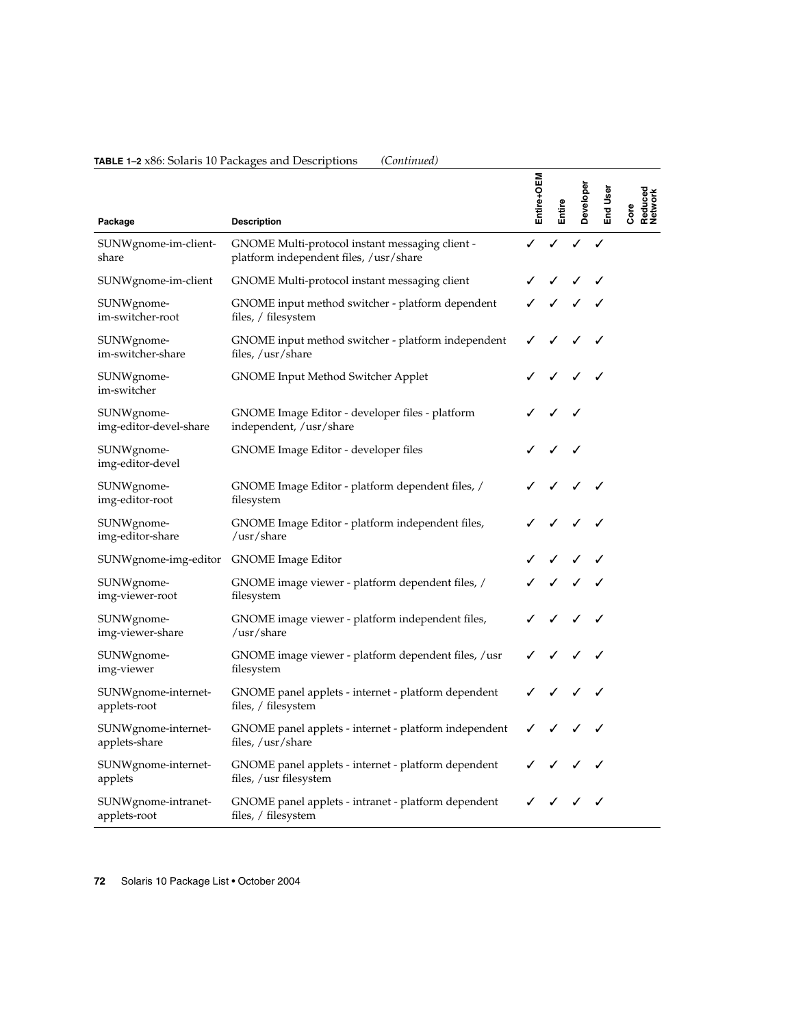**TABLE 1–2** x86: Solaris 10 Packages and Descriptions *(Continued)*

| Package | Description | Entire+OEM | Entire | Developer | End User | Core | Reduced Network |
|---|---|---|---|---|---|---|---|
| SUNWgnome-im-client-share | GNOME Multi-protocol instant messaging client - platform independent files, /usr/share | ✓ | ✓ | ✓ | ✓ | | |
| SUNWgnome-im-client | GNOME Multi-protocol instant messaging client | ✓ | ✓ | ✓ | ✓ | | |
| SUNWgnome-im-switcher-root | GNOME input method switcher - platform dependent files, / filesystem | ✓ | ✓ | ✓ | ✓ | | |
| SUNWgnome-im-switcher-share | GNOME input method switcher - platform independent files, /usr/share | ✓ | ✓ | ✓ | ✓ | | |
| SUNWgnome-im-switcher | GNOME Input Method Switcher Applet | ✓ | ✓ | ✓ | ✓ | | |
| SUNWgnome-img-editor-devel-share | GNOME Image Editor - developer files - platform independent, /usr/share | ✓ | ✓ | ✓ | | | |
| SUNWgnome-img-editor-devel | GNOME Image Editor - developer files | ✓ | ✓ | ✓ | | | |
| SUNWgnome-img-editor-root | GNOME Image Editor - platform dependent files, / filesystem | ✓ | ✓ | ✓ | ✓ | | |
| SUNWgnome-img-editor-share | GNOME Image Editor - platform independent files, /usr/share | ✓ | ✓ | ✓ | ✓ | | |
| SUNWgnome-img-editor | GNOME Image Editor | ✓ | ✓ | ✓ | ✓ | | |
| SUNWgnome-img-viewer-root | GNOME image viewer - platform dependent files, / filesystem | ✓ | ✓ | ✓ | ✓ | | |
| SUNWgnome-img-viewer-share | GNOME image viewer - platform independent files, /usr/share | ✓ | ✓ | ✓ | ✓ | | |
| SUNWgnome-img-viewer | GNOME image viewer - platform dependent files, /usr filesystem | ✓ | ✓ | ✓ | ✓ | | |
| SUNWgnome-internet-applets-root | GNOME panel applets - internet - platform dependent files, / filesystem | ✓ | ✓ | ✓ | ✓ | | |
| SUNWgnome-internet-applets-share | GNOME panel applets - internet - platform independent files, /usr/share | ✓ | ✓ | ✓ | ✓ | | |
| SUNWgnome-internet-applets | GNOME panel applets - internet - platform dependent files, /usr filesystem | ✓ | ✓ | ✓ | ✓ | | |
| SUNWgnome-intranet-applets-root | GNOME panel applets - intranet - platform dependent files, / filesystem | ✓ | ✓ | ✓ | ✓ | | |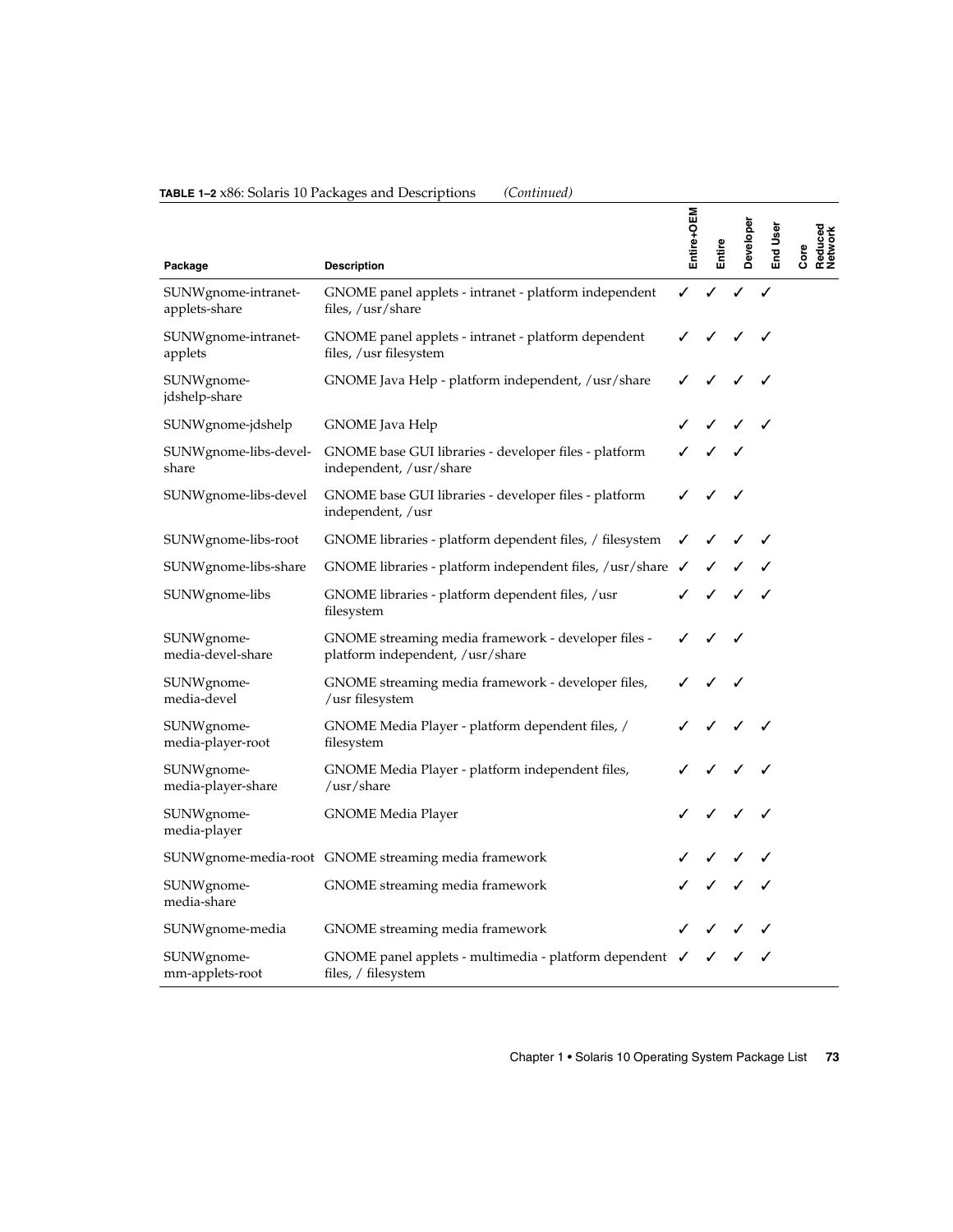**TABLE 1–2** x86: Solaris 10 Packages and Descriptions *(Continued)*

| Package | Description | Entire+OEM | Entire | Developer | End User | Core | Reduced Network |
| --- | --- | --- | --- | --- | --- | --- | --- |
| SUNWgnome-intranet-applets-share | GNOME panel applets - intranet - platform independent files, /usr/share | ✓ | ✓ | ✓ | ✓ | | |
| SUNWgnome-intranet-applets | GNOME panel applets - intranet - platform dependent files, /usr filesystem | ✓ | ✓ | ✓ | ✓ | | |
| SUNWgnome-jdshelp-share | GNOME Java Help - platform independent, /usr/share | ✓ | ✓ | ✓ | ✓ | | |
| SUNWgnome-jdshelp | GNOME Java Help | ✓ | ✓ | ✓ | ✓ | | |
| SUNWgnome-libs-devel-share | GNOME base GUI libraries - developer files - platform independent, /usr/share | ✓ | ✓ | ✓ | | | |
| SUNWgnome-libs-devel | GNOME base GUI libraries - developer files - platform independent, /usr | ✓ | ✓ | ✓ | | | |
| SUNWgnome-libs-root | GNOME libraries - platform dependent files, / filesystem | ✓ | ✓ | ✓ | ✓ | | |
| SUNWgnome-libs-share | GNOME libraries - platform independent files, /usr/share | ✓ | ✓ | ✓ | ✓ | | |
| SUNWgnome-libs | GNOME libraries - platform dependent files, /usr filesystem | ✓ | ✓ | ✓ | ✓ | | |
| SUNWgnome-media-devel-share | GNOME streaming media framework - developer files - platform independent, /usr/share | ✓ | ✓ | ✓ | | | |
| SUNWgnome-media-devel | GNOME streaming media framework - developer files, /usr filesystem | ✓ | ✓ | ✓ | | | |
| SUNWgnome-media-player-root | GNOME Media Player - platform dependent files, / filesystem | ✓ | ✓ | ✓ | ✓ | | |
| SUNWgnome-media-player-share | GNOME Media Player - platform independent files, /usr/share | ✓ | ✓ | ✓ | ✓ | | |
| SUNWgnome-media-player | GNOME Media Player | ✓ | ✓ | ✓ | ✓ | | |
| SUNWgnome-media-root | GNOME streaming media framework | ✓ | ✓ | ✓ | ✓ | | |
| SUNWgnome-media-share | GNOME streaming media framework | ✓ | ✓ | ✓ | ✓ | | |
| SUNWgnome-media | GNOME streaming media framework | ✓ | ✓ | ✓ | ✓ | | |
| SUNWgnome-mm-applets-root | GNOME panel applets - multimedia - platform dependent files, / filesystem | ✓ | ✓ | ✓ | ✓ | | |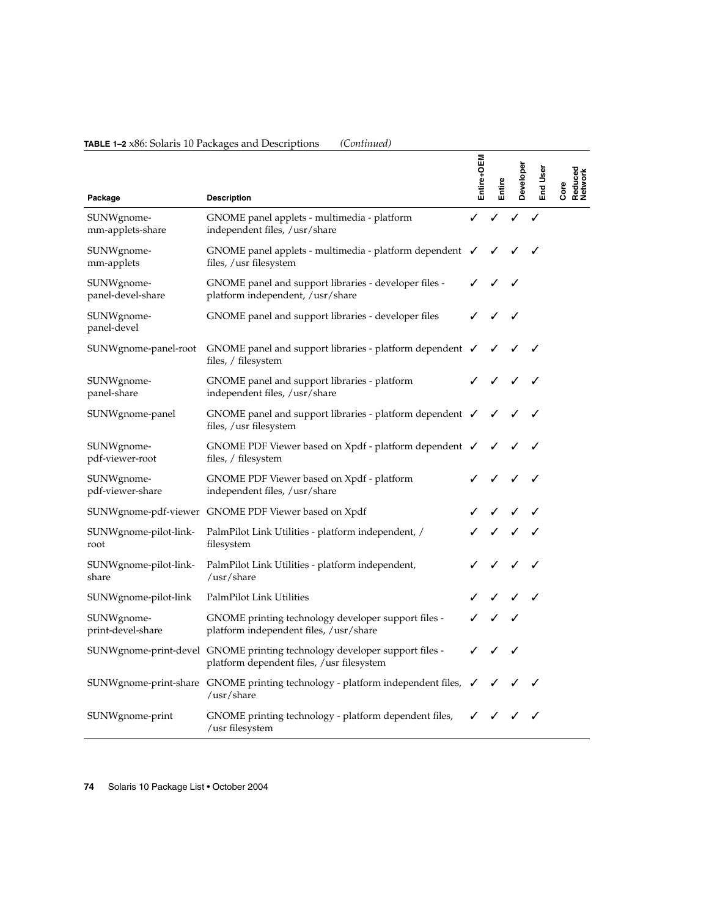**TABLE 1–2** x86: Solaris 10 Packages and Descriptions *(Continued)*

| Package | Description | Entire+OEM | Entire | Developer | End User | Core | Reduced Network |
|---|---|---|---|---|---|---|---|
| SUNWgnome-mm-applets-share | GNOME panel applets - multimedia - platform independent files, /usr/share | ✓ | ✓ | ✓ | ✓ | | |
| SUNWgnome-mm-applets | GNOME panel applets - multimedia - platform dependent files, /usr filesystem | ✓ | ✓ | ✓ | ✓ | | |
| SUNWgnome-panel-devel-share | GNOME panel and support libraries - developer files - platform independent, /usr/share | ✓ | ✓ | ✓ | | | |
| SUNWgnome-panel-devel | GNOME panel and support libraries - developer files | ✓ | ✓ | ✓ | | | |
| SUNWgnome-panel-root | GNOME panel and support libraries - platform dependent files, / filesystem | ✓ | ✓ | ✓ | ✓ | | |
| SUNWgnome-panel-share | GNOME panel and support libraries - platform independent files, /usr/share | ✓ | ✓ | ✓ | ✓ | | |
| SUNWgnome-panel | GNOME panel and support libraries - platform dependent files, /usr filesystem | ✓ | ✓ | ✓ | ✓ | | |
| SUNWgnome-pdf-viewer-root | GNOME PDF Viewer based on Xpdf - platform dependent files, / filesystem | ✓ | ✓ | ✓ | ✓ | | |
| SUNWgnome-pdf-viewer-share | GNOME PDF Viewer based on Xpdf - platform independent files, /usr/share | ✓ | ✓ | ✓ | ✓ | | |
| SUNWgnome-pdf-viewer | GNOME PDF Viewer based on Xpdf | ✓ | ✓ | ✓ | ✓ | | |
| SUNWgnome-pilot-link-root | PalmPilot Link Utilities - platform independent, / filesystem | ✓ | ✓ | ✓ | ✓ | | |
| SUNWgnome-pilot-link-share | PalmPilot Link Utilities - platform independent, /usr/share | ✓ | ✓ | ✓ | ✓ | | |
| SUNWgnome-pilot-link | PalmPilot Link Utilities | ✓ | ✓ | ✓ | ✓ | | |
| SUNWgnome-print-devel-share | GNOME printing technology developer support files - platform independent files, /usr/share | ✓ | ✓ | ✓ | | | |
| SUNWgnome-print-devel | GNOME printing technology developer support files - platform dependent files, /usr filesystem | ✓ | ✓ | ✓ | | | |
| SUNWgnome-print-share | GNOME printing technology - platform independent files, /usr/share | ✓ | ✓ | ✓ | ✓ | | |
| SUNWgnome-print | GNOME printing technology - platform dependent files, /usr filesystem | ✓ | ✓ | ✓ | ✓ | | |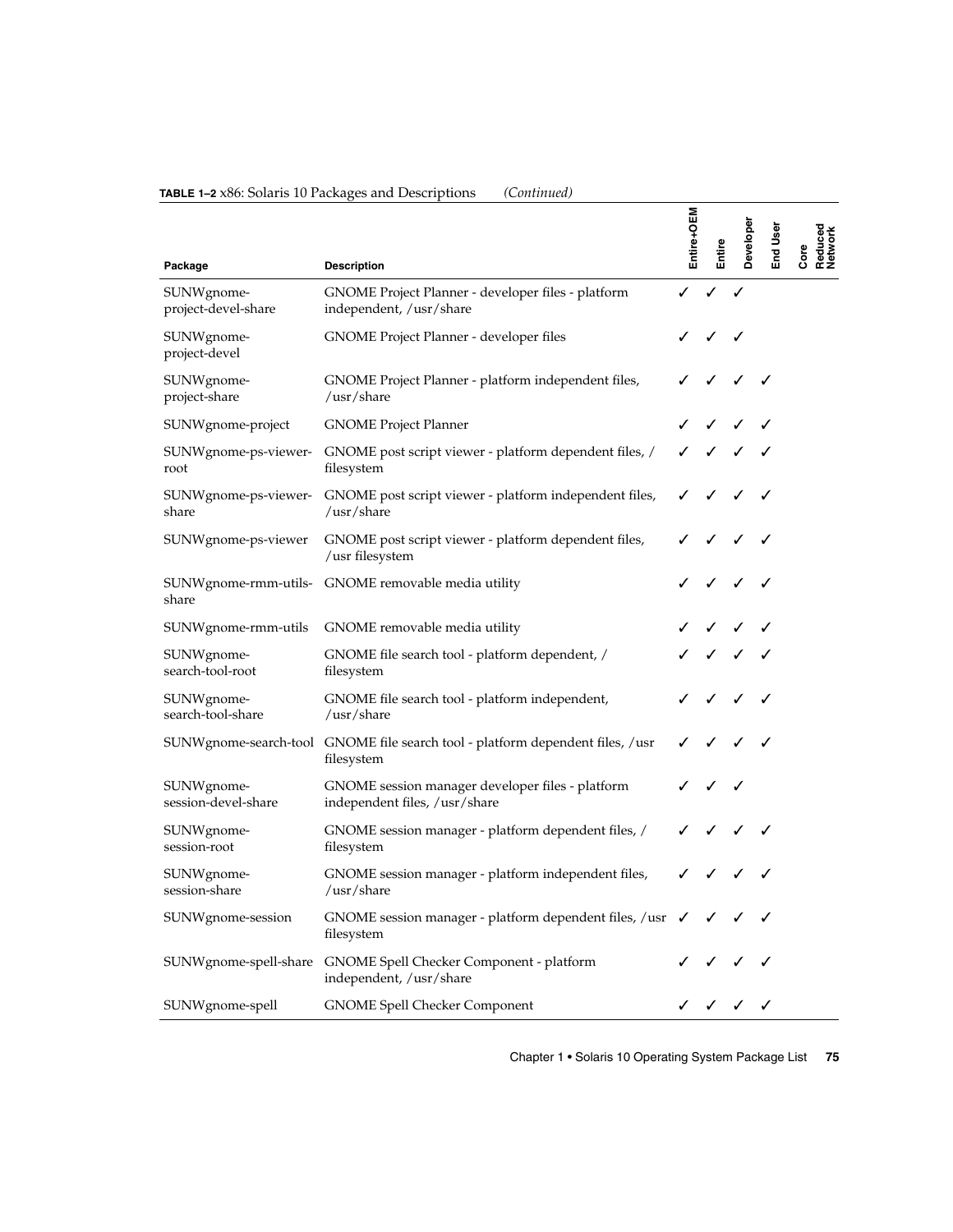**TABLE 1–2** x86: Solaris 10 Packages and Descriptions *(Continued)*

| Package | Description | Entire+OEM | Entire | Developer | End User | Core | Reduced Network |
|---|---|---|---|---|---|---|---|
| SUNWgnome-project-devel-share | GNOME Project Planner - developer files - platform independent, /usr/share | ✓ | ✓ | ✓ | | | |
| SUNWgnome-project-devel | GNOME Project Planner - developer files | ✓ | ✓ | ✓ | | | |
| SUNWgnome-project-share | GNOME Project Planner - platform independent files, /usr/share | ✓ | ✓ | ✓ | ✓ | | |
| SUNWgnome-project | GNOME Project Planner | ✓ | ✓ | ✓ | ✓ | | |
| SUNWgnome-ps-viewer-root | GNOME post script viewer - platform dependent files, / filesystem | ✓ | ✓ | ✓ | ✓ | | |
| SUNWgnome-ps-viewer-share | GNOME post script viewer - platform independent files, /usr/share | ✓ | ✓ | ✓ | ✓ | | |
| SUNWgnome-ps-viewer | GNOME post script viewer - platform dependent files, /usr filesystem | ✓ | ✓ | ✓ | ✓ | | |
| SUNWgnome-rmm-utils-share | GNOME removable media utility | ✓ | ✓ | ✓ | ✓ | | |
| SUNWgnome-rmm-utils | GNOME removable media utility | ✓ | ✓ | ✓ | ✓ | | |
| SUNWgnome-search-tool-root | GNOME file search tool - platform dependent, / filesystem | ✓ | ✓ | ✓ | ✓ | | |
| SUNWgnome-search-tool-share | GNOME file search tool - platform independent, /usr/share | ✓ | ✓ | ✓ | ✓ | | |
| SUNWgnome-search-tool | GNOME file search tool - platform dependent files, /usr filesystem | ✓ | ✓ | ✓ | ✓ | | |
| SUNWgnome-session-devel-share | GNOME session manager developer files - platform independent files, /usr/share | ✓ | ✓ | ✓ | | | |
| SUNWgnome-session-root | GNOME session manager - platform dependent files, / filesystem | ✓ | ✓ | ✓ | ✓ | | |
| SUNWgnome-session-share | GNOME session manager - platform independent files, /usr/share | ✓ | ✓ | ✓ | ✓ | | |
| SUNWgnome-session | GNOME session manager - platform dependent files, /usr filesystem | ✓ | ✓ | ✓ | ✓ | | |
| SUNWgnome-spell-share | GNOME Spell Checker Component - platform independent, /usr/share | ✓ | ✓ | ✓ | ✓ | | |
| SUNWgnome-spell | GNOME Spell Checker Component | ✓ | ✓ | ✓ | ✓ | | |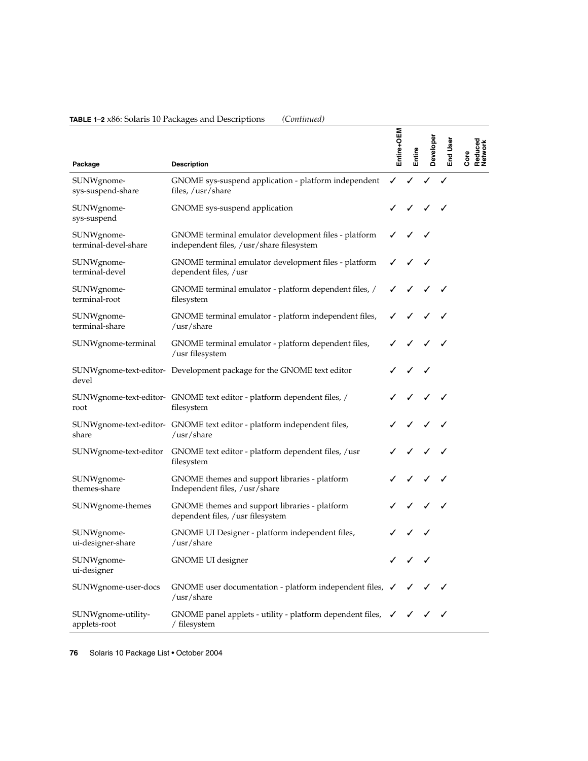**TABLE 1–2** x86: Solaris 10 Packages and Descriptions *(Continued)*

| Package | Description | Entire+OEM | Entire | Developer | End User | Core | Reduced Network |
|---|---|---|---|---|---|---|---|
| SUNWgnome-sys-suspend-share | GNOME sys-suspend application - platform independent files, /usr/share | ✓ | ✓ | ✓ | ✓ | | |
| SUNWgnome-sys-suspend | GNOME sys-suspend application | ✓ | ✓ | ✓ | ✓ | | |
| SUNWgnome-terminal-devel-share | GNOME terminal emulator development files - platform independent files, /usr/share filesystem | ✓ | ✓ | ✓ | | | |
| SUNWgnome-terminal-devel | GNOME terminal emulator development files - platform dependent files, /usr | ✓ | ✓ | ✓ | | | |
| SUNWgnome-terminal-root | GNOME terminal emulator - platform dependent files, / filesystem | ✓ | ✓ | ✓ | ✓ | | |
| SUNWgnome-terminal-share | GNOME terminal emulator - platform independent files, /usr/share | ✓ | ✓ | ✓ | ✓ | | |
| SUNWgnome-terminal | GNOME terminal emulator - platform dependent files, /usr filesystem | ✓ | ✓ | ✓ | ✓ | | |
| SUNWgnome-text-editor-devel | Development package for the GNOME text editor | ✓ | ✓ | ✓ | | | |
| SUNWgnome-text-editor-root | GNOME text editor - platform dependent files, / filesystem | ✓ | ✓ | ✓ | ✓ | | |
| SUNWgnome-text-editor-share | GNOME text editor - platform independent files, /usr/share | ✓ | ✓ | ✓ | ✓ | | |
| SUNWgnome-text-editor | GNOME text editor - platform dependent files, /usr filesystem | ✓ | ✓ | ✓ | ✓ | | |
| SUNWgnome-themes-share | GNOME themes and support libraries - platform Independent files, /usr/share | ✓ | ✓ | ✓ | ✓ | | |
| SUNWgnome-themes | GNOME themes and support libraries - platform dependent files, /usr filesystem | ✓ | ✓ | ✓ | ✓ | | |
| SUNWgnome-ui-designer-share | GNOME UI Designer - platform independent files, /usr/share | ✓ | ✓ | ✓ | | | |
| SUNWgnome-ui-designer | GNOME UI designer | ✓ | ✓ | ✓ | | | |
| SUNWgnome-user-docs | GNOME user documentation - platform independent files, /usr/share | ✓ | ✓ | ✓ | ✓ | | |
| SUNWgnome-utility-applets-root | GNOME panel applets - utility - platform dependent files, / filesystem | ✓ | ✓ | ✓ | ✓ | | |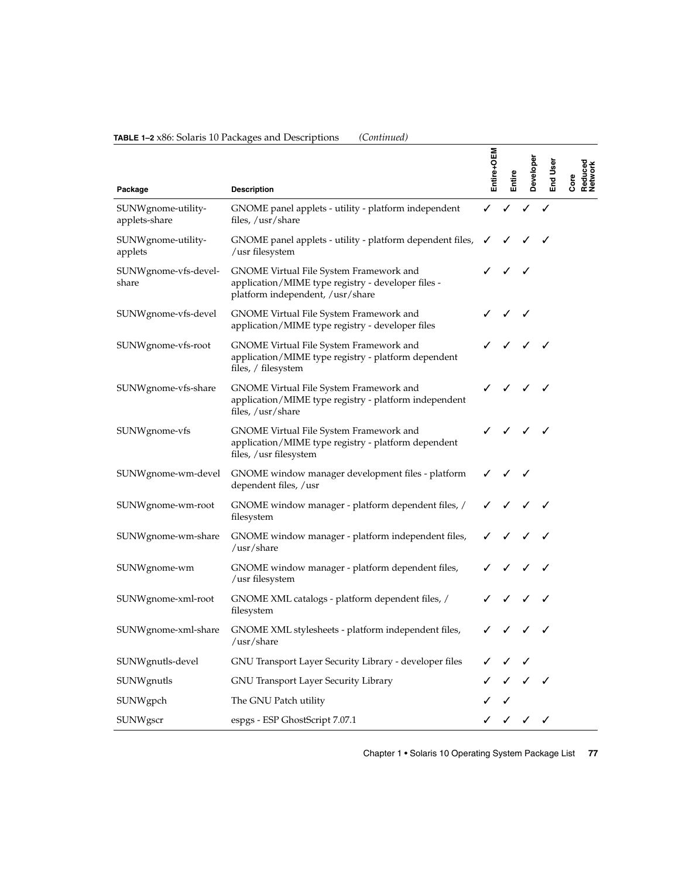**TABLE 1–2** x86: Solaris 10 Packages and Descriptions *(Continued)*

| Package | Description | Entire+OEM | Entire | Developer | End User | Core | Reduced Network |
|---|---|---|---|---|---|---|---|
| SUNWgnome-utility-applets-share | GNOME panel applets - utility - platform independent files, /usr/share | ✓ | ✓ | ✓ | ✓ | | |
| SUNWgnome-utility-applets | GNOME panel applets - utility - platform dependent files, /usr filesystem | ✓ | ✓ | ✓ | ✓ | | |
| SUNWgnome-vfs-devel-share | GNOME Virtual File System Framework and application/MIME type registry - developer files - platform independent, /usr/share | ✓ | ✓ | ✓ | | | |
| SUNWgnome-vfs-devel | GNOME Virtual File System Framework and application/MIME type registry - developer files | ✓ | ✓ | ✓ | | | |
| SUNWgnome-vfs-root | GNOME Virtual File System Framework and application/MIME type registry - platform dependent files, / filesystem | ✓ | ✓ | ✓ | ✓ | | |
| SUNWgnome-vfs-share | GNOME Virtual File System Framework and application/MIME type registry - platform independent files, /usr/share | ✓ | ✓ | ✓ | ✓ | | |
| SUNWgnome-vfs | GNOME Virtual File System Framework and application/MIME type registry - platform dependent files, /usr filesystem | ✓ | ✓ | ✓ | ✓ | | |
| SUNWgnome-wm-devel | GNOME window manager development files - platform dependent files, /usr | ✓ | ✓ | ✓ | | | |
| SUNWgnome-wm-root | GNOME window manager - platform dependent files, / filesystem | ✓ | ✓ | ✓ | ✓ | | |
| SUNWgnome-wm-share | GNOME window manager - platform independent files, /usr/share | ✓ | ✓ | ✓ | ✓ | | |
| SUNWgnome-wm | GNOME window manager - platform dependent files, /usr filesystem | ✓ | ✓ | ✓ | ✓ | | |
| SUNWgnome-xml-root | GNOME XML catalogs - platform dependent files, / filesystem | ✓ | ✓ | ✓ | ✓ | | |
| SUNWgnome-xml-share | GNOME XML stylesheets - platform independent files, /usr/share | ✓ | ✓ | ✓ | ✓ | | |
| SUNWgnutls-devel | GNU Transport Layer Security Library - developer files | ✓ | ✓ | ✓ | | | |
| SUNWgnutls | GNU Transport Layer Security Library | ✓ | ✓ | ✓ | ✓ | | |
| SUNWgpch | The GNU Patch utility | ✓ | ✓ | | | | |
| SUNWgscr | espgs - ESP GhostScript 7.07.1 | ✓ | ✓ | ✓ | ✓ | | |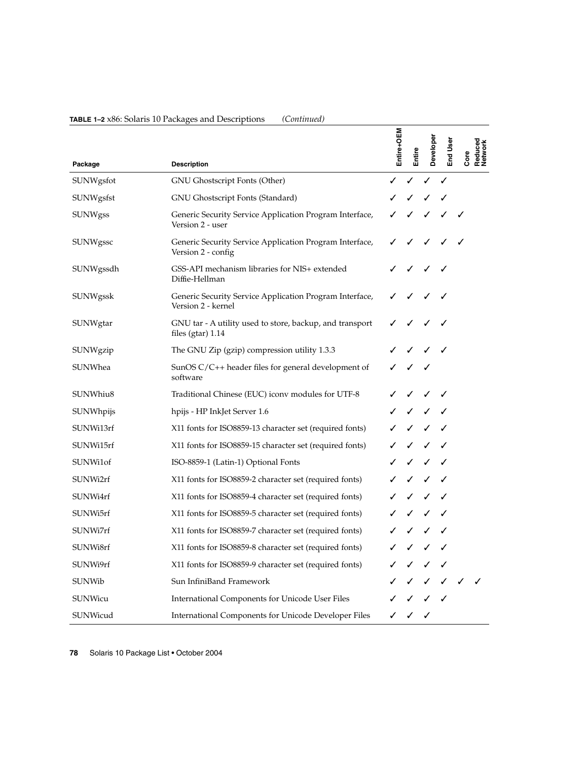**TABLE 1–2** x86: Solaris 10 Packages and Descriptions *(Continued)*

| Package | Description | Entire+OEM | Entire | Developer | End User | Core | Reduced Network |
| --- | --- | --- | --- | --- | --- | --- | --- |
| SUNWgsfot | GNU Ghostscript Fonts (Other) | ✓ | ✓ | ✓ | ✓ | | |
| SUNWgsfst | GNU Ghostscript Fonts (Standard) | ✓ | ✓ | ✓ | ✓ | | |
| SUNWgss | Generic Security Service Application Program Interface, Version 2 - user | ✓ | ✓ | ✓ | ✓ | ✓ | |
| SUNWgssc | Generic Security Service Application Program Interface, Version 2 - config | ✓ | ✓ | ✓ | ✓ | ✓ | |
| SUNWgssdh | GSS-API mechanism libraries for NIS+ extended Diffie-Hellman | ✓ | ✓ | ✓ | ✓ | | |
| SUNWgssk | Generic Security Service Application Program Interface, Version 2 - kernel | ✓ | ✓ | ✓ | ✓ | | |
| SUNWgtar | GNU tar - A utility used to store, backup, and transport files (gtar) 1.14 | ✓ | ✓ | ✓ | ✓ | | |
| SUNWgzip | The GNU Zip (gzip) compression utility 1.3.3 | ✓ | ✓ | ✓ | ✓ | | |
| SUNWhea | SunOS C/C++ header files for general development of software | ✓ | ✓ | ✓ | | | |
| SUNWhiu8 | Traditional Chinese (EUC) iconv modules for UTF-8 | ✓ | ✓ | ✓ | ✓ | | |
| SUNWhpijs | hpijs - HP InkJet Server 1.6 | ✓ | ✓ | ✓ | ✓ | | |
| SUNWi13rf | X11 fonts for ISO8859-13 character set (required fonts) | ✓ | ✓ | ✓ | ✓ | | |
| SUNWi15rf | X11 fonts for ISO8859-15 character set (required fonts) | ✓ | ✓ | ✓ | ✓ | | |
| SUNWi1of | ISO-8859-1 (Latin-1) Optional Fonts | ✓ | ✓ | ✓ | ✓ | | |
| SUNWi2rf | X11 fonts for ISO8859-2 character set (required fonts) | ✓ | ✓ | ✓ | ✓ | | |
| SUNWi4rf | X11 fonts for ISO8859-4 character set (required fonts) | ✓ | ✓ | ✓ | ✓ | | |
| SUNWi5rf | X11 fonts for ISO8859-5 character set (required fonts) | ✓ | ✓ | ✓ | ✓ | | |
| SUNWi7rf | X11 fonts for ISO8859-7 character set (required fonts) | ✓ | ✓ | ✓ | ✓ | | |
| SUNWi8rf | X11 fonts for ISO8859-8 character set (required fonts) | ✓ | ✓ | ✓ | ✓ | | |
| SUNWi9rf | X11 fonts for ISO8859-9 character set (required fonts) | ✓ | ✓ | ✓ | ✓ | | |
| SUNWib | Sun InfiniBand Framework | ✓ | ✓ | ✓ | ✓ | ✓ | ✓ |
| SUNWicu | International Components for Unicode User Files | ✓ | ✓ | ✓ | ✓ | | |
| SUNWicud | International Components for Unicode Developer Files | ✓ | ✓ | ✓ | | | |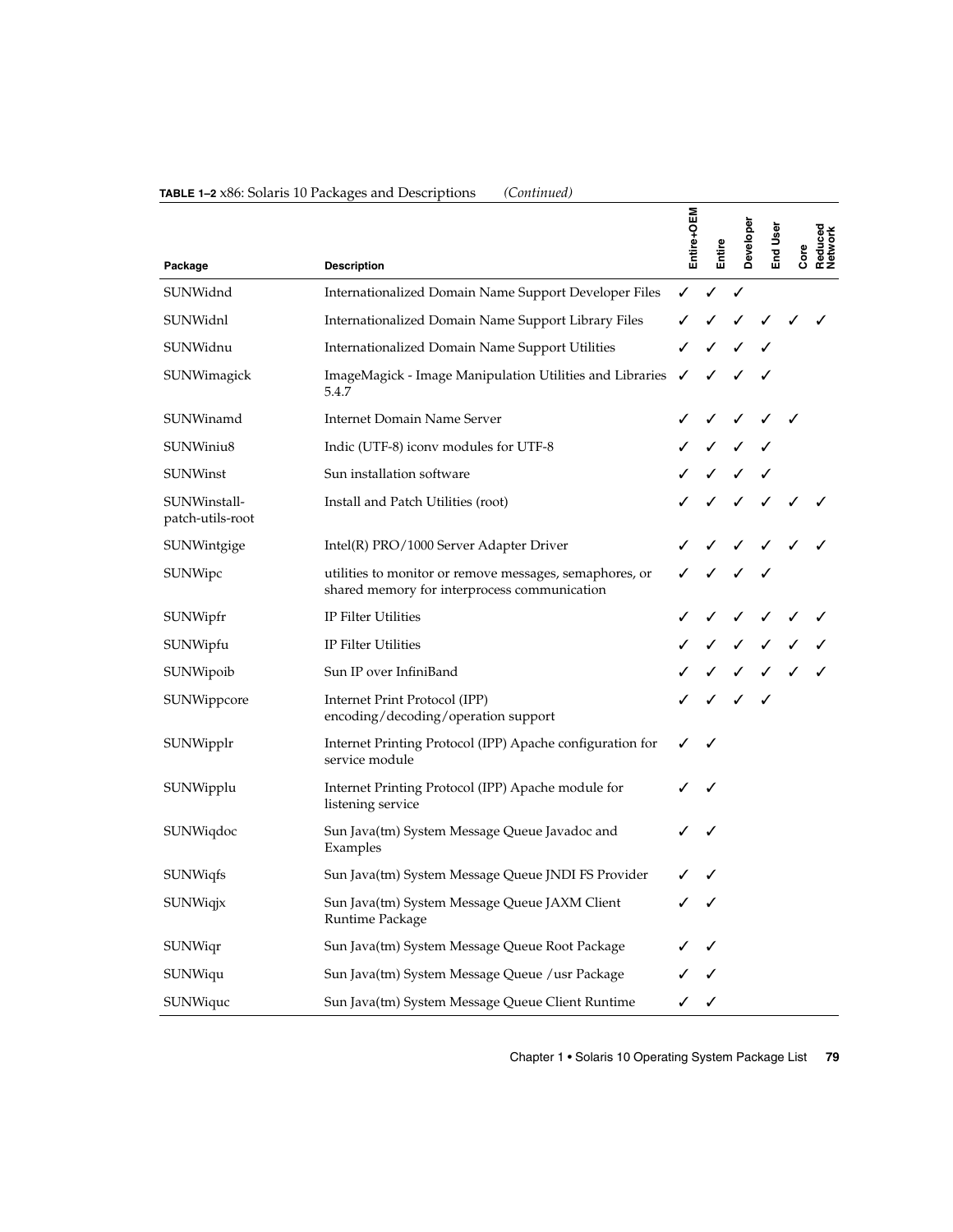**TABLE 1–2** x86: Solaris 10 Packages and Descriptions *(Continued)*

| Package | Description | Entire+OEM | Entire | Developer | End User | Core | Reduced Network |
|---|---|---|---|---|---|---|---|
| SUNWidnd | Internationalized Domain Name Support Developer Files | ✓ | ✓ | ✓ | | | |
| SUNWidnl | Internationalized Domain Name Support Library Files | ✓ | ✓ | ✓ | ✓ | ✓ | ✓ |
| SUNWidnu | Internationalized Domain Name Support Utilities | ✓ | ✓ | ✓ | ✓ | | |
| SUNWimagick | ImageMagick - Image Manipulation Utilities and Libraries 5.4.7 | ✓ | ✓ | ✓ | ✓ | | |
| SUNWinamd | Internet Domain Name Server | ✓ | ✓ | ✓ | ✓ | ✓ | |
| SUNWiniu8 | Indic (UTF-8) iconv modules for UTF-8 | ✓ | ✓ | ✓ | ✓ | | |
| SUNWinst | Sun installation software | ✓ | ✓ | ✓ | ✓ | | |
| SUNWinstall-patch-utils-root | Install and Patch Utilities (root) | ✓ | ✓ | ✓ | ✓ | ✓ | ✓ |
| SUNWintgige | Intel(R) PRO/1000 Server Adapter Driver | ✓ | ✓ | ✓ | ✓ | ✓ | ✓ |
| SUNWipc | utilities to monitor or remove messages, semaphores, or shared memory for interprocess communication | ✓ | ✓ | ✓ | ✓ | | |
| SUNWipfr | IP Filter Utilities | ✓ | ✓ | ✓ | ✓ | ✓ | ✓ |
| SUNWipfu | IP Filter Utilities | ✓ | ✓ | ✓ | ✓ | ✓ | ✓ |
| SUNWipoib | Sun IP over InfiniBand | ✓ | ✓ | ✓ | ✓ | ✓ | ✓ |
| SUNWippcore | Internet Print Protocol (IPP) encoding/decoding/operation support | ✓ | ✓ | ✓ | ✓ | | |
| SUNWipplr | Internet Printing Protocol (IPP) Apache configuration for service module | ✓ | ✓ | | | | |
| SUNWipplu | Internet Printing Protocol (IPP) Apache module for listening service | ✓ | ✓ | | | | |
| SUNWiqdoc | Sun Java(tm) System Message Queue Javadoc and Examples | ✓ | ✓ | | | | |
| SUNWiqfs | Sun Java(tm) System Message Queue JNDI FS Provider | ✓ | ✓ | | | | |
| SUNWiqjx | Sun Java(tm) System Message Queue JAXM Client Runtime Package | ✓ | ✓ | | | | |
| SUNWiqr | Sun Java(tm) System Message Queue Root Package | ✓ | ✓ | | | | |
| SUNWiqu | Sun Java(tm) System Message Queue /usr Package | ✓ | ✓ | | | | |
| SUNWiquc | Sun Java(tm) System Message Queue Client Runtime | ✓ | ✓ | | | | |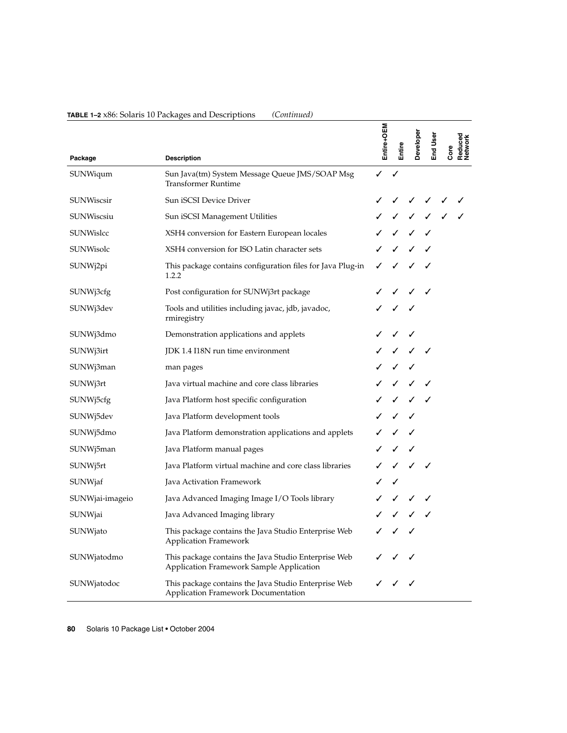**TABLE 1–2** x86: Solaris 10 Packages and Descriptions *(Continued)*

| Package | Description | Entire+OEM | Entire | Developer | End User | Core | Reduced Network |
|---|---|---|---|---|---|---|---|
| SUNWiqum | Sun Java(tm) System Message Queue JMS/SOAP Msg Transformer Runtime | ✓ | ✓ | | | | |
| SUNWiscsir | Sun iSCSI Device Driver | ✓ | ✓ | ✓ | ✓ | ✓ | ✓ |
| SUNWiscsiu | Sun iSCSI Management Utilities | ✓ | ✓ | ✓ | ✓ | ✓ | ✓ |
| SUNWislcc | XSH4 conversion for Eastern European locales | ✓ | ✓ | ✓ | ✓ | | |
| SUNWisolc | XSH4 conversion for ISO Latin character sets | ✓ | ✓ | ✓ | ✓ | | |
| SUNWj2pi | This package contains configuration files for Java Plug-in 1.2.2 | ✓ | ✓ | ✓ | ✓ | | |
| SUNWj3cfg | Post configuration for SUNWj3rt package | ✓ | ✓ | ✓ | ✓ | | |
| SUNWj3dev | Tools and utilities including javac, jdb, javadoc, rmiregistry | ✓ | ✓ | ✓ | | | |
| SUNWj3dmo | Demonstration applications and applets | ✓ | ✓ | ✓ | | | |
| SUNWj3irt | JDK 1.4 I18N run time environment | ✓ | ✓ | ✓ | ✓ | | |
| SUNWj3man | man pages | ✓ | ✓ | ✓ | | | |
| SUNWj3rt | Java virtual machine and core class libraries | ✓ | ✓ | ✓ | ✓ | | |
| SUNWj5cfg | Java Platform host specific configuration | ✓ | ✓ | ✓ | ✓ | | |
| SUNWj5dev | Java Platform development tools | ✓ | ✓ | ✓ | | | |
| SUNWj5dmo | Java Platform demonstration applications and applets | ✓ | ✓ | ✓ | | | |
| SUNWj5man | Java Platform manual pages | ✓ | ✓ | ✓ | | | |
| SUNWj5rt | Java Platform virtual machine and core class libraries | ✓ | ✓ | ✓ | ✓ | | |
| SUNWjaf | Java Activation Framework | ✓ | ✓ | | | | |
| SUNWjai-imageio | Java Advanced Imaging Image I/O Tools library | ✓ | ✓ | ✓ | ✓ | | |
| SUNWjai | Java Advanced Imaging library | ✓ | ✓ | ✓ | ✓ | | |
| SUNWjato | This package contains the Java Studio Enterprise Web Application Framework | ✓ | ✓ | ✓ | | | |
| SUNWjatodmo | This package contains the Java Studio Enterprise Web Application Framework Sample Application | ✓ | ✓ | ✓ | | | |
| SUNWjatodoc | This package contains the Java Studio Enterprise Web Application Framework Documentation | ✓ | ✓ | ✓ | | | |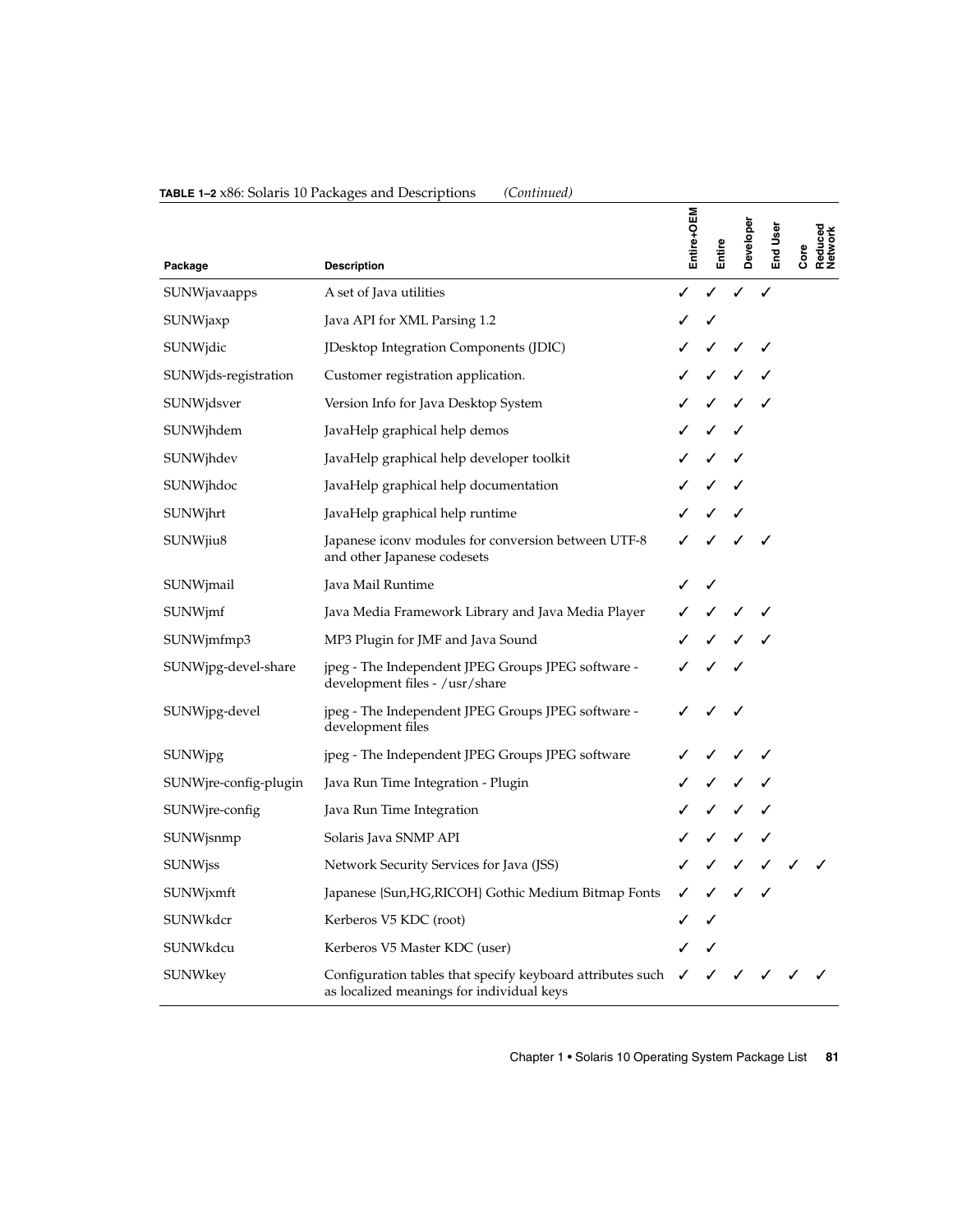**TABLE 1–2** x86: Solaris 10 Packages and Descriptions *(Continued)*

| Package | Description | Entire+OEM | Entire | Developer | End User | Core | Reduced Network |
|---|---|---|---|---|---|---|---|
| SUNWjavaapps | A set of Java utilities | ✓ | ✓ | ✓ | ✓ | | |
| SUNWjaxp | Java API for XML Parsing 1.2 | ✓ | ✓ | | | | |
| SUNWjdic | JDesktop Integration Components (JDIC) | ✓ | ✓ | ✓ | ✓ | | |
| SUNWjds-registration | Customer registration application. | ✓ | ✓ | ✓ | ✓ | | |
| SUNWjdsver | Version Info for Java Desktop System | ✓ | ✓ | ✓ | ✓ | | |
| SUNWjhdem | JavaHelp graphical help demos | ✓ | ✓ | ✓ | | | |
| SUNWjhdev | JavaHelp graphical help developer toolkit | ✓ | ✓ | ✓ | | | |
| SUNWjhdoc | JavaHelp graphical help documentation | ✓ | ✓ | ✓ | | | |
| SUNWjhrt | JavaHelp graphical help runtime | ✓ | ✓ | ✓ | | | |
| SUNWjiu8 | Japanese iconv modules for conversion between UTF-8 and other Japanese codesets | ✓ | ✓ | ✓ | ✓ | | |
| SUNWjmail | Java Mail Runtime | ✓ | ✓ | | | | |
| SUNWjmf | Java Media Framework Library and Java Media Player | ✓ | ✓ | ✓ | ✓ | | |
| SUNWjmfmp3 | MP3 Plugin for JMF and Java Sound | ✓ | ✓ | ✓ | ✓ | | |
| SUNWjpg-devel-share | jpeg - The Independent JPEG Groups JPEG software - development files - /usr/share | ✓ | ✓ | ✓ | | | |
| SUNWjpg-devel | jpeg - The Independent JPEG Groups JPEG software - development files | ✓ | ✓ | ✓ | | | |
| SUNWjpg | jpeg - The Independent JPEG Groups JPEG software | ✓ | ✓ | ✓ | ✓ | | |
| SUNWjre-config-plugin | Java Run Time Integration - Plugin | ✓ | ✓ | ✓ | ✓ | | |
| SUNWjre-config | Java Run Time Integration | ✓ | ✓ | ✓ | ✓ | | |
| SUNWjsnmp | Solaris Java SNMP API | ✓ | ✓ | ✓ | ✓ | | |
| SUNWjss | Network Security Services for Java (JSS) | ✓ | ✓ | ✓ | ✓ | ✓ | ✓ |
| SUNWjxmft | Japanese {Sun,HG,RICOH} Gothic Medium Bitmap Fonts | ✓ | ✓ | ✓ | ✓ | | |
| SUNWkdcr | Kerberos V5 KDC (root) | ✓ | ✓ | | | | |
| SUNWkdcu | Kerberos V5 Master KDC (user) | ✓ | ✓ | | | | |
| SUNWkey | Configuration tables that specify keyboard attributes such as localized meanings for individual keys | ✓ | ✓ | ✓ | ✓ | ✓ | ✓ |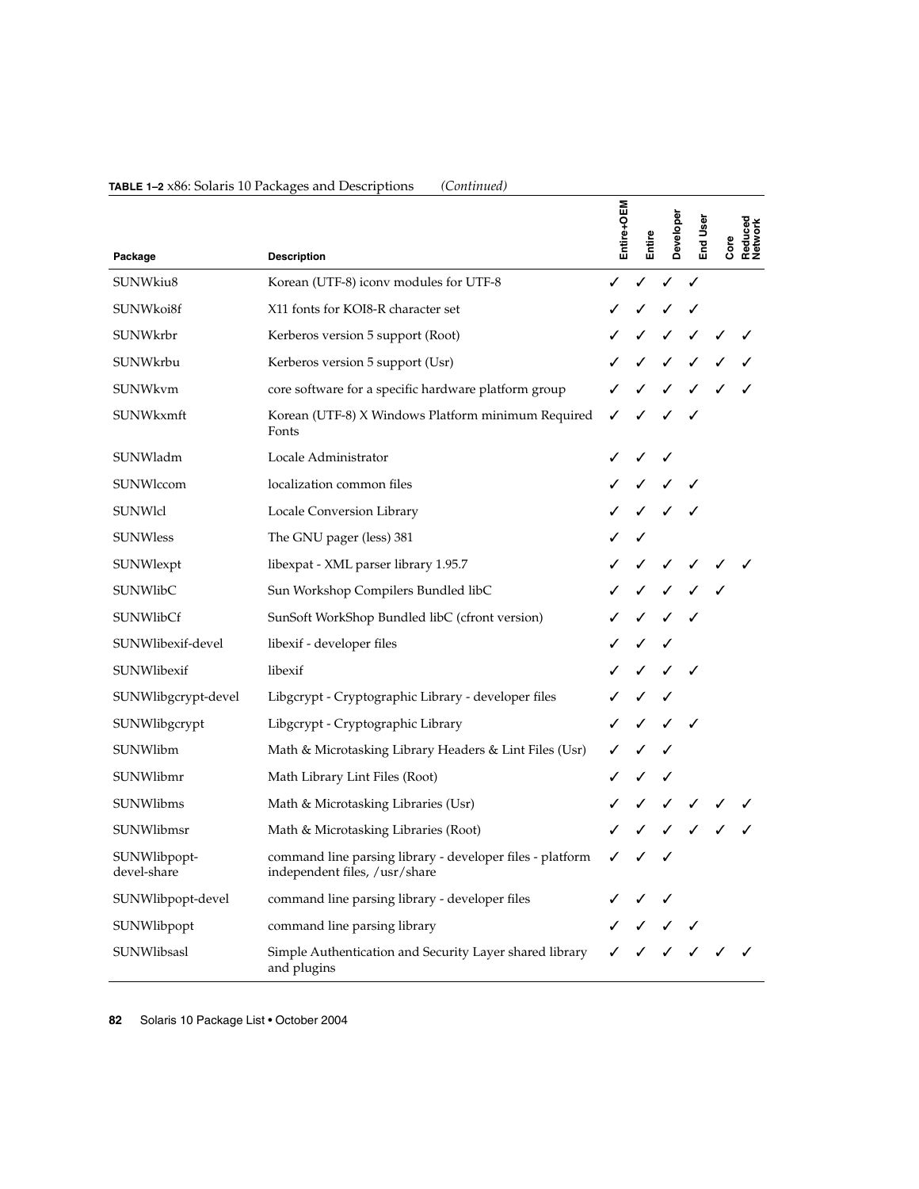**TABLE 1–2** x86: Solaris 10 Packages and Descriptions *(Continued)*

| Package | Description | Entire+OEM | Entire | Developer | End User | Core | Reduced Network |
|---|---|---|---|---|---|---|---|
| SUNWkiu8 | Korean (UTF-8) iconv modules for UTF-8 | ✓ | ✓ | ✓ | ✓ | | |
| SUNWkoi8f | X11 fonts for KOI8-R character set | ✓ | ✓ | ✓ | ✓ | | |
| SUNWkrbr | Kerberos version 5 support (Root) | ✓ | ✓ | ✓ | ✓ | ✓ | ✓ |
| SUNWkrbu | Kerberos version 5 support (Usr) | ✓ | ✓ | ✓ | ✓ | ✓ | ✓ |
| SUNWkvm | core software for a specific hardware platform group | ✓ | ✓ | ✓ | ✓ | ✓ | ✓ |
| SUNWkxmft | Korean (UTF-8) X Windows Platform minimum Required Fonts | ✓ | ✓ | ✓ | ✓ | | |
| SUNWladm | Locale Administrator | ✓ | ✓ | ✓ | | | |
| SUNWlccom | localization common files | ✓ | ✓ | ✓ | ✓ | | |
| SUNWlcl | Locale Conversion Library | ✓ | ✓ | ✓ | ✓ | | |
| SUNWless | The GNU pager (less) 381 | ✓ | ✓ | | | | |
| SUNWlexpt | libexpat - XML parser library 1.95.7 | ✓ | ✓ | ✓ | ✓ | ✓ | ✓ |
| SUNWlibC | Sun Workshop Compilers Bundled libC | ✓ | ✓ | ✓ | ✓ | ✓ | |
| SUNWlibCf | SunSoft WorkShop Bundled libC (cfront version) | ✓ | ✓ | ✓ | ✓ | | |
| SUNWlibexif-devel | libexif - developer files | ✓ | ✓ | ✓ | | | |
| SUNWlibexif | libexif | ✓ | ✓ | ✓ | ✓ | | |
| SUNWlibgcrypt-devel | Libgcrypt - Cryptographic Library - developer files | ✓ | ✓ | ✓ | | | |
| SUNWlibgcrypt | Libgcrypt - Cryptographic Library | ✓ | ✓ | ✓ | ✓ | | |
| SUNWlibm | Math & Microtasking Library Headers & Lint Files (Usr) | ✓ | ✓ | ✓ | | | |
| SUNWlibmr | Math Library Lint Files (Root) | ✓ | ✓ | ✓ | | | |
| SUNWlibms | Math & Microtasking Libraries (Usr) | ✓ | ✓ | ✓ | ✓ | ✓ | ✓ |
| SUNWlibmsr | Math & Microtasking Libraries (Root) | ✓ | ✓ | ✓ | ✓ | ✓ | ✓ |
| SUNWlibpopt-devel-share | command line parsing library - developer files - platform independent files, /usr/share | ✓ | ✓ | ✓ | | | |
| SUNWlibpopt-devel | command line parsing library - developer files | ✓ | ✓ | ✓ | | | |
| SUNWlibpopt | command line parsing library | ✓ | ✓ | ✓ | ✓ | | |
| SUNWlibsasl | Simple Authentication and Security Layer shared library and plugins | ✓ | ✓ | ✓ | ✓ | ✓ | ✓ |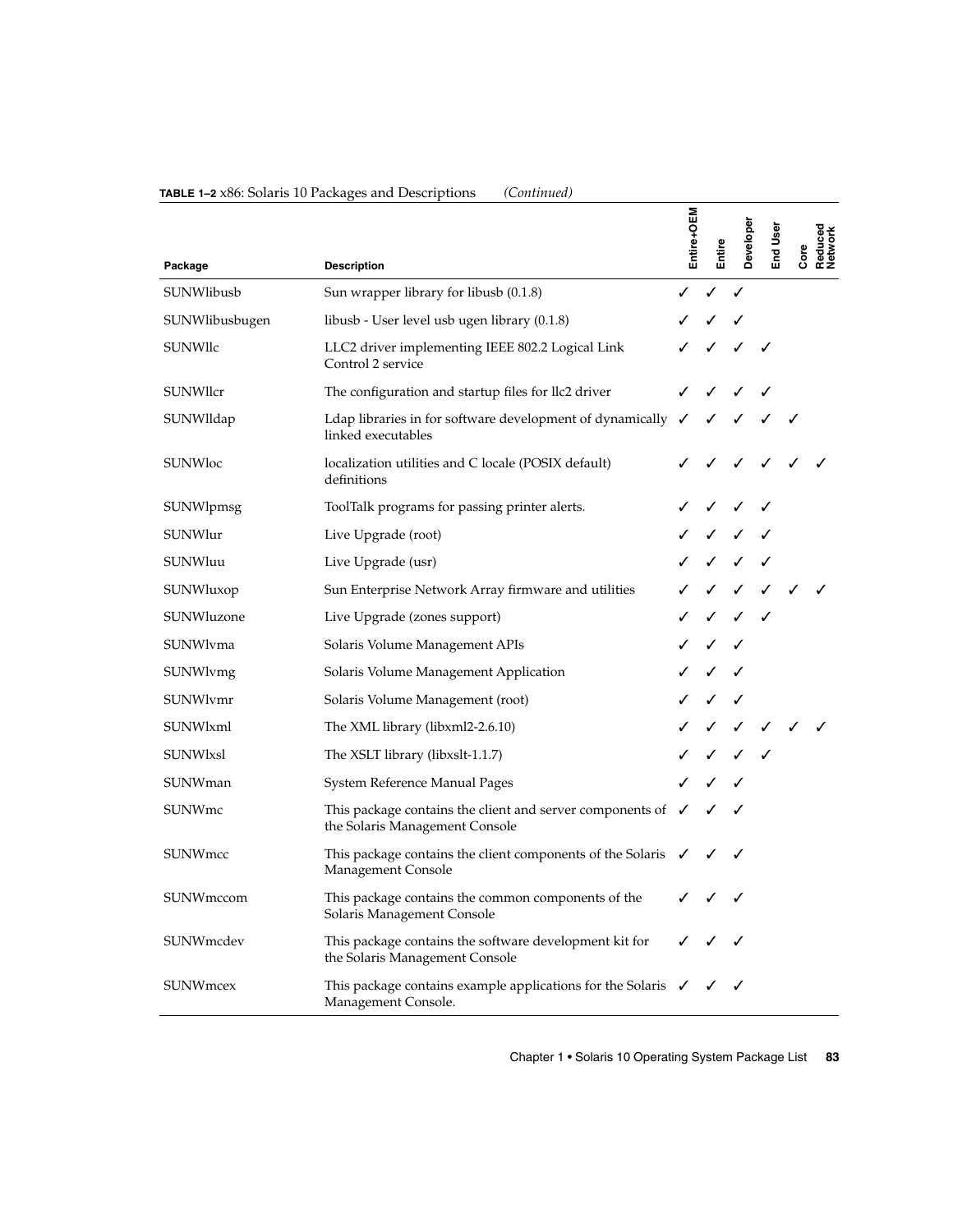**TABLE 1–2** x86: Solaris 10 Packages and Descriptions *(Continued)*

| Package | Description | Entire+OEM | Entire | Developer | End User | Core | Reduced Network |
|---|---|---|---|---|---|---|---|
| SUNWlibusb | Sun wrapper library for libusb (0.1.8) | ✓ | ✓ | ✓ | | | |
| SUNWlibusbugen | libusb - User level usb ugen library (0.1.8) | ✓ | ✓ | ✓ | | | |
| SUNWllc | LLC2 driver implementing IEEE 802.2 Logical Link Control 2 service | ✓ | ✓ | ✓ | ✓ | | |
| SUNWllcr | The configuration and startup files for llc2 driver | ✓ | ✓ | ✓ | ✓ | | |
| SUNWlldap | Ldap libraries in for software development of dynamically linked executables | ✓ | ✓ | ✓ | ✓ | ✓ | |
| SUNWloc | localization utilities and C locale (POSIX default) definitions | ✓ | ✓ | ✓ | ✓ | ✓ | ✓ |
| SUNWlpmsg | ToolTalk programs for passing printer alerts. | ✓ | ✓ | ✓ | ✓ | | |
| SUNWlur | Live Upgrade (root) | ✓ | ✓ | ✓ | ✓ | | |
| SUNWluu | Live Upgrade (usr) | ✓ | ✓ | ✓ | ✓ | | |
| SUNWluxop | Sun Enterprise Network Array firmware and utilities | ✓ | ✓ | ✓ | ✓ | ✓ | ✓ |
| SUNWluzone | Live Upgrade (zones support) | ✓ | ✓ | ✓ | ✓ | | |
| SUNWlvma | Solaris Volume Management APIs | ✓ | ✓ | ✓ | | | |
| SUNWlvmg | Solaris Volume Management Application | ✓ | ✓ | ✓ | | | |
| SUNWlvmr | Solaris Volume Management (root) | ✓ | ✓ | ✓ | | | |
| SUNWlxml | The XML library (libxml2-2.6.10) | ✓ | ✓ | ✓ | ✓ | ✓ | ✓ |
| SUNWlxsl | The XSLT library (libxslt-1.1.7) | ✓ | ✓ | ✓ | ✓ | | |
| SUNWman | System Reference Manual Pages | ✓ | ✓ | ✓ | | | |
| SUNWmc | This package contains the client and server components of the Solaris Management Console | ✓ | ✓ | ✓ | | | |
| SUNWmcc | This package contains the client components of the Solaris Management Console | ✓ | ✓ | ✓ | | | |
| SUNWmccom | This package contains the common components of the Solaris Management Console | ✓ | ✓ | ✓ | | | |
| SUNWmcdev | This package contains the software development kit for the Solaris Management Console | ✓ | ✓ | ✓ | | | |
| SUNWmcex | This package contains example applications for the Solaris Management Console. | ✓ | ✓ | ✓ | | | |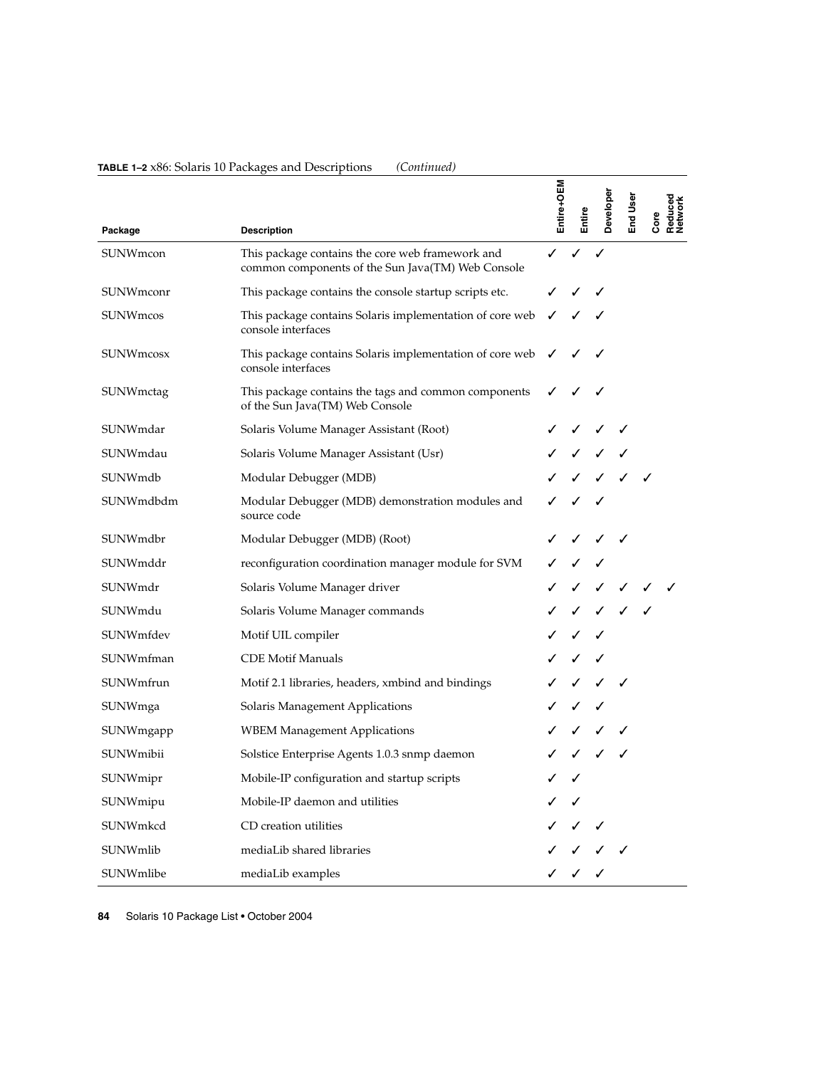**TABLE 1–2** x86: Solaris 10 Packages and Descriptions *(Continued)*

| Package | Description | Entire+OEM | Entire | Developer | End User | Core | Reduced Network |
| --- | --- | --- | --- | --- | --- | --- | --- |
| SUNWmcon | This package contains the core web framework and common components of the Sun Java(TM) Web Console | ✓ | ✓ | ✓ | | | |
| SUNWmconr | This package contains the console startup scripts etc. | ✓ | ✓ | ✓ | | | |
| SUNWmcos | This package contains Solaris implementation of core web console interfaces | ✓ | ✓ | ✓ | | | |
| SUNWmcosx | This package contains Solaris implementation of core web console interfaces | ✓ | ✓ | ✓ | | | |
| SUNWmctag | This package contains the tags and common components of the Sun Java(TM) Web Console | ✓ | ✓ | ✓ | | | |
| SUNWmdar | Solaris Volume Manager Assistant (Root) | ✓ | ✓ | ✓ | ✓ | | |
| SUNWmdau | Solaris Volume Manager Assistant (Usr) | ✓ | ✓ | ✓ | ✓ | | |
| SUNWmdb | Modular Debugger (MDB) | ✓ | ✓ | ✓ | ✓ | ✓ | |
| SUNWmdbdm | Modular Debugger (MDB) demonstration modules and source code | ✓ | ✓ | ✓ | | | |
| SUNWmdbr | Modular Debugger (MDB) (Root) | ✓ | ✓ | ✓ | ✓ | | |
| SUNWmddr | reconfiguration coordination manager module for SVM | ✓ | ✓ | ✓ | | | |
| SUNWmdr | Solaris Volume Manager driver | ✓ | ✓ | ✓ | ✓ | ✓ | ✓ |
| SUNWmdu | Solaris Volume Manager commands | ✓ | ✓ | ✓ | ✓ | ✓ | |
| SUNWmfdev | Motif UIL compiler | ✓ | ✓ | ✓ | | | |
| SUNWmfman | CDE Motif Manuals | ✓ | ✓ | ✓ | | | |
| SUNWmfrun | Motif 2.1 libraries, headers, xmbind and bindings | ✓ | ✓ | ✓ | ✓ | | |
| SUNWmga | Solaris Management Applications | ✓ | ✓ | ✓ | | | |
| SUNWmgapp | WBEM Management Applications | ✓ | ✓ | ✓ | ✓ | | |
| SUNWmibii | Solstice Enterprise Agents 1.0.3 snmp daemon | ✓ | ✓ | ✓ | ✓ | | |
| SUNWmipr | Mobile-IP configuration and startup scripts | ✓ | ✓ | | | | |
| SUNWmipu | Mobile-IP daemon and utilities | ✓ | ✓ | | | | |
| SUNWmkcd | CD creation utilities | ✓ | ✓ | ✓ | | | |
| SUNWmlib | mediaLib shared libraries | ✓ | ✓ | ✓ | ✓ | | |
| SUNWmlibe | mediaLib examples | ✓ | ✓ | ✓ | | | |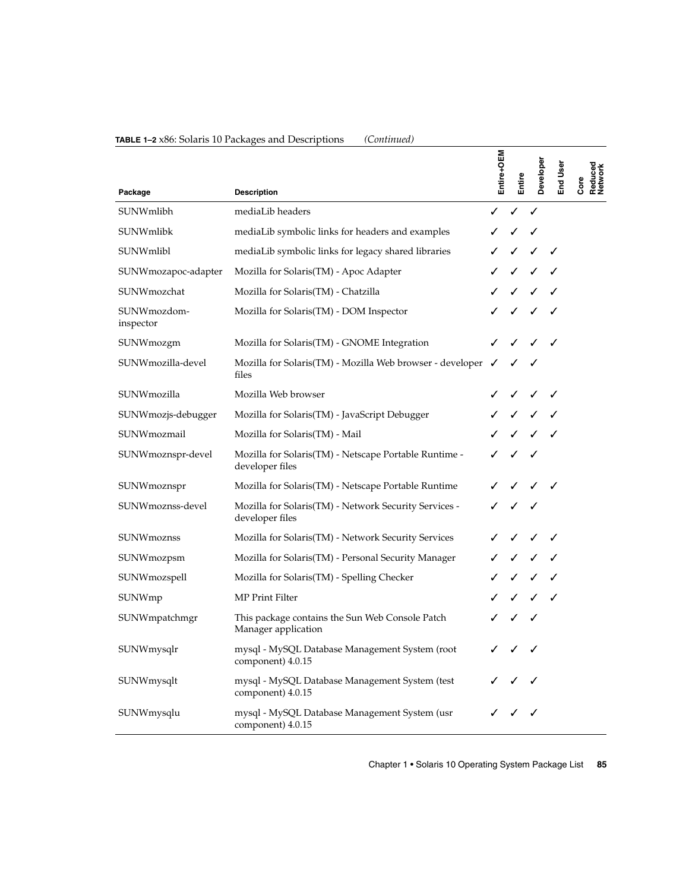**TABLE 1–2** x86: Solaris 10 Packages and Descriptions *(Continued)*

| Package | Description | Entire+OEM | Entire | Developer | End User | Core | Reduced Network |
|---|---|---|---|---|---|---|---|
| SUNWmlibh | mediaLib headers | ✓ | ✓ | ✓ | | | |
| SUNWmlibk | mediaLib symbolic links for headers and examples | ✓ | ✓ | ✓ | | | |
| SUNWmlibl | mediaLib symbolic links for legacy shared libraries | ✓ | ✓ | ✓ | ✓ | | |
| SUNWmozapoc-adapter | Mozilla for Solaris(TM) - Apoc Adapter | ✓ | ✓ | ✓ | ✓ | | |
| SUNWmozchat | Mozilla for Solaris(TM) - Chatzilla | ✓ | ✓ | ✓ | ✓ | | |
| SUNWmozdom-inspector | Mozilla for Solaris(TM) - DOM Inspector | ✓ | ✓ | ✓ | ✓ | | |
| SUNWmozgm | Mozilla for Solaris(TM) - GNOME Integration | ✓ | ✓ | ✓ | ✓ | | |
| SUNWmozilla-devel | Mozilla for Solaris(TM) - Mozilla Web browser - developer files | ✓ | ✓ | ✓ | | | |
| SUNWmozilla | Mozilla Web browser | ✓ | ✓ | ✓ | ✓ | | |
| SUNWmozjs-debugger | Mozilla for Solaris(TM) - JavaScript Debugger | ✓ | ✓ | ✓ | ✓ | | |
| SUNWmozmail | Mozilla for Solaris(TM) - Mail | ✓ | ✓ | ✓ | ✓ | | |
| SUNWmoznspr-devel | Mozilla for Solaris(TM) - Netscape Portable Runtime - developer files | ✓ | ✓ | ✓ | | | |
| SUNWmoznspr | Mozilla for Solaris(TM) - Netscape Portable Runtime | ✓ | ✓ | ✓ | ✓ | | |
| SUNWmoznss-devel | Mozilla for Solaris(TM) - Network Security Services - developer files | ✓ | ✓ | ✓ | | | |
| SUNWmoznss | Mozilla for Solaris(TM) - Network Security Services | ✓ | ✓ | ✓ | ✓ | | |
| SUNWmozpsm | Mozilla for Solaris(TM) - Personal Security Manager | ✓ | ✓ | ✓ | ✓ | | |
| SUNWmozspell | Mozilla for Solaris(TM) - Spelling Checker | ✓ | ✓ | ✓ | ✓ | | |
| SUNWmp | MP Print Filter | ✓ | ✓ | ✓ | ✓ | | |
| SUNWmpatchmgr | This package contains the Sun Web Console Patch Manager application | ✓ | ✓ | ✓ | | | |
| SUNWmysqlr | mysql - MySQL Database Management System (root component) 4.0.15 | ✓ | ✓ | ✓ | | | |
| SUNWmysqlt | mysql - MySQL Database Management System (test component) 4.0.15 | ✓ | ✓ | ✓ | | | |
| SUNWmysqlu | mysql - MySQL Database Management System (usr component) 4.0.15 | ✓ | ✓ | ✓ | | | |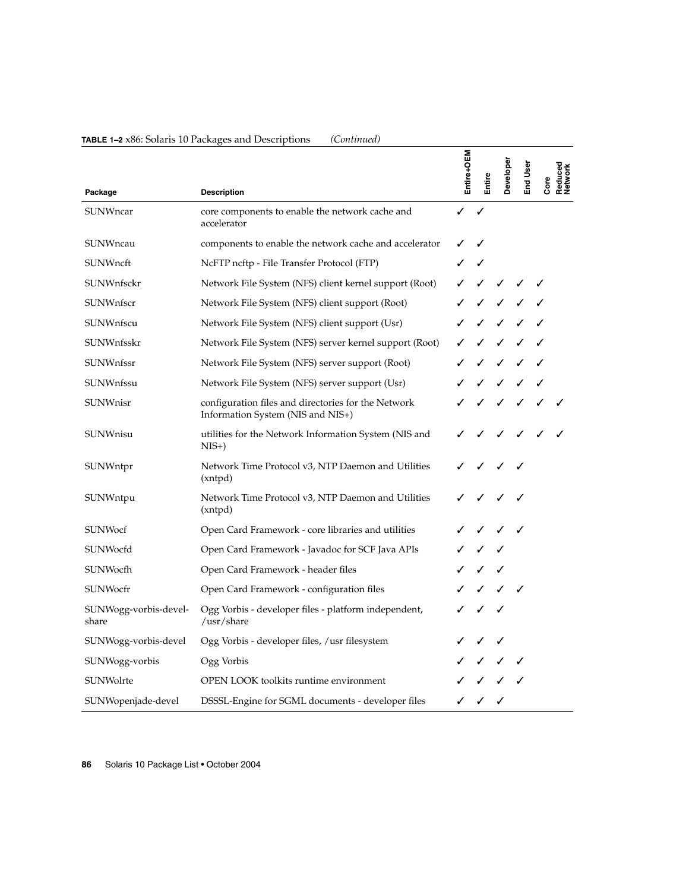**TABLE 1–2** x86: Solaris 10 Packages and Descriptions *(Continued)*

| Package | Description | Entire+OEM | Entire | Developer | End User | Core | Reduced Network |
|---|---|---|---|---|---|---|---|
| SUNWncar | core components to enable the network cache and accelerator | ✓ | ✓ | | | | |
| SUNWncau | components to enable the network cache and accelerator | ✓ | ✓ | | | | |
| SUNWncft | NcFTP ncftp - File Transfer Protocol (FTP) | ✓ | ✓ | | | | |
| SUNWnfsckr | Network File System (NFS) client kernel support (Root) | ✓ | ✓ | ✓ | ✓ | ✓ | |
| SUNWnfscr | Network File System (NFS) client support (Root) | ✓ | ✓ | ✓ | ✓ | ✓ | |
| SUNWnfscu | Network File System (NFS) client support (Usr) | ✓ | ✓ | ✓ | ✓ | ✓ | |
| SUNWnfsskr | Network File System (NFS) server kernel support (Root) | ✓ | ✓ | ✓ | ✓ | ✓ | |
| SUNWnfssr | Network File System (NFS) server support (Root) | ✓ | ✓ | ✓ | ✓ | ✓ | |
| SUNWnfssu | Network File System (NFS) server support (Usr) | ✓ | ✓ | ✓ | ✓ | ✓ | |
| SUNWnisr | configuration files and directories for the Network Information System (NIS and NIS+) | ✓ | ✓ | ✓ | ✓ | ✓ | ✓ |
| SUNWnisu | utilities for the Network Information System (NIS and NIS+) | ✓ | ✓ | ✓ | ✓ | ✓ | ✓ |
| SUNWntpr | Network Time Protocol v3, NTP Daemon and Utilities (xntpd) | ✓ | ✓ | ✓ | ✓ | | |
| SUNWntpu | Network Time Protocol v3, NTP Daemon and Utilities (xntpd) | ✓ | ✓ | ✓ | ✓ | | |
| SUNWocf | Open Card Framework - core libraries and utilities | ✓ | ✓ | ✓ | ✓ | | |
| SUNWocfd | Open Card Framework - Javadoc for SCF Java APIs | ✓ | ✓ | ✓ | | | |
| SUNWocfh | Open Card Framework - header files | ✓ | ✓ | ✓ | | | |
| SUNWocfr | Open Card Framework - configuration files | ✓ | ✓ | ✓ | ✓ | | |
| SUNWogg-vorbis-devel-share | Ogg Vorbis - developer files - platform independent, /usr/share | ✓ | ✓ | ✓ | | | |
| SUNWogg-vorbis-devel | Ogg Vorbis - developer files, /usr filesystem | ✓ | ✓ | ✓ | | | |
| SUNWogg-vorbis | Ogg Vorbis | ✓ | ✓ | ✓ | ✓ | | |
| SUNWolrte | OPEN LOOK toolkits runtime environment | ✓ | ✓ | ✓ | ✓ | | |
| SUNWopenjade-devel | DSSSL-Engine for SGML documents - developer files | ✓ | ✓ | ✓ | | | |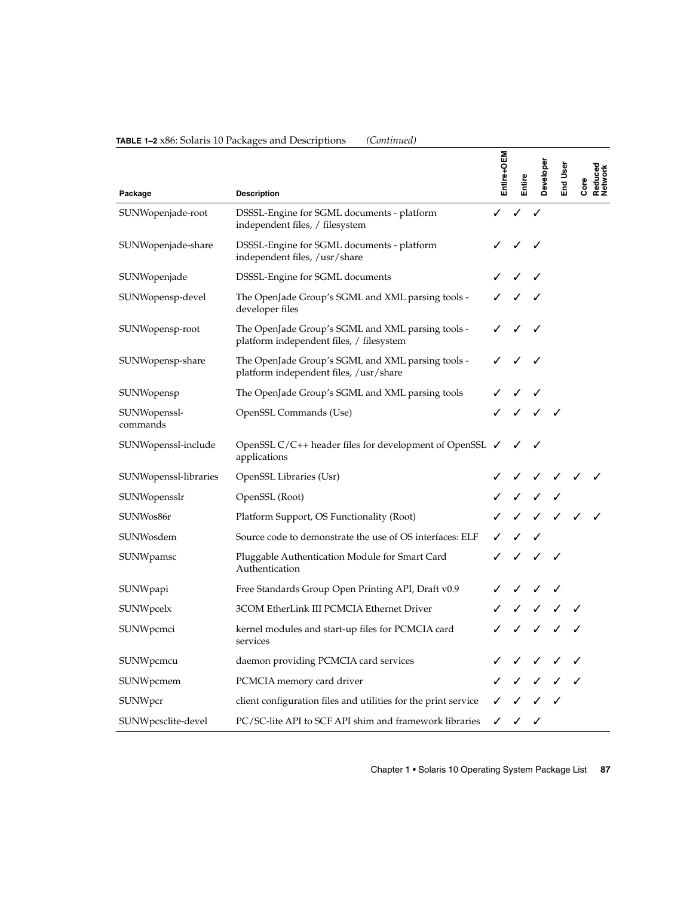**TABLE 1–2** x86: Solaris 10 Packages and Descriptions *(Continued)*

| Package | Description | Entire+OEM | Entire | Developer | End User | Core | Reduced Network |
|---|---|---|---|---|---|---|---|
| SUNWopenjade-root | DSSSL-Engine for SGML documents - platform independent files, / filesystem | ✓ | ✓ | ✓ | | | |
| SUNWopenjade-share | DSSSL-Engine for SGML documents - platform independent files, /usr/share | ✓ | ✓ | ✓ | | | |
| SUNWopenjade | DSSSL-Engine for SGML documents | ✓ | ✓ | ✓ | | | |
| SUNWopensp-devel | The OpenJade Group's SGML and XML parsing tools - developer files | ✓ | ✓ | ✓ | | | |
| SUNWopensp-root | The OpenJade Group's SGML and XML parsing tools - platform independent files, / filesystem | ✓ | ✓ | ✓ | | | |
| SUNWopensp-share | The OpenJade Group's SGML and XML parsing tools - platform independent files, /usr/share | ✓ | ✓ | ✓ | | | |
| SUNWopensp | The OpenJade Group's SGML and XML parsing tools | ✓ | ✓ | ✓ | | | |
| SUNWopenssl-commands | OpenSSL Commands (Use) | ✓ | ✓ | ✓ | ✓ | | |
| SUNWopenssl-include | OpenSSL C/C++ header files for development of OpenSSL applications | ✓ | ✓ | ✓ | | | |
| SUNWopenssl-libraries | OpenSSL Libraries (Usr) | ✓ | ✓ | ✓ | ✓ | ✓ | ✓ |
| SUNWopensslr | OpenSSL (Root) | ✓ | ✓ | ✓ | ✓ | | |
| SUNWos86r | Platform Support, OS Functionality (Root) | ✓ | ✓ | ✓ | ✓ | ✓ | ✓ |
| SUNWosdem | Source code to demonstrate the use of OS interfaces: ELF | ✓ | ✓ | ✓ | | | |
| SUNWpamsc | Pluggable Authentication Module for Smart Card Authentication | ✓ | ✓ | ✓ | ✓ | | |
| SUNWpapi | Free Standards Group Open Printing API, Draft v0.9 | ✓ | ✓ | ✓ | ✓ | | |
| SUNWpcelx | 3COM EtherLink III PCMCIA Ethernet Driver | ✓ | ✓ | ✓ | ✓ | ✓ | |
| SUNWpcmci | kernel modules and start-up files for PCMCIA card services | ✓ | ✓ | ✓ | ✓ | ✓ | |
| SUNWpcmcu | daemon providing PCMCIA card services | ✓ | ✓ | ✓ | ✓ | ✓ | |
| SUNWpcmem | PCMCIA memory card driver | ✓ | ✓ | ✓ | ✓ | ✓ | |
| SUNWpcr | client configuration files and utilities for the print service | ✓ | ✓ | ✓ | ✓ | | |
| SUNWpcsclite-devel | PC/SC-lite API to SCF API shim and framework libraries | ✓ | ✓ | ✓ | | | |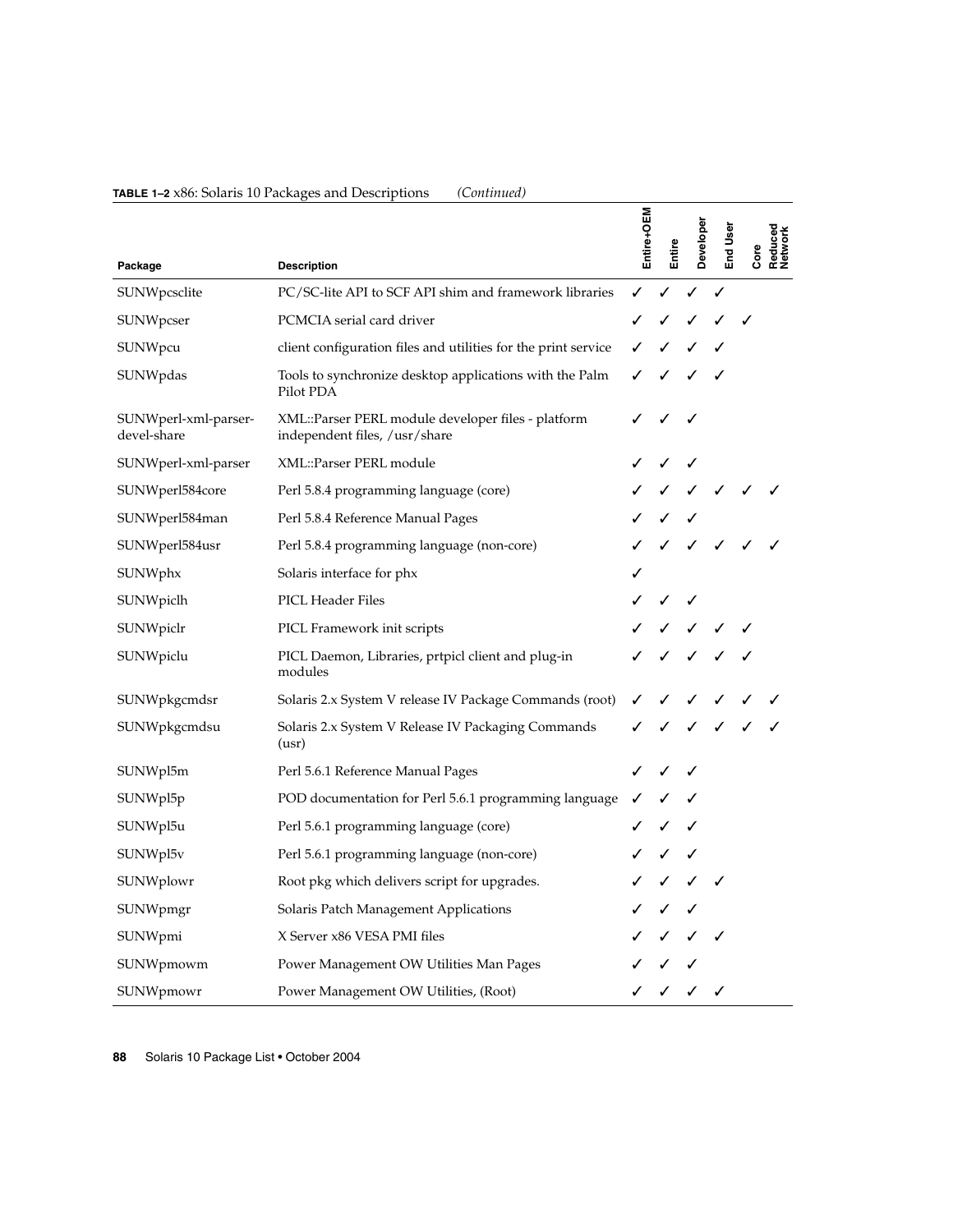**TABLE 1–2** x86: Solaris 10 Packages and Descriptions *(Continued)*

| Package | Description | Entire+OEM | Entire | Developer | End User | Core | Reduced Network |
|---|---|---|---|---|---|---|---|
| SUNWpcsclite | PC/SC-lite API to SCF API shim and framework libraries | ✓ | ✓ | ✓ | ✓ | | |
| SUNWpcser | PCMCIA serial card driver | ✓ | ✓ | ✓ | ✓ | ✓ | |
| SUNWpcu | client configuration files and utilities for the print service | ✓ | ✓ | ✓ | ✓ | | |
| SUNWpdas | Tools to synchronize desktop applications with the Palm Pilot PDA | ✓ | ✓ | ✓ | ✓ | | |
| SUNWperl-xml-parser-devel-share | XML::Parser PERL module developer files - platform independent files, /usr/share | ✓ | ✓ | ✓ | | | |
| SUNWperl-xml-parser | XML::Parser PERL module | ✓ | ✓ | ✓ | | | |
| SUNWperl584core | Perl 5.8.4 programming language (core) | ✓ | ✓ | ✓ | ✓ | ✓ | ✓ |
| SUNWperl584man | Perl 5.8.4 Reference Manual Pages | ✓ | ✓ | ✓ | | | |
| SUNWperl584usr | Perl 5.8.4 programming language (non-core) | ✓ | ✓ | ✓ | ✓ | ✓ | ✓ |
| SUNWphx | Solaris interface for phx | ✓ | | | | | |
| SUNWpiclh | PICL Header Files | ✓ | ✓ | ✓ | | | |
| SUNWpiclr | PICL Framework init scripts | ✓ | ✓ | ✓ | ✓ | ✓ | |
| SUNWpiclu | PICL Daemon, Libraries, prtpicl client and plug-in modules | ✓ | ✓ | ✓ | ✓ | ✓ | |
| SUNWpkgcmdsr | Solaris 2.x System V release IV Package Commands (root) | ✓ | ✓ | ✓ | ✓ | ✓ | ✓ |
| SUNWpkgcmdsu | Solaris 2.x System V Release IV Packaging Commands (usr) | ✓ | ✓ | ✓ | ✓ | ✓ | ✓ |
| SUNWpl5m | Perl 5.6.1 Reference Manual Pages | ✓ | ✓ | ✓ | | | |
| SUNWpl5p | POD documentation for Perl 5.6.1 programming language | ✓ | ✓ | ✓ | | | |
| SUNWpl5u | Perl 5.6.1 programming language (core) | ✓ | ✓ | ✓ | | | |
| SUNWpl5v | Perl 5.6.1 programming language (non-core) | ✓ | ✓ | ✓ | | | |
| SUNWplowr | Root pkg which delivers script for upgrades. | ✓ | ✓ | ✓ | ✓ | | |
| SUNWpmgr | Solaris Patch Management Applications | ✓ | ✓ | ✓ | | | |
| SUNWpmi | X Server x86 VESA PMI files | ✓ | ✓ | ✓ | ✓ | | |
| SUNWpmowm | Power Management OW Utilities Man Pages | ✓ | ✓ | ✓ | | | |
| SUNWpmowr | Power Management OW Utilities, (Root) | ✓ | ✓ | ✓ | ✓ | | |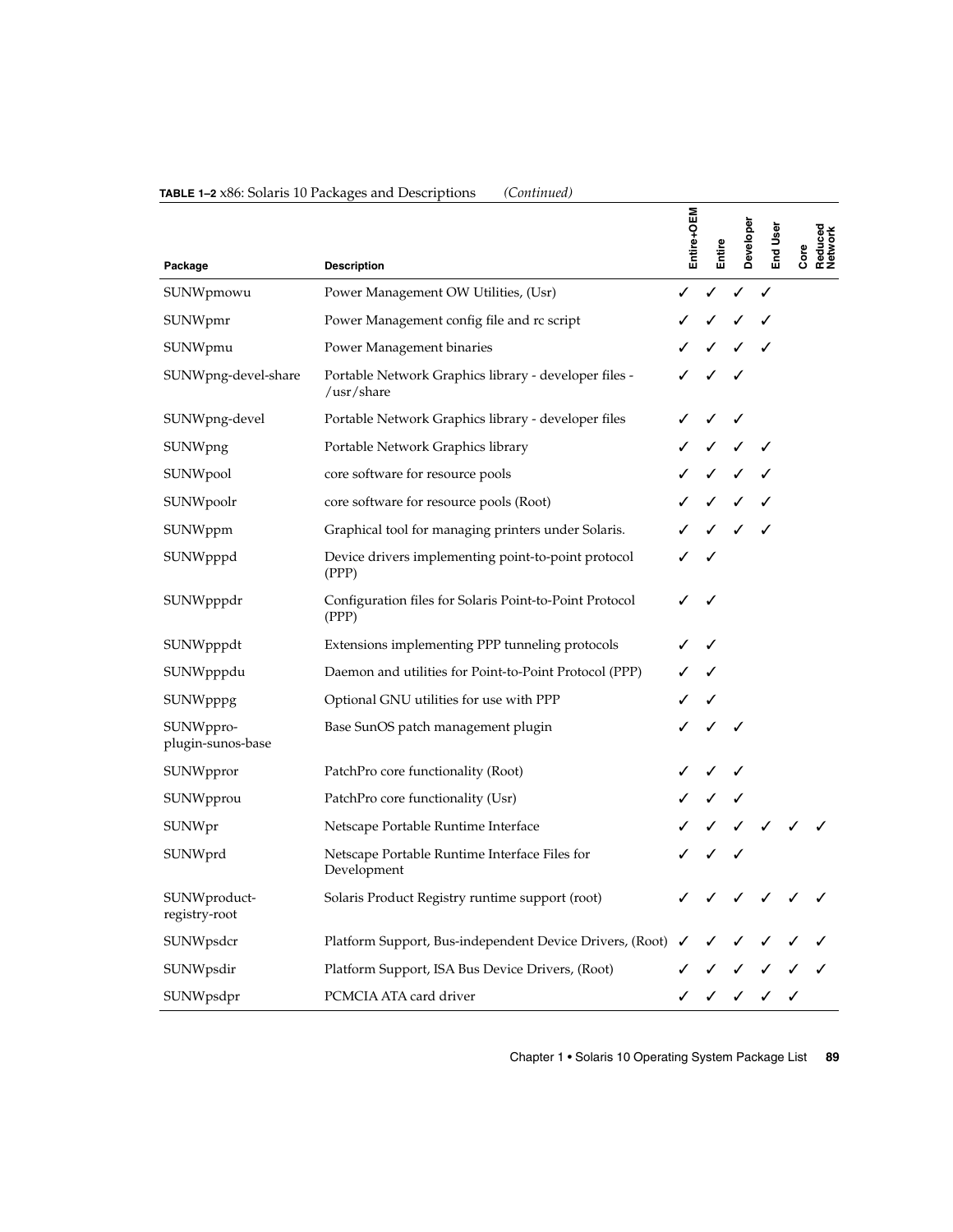**TABLE 1–2** x86: Solaris 10 Packages and Descriptions *(Continued)*

| Package | Description | Entire+OEM | Entire | Developer | End User | Core | Reduced Network |
|---|---|---|---|---|---|---|---|
| SUNWpmowu | Power Management OW Utilities, (Usr) | ✓ | ✓ | ✓ | ✓ | | |
| SUNWpmr | Power Management config file and rc script | ✓ | ✓ | ✓ | ✓ | | |
| SUNWpmu | Power Management binaries | ✓ | ✓ | ✓ | ✓ | | |
| SUNWpng-devel-share | Portable Network Graphics library - developer files - /usr/share | ✓ | ✓ | ✓ | | | |
| SUNWpng-devel | Portable Network Graphics library - developer files | ✓ | ✓ | ✓ | | | |
| SUNWpng | Portable Network Graphics library | ✓ | ✓ | ✓ | ✓ | | |
| SUNWpool | core software for resource pools | ✓ | ✓ | ✓ | ✓ | | |
| SUNWpoolr | core software for resource pools (Root) | ✓ | ✓ | ✓ | ✓ | | |
| SUNWppm | Graphical tool for managing printers under Solaris. | ✓ | ✓ | ✓ | ✓ | | |
| SUNWpppd | Device drivers implementing point-to-point protocol (PPP) | ✓ | ✓ | | | | |
| SUNWpppdr | Configuration files for Solaris Point-to-Point Protocol (PPP) | ✓ | ✓ | | | | |
| SUNWpppdt | Extensions implementing PPP tunneling protocols | ✓ | ✓ | | | | |
| SUNWpppdu | Daemon and utilities for Point-to-Point Protocol (PPP) | ✓ | ✓ | | | | |
| SUNWpppg | Optional GNU utilities for use with PPP | ✓ | ✓ | | | | |
| SUNWppro-plugin-sunos-base | Base SunOS patch management plugin | ✓ | ✓ | ✓ | | | |
| SUNWppror | PatchPro core functionality (Root) | ✓ | ✓ | ✓ | | | |
| SUNWpprou | PatchPro core functionality (Usr) | ✓ | ✓ | ✓ | | | |
| SUNWpr | Netscape Portable Runtime Interface | ✓ | ✓ | ✓ | ✓ | ✓ | ✓ |
| SUNWprd | Netscape Portable Runtime Interface Files for Development | ✓ | ✓ | ✓ | | | |
| SUNWproduct-registry-root | Solaris Product Registry runtime support (root) | ✓ | ✓ | ✓ | ✓ | ✓ | ✓ |
| SUNWpsdcr | Platform Support, Bus-independent Device Drivers, (Root) | ✓ | ✓ | ✓ | ✓ | ✓ | ✓ |
| SUNWpsdir | Platform Support, ISA Bus Device Drivers, (Root) | ✓ | ✓ | ✓ | ✓ | ✓ | ✓ |
| SUNWpsdpr | PCMCIA ATA card driver | ✓ | ✓ | ✓ | ✓ | ✓ | |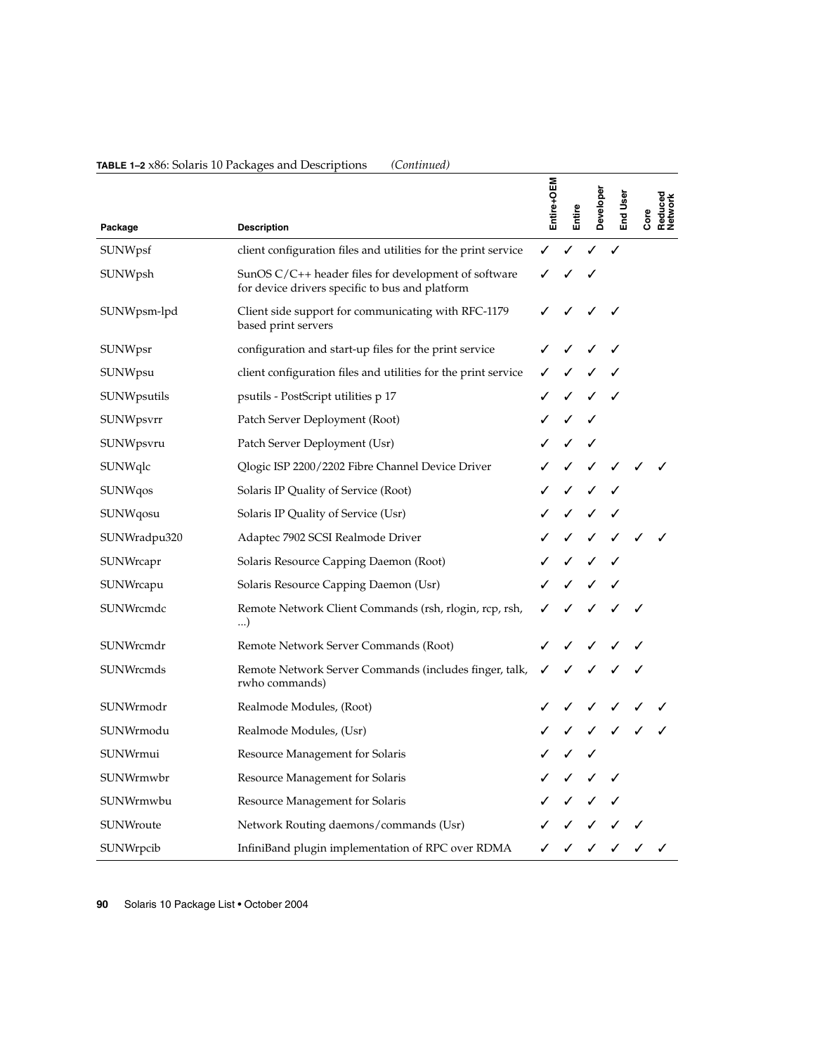**TABLE 1–2** x86: Solaris 10 Packages and Descriptions *(Continued)*

| Package | Description | Entire+OEM | Entire | Developer | End User | Core | Reduced Network |
|---|---|---|---|---|---|---|---|
| SUNWpsf | client configuration files and utilities for the print service | ✓ | ✓ | ✓ | ✓ | | |
| SUNWpsh | SunOS C/C++ header files for development of software for device drivers specific to bus and platform | ✓ | ✓ | ✓ | | | |
| SUNWpsm-lpd | Client side support for communicating with RFC-1179 based print servers | ✓ | ✓ | ✓ | ✓ | | |
| SUNWpsr | configuration and start-up files for the print service | ✓ | ✓ | ✓ | ✓ | | |
| SUNWpsu | client configuration files and utilities for the print service | ✓ | ✓ | ✓ | ✓ | | |
| SUNWpsutils | psutils - PostScript utilities p 17 | ✓ | ✓ | ✓ | ✓ | | |
| SUNWpsvrr | Patch Server Deployment (Root) | ✓ | ✓ | ✓ | | | |
| SUNWpsvru | Patch Server Deployment (Usr) | ✓ | ✓ | ✓ | | | |
| SUNWqlc | Qlogic ISP 2200/2202 Fibre Channel Device Driver | ✓ | ✓ | ✓ | ✓ | ✓ | ✓ |
| SUNWqos | Solaris IP Quality of Service (Root) | ✓ | ✓ | ✓ | ✓ | | |
| SUNWqosu | Solaris IP Quality of Service (Usr) | ✓ | ✓ | ✓ | ✓ | | |
| SUNWradpu320 | Adaptec 7902 SCSI Realmode Driver | ✓ | ✓ | ✓ | ✓ | ✓ | ✓ |
| SUNWrcapr | Solaris Resource Capping Daemon (Root) | ✓ | ✓ | ✓ | ✓ | | |
| SUNWrcapu | Solaris Resource Capping Daemon (Usr) | ✓ | ✓ | ✓ | ✓ | | |
| SUNWrcmdc | Remote Network Client Commands (rsh, rlogin, rcp, rsh, ...) | ✓ | ✓ | ✓ | ✓ | ✓ | |
| SUNWrcmdr | Remote Network Server Commands (Root) | ✓ | ✓ | ✓ | ✓ | ✓ | |
| SUNWrcmds | Remote Network Server Commands (includes finger, talk, rwho commands) | ✓ | ✓ | ✓ | ✓ | ✓ | |
| SUNWrmodr | Realmode Modules, (Root) | ✓ | ✓ | ✓ | ✓ | ✓ | ✓ |
| SUNWrmodu | Realmode Modules, (Usr) | ✓ | ✓ | ✓ | ✓ | ✓ | ✓ |
| SUNWrmui | Resource Management for Solaris | ✓ | ✓ | ✓ | | | |
| SUNWrmwbr | Resource Management for Solaris | ✓ | ✓ | ✓ | ✓ | | |
| SUNWrmwbu | Resource Management for Solaris | ✓ | ✓ | ✓ | ✓ | | |
| SUNWroute | Network Routing daemons/commands (Usr) | ✓ | ✓ | ✓ | ✓ | ✓ | |
| SUNWrpcib | InfiniBand plugin implementation of RPC over RDMA | ✓ | ✓ | ✓ | ✓ | ✓ | ✓ |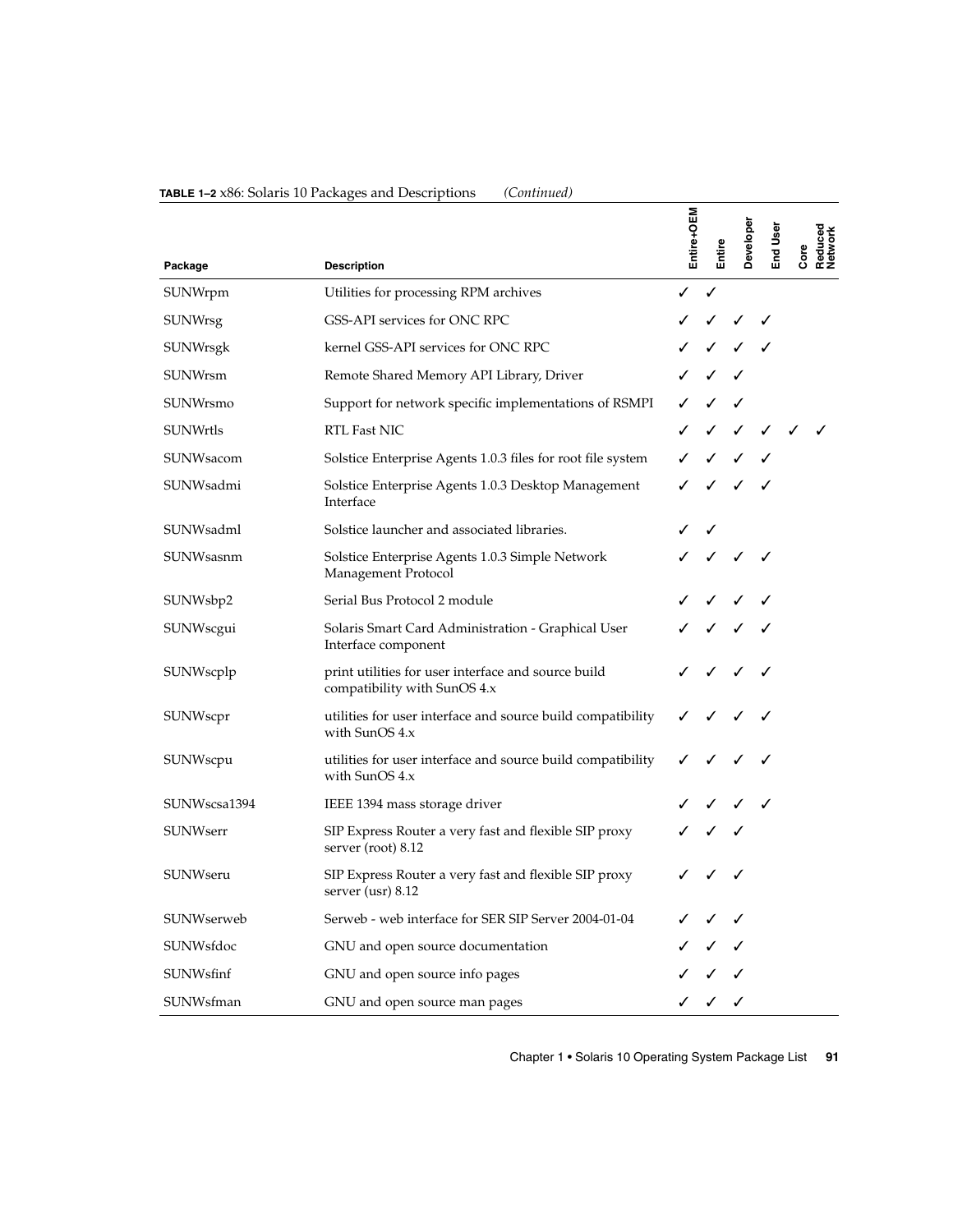**TABLE 1–2** x86: Solaris 10 Packages and Descriptions *(Continued)*

| Package | Description | Entire+OEM | Entire | Developer | End User | Core | Reduced Network |
| --- | --- | --- | --- | --- | --- | --- | --- |
| SUNWrpm | Utilities for processing RPM archives | ✓ | ✓ | | | | |
| SUNWrsg | GSS-API services for ONC RPC | ✓ | ✓ | ✓ | ✓ | | |
| SUNWrsgk | kernel GSS-API services for ONC RPC | ✓ | ✓ | ✓ | ✓ | | |
| SUNWrsm | Remote Shared Memory API Library, Driver | ✓ | ✓ | ✓ | | | |
| SUNWrsmo | Support for network specific implementations of RSMPI | ✓ | ✓ | ✓ | | | |
| SUNWrtls | RTL Fast NIC | ✓ | ✓ | ✓ | ✓ | ✓ | ✓ |
| SUNWsacom | Solstice Enterprise Agents 1.0.3 files for root file system | ✓ | ✓ | ✓ | ✓ | | |
| SUNWsadmi | Solstice Enterprise Agents 1.0.3 Desktop Management Interface | ✓ | ✓ | ✓ | ✓ | | |
| SUNWsadml | Solstice launcher and associated libraries. | ✓ | ✓ | | | | |
| SUNWsasnm | Solstice Enterprise Agents 1.0.3 Simple Network Management Protocol | ✓ | ✓ | ✓ | ✓ | | |
| SUNWsbp2 | Serial Bus Protocol 2 module | ✓ | ✓ | ✓ | ✓ | | |
| SUNWscgui | Solaris Smart Card Administration - Graphical User Interface component | ✓ | ✓ | ✓ | ✓ | | |
| SUNWscplp | print utilities for user interface and source build compatibility with SunOS 4.x | ✓ | ✓ | ✓ | ✓ | | |
| SUNWscpr | utilities for user interface and source build compatibility with SunOS 4.x | ✓ | ✓ | ✓ | ✓ | | |
| SUNWscpu | utilities for user interface and source build compatibility with SunOS 4.x | ✓ | ✓ | ✓ | ✓ | | |
| SUNWscsa1394 | IEEE 1394 mass storage driver | ✓ | ✓ | ✓ | ✓ | | |
| SUNWserr | SIP Express Router a very fast and flexible SIP proxy server (root) 8.12 | ✓ | ✓ | ✓ | | | |
| SUNWseru | SIP Express Router a very fast and flexible SIP proxy server (usr) 8.12 | ✓ | ✓ | ✓ | | | |
| SUNWserweb | Serweb - web interface for SER SIP Server 2004-01-04 | ✓ | ✓ | ✓ | | | |
| SUNWsfdoc | GNU and open source documentation | ✓ | ✓ | ✓ | | | |
| SUNWsfinf | GNU and open source info pages | ✓ | ✓ | ✓ | | | |
| SUNWsfman | GNU and open source man pages | ✓ | ✓ | ✓ | | | |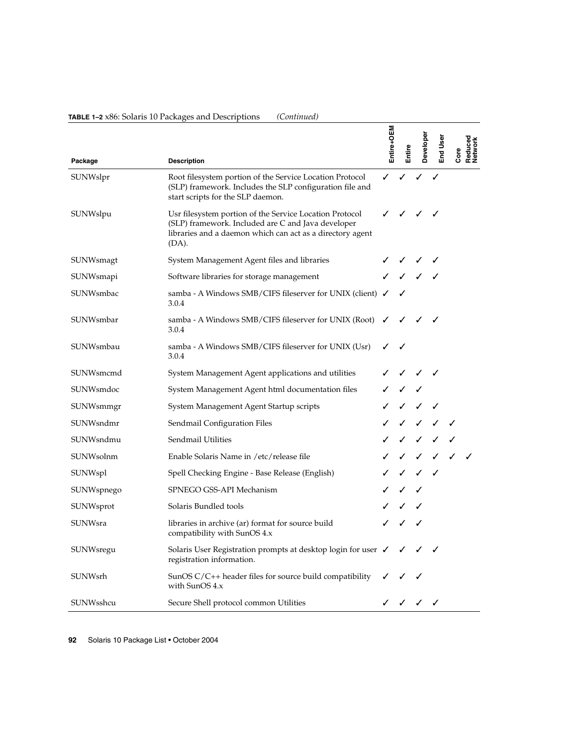**TABLE 1–2** x86: Solaris 10 Packages and Descriptions *(Continued)*

| Package | Description | Entire+OEM | Entire | Developer | End User | Core | Reduced Network |
|---|---|---|---|---|---|---|---|
| SUNWslpr | Root filesystem portion of the Service Location Protocol (SLP) framework. Includes the SLP configuration file and start scripts for the SLP daemon. | ✓ | ✓ | ✓ | ✓ | | |
| SUNWslpu | Usr filesystem portion of the Service Location Protocol (SLP) framework. Included are C and Java developer libraries and a daemon which can act as a directory agent (DA). | ✓ | ✓ | ✓ | ✓ | | |
| SUNWsmagt | System Management Agent files and libraries | ✓ | ✓ | ✓ | ✓ | | |
| SUNWsmapi | Software libraries for storage management | ✓ | ✓ | ✓ | ✓ | | |
| SUNWsmbac | samba - A Windows SMB/CIFS fileserver for UNIX (client) 3.0.4 | ✓ | ✓ | | | | |
| SUNWsmbar | samba - A Windows SMB/CIFS fileserver for UNIX (Root) 3.0.4 | ✓ | ✓ | ✓ | ✓ | | |
| SUNWsmbau | samba - A Windows SMB/CIFS fileserver for UNIX (Usr) 3.0.4 | ✓ | ✓ | | | | |
| SUNWsmcmd | System Management Agent applications and utilities | ✓ | ✓ | ✓ | ✓ | | |
| SUNWsmdoc | System Management Agent html documentation files | ✓ | ✓ | ✓ | | | |
| SUNWsmmgr | System Management Agent Startup scripts | ✓ | ✓ | ✓ | ✓ | | |
| SUNWsndmr | Sendmail Configuration Files | ✓ | ✓ | ✓ | ✓ | ✓ | |
| SUNWsndmu | Sendmail Utilities | ✓ | ✓ | ✓ | ✓ | ✓ | |
| SUNWsolnm | Enable Solaris Name in /etc/release file | ✓ | ✓ | ✓ | ✓ | ✓ | ✓ |
| SUNWspl | Spell Checking Engine - Base Release (English) | ✓ | ✓ | ✓ | ✓ | | |
| SUNWspnego | SPNEGO GSS-API Mechanism | ✓ | ✓ | ✓ | | | |
| SUNWsprot | Solaris Bundled tools | ✓ | ✓ | ✓ | | | |
| SUNWsra | libraries in archive (ar) format for source build compatibility with SunOS 4.x | ✓ | ✓ | ✓ | | | |
| SUNWsregu | Solaris User Registration prompts at desktop login for user registration information. | ✓ | ✓ | ✓ | ✓ | | |
| SUNWsrh | SunOS C/C++ header files for source build compatibility with SunOS 4.x | ✓ | ✓ | ✓ | | | |
| SUNWsshcu | Secure Shell protocol common Utilities | ✓ | ✓ | ✓ | ✓ | | |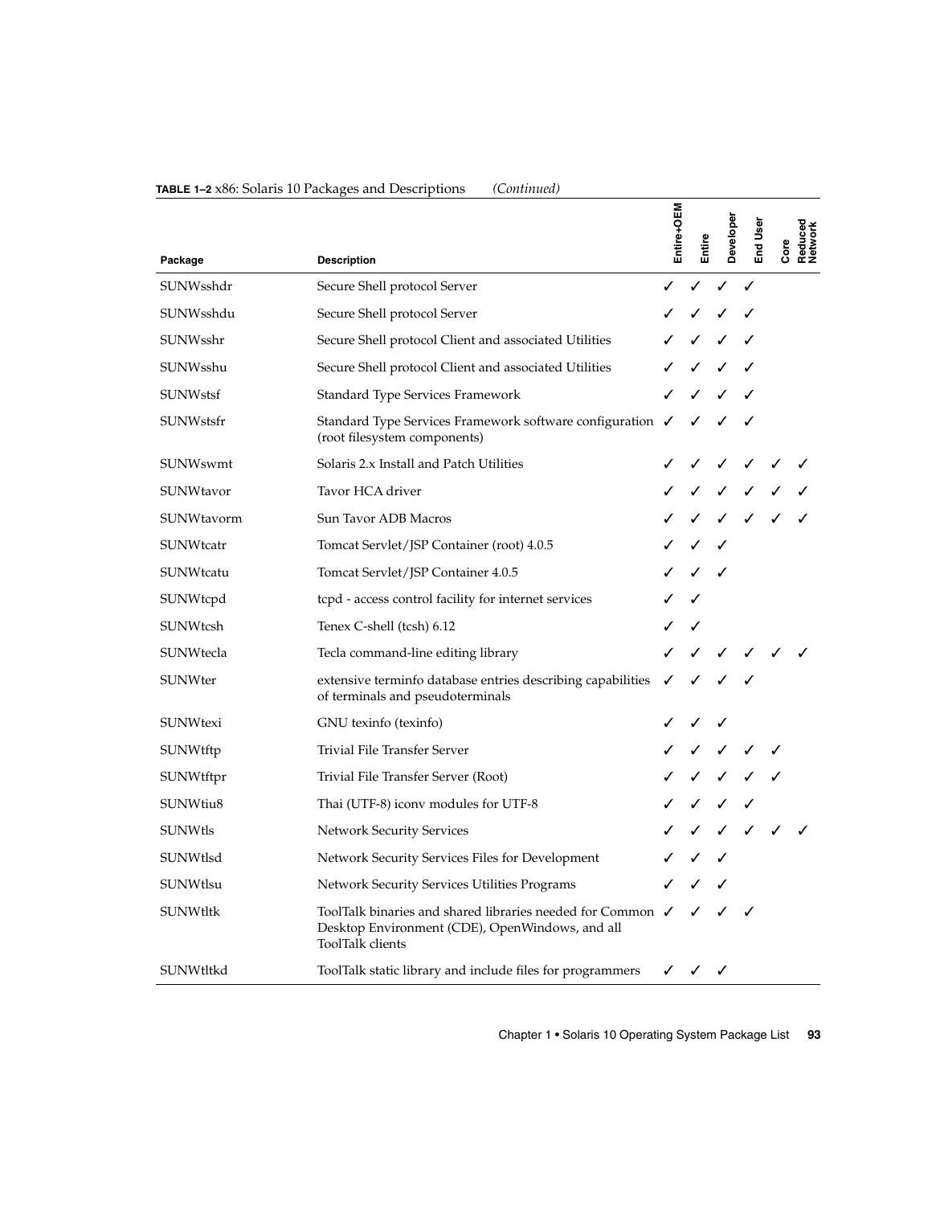**TABLE 1–2** x86: Solaris 10 Packages and Descriptions *(Continued)*

| Package | Description | Entire+OEM | Entire | Developer | End User | Core | Reduced Network |
|---|---|---|---|---|---|---|---|
| SUNWsshdr | Secure Shell protocol Server | ✓ | ✓ | ✓ | ✓ | | |
| SUNWsshdu | Secure Shell protocol Server | ✓ | ✓ | ✓ | ✓ | | |
| SUNWsshr | Secure Shell protocol Client and associated Utilities | ✓ | ✓ | ✓ | ✓ | | |
| SUNWsshu | Secure Shell protocol Client and associated Utilities | ✓ | ✓ | ✓ | ✓ | | |
| SUNWstsf | Standard Type Services Framework | ✓ | ✓ | ✓ | ✓ | | |
| SUNWstsfr | Standard Type Services Framework software configuration (root filesystem components) | ✓ | ✓ | ✓ | ✓ | | |
| SUNWswmt | Solaris 2.x Install and Patch Utilities | ✓ | ✓ | ✓ | ✓ | ✓ | ✓ |
| SUNWtavor | Tavor HCA driver | ✓ | ✓ | ✓ | ✓ | ✓ | ✓ |
| SUNWtavorm | Sun Tavor ADB Macros | ✓ | ✓ | ✓ | ✓ | ✓ | ✓ |
| SUNWtcatr | Tomcat Servlet/JSP Container (root) 4.0.5 | ✓ | ✓ | ✓ | | | |
| SUNWtcatu | Tomcat Servlet/JSP Container 4.0.5 | ✓ | ✓ | ✓ | | | |
| SUNWtcpd | tcpd - access control facility for internet services | ✓ | ✓ | | | | |
| SUNWtcsh | Tenex C-shell (tcsh) 6.12 | ✓ | ✓ | | | | |
| SUNWtecla | Tecla command-line editing library | ✓ | ✓ | ✓ | ✓ | ✓ | ✓ |
| SUNWter | extensive terminfo database entries describing capabilities of terminals and pseudoterminals | ✓ | ✓ | ✓ | ✓ | | |
| SUNWtexi | GNU texinfo (texinfo) | ✓ | ✓ | ✓ | | | |
| SUNWtftp | Trivial File Transfer Server | ✓ | ✓ | ✓ | ✓ | ✓ | |
| SUNWtftpr | Trivial File Transfer Server (Root) | ✓ | ✓ | ✓ | ✓ | ✓ | |
| SUNWtiu8 | Thai (UTF-8) iconv modules for UTF-8 | ✓ | ✓ | ✓ | ✓ | | |
| SUNWtls | Network Security Services | ✓ | ✓ | ✓ | ✓ | ✓ | ✓ |
| SUNWtlsd | Network Security Services Files for Development | ✓ | ✓ | ✓ | | | |
| SUNWtlsu | Network Security Services Utilities Programs | ✓ | ✓ | ✓ | | | |
| SUNWtltk | ToolTalk binaries and shared libraries needed for Common Desktop Environment (CDE), OpenWindows, and all ToolTalk clients | ✓ | ✓ | ✓ | ✓ | | |
| SUNWtltkd | ToolTalk static library and include files for programmers | ✓ | ✓ | ✓ | | | |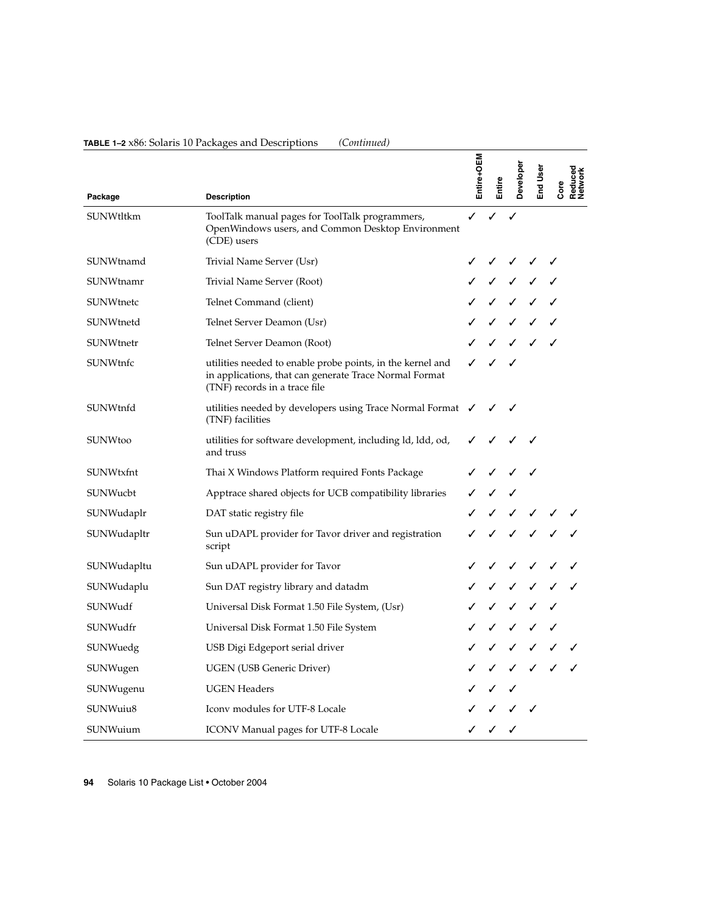**TABLE 1–2** x86: Solaris 10 Packages and Descriptions *(Continued)*

| Package | Description | Entire+OEM | Entire | Developer | End User | Core | Reduced Network |
|---|---|---|---|---|---|---|---|
| SUNWtltkm | ToolTalk manual pages for ToolTalk programmers, OpenWindows users, and Common Desktop Environment (CDE) users | ✓ | ✓ | ✓ | | | |
| SUNWtnamd | Trivial Name Server (Usr) | ✓ | ✓ | ✓ | ✓ | ✓ | |
| SUNWtnamr | Trivial Name Server (Root) | ✓ | ✓ | ✓ | ✓ | ✓ | |
| SUNWtnetc | Telnet Command (client) | ✓ | ✓ | ✓ | ✓ | ✓ | |
| SUNWtnetd | Telnet Server Deamon (Usr) | ✓ | ✓ | ✓ | ✓ | ✓ | |
| SUNWtnetr | Telnet Server Deamon (Root) | ✓ | ✓ | ✓ | ✓ | ✓ | |
| SUNWtnfc | utilities needed to enable probe points, in the kernel and in applications, that can generate Trace Normal Format (TNF) records in a trace file | ✓ | ✓ | ✓ | | | |
| SUNWtnfd | utilities needed by developers using Trace Normal Format (TNF) facilities | ✓ | ✓ | ✓ | | | |
| SUNWtoo | utilities for software development, including ld, ldd, od, and truss | ✓ | ✓ | ✓ | ✓ | | |
| SUNWtxfnt | Thai X Windows Platform required Fonts Package | ✓ | ✓ | ✓ | ✓ | | |
| SUNWucbt | Apptrace shared objects for UCB compatibility libraries | ✓ | ✓ | ✓ | | | |
| SUNWudaplr | DAT static registry file | ✓ | ✓ | ✓ | ✓ | ✓ | ✓ |
| SUNWudapltr | Sun uDAPL provider for Tavor driver and registration script | ✓ | ✓ | ✓ | ✓ | ✓ | ✓ |
| SUNWudapltu | Sun uDAPL provider for Tavor | ✓ | ✓ | ✓ | ✓ | ✓ | ✓ |
| SUNWudaplu | Sun DAT registry library and datadm | ✓ | ✓ | ✓ | ✓ | ✓ | ✓ |
| SUNWudf | Universal Disk Format 1.50 File System, (Usr) | ✓ | ✓ | ✓ | ✓ | ✓ | |
| SUNWudfr | Universal Disk Format 1.50 File System | ✓ | ✓ | ✓ | ✓ | ✓ | |
| SUNWuedg | USB Digi Edgeport serial driver | ✓ | ✓ | ✓ | ✓ | ✓ | ✓ |
| SUNWugen | UGEN (USB Generic Driver) | ✓ | ✓ | ✓ | ✓ | ✓ | ✓ |
| SUNWugenu | UGEN Headers | ✓ | ✓ | ✓ | | | |
| SUNWuiu8 | Iconv modules for UTF-8 Locale | ✓ | ✓ | ✓ | ✓ | | |
| SUNWuium | ICONV Manual pages for UTF-8 Locale | ✓ | ✓ | ✓ | | | |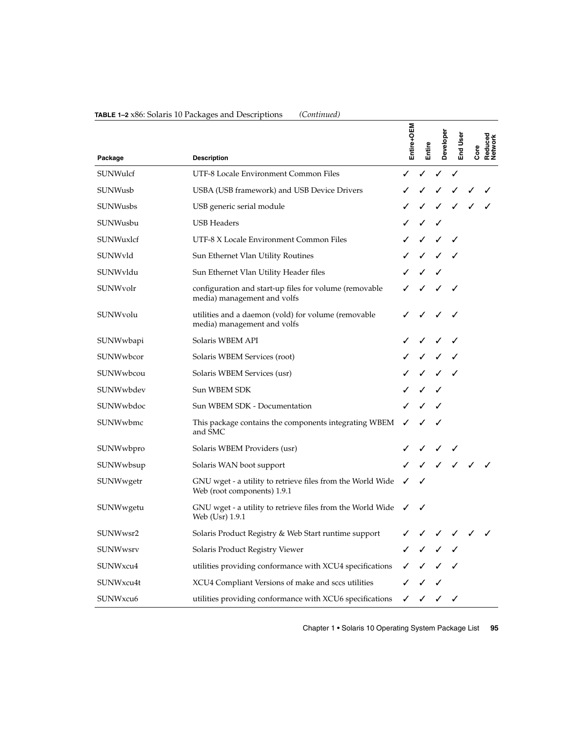**TABLE 1–2** x86: Solaris 10 Packages and Descriptions *(Continued)*

| Package | Description | Entire+OEM | Entire | Developer | End User | Core | Reduced Network |
|---|---|---|---|---|---|---|---|
| SUNWulcf | UTF-8 Locale Environment Common Files | ✓ | ✓ | ✓ | ✓ | | |
| SUNWusb | USBA (USB framework) and USB Device Drivers | ✓ | ✓ | ✓ | ✓ | ✓ | ✓ |
| SUNWusbs | USB generic serial module | ✓ | ✓ | ✓ | ✓ | ✓ | ✓ |
| SUNWusbu | USB Headers | ✓ | ✓ | ✓ | | | |
| SUNWuxlcf | UTF-8 X Locale Environment Common Files | ✓ | ✓ | ✓ | ✓ | | |
| SUNWvld | Sun Ethernet Vlan Utility Routines | ✓ | ✓ | ✓ | ✓ | | |
| SUNWvldu | Sun Ethernet Vlan Utility Header files | ✓ | ✓ | ✓ | | | |
| SUNWvolr | configuration and start-up files for volume (removable media) management and volfs | ✓ | ✓ | ✓ | ✓ | | |
| SUNWvolu | utilities and a daemon (vold) for volume (removable media) management and volfs | ✓ | ✓ | ✓ | ✓ | | |
| SUNWwbapi | Solaris WBEM API | ✓ | ✓ | ✓ | ✓ | | |
| SUNWwbcor | Solaris WBEM Services (root) | ✓ | ✓ | ✓ | ✓ | | |
| SUNWwbcou | Solaris WBEM Services (usr) | ✓ | ✓ | ✓ | ✓ | | |
| SUNWwbdev | Sun WBEM SDK | ✓ | ✓ | ✓ | | | |
| SUNWwbdoc | Sun WBEM SDK - Documentation | ✓ | ✓ | ✓ | | | |
| SUNWwbmc | This package contains the components integrating WBEM and SMC | ✓ | ✓ | ✓ | | | |
| SUNWwbpro | Solaris WBEM Providers (usr) | ✓ | ✓ | ✓ | ✓ | | |
| SUNWwbsup | Solaris WAN boot support | ✓ | ✓ | ✓ | ✓ | ✓ | ✓ |
| SUNWwgetr | GNU wget - a utility to retrieve files from the World Wide Web (root components) 1.9.1 | ✓ | ✓ | | | | |
| SUNWwgetu | GNU wget - a utility to retrieve files from the World Wide Web (Usr) 1.9.1 | ✓ | ✓ | | | | |
| SUNWwsr2 | Solaris Product Registry & Web Start runtime support | ✓ | ✓ | ✓ | ✓ | ✓ | ✓ |
| SUNWwsrv | Solaris Product Registry Viewer | ✓ | ✓ | ✓ | ✓ | | |
| SUNWxcu4 | utilities providing conformance with XCU4 specifications | ✓ | ✓ | ✓ | ✓ | | |
| SUNWxcu4t | XCU4 Compliant Versions of make and sccs utilities | ✓ | ✓ | ✓ | | | |
| SUNWxcu6 | utilities providing conformance with XCU6 specifications | ✓ | ✓ | ✓ | ✓ | | |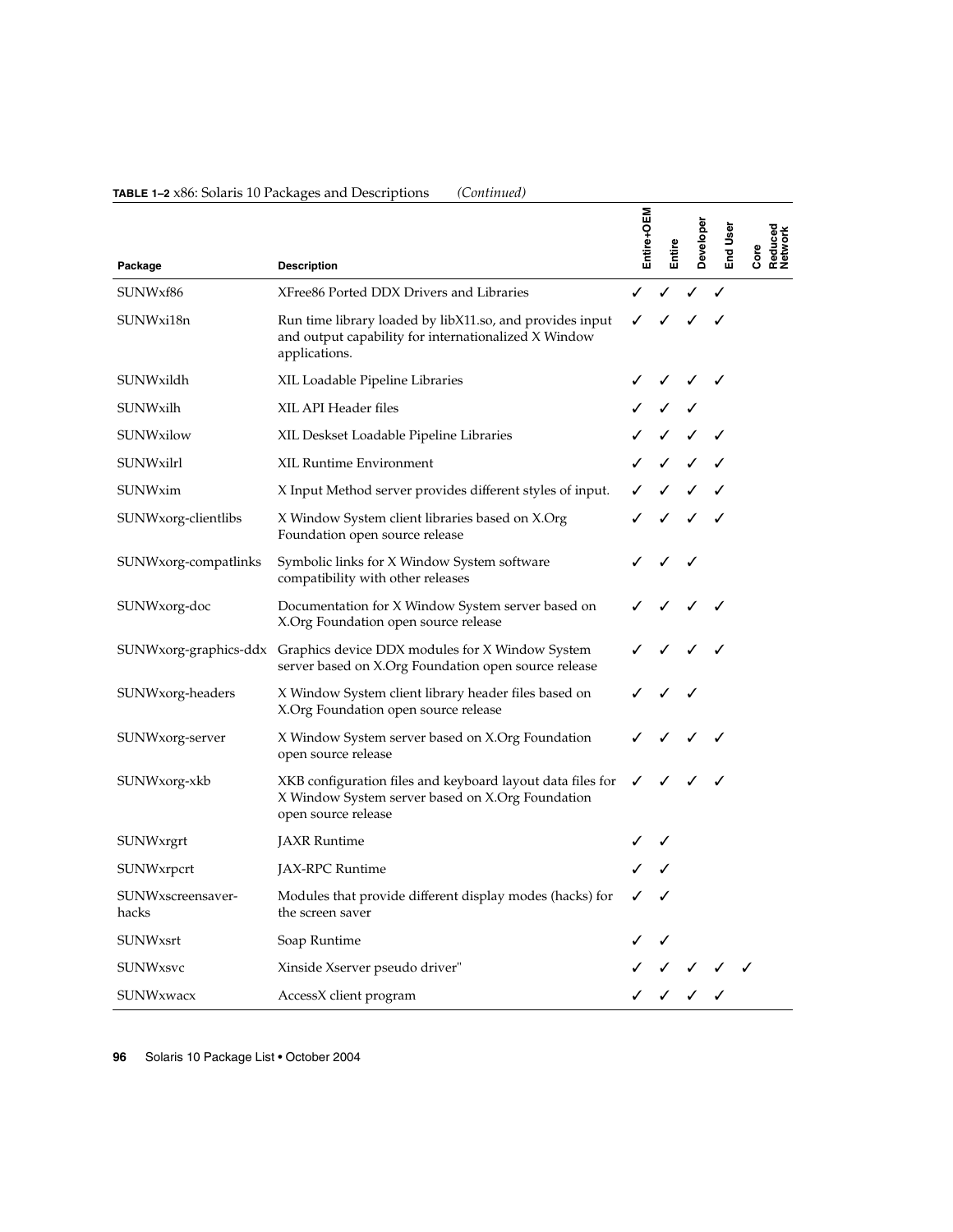**TABLE 1–2** x86: Solaris 10 Packages and Descriptions *(Continued)*

| Package | Description | Entire+OEM | Entire | Developer | End User | Core | Reduced Network |
|---|---|---|---|---|---|---|---|
| SUNWxf86 | XFree86 Ported DDX Drivers and Libraries | ✓ | ✓ | ✓ | ✓ | | |
| SUNWxi18n | Run time library loaded by libX11.so, and provides input and output capability for internationalized X Window applications. | ✓ | ✓ | ✓ | ✓ | | |
| SUNWxildh | XIL Loadable Pipeline Libraries | ✓ | ✓ | ✓ | ✓ | | |
| SUNWxilh | XIL API Header files | ✓ | ✓ | ✓ | | | |
| SUNWxilow | XIL Deskset Loadable Pipeline Libraries | ✓ | ✓ | ✓ | ✓ | | |
| SUNWxilrl | XIL Runtime Environment | ✓ | ✓ | ✓ | ✓ | | |
| SUNWxim | X Input Method server provides different styles of input. | ✓ | ✓ | ✓ | ✓ | | |
| SUNWxorg-clientlibs | X Window System client libraries based on X.Org Foundation open source release | ✓ | ✓ | ✓ | ✓ | | |
| SUNWxorg-compatlinks | Symbolic links for X Window System software compatibility with other releases | ✓ | ✓ | ✓ | | | |
| SUNWxorg-doc | Documentation for X Window System server based on X.Org Foundation open source release | ✓ | ✓ | ✓ | ✓ | | |
| SUNWxorg-graphics-ddx | Graphics device DDX modules for X Window System server based on X.Org Foundation open source release | ✓ | ✓ | ✓ | ✓ | | |
| SUNWxorg-headers | X Window System client library header files based on X.Org Foundation open source release | ✓ | ✓ | ✓ | | | |
| SUNWxorg-server | X Window System server based on X.Org Foundation open source release | ✓ | ✓ | ✓ | ✓ | | |
| SUNWxorg-xkb | XKB configuration files and keyboard layout data files for X Window System server based on X.Org Foundation open source release | ✓ | ✓ | ✓ | ✓ | | |
| SUNWxrgrt | JAXR Runtime | ✓ | ✓ | | | | |
| SUNWxrpcrt | JAX-RPC Runtime | ✓ | ✓ | | | | |
| SUNWxscreensaver-hacks | Modules that provide different display modes (hacks) for the screen saver | ✓ | ✓ | | | | |
| SUNWxsrt | Soap Runtime | ✓ | ✓ | | | | |
| SUNWxsvc | Xinside Xserver pseudo driver" | ✓ | ✓ | ✓ | ✓ | ✓ | |
| SUNWxwacx | AccessX client program | ✓ | ✓ | ✓ | ✓ | | |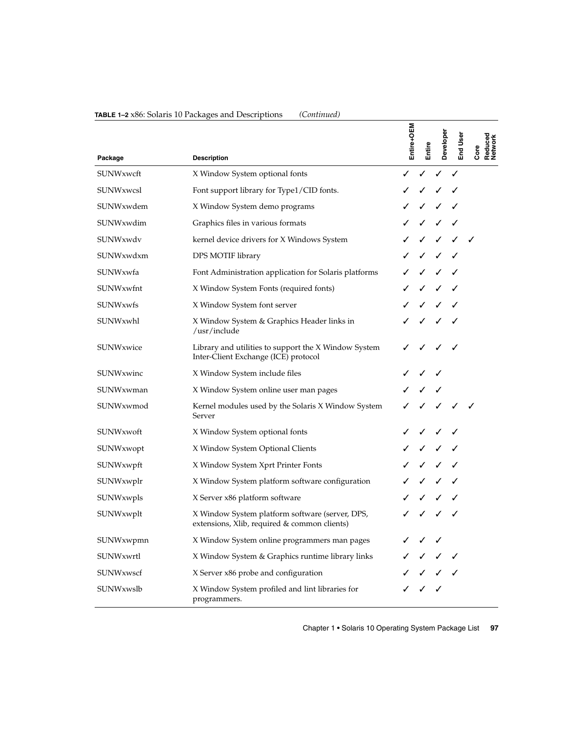**TABLE 1–2** x86: Solaris 10 Packages and Descriptions *(Continued)*

| Package | Description | Entire+OEM | Entire | Developer | End User | Core | Reduced Network |
|---|---|---|---|---|---|---|---|
| SUNWxwcft | X Window System optional fonts | ✓ | ✓ | ✓ | ✓ | | |
| SUNWxwcsl | Font support library for Type1/CID fonts. | ✓ | ✓ | ✓ | ✓ | | |
| SUNWxwdem | X Window System demo programs | ✓ | ✓ | ✓ | ✓ | | |
| SUNWxwdim | Graphics files in various formats | ✓ | ✓ | ✓ | ✓ | | |
| SUNWxwdv | kernel device drivers for X Windows System | ✓ | ✓ | ✓ | ✓ | ✓ | |
| SUNWxwdxm | DPS MOTIF library | ✓ | ✓ | ✓ | ✓ | | |
| SUNWxwfa | Font Administration application for Solaris platforms | ✓ | ✓ | ✓ | ✓ | | |
| SUNWxwfnt | X Window System Fonts (required fonts) | ✓ | ✓ | ✓ | ✓ | | |
| SUNWxwfs | X Window System font server | ✓ | ✓ | ✓ | ✓ | | |
| SUNWxwhl | X Window System & Graphics Header links in /usr/include | ✓ | ✓ | ✓ | ✓ | | |
| SUNWxwice | Library and utilities to support the X Window System Inter-Client Exchange (ICE) protocol | ✓ | ✓ | ✓ | ✓ | | |
| SUNWxwinc | X Window System include files | ✓ | ✓ | ✓ | | | |
| SUNWxwman | X Window System online user man pages | ✓ | ✓ | ✓ | | | |
| SUNWxwmod | Kernel modules used by the Solaris X Window System Server | ✓ | ✓ | ✓ | ✓ | ✓ | |
| SUNWxwoft | X Window System optional fonts | ✓ | ✓ | ✓ | ✓ | | |
| SUNWxwopt | X Window System Optional Clients | ✓ | ✓ | ✓ | ✓ | | |
| SUNWxwpft | X Window System Xprt Printer Fonts | ✓ | ✓ | ✓ | ✓ | | |
| SUNWxwplr | X Window System platform software configuration | ✓ | ✓ | ✓ | ✓ | | |
| SUNWxwpls | X Server x86 platform software | ✓ | ✓ | ✓ | ✓ | | |
| SUNWxwplt | X Window System platform software (server, DPS, extensions, Xlib, required & common clients) | ✓ | ✓ | ✓ | ✓ | | |
| SUNWxwpmn | X Window System online programmers man pages | ✓ | ✓ | ✓ | | | |
| SUNWxwrtl | X Window System & Graphics runtime library links | ✓ | ✓ | ✓ | ✓ | | |
| SUNWxwscf | X Server x86 probe and configuration | ✓ | ✓ | ✓ | ✓ | | |
| SUNWxwslb | X Window System profiled and lint libraries for programmers. | ✓ | ✓ | ✓ | | | |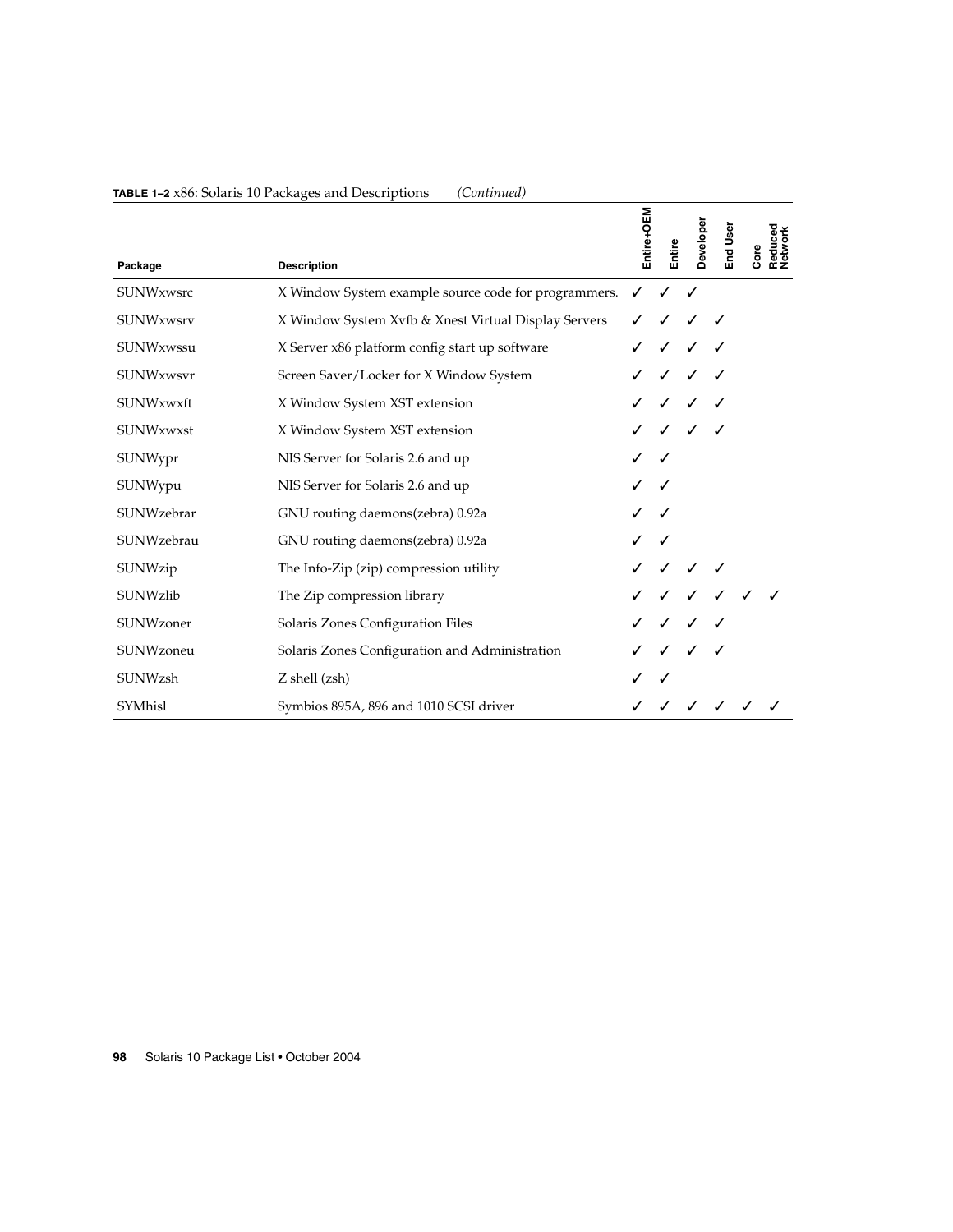**TABLE 1–2** x86: Solaris 10 Packages and Descriptions *(Continued)*

| Package | Description | Entire+OEM | Entire | Developer | End User | Core | Reduced Network |
|---|---|---|---|---|---|---|---|
| SUNWxwsrc | X Window System example source code for programmers. | ✓ | ✓ | ✓ | | | |
| SUNWxwsrv | X Window System Xvfb & Xnest Virtual Display Servers | ✓ | ✓ | ✓ | ✓ | | |
| SUNWxwssu | X Server x86 platform config start up software | ✓ | ✓ | ✓ | ✓ | | |
| SUNWxwsvr | Screen Saver/Locker for X Window System | ✓ | ✓ | ✓ | ✓ | | |
| SUNWxwxft | X Window System XST extension | ✓ | ✓ | ✓ | ✓ | | |
| SUNWxwxst | X Window System XST extension | ✓ | ✓ | ✓ | ✓ | | |
| SUNWypr | NIS Server for Solaris 2.6 and up | ✓ | ✓ | | | | |
| SUNWypu | NIS Server for Solaris 2.6 and up | ✓ | ✓ | | | | |
| SUNWzebrar | GNU routing daemons(zebra) 0.92a | ✓ | ✓ | | | | |
| SUNWzebrau | GNU routing daemons(zebra) 0.92a | ✓ | ✓ | | | | |
| SUNWzip | The Info-Zip (zip) compression utility | ✓ | ✓ | ✓ | ✓ | | |
| SUNWzlib | The Zip compression library | ✓ | ✓ | ✓ | ✓ | ✓ | ✓ |
| SUNWzoner | Solaris Zones Configuration Files | ✓ | ✓ | ✓ | ✓ | | |
| SUNWzoneu | Solaris Zones Configuration and Administration | ✓ | ✓ | ✓ | ✓ | | |
| SUNWzsh | Z shell (zsh) | ✓ | ✓ | | | | |
| SYMhisl | Symbios 895A, 896 and 1010 SCSI driver | ✓ | ✓ | ✓ | ✓ | ✓ | ✓ |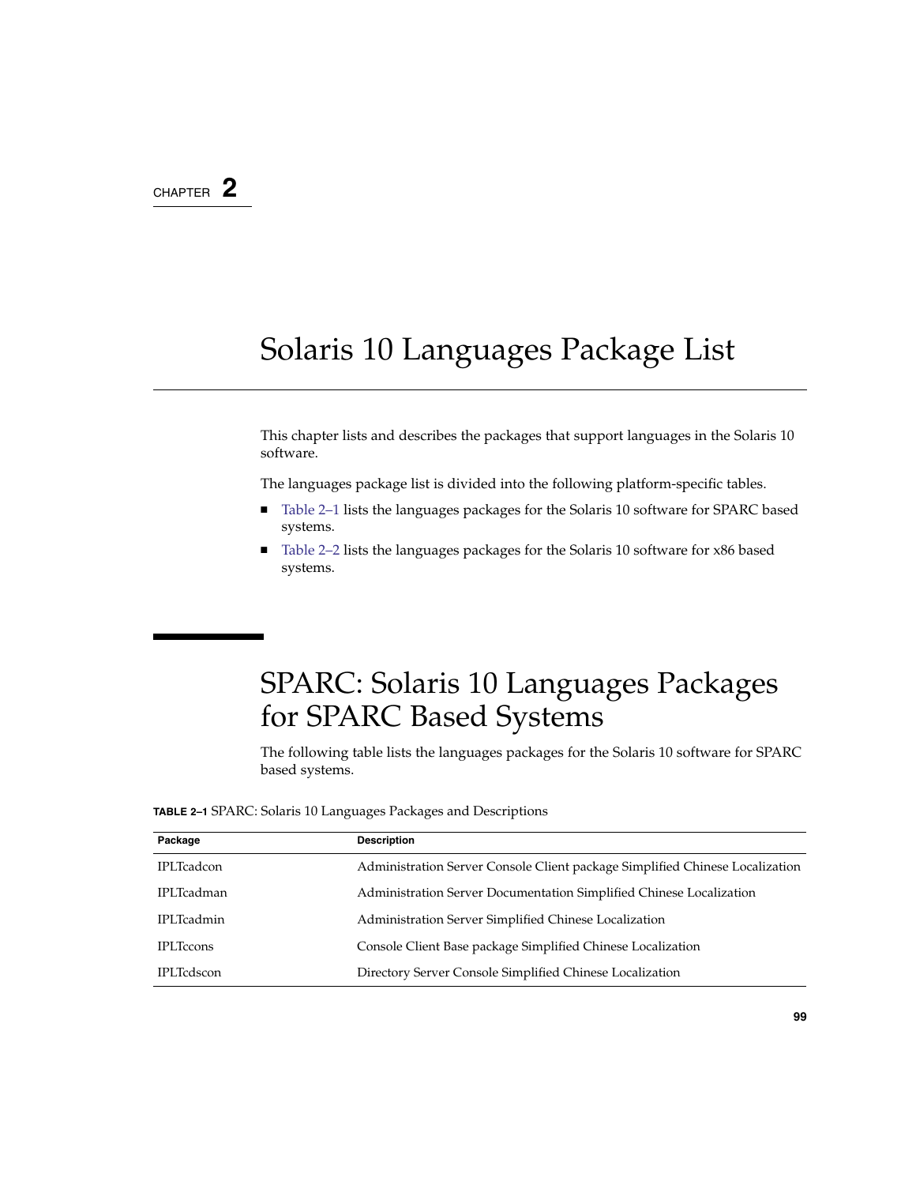CHAPTER 2

# Solaris 10 Languages Package List

This chapter lists and describes the packages that support languages in the Solaris 10 software.

The languages package list is divided into the following platform-specific tables.

- Table 2–1 lists the languages packages for the Solaris 10 software for SPARC based systems.
- Table 2–2 lists the languages packages for the Solaris 10 software for x86 based systems.

## SPARC: Solaris 10 Languages Packages for SPARC Based Systems

The following table lists the languages packages for the Solaris 10 software for SPARC based systems.

**TABLE 2–1** SPARC: Solaris 10 Languages Packages and Descriptions

| Package | Description |
| --- | --- |
| IPLTcadcon | Administration Server Console Client package Simplified Chinese Localization |
| IPLTcadman | Administration Server Documentation Simplified Chinese Localization |
| IPLTcadmin | Administration Server Simplified Chinese Localization |
| IPLTccons | Console Client Base package Simplified Chinese Localization |
| IPLTcdscon | Directory Server Console Simplified Chinese Localization |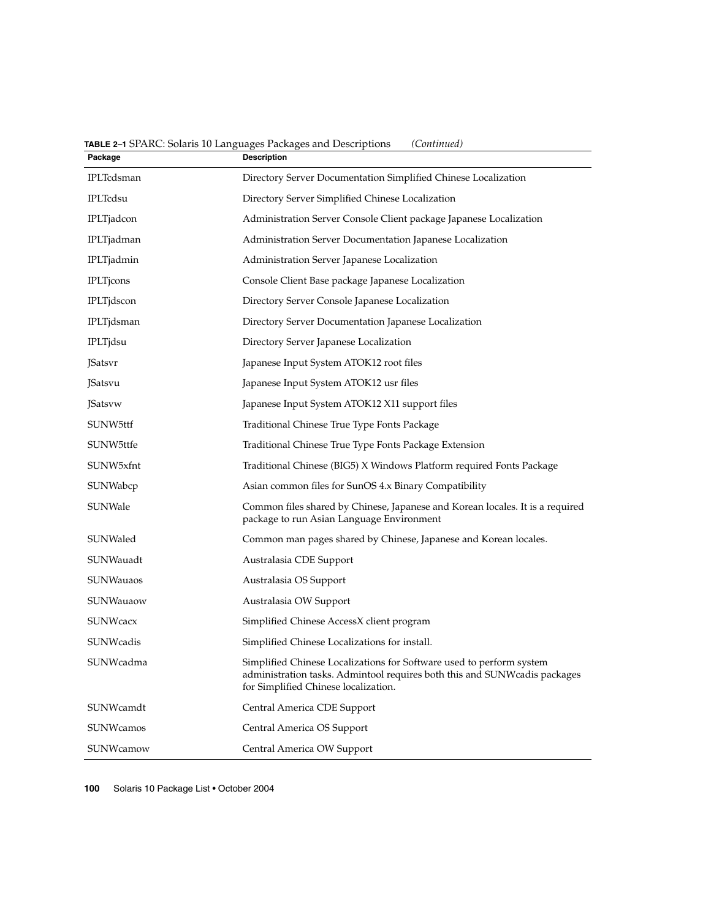**TABLE 2–1** SPARC: Solaris 10 Languages Packages and Descriptions *(Continued)*

| Package | Description |
| --- | --- |
| IPLTcdsman | Directory Server Documentation Simplified Chinese Localization |
| IPLTcdsu | Directory Server Simplified Chinese Localization |
| IPLTjadcon | Administration Server Console Client package Japanese Localization |
| IPLTjadman | Administration Server Documentation Japanese Localization |
| IPLTjadmin | Administration Server Japanese Localization |
| IPLTjcons | Console Client Base package Japanese Localization |
| IPLTjdscon | Directory Server Console Japanese Localization |
| IPLTjdsman | Directory Server Documentation Japanese Localization |
| IPLTjdsu | Directory Server Japanese Localization |
| JSatsvr | Japanese Input System ATOK12 root files |
| JSatsvu | Japanese Input System ATOK12 usr files |
| JSatsvw | Japanese Input System ATOK12 X11 support files |
| SUNW5ttf | Traditional Chinese True Type Fonts Package |
| SUNW5ttfe | Traditional Chinese True Type Fonts Package Extension |
| SUNW5xfnt | Traditional Chinese (BIG5) X Windows Platform required Fonts Package |
| SUNWabcp | Asian common files for SunOS 4.x Binary Compatibility |
| SUNWale | Common files shared by Chinese, Japanese and Korean locales. It is a required package to run Asian Language Environment |
| SUNWaled | Common man pages shared by Chinese, Japanese and Korean locales. |
| SUNWauadt | Australasia CDE Support |
| SUNWauaos | Australasia OS Support |
| SUNWauaow | Australasia OW Support |
| SUNWcacx | Simplified Chinese AccessX client program |
| SUNWcadis | Simplified Chinese Localizations for install. |
| SUNWcadma | Simplified Chinese Localizations for Software used to perform system administration tasks. Admintool requires both this and SUNWcadis packages for Simplified Chinese localization. |
| SUNWcamdt | Central America CDE Support |
| SUNWcamos | Central America OS Support |
| SUNWcamow | Central America OW Support |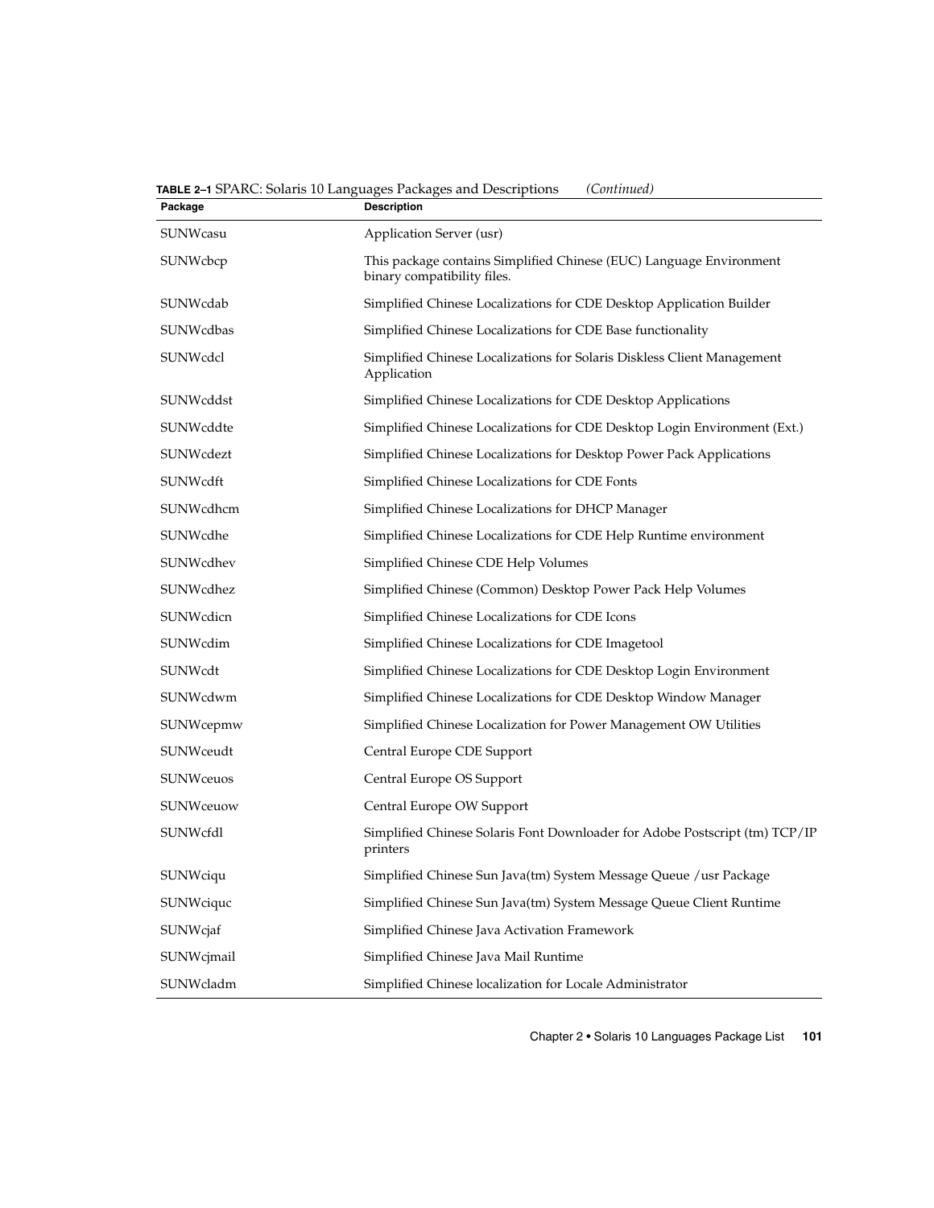**TABLE 2–1** SPARC: Solaris 10 Languages Packages and Descriptions *(Continued)*

| Package | Description |
| --- | --- |
| SUNWcasu | Application Server (usr) |
| SUNWcbcp | This package contains Simplified Chinese (EUC) Language Environment binary compatibility files. |
| SUNWcdab | Simplified Chinese Localizations for CDE Desktop Application Builder |
| SUNWcdbas | Simplified Chinese Localizations for CDE Base functionality |
| SUNWcdcl | Simplified Chinese Localizations for Solaris Diskless Client Management Application |
| SUNWcddst | Simplified Chinese Localizations for CDE Desktop Applications |
| SUNWcddte | Simplified Chinese Localizations for CDE Desktop Login Environment (Ext.) |
| SUNWcdezt | Simplified Chinese Localizations for Desktop Power Pack Applications |
| SUNWcdft | Simplified Chinese Localizations for CDE Fonts |
| SUNWcdhcm | Simplified Chinese Localizations for DHCP Manager |
| SUNWcdhe | Simplified Chinese Localizations for CDE Help Runtime environment |
| SUNWcdhev | Simplified Chinese CDE Help Volumes |
| SUNWcdhez | Simplified Chinese (Common) Desktop Power Pack Help Volumes |
| SUNWcdicn | Simplified Chinese Localizations for CDE Icons |
| SUNWcdim | Simplified Chinese Localizations for CDE Imagetool |
| SUNWcdt | Simplified Chinese Localizations for CDE Desktop Login Environment |
| SUNWcdwm | Simplified Chinese Localizations for CDE Desktop Window Manager |
| SUNWcepmw | Simplified Chinese Localization for Power Management OW Utilities |
| SUNWceudt | Central Europe CDE Support |
| SUNWceuos | Central Europe OS Support |
| SUNWceuow | Central Europe OW Support |
| SUNWcfdl | Simplified Chinese Solaris Font Downloader for Adobe Postscript (tm) TCP/IP printers |
| SUNWciqu | Simplified Chinese Sun Java(tm) System Message Queue /usr Package |
| SUNWciquc | Simplified Chinese Sun Java(tm) System Message Queue Client Runtime |
| SUNWcjaf | Simplified Chinese Java Activation Framework |
| SUNWcjmail | Simplified Chinese Java Mail Runtime |
| SUNWcladm | Simplified Chinese localization for Locale Administrator |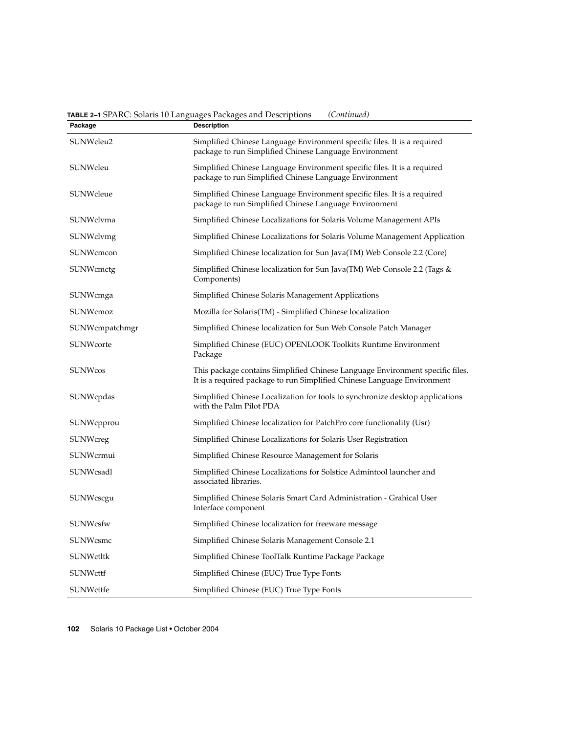**TABLE 2–1** SPARC: Solaris 10 Languages Packages and Descriptions *(Continued)*

| Package | Description |
| --- | --- |
| SUNWcleu2 | Simplified Chinese Language Environment specific files. It is a required package to run Simplified Chinese Language Environment |
| SUNWcleu | Simplified Chinese Language Environment specific files. It is a required package to run Simplified Chinese Language Environment |
| SUNWcleue | Simplified Chinese Language Environment specific files. It is a required package to run Simplified Chinese Language Environment |
| SUNWclvma | Simplified Chinese Localizations for Solaris Volume Management APIs |
| SUNWclvmg | Simplified Chinese Localizations for Solaris Volume Management Application |
| SUNWcmcon | Simplified Chinese localization for Sun Java(TM) Web Console 2.2 (Core) |
| SUNWcmctg | Simplified Chinese localization for Sun Java(TM) Web Console 2.2 (Tags & Components) |
| SUNWcmga | Simplified Chinese Solaris Management Applications |
| SUNWcmoz | Mozilla for Solaris(TM) - Simplified Chinese localization |
| SUNWcmpatchmgr | Simplified Chinese localization for Sun Web Console Patch Manager |
| SUNWcorte | Simplified Chinese (EUC) OPENLOOK Toolkits Runtime Environment Package |
| SUNWcos | This package contains Simplified Chinese Language Environment specific files. It is a required package to run Simplified Chinese Language Environment |
| SUNWcpdas | Simplified Chinese Localization for tools to synchronize desktop applications with the Palm Pilot PDA |
| SUNWcpprou | Simplified Chinese localization for PatchPro core functionality (Usr) |
| SUNWcreg | Simplified Chinese Localizations for Solaris User Registration |
| SUNWcrmui | Simplified Chinese Resource Management for Solaris |
| SUNWcsadl | Simplified Chinese Localizations for Solstice Admintool launcher and associated libraries. |
| SUNWcscgu | Simplified Chinese Solaris Smart Card Administration - Grahical User Interface component |
| SUNWcsfw | Simplified Chinese localization for freeware message |
| SUNWcsmc | Simplified Chinese Solaris Management Console 2.1 |
| SUNWctltk | Simplified Chinese ToolTalk Runtime Package Package |
| SUNWcttf | Simplified Chinese (EUC) True Type Fonts |
| SUNWcttfe | Simplified Chinese (EUC) True Type Fonts |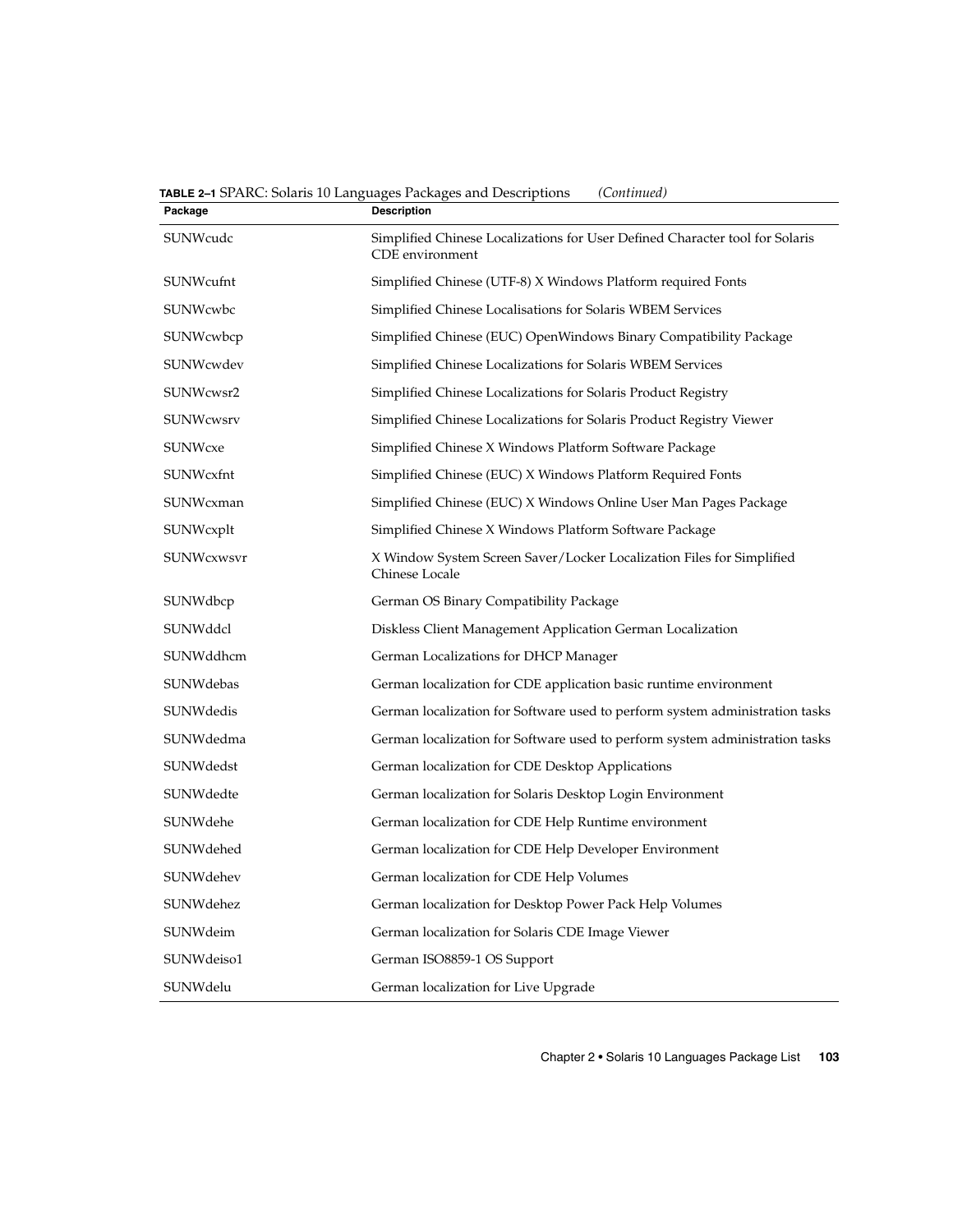**TABLE 2–1** SPARC: Solaris 10 Languages Packages and Descriptions *(Continued)*

| Package | Description |
| --- | --- |
| SUNWcudc | Simplified Chinese Localizations for User Defined Character tool for Solaris CDE environment |
| SUNWcufnt | Simplified Chinese (UTF-8) X Windows Platform required Fonts |
| SUNWcwbc | Simplified Chinese Localisations for Solaris WBEM Services |
| SUNWcwbcp | Simplified Chinese (EUC) OpenWindows Binary Compatibility Package |
| SUNWcwdev | Simplified Chinese Localizations for Solaris WBEM Services |
| SUNWcwsr2 | Simplified Chinese Localizations for Solaris Product Registry |
| SUNWcwsrv | Simplified Chinese Localizations for Solaris Product Registry Viewer |
| SUNWcxe | Simplified Chinese X Windows Platform Software Package |
| SUNWcxfnt | Simplified Chinese (EUC) X Windows Platform Required Fonts |
| SUNWcxman | Simplified Chinese (EUC) X Windows Online User Man Pages Package |
| SUNWcxplt | Simplified Chinese X Windows Platform Software Package |
| SUNWcxwsvr | X Window System Screen Saver/Locker Localization Files for Simplified Chinese Locale |
| SUNWdbcp | German OS Binary Compatibility Package |
| SUNWddcl | Diskless Client Management Application German Localization |
| SUNWddhcm | German Localizations for DHCP Manager |
| SUNWdebas | German localization for CDE application basic runtime environment |
| SUNWdedis | German localization for Software used to perform system administration tasks |
| SUNWdedma | German localization for Software used to perform system administration tasks |
| SUNWdedst | German localization for CDE Desktop Applications |
| SUNWdedte | German localization for Solaris Desktop Login Environment |
| SUNWdehe | German localization for CDE Help Runtime environment |
| SUNWdehed | German localization for CDE Help Developer Environment |
| SUNWdehev | German localization for CDE Help Volumes |
| SUNWdehez | German localization for Desktop Power Pack Help Volumes |
| SUNWdeim | German localization for Solaris CDE Image Viewer |
| SUNWdeiso1 | German ISO8859-1 OS Support |
| SUNWdelu | German localization for Live Upgrade |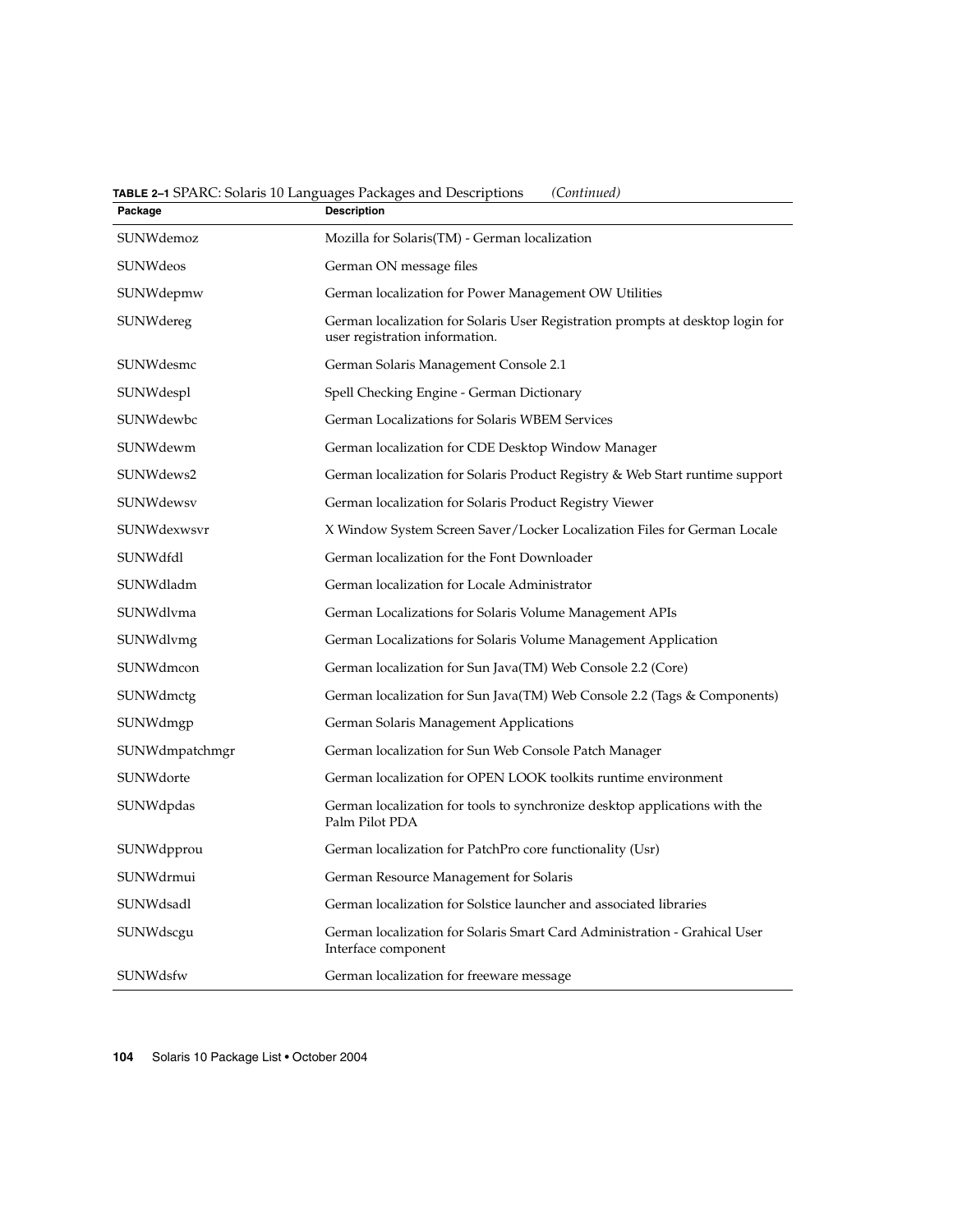**TABLE 2–1** SPARC: Solaris 10 Languages Packages and Descriptions *(Continued)*

| Package | Description |
| --- | --- |
| SUNWdemoz | Mozilla for Solaris(TM) - German localization |
| SUNWdeos | German ON message files |
| SUNWdepmw | German localization for Power Management OW Utilities |
| SUNWdereg | German localization for Solaris User Registration prompts at desktop login for user registration information. |
| SUNWdesmc | German Solaris Management Console 2.1 |
| SUNWdespl | Spell Checking Engine - German Dictionary |
| SUNWdewbc | German Localizations for Solaris WBEM Services |
| SUNWdewm | German localization for CDE Desktop Window Manager |
| SUNWdews2 | German localization for Solaris Product Registry & Web Start runtime support |
| SUNWdewsv | German localization for Solaris Product Registry Viewer |
| SUNWdexwsvr | X Window System Screen Saver/Locker Localization Files for German Locale |
| SUNWdfdl | German localization for the Font Downloader |
| SUNWdladm | German localization for Locale Administrator |
| SUNWdlvma | German Localizations for Solaris Volume Management APIs |
| SUNWdlvmg | German Localizations for Solaris Volume Management Application |
| SUNWdmcon | German localization for Sun Java(TM) Web Console 2.2 (Core) |
| SUNWdmctg | German localization for Sun Java(TM) Web Console 2.2 (Tags & Components) |
| SUNWdmgp | German Solaris Management Applications |
| SUNWdmpatchmgr | German localization for Sun Web Console Patch Manager |
| SUNWdorte | German localization for OPEN LOOK toolkits runtime environment |
| SUNWdpdas | German localization for tools to synchronize desktop applications with the Palm Pilot PDA |
| SUNWdpprou | German localization for PatchPro core functionality (Usr) |
| SUNWdrmui | German Resource Management for Solaris |
| SUNWdsadl | German localization for Solstice launcher and associated libraries |
| SUNWdscgu | German localization for Solaris Smart Card Administration - Grahical User Interface component |
| SUNWdsfw | German localization for freeware message |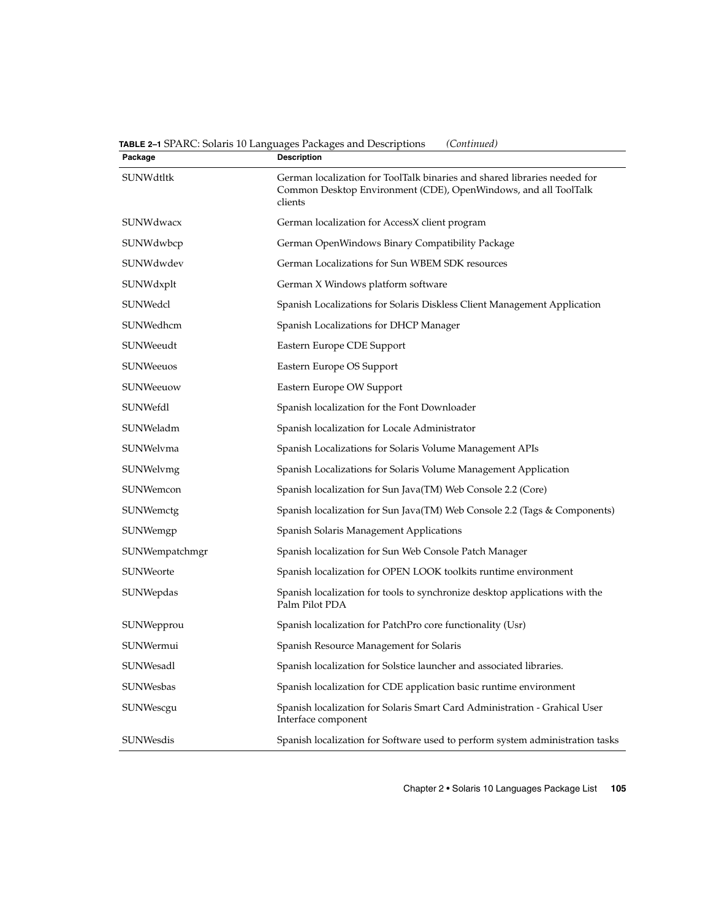**TABLE 2–1** SPARC: Solaris 10 Languages Packages and Descriptions *(Continued)*

| Package | Description |
|---|---|
| SUNWdtltk | German localization for ToolTalk binaries and shared libraries needed for Common Desktop Environment (CDE), OpenWindows, and all ToolTalk clients |
| SUNWdwacx | German localization for AccessX client program |
| SUNWdwbcp | German OpenWindows Binary Compatibility Package |
| SUNWdwdev | German Localizations for Sun WBEM SDK resources |
| SUNWdxplt | German X Windows platform software |
| SUNWedcl | Spanish Localizations for Solaris Diskless Client Management Application |
| SUNWedhcm | Spanish Localizations for DHCP Manager |
| SUNWeeudt | Eastern Europe CDE Support |
| SUNWeeuos | Eastern Europe OS Support |
| SUNWeeuow | Eastern Europe OW Support |
| SUNWefdl | Spanish localization for the Font Downloader |
| SUNWeladm | Spanish localization for Locale Administrator |
| SUNWelvma | Spanish Localizations for Solaris Volume Management APIs |
| SUNWelvmg | Spanish Localizations for Solaris Volume Management Application |
| SUNWemcon | Spanish localization for Sun Java(TM) Web Console 2.2 (Core) |
| SUNWemctg | Spanish localization for Sun Java(TM) Web Console 2.2 (Tags & Components) |
| SUNWemgp | Spanish Solaris Management Applications |
| SUNWempatchmgr | Spanish localization for Sun Web Console Patch Manager |
| SUNWeorte | Spanish localization for OPEN LOOK toolkits runtime environment |
| SUNWepdas | Spanish localization for tools to synchronize desktop applications with the Palm Pilot PDA |
| SUNWepprou | Spanish localization for PatchPro core functionality (Usr) |
| SUNWermui | Spanish Resource Management for Solaris |
| SUNWesadl | Spanish localization for Solstice launcher and associated libraries. |
| SUNWesbas | Spanish localization for CDE application basic runtime environment |
| SUNWescgu | Spanish localization for Solaris Smart Card Administration - Grahical User Interface component |
| SUNWesdis | Spanish localization for Software used to perform system administration tasks |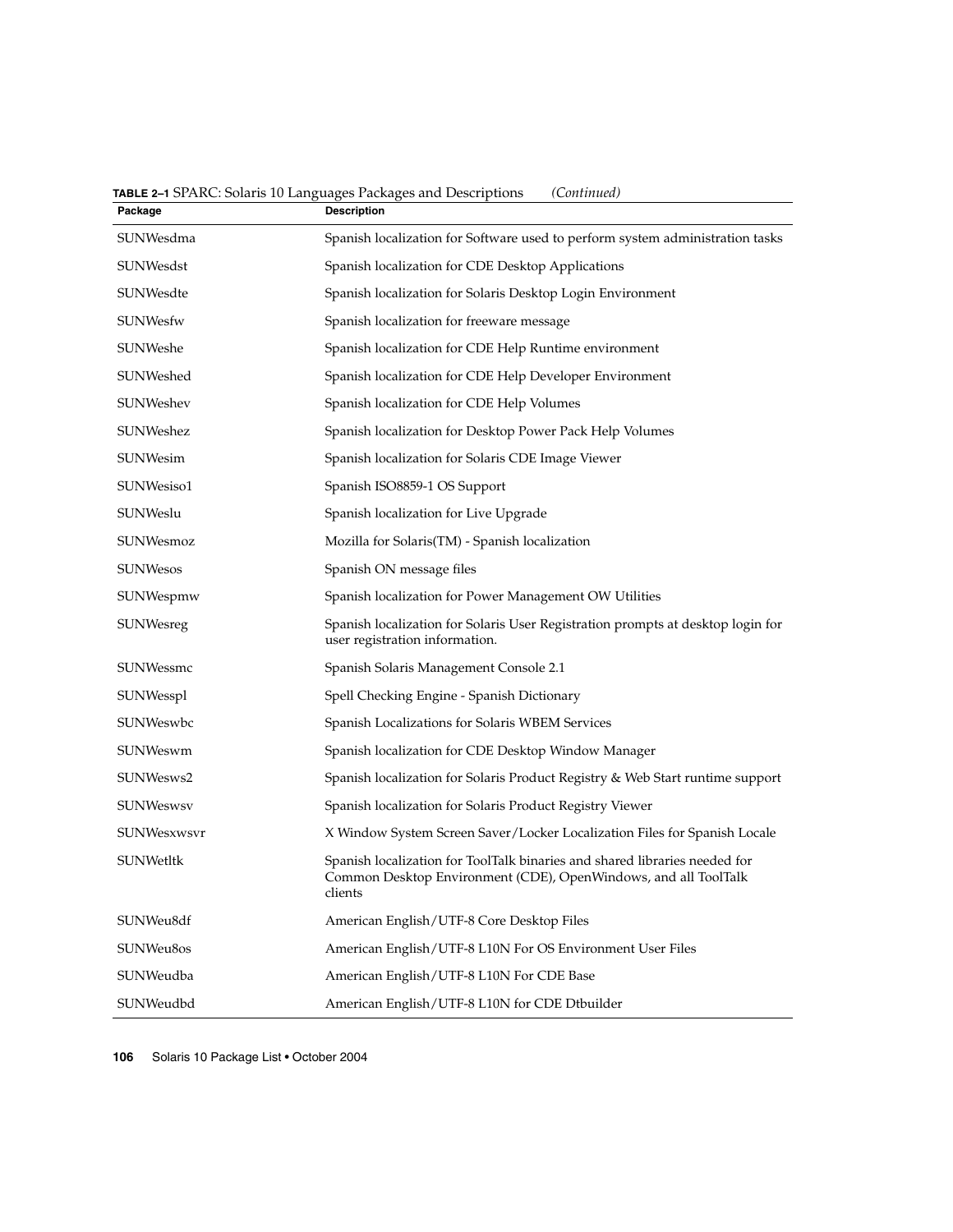**TABLE 2–1** SPARC: Solaris 10 Languages Packages and Descriptions *(Continued)*

| Package | Description |
| --- | --- |
| SUNWesdma | Spanish localization for Software used to perform system administration tasks |
| SUNWesdst | Spanish localization for CDE Desktop Applications |
| SUNWesdte | Spanish localization for Solaris Desktop Login Environment |
| SUNWesfw | Spanish localization for freeware message |
| SUNWeshe | Spanish localization for CDE Help Runtime environment |
| SUNWeshed | Spanish localization for CDE Help Developer Environment |
| SUNWeshev | Spanish localization for CDE Help Volumes |
| SUNWeshez | Spanish localization for Desktop Power Pack Help Volumes |
| SUNWesim | Spanish localization for Solaris CDE Image Viewer |
| SUNWesiso1 | Spanish ISO8859-1 OS Support |
| SUNWeslu | Spanish localization for Live Upgrade |
| SUNWesmoz | Mozilla for Solaris(TM) - Spanish localization |
| SUNWesos | Spanish ON message files |
| SUNWespmw | Spanish localization for Power Management OW Utilities |
| SUNWesreg | Spanish localization for Solaris User Registration prompts at desktop login for user registration information. |
| SUNWessmc | Spanish Solaris Management Console 2.1 |
| SUNWesspl | Spell Checking Engine - Spanish Dictionary |
| SUNWeswbc | Spanish Localizations for Solaris WBEM Services |
| SUNWeswm | Spanish localization for CDE Desktop Window Manager |
| SUNWesws2 | Spanish localization for Solaris Product Registry & Web Start runtime support |
| SUNWeswsv | Spanish localization for Solaris Product Registry Viewer |
| SUNWesxwsvr | X Window System Screen Saver/Locker Localization Files for Spanish Locale |
| SUNWetltk | Spanish localization for ToolTalk binaries and shared libraries needed for Common Desktop Environment (CDE), OpenWindows, and all ToolTalk clients |
| SUNWeu8df | American English/UTF-8 Core Desktop Files |
| SUNWeu8os | American English/UTF-8 L10N For OS Environment User Files |
| SUNWeudba | American English/UTF-8 L10N For CDE Base |
| SUNWeudbd | American English/UTF-8 L10N for CDE Dtbuilder |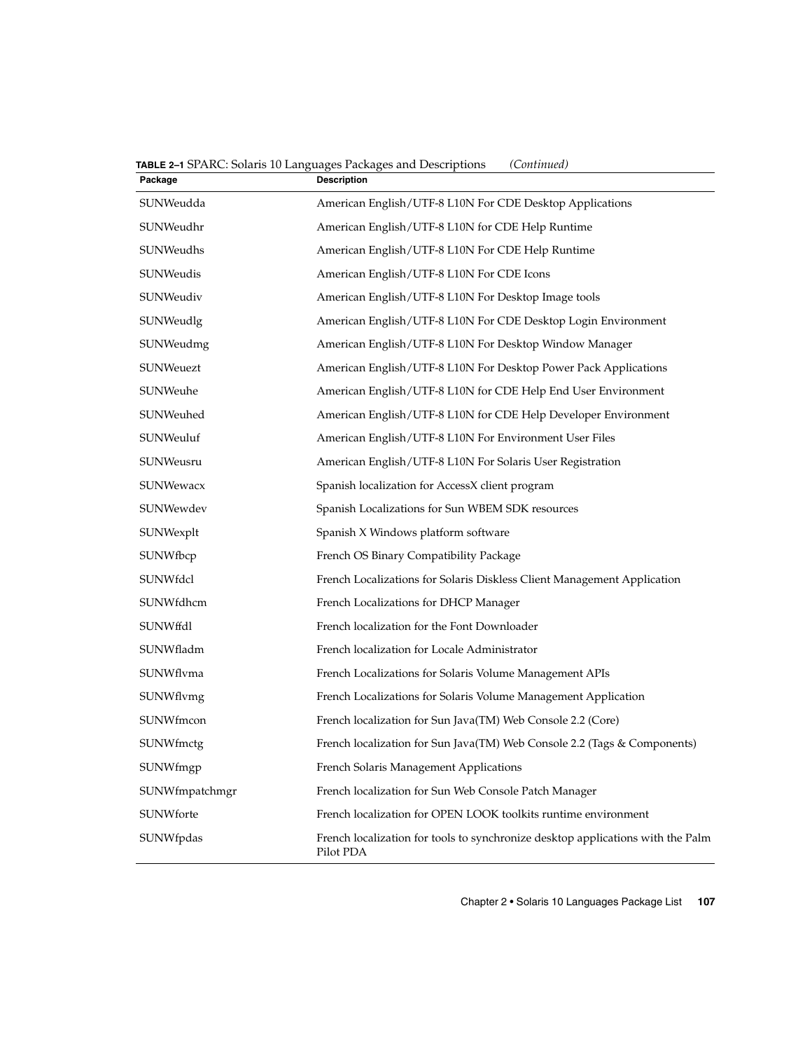**TABLE 2–1** SPARC: Solaris 10 Languages Packages and Descriptions *(Continued)*

| Package | Description |
| --- | --- |
| SUNWeudda | American English/UTF-8 L10N For CDE Desktop Applications |
| SUNWeudhr | American English/UTF-8 L10N for CDE Help Runtime |
| SUNWeudhs | American English/UTF-8 L10N For CDE Help Runtime |
| SUNWeudis | American English/UTF-8 L10N For CDE Icons |
| SUNWeudiv | American English/UTF-8 L10N For Desktop Image tools |
| SUNWeudlg | American English/UTF-8 L10N For CDE Desktop Login Environment |
| SUNWeudmg | American English/UTF-8 L10N For Desktop Window Manager |
| SUNWeuezt | American English/UTF-8 L10N For Desktop Power Pack Applications |
| SUNWeuhe | American English/UTF-8 L10N for CDE Help End User Environment |
| SUNWeuhed | American English/UTF-8 L10N for CDE Help Developer Environment |
| SUNWeuluf | American English/UTF-8 L10N For Environment User Files |
| SUNWeusru | American English/UTF-8 L10N For Solaris User Registration |
| SUNWewacx | Spanish localization for AccessX client program |
| SUNWewdev | Spanish Localizations for Sun WBEM SDK resources |
| SUNWexplt | Spanish X Windows platform software |
| SUNWfbcp | French OS Binary Compatibility Package |
| SUNWfdcl | French Localizations for Solaris Diskless Client Management Application |
| SUNWfdhcm | French Localizations for DHCP Manager |
| SUNWffdl | French localization for the Font Downloader |
| SUNWfladm | French localization for Locale Administrator |
| SUNWflvma | French Localizations for Solaris Volume Management APIs |
| SUNWflvmg | French Localizations for Solaris Volume Management Application |
| SUNWfmcon | French localization for Sun Java(TM) Web Console 2.2 (Core) |
| SUNWfmctg | French localization for Sun Java(TM) Web Console 2.2 (Tags & Components) |
| SUNWfmgp | French Solaris Management Applications |
| SUNWfmpatchmgr | French localization for Sun Web Console Patch Manager |
| SUNWforte | French localization for OPEN LOOK toolkits runtime environment |
| SUNWfpdas | French localization for tools to synchronize desktop applications with the Palm Pilot PDA |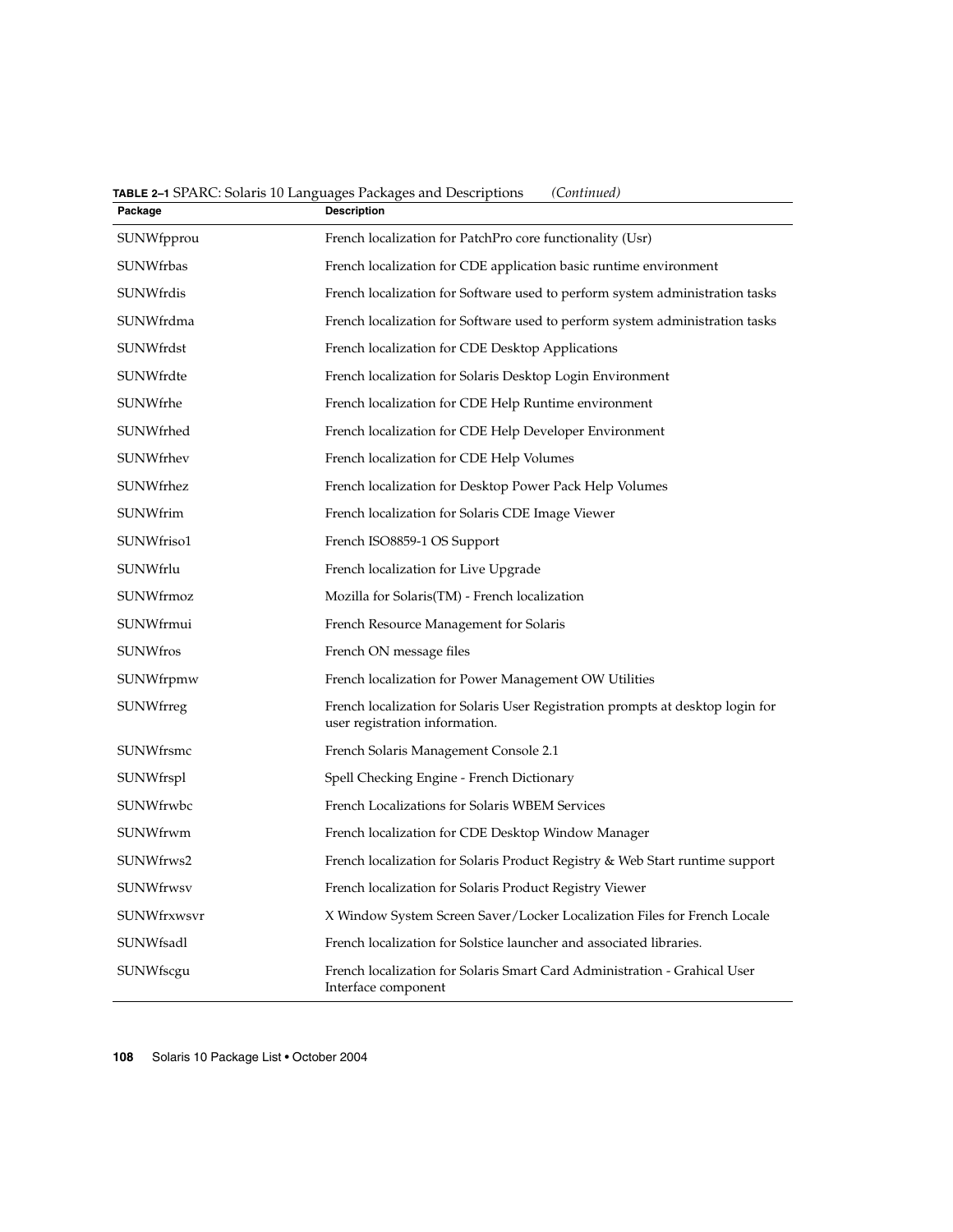**TABLE 2–1** SPARC: Solaris 10 Languages Packages and Descriptions *(Continued)*

| Package | Description |
| --- | --- |
| SUNWfpprou | French localization for PatchPro core functionality (Usr) |
| SUNWfrbas | French localization for CDE application basic runtime environment |
| SUNWfrdis | French localization for Software used to perform system administration tasks |
| SUNWfrdma | French localization for Software used to perform system administration tasks |
| SUNWfrdst | French localization for CDE Desktop Applications |
| SUNWfrdte | French localization for Solaris Desktop Login Environment |
| SUNWfrhe | French localization for CDE Help Runtime environment |
| SUNWfrhed | French localization for CDE Help Developer Environment |
| SUNWfrhev | French localization for CDE Help Volumes |
| SUNWfrhez | French localization for Desktop Power Pack Help Volumes |
| SUNWfrim | French localization for Solaris CDE Image Viewer |
| SUNWfriso1 | French ISO8859-1 OS Support |
| SUNWfrlu | French localization for Live Upgrade |
| SUNWfrmoz | Mozilla for Solaris(TM) - French localization |
| SUNWfrmui | French Resource Management for Solaris |
| SUNWfros | French ON message files |
| SUNWfrpmw | French localization for Power Management OW Utilities |
| SUNWfrreg | French localization for Solaris User Registration prompts at desktop login for user registration information. |
| SUNWfrsmc | French Solaris Management Console 2.1 |
| SUNWfrspl | Spell Checking Engine - French Dictionary |
| SUNWfrwbc | French Localizations for Solaris WBEM Services |
| SUNWfrwm | French localization for CDE Desktop Window Manager |
| SUNWfrws2 | French localization for Solaris Product Registry & Web Start runtime support |
| SUNWfrwsv | French localization for Solaris Product Registry Viewer |
| SUNWfrxwsvr | X Window System Screen Saver/Locker Localization Files for French Locale |
| SUNWfsadl | French localization for Solstice launcher and associated libraries. |
| SUNWfscgu | French localization for Solaris Smart Card Administration - Grahical User Interface component |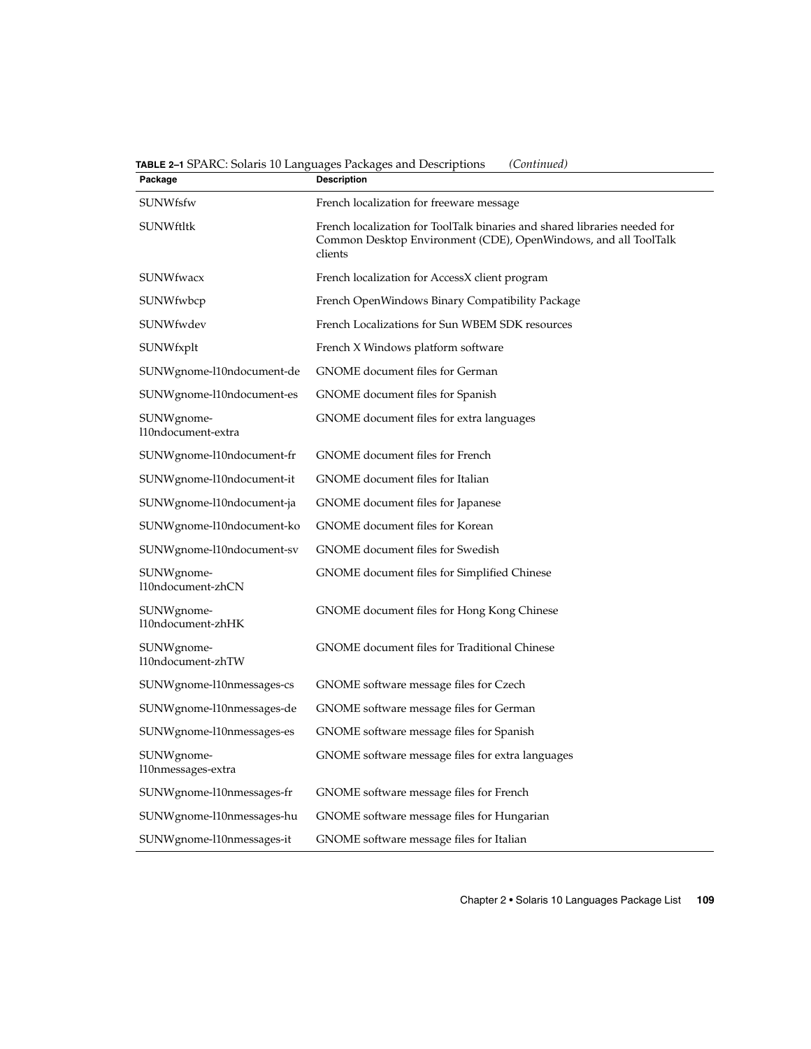**TABLE 2–1** SPARC: Solaris 10 Languages Packages and Descriptions *(Continued)*

| Package | Description |
| --- | --- |
| SUNWfsfw | French localization for freeware message |
| SUNWftltk | French localization for ToolTalk binaries and shared libraries needed for Common Desktop Environment (CDE), OpenWindows, and all ToolTalk clients |
| SUNWfwacx | French localization for AccessX client program |
| SUNWfwbcp | French OpenWindows Binary Compatibility Package |
| SUNWfwdev | French Localizations for Sun WBEM SDK resources |
| SUNWfxplt | French X Windows platform software |
| SUNWgnome-l10ndocument-de | GNOME document files for German |
| SUNWgnome-l10ndocument-es | GNOME document files for Spanish |
| SUNWgnome-l10ndocument-extra | GNOME document files for extra languages |
| SUNWgnome-l10ndocument-fr | GNOME document files for French |
| SUNWgnome-l10ndocument-it | GNOME document files for Italian |
| SUNWgnome-l10ndocument-ja | GNOME document files for Japanese |
| SUNWgnome-l10ndocument-ko | GNOME document files for Korean |
| SUNWgnome-l10ndocument-sv | GNOME document files for Swedish |
| SUNWgnome-l10ndocument-zhCN | GNOME document files for Simplified Chinese |
| SUNWgnome-l10ndocument-zhHK | GNOME document files for Hong Kong Chinese |
| SUNWgnome-l10ndocument-zhTW | GNOME document files for Traditional Chinese |
| SUNWgnome-l10nmessages-cs | GNOME software message files for Czech |
| SUNWgnome-l10nmessages-de | GNOME software message files for German |
| SUNWgnome-l10nmessages-es | GNOME software message files for Spanish |
| SUNWgnome-l10nmessages-extra | GNOME software message files for extra languages |
| SUNWgnome-l10nmessages-fr | GNOME software message files for French |
| SUNWgnome-l10nmessages-hu | GNOME software message files for Hungarian |
| SUNWgnome-l10nmessages-it | GNOME software message files for Italian |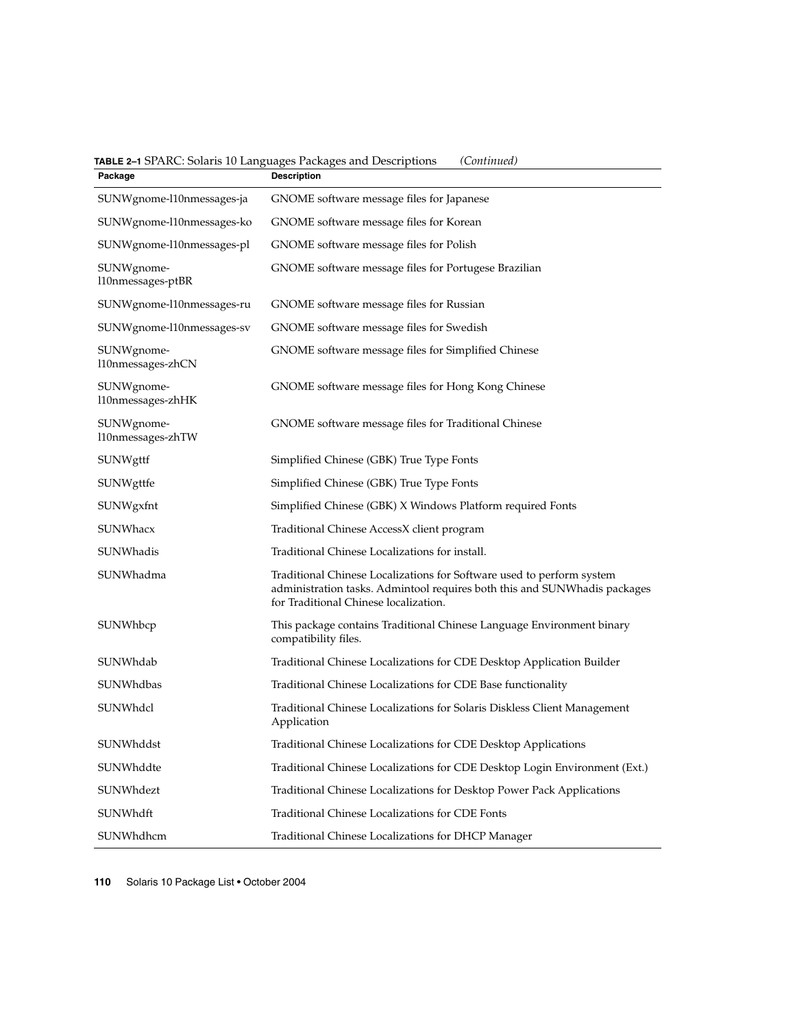**TABLE 2–1** SPARC: Solaris 10 Languages Packages and Descriptions *(Continued)*

| Package | Description |
| --- | --- |
| SUNWgnome-l10nmessages-ja | GNOME software message files for Japanese |
| SUNWgnome-l10nmessages-ko | GNOME software message files for Korean |
| SUNWgnome-l10nmessages-pl | GNOME software message files for Polish |
| SUNWgnome-l10nmessages-ptBR | GNOME software message files for Portugese Brazilian |
| SUNWgnome-l10nmessages-ru | GNOME software message files for Russian |
| SUNWgnome-l10nmessages-sv | GNOME software message files for Swedish |
| SUNWgnome-l10nmessages-zhCN | GNOME software message files for Simplified Chinese |
| SUNWgnome-l10nmessages-zhHK | GNOME software message files for Hong Kong Chinese |
| SUNWgnome-l10nmessages-zhTW | GNOME software message files for Traditional Chinese |
| SUNWgttf | Simplified Chinese (GBK) True Type Fonts |
| SUNWgttfe | Simplified Chinese (GBK) True Type Fonts |
| SUNWgxfnt | Simplified Chinese (GBK) X Windows Platform required Fonts |
| SUNWhacx | Traditional Chinese AccessX client program |
| SUNWhadis | Traditional Chinese Localizations for install. |
| SUNWhadma | Traditional Chinese Localizations for Software used to perform system administration tasks. Admintool requires both this and SUNWhadis packages for Traditional Chinese localization. |
| SUNWhbcp | This package contains Traditional Chinese Language Environment binary compatibility files. |
| SUNWhdab | Traditional Chinese Localizations for CDE Desktop Application Builder |
| SUNWhdbas | Traditional Chinese Localizations for CDE Base functionality |
| SUNWhdcl | Traditional Chinese Localizations for Solaris Diskless Client Management Application |
| SUNWhddst | Traditional Chinese Localizations for CDE Desktop Applications |
| SUNWhddte | Traditional Chinese Localizations for CDE Desktop Login Environment (Ext.) |
| SUNWhdezt | Traditional Chinese Localizations for Desktop Power Pack Applications |
| SUNWhdft | Traditional Chinese Localizations for CDE Fonts |
| SUNWhdhcm | Traditional Chinese Localizations for DHCP Manager |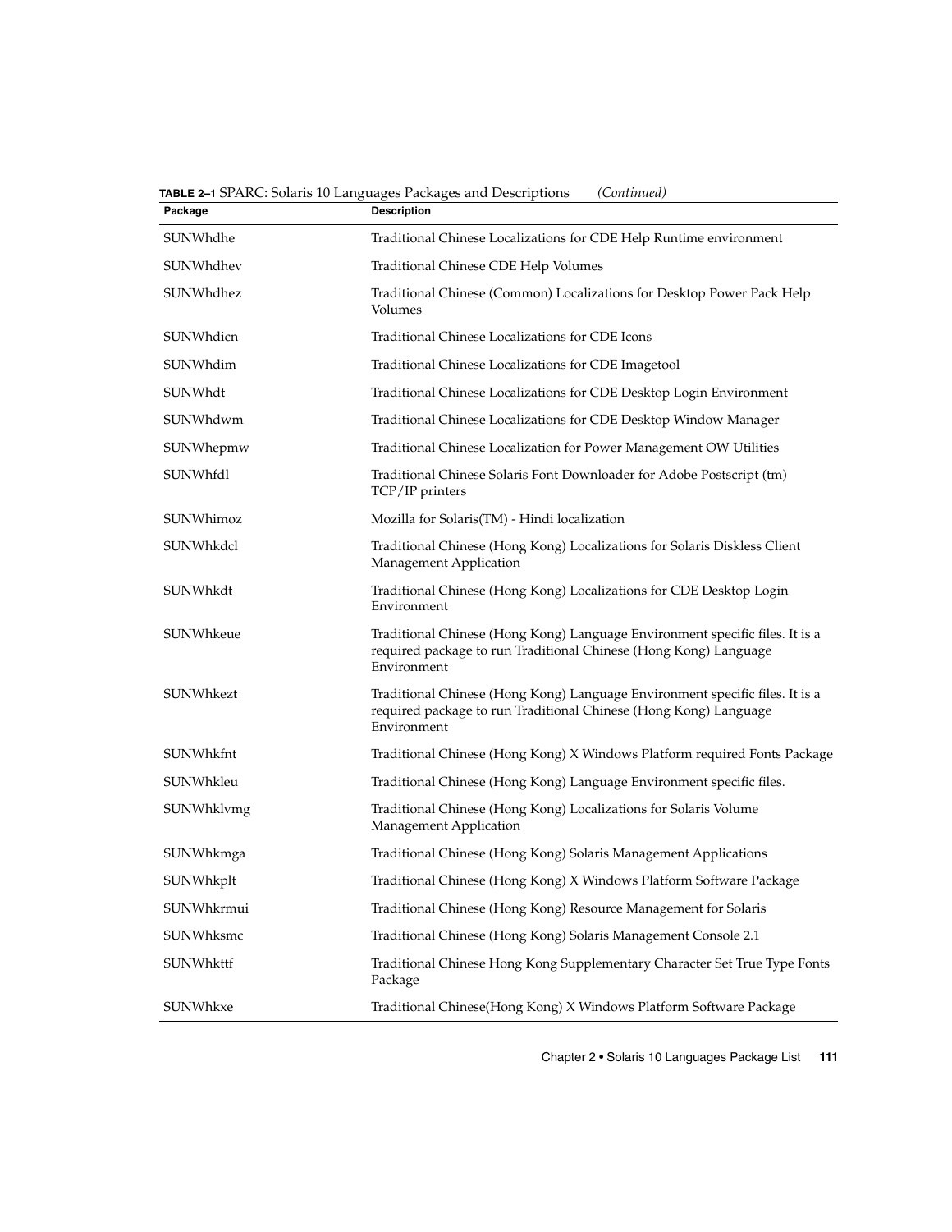**TABLE 2–1** SPARC: Solaris 10 Languages Packages and Descriptions *(Continued)*

| Package | Description |
| --- | --- |
| SUNWhdhe | Traditional Chinese Localizations for CDE Help Runtime environment |
| SUNWhdhev | Traditional Chinese CDE Help Volumes |
| SUNWhdhez | Traditional Chinese (Common) Localizations for Desktop Power Pack Help Volumes |
| SUNWhdicn | Traditional Chinese Localizations for CDE Icons |
| SUNWhdim | Traditional Chinese Localizations for CDE Imagetool |
| SUNWhdt | Traditional Chinese Localizations for CDE Desktop Login Environment |
| SUNWhdwm | Traditional Chinese Localizations for CDE Desktop Window Manager |
| SUNWhepmw | Traditional Chinese Localization for Power Management OW Utilities |
| SUNWhfdl | Traditional Chinese Solaris Font Downloader for Adobe Postscript (tm) TCP/IP printers |
| SUNWhimoz | Mozilla for Solaris(TM) - Hindi localization |
| SUNWhkdcl | Traditional Chinese (Hong Kong) Localizations for Solaris Diskless Client Management Application |
| SUNWhkdt | Traditional Chinese (Hong Kong) Localizations for CDE Desktop Login Environment |
| SUNWhkeue | Traditional Chinese (Hong Kong) Language Environment specific files. It is a required package to run Traditional Chinese (Hong Kong) Language Environment |
| SUNWhkezt | Traditional Chinese (Hong Kong) Language Environment specific files. It is a required package to run Traditional Chinese (Hong Kong) Language Environment |
| SUNWhkfnt | Traditional Chinese (Hong Kong) X Windows Platform required Fonts Package |
| SUNWhkleu | Traditional Chinese (Hong Kong) Language Environment specific files. |
| SUNWhklvmg | Traditional Chinese (Hong Kong) Localizations for Solaris Volume Management Application |
| SUNWhkmga | Traditional Chinese (Hong Kong) Solaris Management Applications |
| SUNWhkplt | Traditional Chinese (Hong Kong) X Windows Platform Software Package |
| SUNWhkrmui | Traditional Chinese (Hong Kong) Resource Management for Solaris |
| SUNWhksmc | Traditional Chinese (Hong Kong) Solaris Management Console 2.1 |
| SUNWhkttf | Traditional Chinese Hong Kong Supplementary Character Set True Type Fonts Package |
| SUNWhkxe | Traditional Chinese(Hong Kong) X Windows Platform Software Package |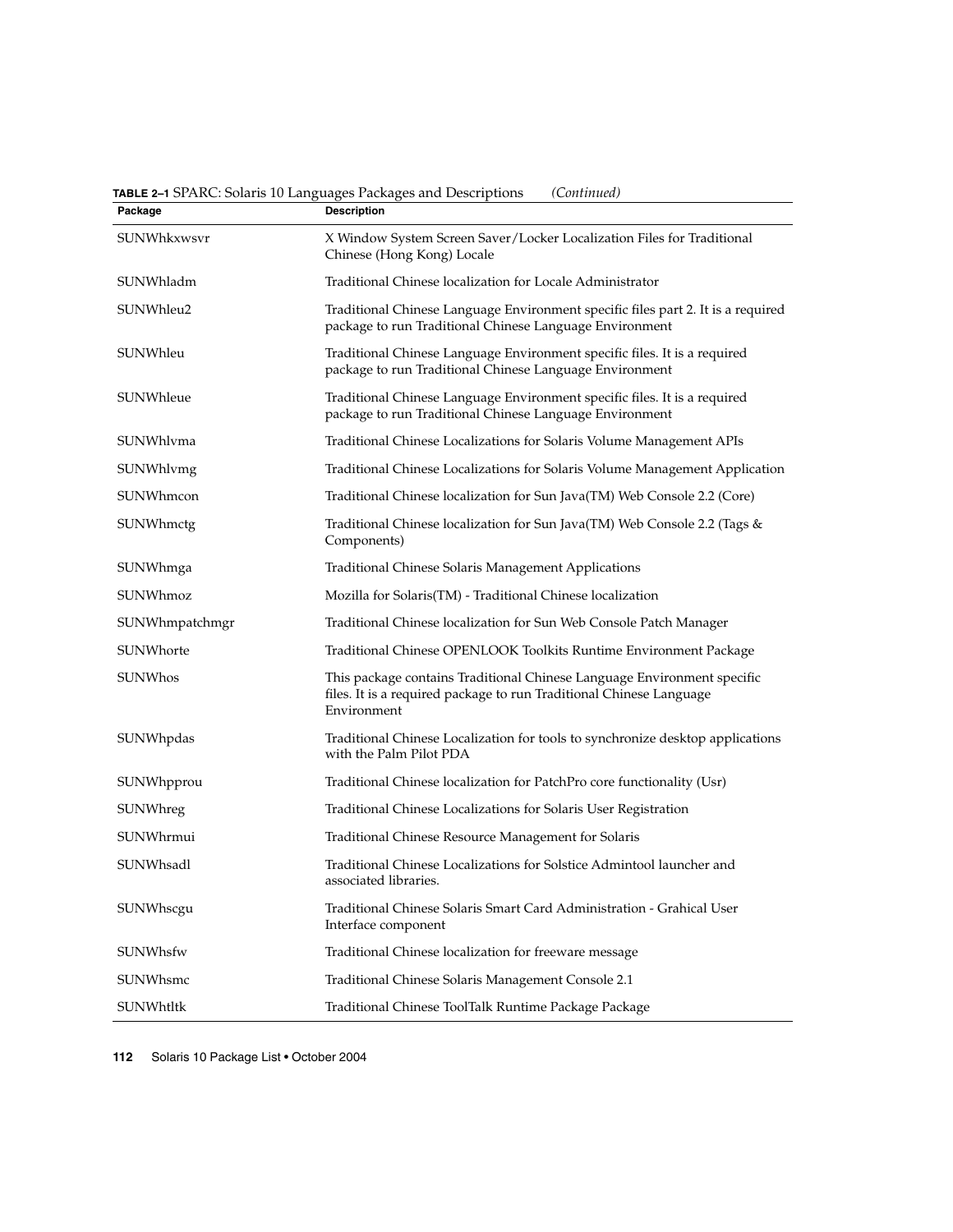**TABLE 2–1** SPARC: Solaris 10 Languages Packages and Descriptions *(Continued)*

| Package | Description |
| --- | --- |
| SUNWhkxwsvr | X Window System Screen Saver/Locker Localization Files for Traditional Chinese (Hong Kong) Locale |
| SUNWhladm | Traditional Chinese localization for Locale Administrator |
| SUNWhleu2 | Traditional Chinese Language Environment specific files part 2. It is a required package to run Traditional Chinese Language Environment |
| SUNWhleu | Traditional Chinese Language Environment specific files. It is a required package to run Traditional Chinese Language Environment |
| SUNWhleue | Traditional Chinese Language Environment specific files. It is a required package to run Traditional Chinese Language Environment |
| SUNWhlvma | Traditional Chinese Localizations for Solaris Volume Management APIs |
| SUNWhlvmg | Traditional Chinese Localizations for Solaris Volume Management Application |
| SUNWhmcon | Traditional Chinese localization for Sun Java(TM) Web Console 2.2 (Core) |
| SUNWhmctg | Traditional Chinese localization for Sun Java(TM) Web Console 2.2 (Tags & Components) |
| SUNWhmga | Traditional Chinese Solaris Management Applications |
| SUNWhmoz | Mozilla for Solaris(TM) - Traditional Chinese localization |
| SUNWhmpatchmgr | Traditional Chinese localization for Sun Web Console Patch Manager |
| SUNWhorte | Traditional Chinese OPENLOOK Toolkits Runtime Environment Package |
| SUNWhos | This package contains Traditional Chinese Language Environment specific files. It is a required package to run Traditional Chinese Language Environment |
| SUNWhpdas | Traditional Chinese Localization for tools to synchronize desktop applications with the Palm Pilot PDA |
| SUNWhpprou | Traditional Chinese localization for PatchPro core functionality (Usr) |
| SUNWhreg | Traditional Chinese Localizations for Solaris User Registration |
| SUNWhrmui | Traditional Chinese Resource Management for Solaris |
| SUNWhsadl | Traditional Chinese Localizations for Solstice Admintool launcher and associated libraries. |
| SUNWhscgu | Traditional Chinese Solaris Smart Card Administration - Grahical User Interface component |
| SUNWhsfw | Traditional Chinese localization for freeware message |
| SUNWhsmc | Traditional Chinese Solaris Management Console 2.1 |
| SUNWhtltk | Traditional Chinese ToolTalk Runtime Package Package |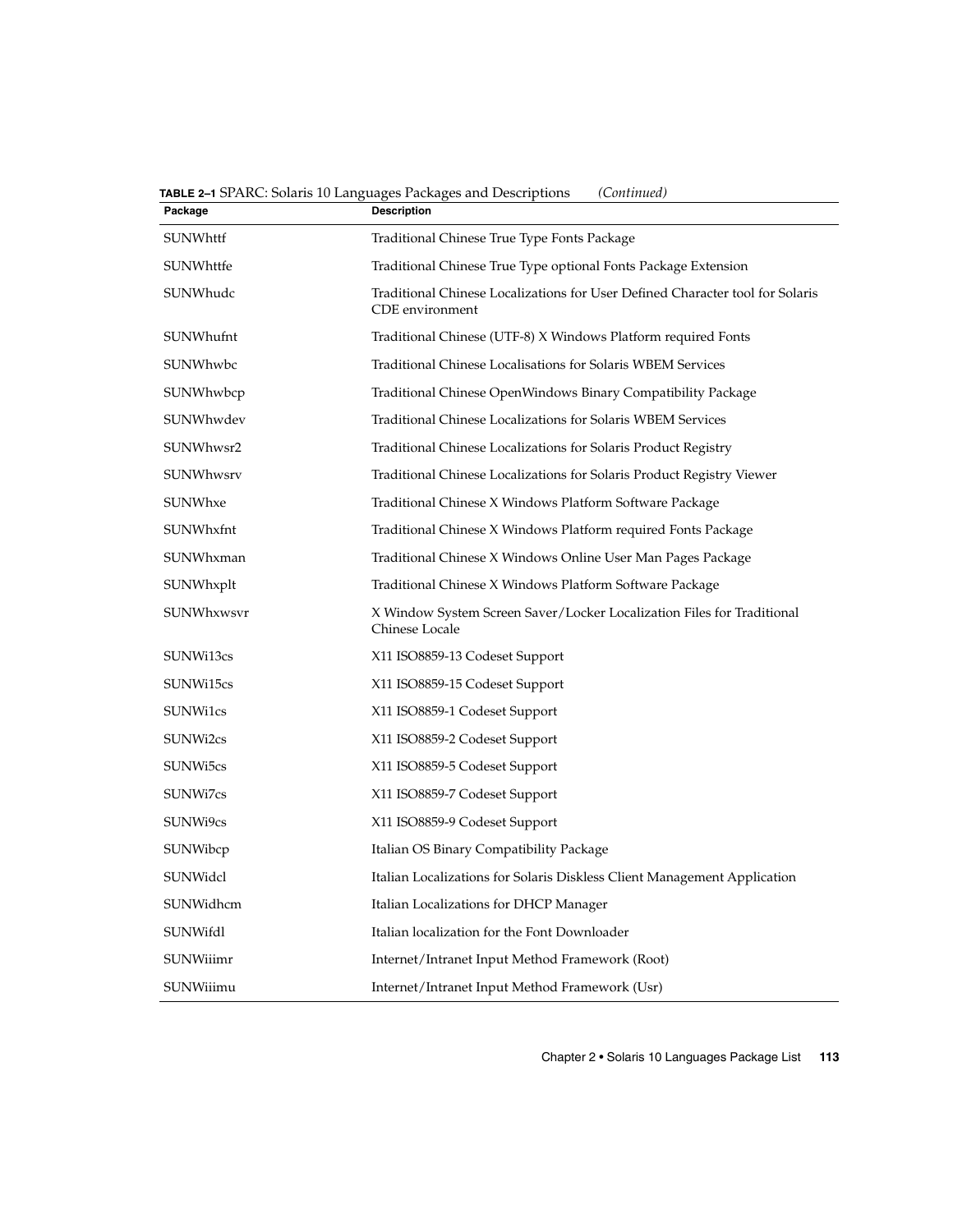**TABLE 2–1** SPARC: Solaris 10 Languages Packages and Descriptions *(Continued)*

| Package | Description |
| --- | --- |
| SUNWhttf | Traditional Chinese True Type Fonts Package |
| SUNWhttfe | Traditional Chinese True Type optional Fonts Package Extension |
| SUNWhudc | Traditional Chinese Localizations for User Defined Character tool for Solaris CDE environment |
| SUNWhufnt | Traditional Chinese (UTF-8) X Windows Platform required Fonts |
| SUNWhwbc | Traditional Chinese Localisations for Solaris WBEM Services |
| SUNWhwbcp | Traditional Chinese OpenWindows Binary Compatibility Package |
| SUNWhwdev | Traditional Chinese Localizations for Solaris WBEM Services |
| SUNWhwsr2 | Traditional Chinese Localizations for Solaris Product Registry |
| SUNWhwsrv | Traditional Chinese Localizations for Solaris Product Registry Viewer |
| SUNWhxe | Traditional Chinese X Windows Platform Software Package |
| SUNWhxfnt | Traditional Chinese X Windows Platform required Fonts Package |
| SUNWhxman | Traditional Chinese X Windows Online User Man Pages Package |
| SUNWhxplt | Traditional Chinese X Windows Platform Software Package |
| SUNWhxwsvr | X Window System Screen Saver/Locker Localization Files for Traditional Chinese Locale |
| SUNWi13cs | X11 ISO8859-13 Codeset Support |
| SUNWi15cs | X11 ISO8859-15 Codeset Support |
| SUNWi1cs | X11 ISO8859-1 Codeset Support |
| SUNWi2cs | X11 ISO8859-2 Codeset Support |
| SUNWi5cs | X11 ISO8859-5 Codeset Support |
| SUNWi7cs | X11 ISO8859-7 Codeset Support |
| SUNWi9cs | X11 ISO8859-9 Codeset Support |
| SUNWibcp | Italian OS Binary Compatibility Package |
| SUNWidcl | Italian Localizations for Solaris Diskless Client Management Application |
| SUNWidhcm | Italian Localizations for DHCP Manager |
| SUNWifdl | Italian localization for the Font Downloader |
| SUNWiiimr | Internet/Intranet Input Method Framework (Root) |
| SUNWiiimu | Internet/Intranet Input Method Framework (Usr) |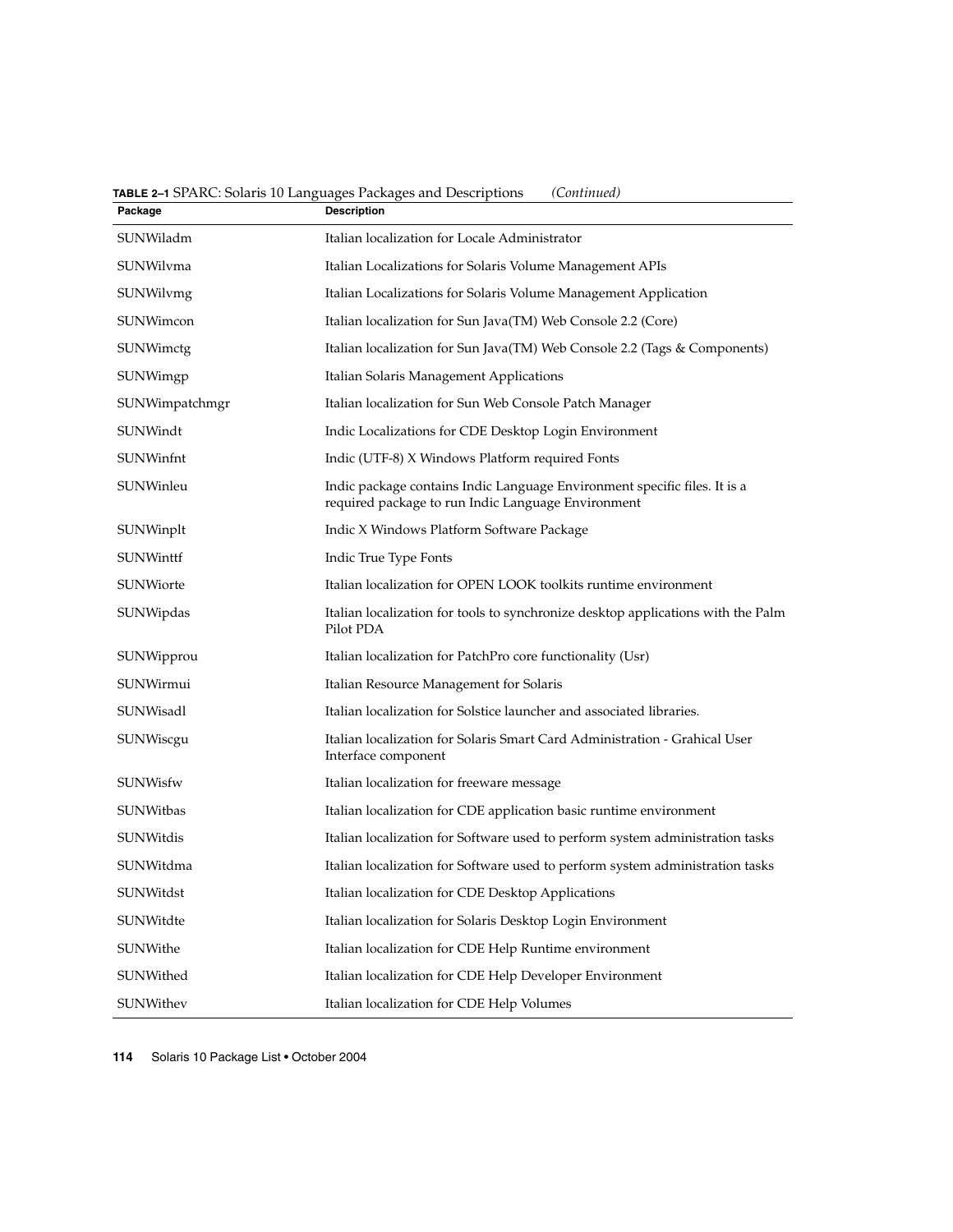**TABLE 2–1** SPARC: Solaris 10 Languages Packages and Descriptions *(Continued)*

| Package | Description |
| --- | --- |
| SUNWiladm | Italian localization for Locale Administrator |
| SUNWilvma | Italian Localizations for Solaris Volume Management APIs |
| SUNWilvmg | Italian Localizations for Solaris Volume Management Application |
| SUNWimcon | Italian localization for Sun Java(TM) Web Console 2.2 (Core) |
| SUNWimctg | Italian localization for Sun Java(TM) Web Console 2.2 (Tags & Components) |
| SUNWimgp | Italian Solaris Management Applications |
| SUNWimpatchmgr | Italian localization for Sun Web Console Patch Manager |
| SUNWindt | Indic Localizations for CDE Desktop Login Environment |
| SUNWinfnt | Indic (UTF-8) X Windows Platform required Fonts |
| SUNWinleu | Indic package contains Indic Language Environment specific files. It is a required package to run Indic Language Environment |
| SUNWinplt | Indic X Windows Platform Software Package |
| SUNWinttf | Indic True Type Fonts |
| SUNWiorte | Italian localization for OPEN LOOK toolkits runtime environment |
| SUNWipdas | Italian localization for tools to synchronize desktop applications with the Palm Pilot PDA |
| SUNWipprou | Italian localization for PatchPro core functionality (Usr) |
| SUNWirmui | Italian Resource Management for Solaris |
| SUNWisadl | Italian localization for Solstice launcher and associated libraries. |
| SUNWiscgu | Italian localization for Solaris Smart Card Administration - Grahical User Interface component |
| SUNWisfw | Italian localization for freeware message |
| SUNWitbas | Italian localization for CDE application basic runtime environment |
| SUNWitdis | Italian localization for Software used to perform system administration tasks |
| SUNWitdma | Italian localization for Software used to perform system administration tasks |
| SUNWitdst | Italian localization for CDE Desktop Applications |
| SUNWitdte | Italian localization for Solaris Desktop Login Environment |
| SUNWithe | Italian localization for CDE Help Runtime environment |
| SUNWithed | Italian localization for CDE Help Developer Environment |
| SUNWithev | Italian localization for CDE Help Volumes |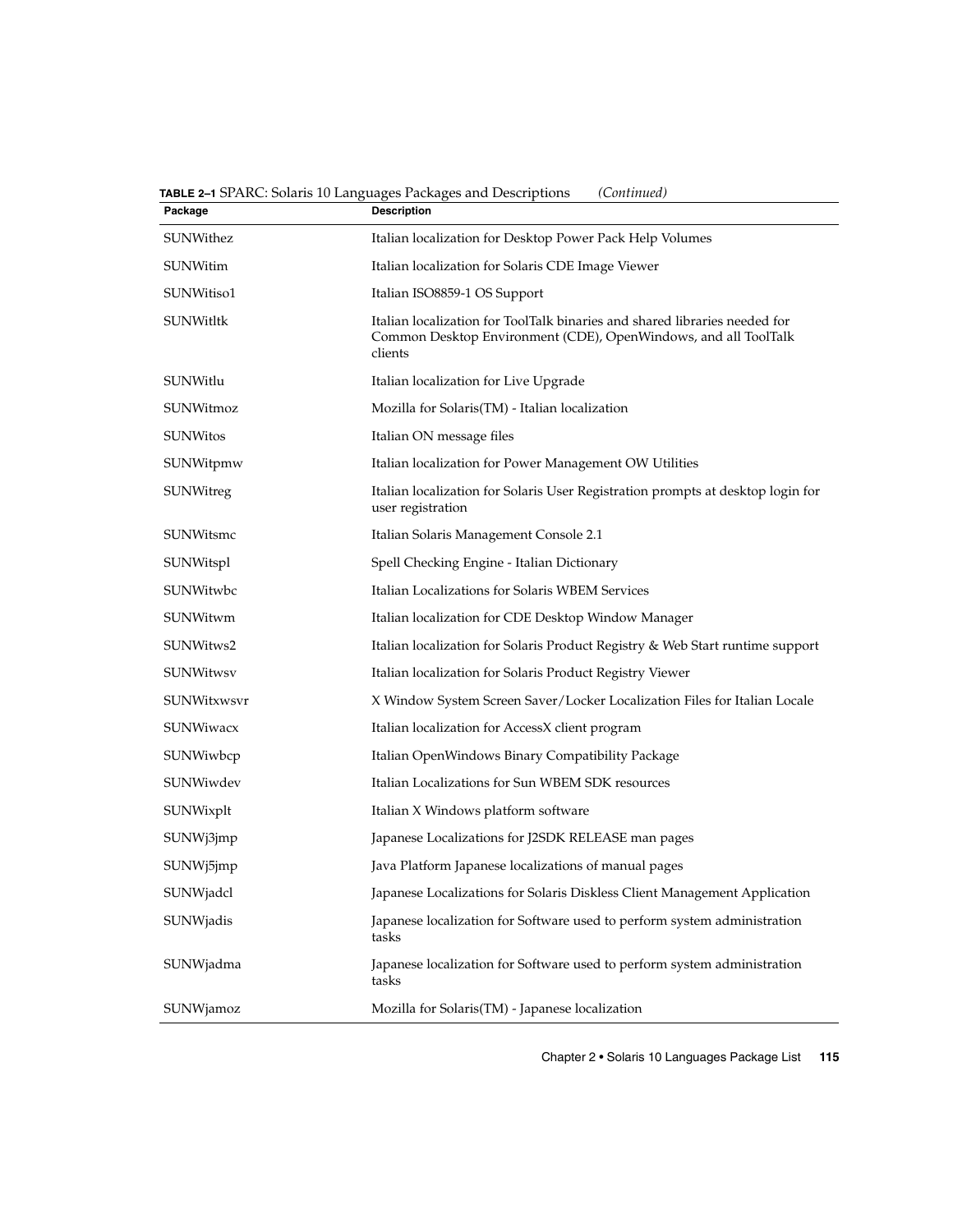**TABLE 2–1** SPARC: Solaris 10 Languages Packages and Descriptions *(Continued)*

| Package | Description |
| --- | --- |
| SUNWithez | Italian localization for Desktop Power Pack Help Volumes |
| SUNWitim | Italian localization for Solaris CDE Image Viewer |
| SUNWitiso1 | Italian ISO8859-1 OS Support |
| SUNWitltk | Italian localization for ToolTalk binaries and shared libraries needed for Common Desktop Environment (CDE), OpenWindows, and all ToolTalk clients |
| SUNWitlu | Italian localization for Live Upgrade |
| SUNWitmoz | Mozilla for Solaris(TM) - Italian localization |
| SUNWitos | Italian ON message files |
| SUNWitpmw | Italian localization for Power Management OW Utilities |
| SUNWitreg | Italian localization for Solaris User Registration prompts at desktop login for user registration |
| SUNWitsmc | Italian Solaris Management Console 2.1 |
| SUNWitspl | Spell Checking Engine - Italian Dictionary |
| SUNWitwbc | Italian Localizations for Solaris WBEM Services |
| SUNWitwm | Italian localization for CDE Desktop Window Manager |
| SUNWitws2 | Italian localization for Solaris Product Registry & Web Start runtime support |
| SUNWitwsv | Italian localization for Solaris Product Registry Viewer |
| SUNWitxwsvr | X Window System Screen Saver/Locker Localization Files for Italian Locale |
| SUNWiwacx | Italian localization for AccessX client program |
| SUNWiwbcp | Italian OpenWindows Binary Compatibility Package |
| SUNWiwdev | Italian Localizations for Sun WBEM SDK resources |
| SUNWixplt | Italian X Windows platform software |
| SUNWj3jmp | Japanese Localizations for J2SDK RELEASE man pages |
| SUNWj5jmp | Java Platform Japanese localizations of manual pages |
| SUNWjadcl | Japanese Localizations for Solaris Diskless Client Management Application |
| SUNWjadis | Japanese localization for Software used to perform system administration tasks |
| SUNWjadma | Japanese localization for Software used to perform system administration tasks |
| SUNWjamoz | Mozilla for Solaris(TM) - Japanese localization |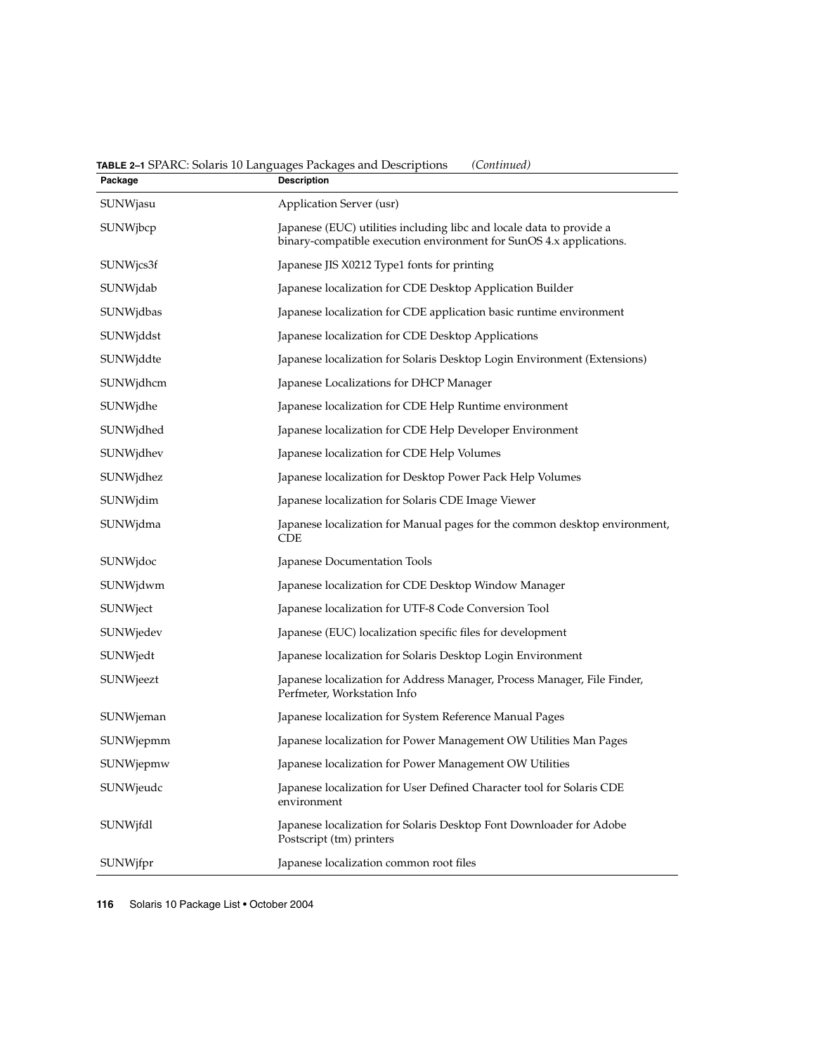**TABLE 2–1** SPARC: Solaris 10 Languages Packages and Descriptions *(Continued)*

| Package | Description |
|---|---|
| SUNWjasu | Application Server (usr) |
| SUNWjbcp | Japanese (EUC) utilities including libc and locale data to provide a binary-compatible execution environment for SunOS 4.x applications. |
| SUNWjcs3f | Japanese JIS X0212 Type1 fonts for printing |
| SUNWjdab | Japanese localization for CDE Desktop Application Builder |
| SUNWjdbas | Japanese localization for CDE application basic runtime environment |
| SUNWjddst | Japanese localization for CDE Desktop Applications |
| SUNWjddte | Japanese localization for Solaris Desktop Login Environment (Extensions) |
| SUNWjdhcm | Japanese Localizations for DHCP Manager |
| SUNWjdhe | Japanese localization for CDE Help Runtime environment |
| SUNWjdhed | Japanese localization for CDE Help Developer Environment |
| SUNWjdhev | Japanese localization for CDE Help Volumes |
| SUNWjdhez | Japanese localization for Desktop Power Pack Help Volumes |
| SUNWjdim | Japanese localization for Solaris CDE Image Viewer |
| SUNWjdma | Japanese localization for Manual pages for the common desktop environment, CDE |
| SUNWjdoc | Japanese Documentation Tools |
| SUNWjdwm | Japanese localization for CDE Desktop Window Manager |
| SUNWject | Japanese localization for UTF-8 Code Conversion Tool |
| SUNWjedev | Japanese (EUC) localization specific files for development |
| SUNWjedt | Japanese localization for Solaris Desktop Login Environment |
| SUNWjeezt | Japanese localization for Address Manager, Process Manager, File Finder, Perfmeter, Workstation Info |
| SUNWjeman | Japanese localization for System Reference Manual Pages |
| SUNWjepmm | Japanese localization for Power Management OW Utilities Man Pages |
| SUNWjepmw | Japanese localization for Power Management OW Utilities |
| SUNWjeudc | Japanese localization for User Defined Character tool for Solaris CDE environment |
| SUNWjfdl | Japanese localization for Solaris Desktop Font Downloader for Adobe Postscript (tm) printers |
| SUNWjfpr | Japanese localization common root files |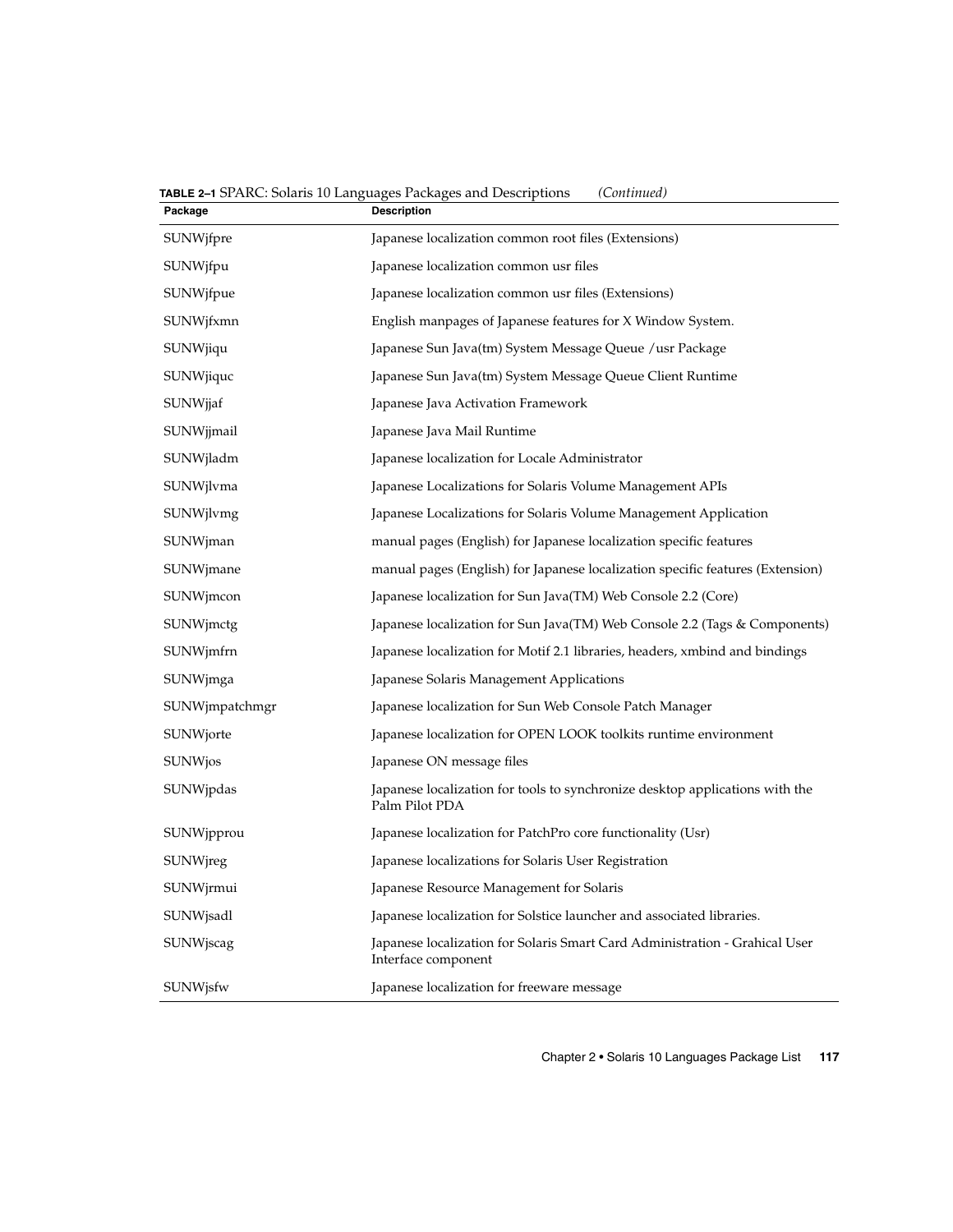**TABLE 2–1** SPARC: Solaris 10 Languages Packages and Descriptions *(Continued)*

| Package | Description |
| --- | --- |
| SUNWjfpre | Japanese localization common root files (Extensions) |
| SUNWjfpu | Japanese localization common usr files |
| SUNWjfpue | Japanese localization common usr files (Extensions) |
| SUNWjfxmn | English manpages of Japanese features for X Window System. |
| SUNWjiqu | Japanese Sun Java(tm) System Message Queue /usr Package |
| SUNWjiquc | Japanese Sun Java(tm) System Message Queue Client Runtime |
| SUNWjjaf | Japanese Java Activation Framework |
| SUNWjjmail | Japanese Java Mail Runtime |
| SUNWjladm | Japanese localization for Locale Administrator |
| SUNWjlvma | Japanese Localizations for Solaris Volume Management APIs |
| SUNWjlvmg | Japanese Localizations for Solaris Volume Management Application |
| SUNWjman | manual pages (English) for Japanese localization specific features |
| SUNWjmane | manual pages (English) for Japanese localization specific features (Extension) |
| SUNWjmcon | Japanese localization for Sun Java(TM) Web Console 2.2 (Core) |
| SUNWjmctg | Japanese localization for Sun Java(TM) Web Console 2.2 (Tags & Components) |
| SUNWjmfrn | Japanese localization for Motif 2.1 libraries, headers, xmbind and bindings |
| SUNWjmga | Japanese Solaris Management Applications |
| SUNWjmpatchmgr | Japanese localization for Sun Web Console Patch Manager |
| SUNWjorte | Japanese localization for OPEN LOOK toolkits runtime environment |
| SUNWjos | Japanese ON message files |
| SUNWjpdas | Japanese localization for tools to synchronize desktop applications with the Palm Pilot PDA |
| SUNWjpprou | Japanese localization for PatchPro core functionality (Usr) |
| SUNWjreg | Japanese localizations for Solaris User Registration |
| SUNWjrmui | Japanese Resource Management for Solaris |
| SUNWjsadl | Japanese localization for Solstice launcher and associated libraries. |
| SUNWjscag | Japanese localization for Solaris Smart Card Administration - Grahical User Interface component |
| SUNWjsfw | Japanese localization for freeware message |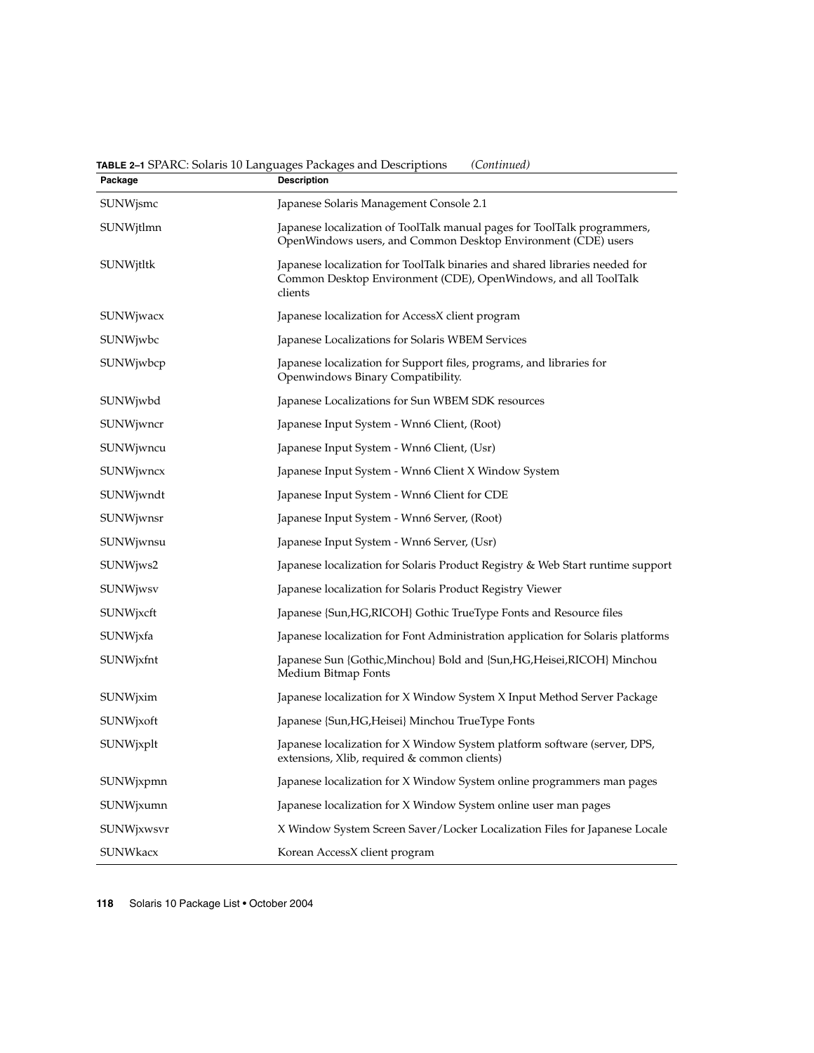**TABLE 2–1** SPARC: Solaris 10 Languages Packages and Descriptions *(Continued)*

| Package | Description |
| --- | --- |
| SUNWjsmc | Japanese Solaris Management Console 2.1 |
| SUNWjtlmn | Japanese localization of ToolTalk manual pages for ToolTalk programmers, OpenWindows users, and Common Desktop Environment (CDE) users |
| SUNWjtltk | Japanese localization for ToolTalk binaries and shared libraries needed for Common Desktop Environment (CDE), OpenWindows, and all ToolTalk clients |
| SUNWjwacx | Japanese localization for AccessX client program |
| SUNWjwbc | Japanese Localizations for Solaris WBEM Services |
| SUNWjwbcp | Japanese localization for Support files, programs, and libraries for Openwindows Binary Compatibility. |
| SUNWjwbd | Japanese Localizations for Sun WBEM SDK resources |
| SUNWjwncr | Japanese Input System - Wnn6 Client, (Root) |
| SUNWjwncu | Japanese Input System - Wnn6 Client, (Usr) |
| SUNWjwncx | Japanese Input System - Wnn6 Client X Window System |
| SUNWjwndt | Japanese Input System - Wnn6 Client for CDE |
| SUNWjwnsr | Japanese Input System - Wnn6 Server, (Root) |
| SUNWjwnsu | Japanese Input System - Wnn6 Server, (Usr) |
| SUNWjws2 | Japanese localization for Solaris Product Registry & Web Start runtime support |
| SUNWjwsv | Japanese localization for Solaris Product Registry Viewer |
| SUNWjxcft | Japanese {Sun,HG,RICOH} Gothic TrueType Fonts and Resource files |
| SUNWjxfa | Japanese localization for Font Administration application for Solaris platforms |
| SUNWjxfnt | Japanese Sun {Gothic,Minchou} Bold and {Sun,HG,Heisei,RICOH} Minchou Medium Bitmap Fonts |
| SUNWjxim | Japanese localization for X Window System X Input Method Server Package |
| SUNWjxoft | Japanese {Sun,HG,Heisei} Minchou TrueType Fonts |
| SUNWjxplt | Japanese localization for X Window System platform software (server, DPS, extensions, Xlib, required & common clients) |
| SUNWjxpmn | Japanese localization for X Window System online programmers man pages |
| SUNWjxumn | Japanese localization for X Window System online user man pages |
| SUNWjxwsvr | X Window System Screen Saver/Locker Localization Files for Japanese Locale |
| SUNWkacx | Korean AccessX client program |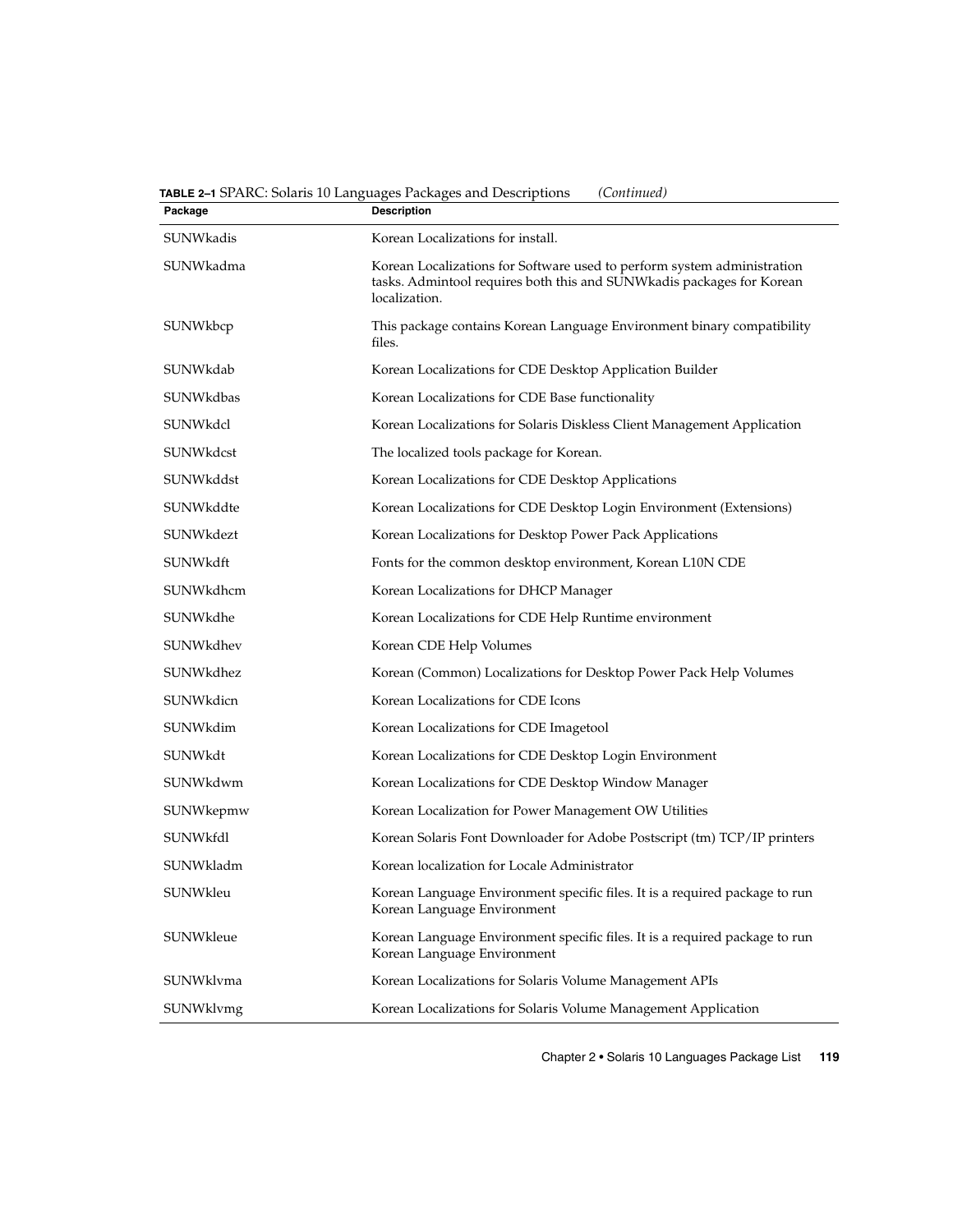**TABLE 2–1** SPARC: Solaris 10 Languages Packages and Descriptions *(Continued)*

| Package | Description |
| --- | --- |
| SUNWkadis | Korean Localizations for install. |
| SUNWkadma | Korean Localizations for Software used to perform system administration tasks. Admintool requires both this and SUNWkadis packages for Korean localization. |
| SUNWkbcp | This package contains Korean Language Environment binary compatibility files. |
| SUNWkdab | Korean Localizations for CDE Desktop Application Builder |
| SUNWkdbas | Korean Localizations for CDE Base functionality |
| SUNWkdcl | Korean Localizations for Solaris Diskless Client Management Application |
| SUNWkdcst | The localized tools package for Korean. |
| SUNWkddst | Korean Localizations for CDE Desktop Applications |
| SUNWkddte | Korean Localizations for CDE Desktop Login Environment (Extensions) |
| SUNWkdezt | Korean Localizations for Desktop Power Pack Applications |
| SUNWkdft | Fonts for the common desktop environment, Korean L10N CDE |
| SUNWkdhcm | Korean Localizations for DHCP Manager |
| SUNWkdhe | Korean Localizations for CDE Help Runtime environment |
| SUNWkdhev | Korean CDE Help Volumes |
| SUNWkdhez | Korean (Common) Localizations for Desktop Power Pack Help Volumes |
| SUNWkdicn | Korean Localizations for CDE Icons |
| SUNWkdim | Korean Localizations for CDE Imagetool |
| SUNWkdt | Korean Localizations for CDE Desktop Login Environment |
| SUNWkdwm | Korean Localizations for CDE Desktop Window Manager |
| SUNWkepmw | Korean Localization for Power Management OW Utilities |
| SUNWkfdl | Korean Solaris Font Downloader for Adobe Postscript (tm) TCP/IP printers |
| SUNWkladm | Korean localization for Locale Administrator |
| SUNWkleu | Korean Language Environment specific files. It is a required package to run Korean Language Environment |
| SUNWkleue | Korean Language Environment specific files. It is a required package to run Korean Language Environment |
| SUNWklvma | Korean Localizations for Solaris Volume Management APIs |
| SUNWklvmg | Korean Localizations for Solaris Volume Management Application |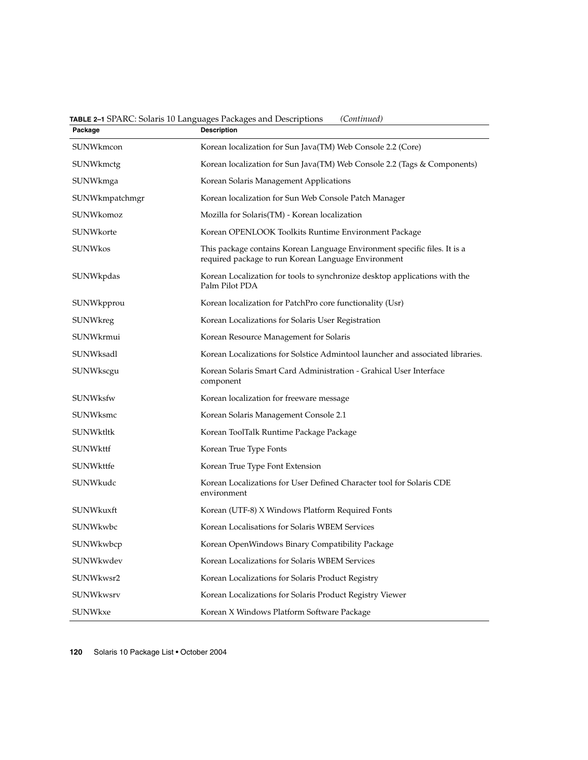**TABLE 2–1** SPARC: Solaris 10 Languages Packages and Descriptions *(Continued)*

| Package | Description |
| --- | --- |
| SUNWkmcon | Korean localization for Sun Java(TM) Web Console 2.2 (Core) |
| SUNWkmctg | Korean localization for Sun Java(TM) Web Console 2.2 (Tags & Components) |
| SUNWkmga | Korean Solaris Management Applications |
| SUNWkmpatchmgr | Korean localization for Sun Web Console Patch Manager |
| SUNWkomoz | Mozilla for Solaris(TM) - Korean localization |
| SUNWkorte | Korean OPENLOOK Toolkits Runtime Environment Package |
| SUNWkos | This package contains Korean Language Environment specific files. It is a required package to run Korean Language Environment |
| SUNWkpdas | Korean Localization for tools to synchronize desktop applications with the Palm Pilot PDA |
| SUNWkpprou | Korean localization for PatchPro core functionality (Usr) |
| SUNWkreg | Korean Localizations for Solaris User Registration |
| SUNWkrmui | Korean Resource Management for Solaris |
| SUNWksadl | Korean Localizations for Solstice Admintool launcher and associated libraries. |
| SUNWkscgu | Korean Solaris Smart Card Administration - Grahical User Interface component |
| SUNWksfw | Korean localization for freeware message |
| SUNWksmc | Korean Solaris Management Console 2.1 |
| SUNWktltk | Korean ToolTalk Runtime Package Package |
| SUNWkttf | Korean True Type Fonts |
| SUNWkttfe | Korean True Type Font Extension |
| SUNWkudc | Korean Localizations for User Defined Character tool for Solaris CDE environment |
| SUNWkuxft | Korean (UTF-8) X Windows Platform Required Fonts |
| SUNWkwbc | Korean Localisations for Solaris WBEM Services |
| SUNWkwbcp | Korean OpenWindows Binary Compatibility Package |
| SUNWkwdev | Korean Localizations for Solaris WBEM Services |
| SUNWkwsr2 | Korean Localizations for Solaris Product Registry |
| SUNWkwsrv | Korean Localizations for Solaris Product Registry Viewer |
| SUNWkxe | Korean X Windows Platform Software Package |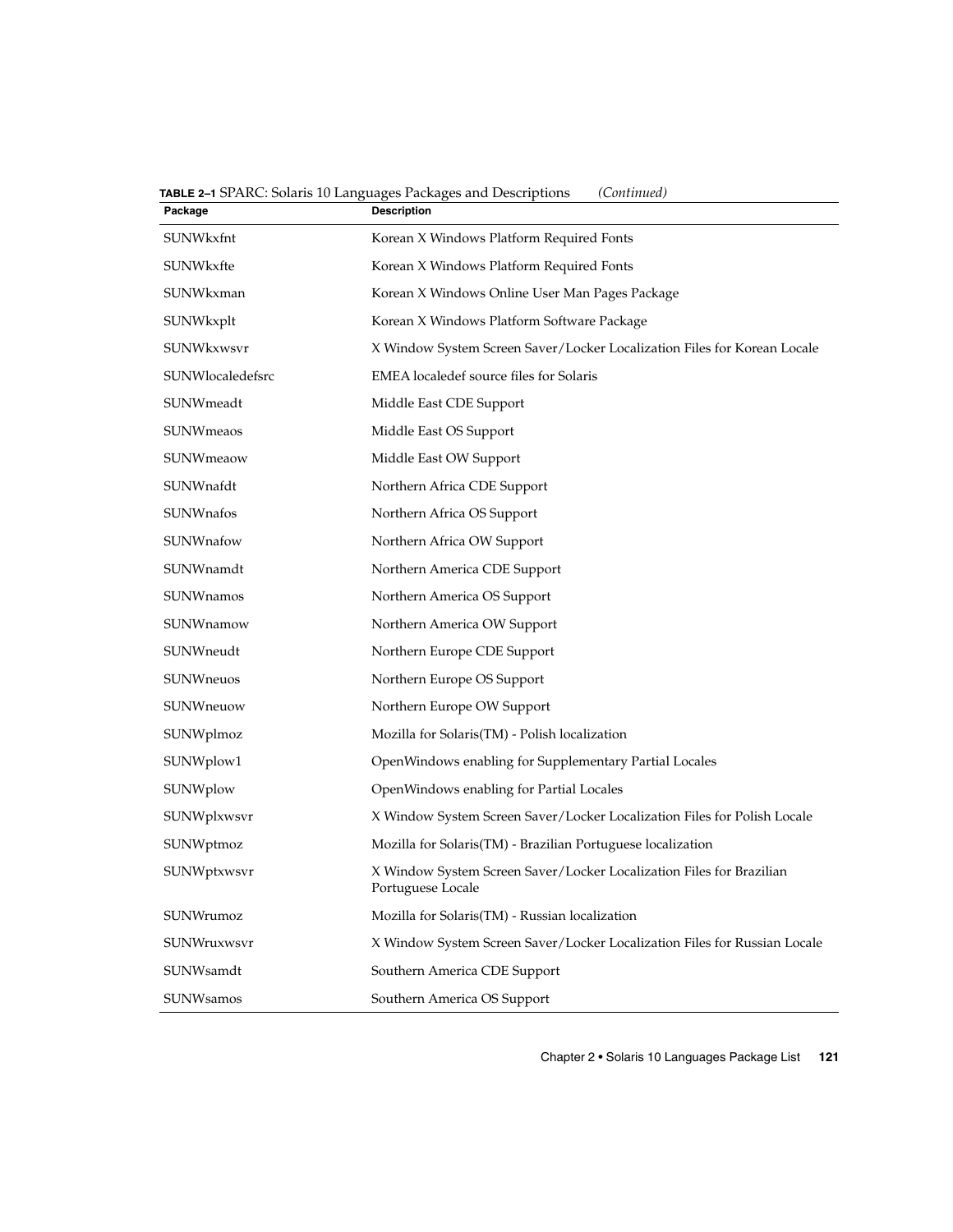**TABLE 2–1** SPARC: Solaris 10 Languages Packages and Descriptions *(Continued)*

| Package | Description |
| --- | --- |
| SUNWkxfnt | Korean X Windows Platform Required Fonts |
| SUNWkxfte | Korean X Windows Platform Required Fonts |
| SUNWkxman | Korean X Windows Online User Man Pages Package |
| SUNWkxplt | Korean X Windows Platform Software Package |
| SUNWkxwsvr | X Window System Screen Saver/Locker Localization Files for Korean Locale |
| SUNWlocaledefsrc | EMEA localedef source files for Solaris |
| SUNWmeadt | Middle East CDE Support |
| SUNWmeaos | Middle East OS Support |
| SUNWmeaow | Middle East OW Support |
| SUNWnafdt | Northern Africa CDE Support |
| SUNWnafos | Northern Africa OS Support |
| SUNWnafow | Northern Africa OW Support |
| SUNWnamdt | Northern America CDE Support |
| SUNWnamos | Northern America OS Support |
| SUNWnamow | Northern America OW Support |
| SUNWneudt | Northern Europe CDE Support |
| SUNWneuos | Northern Europe OS Support |
| SUNWneuow | Northern Europe OW Support |
| SUNWplmoz | Mozilla for Solaris(TM) - Polish localization |
| SUNWplow1 | OpenWindows enabling for Supplementary Partial Locales |
| SUNWplow | OpenWindows enabling for Partial Locales |
| SUNWplxwsvr | X Window System Screen Saver/Locker Localization Files for Polish Locale |
| SUNWptmoz | Mozilla for Solaris(TM) - Brazilian Portuguese localization |
| SUNWptxwsvr | X Window System Screen Saver/Locker Localization Files for Brazilian Portuguese Locale |
| SUNWrumoz | Mozilla for Solaris(TM) - Russian localization |
| SUNWruxwsvr | X Window System Screen Saver/Locker Localization Files for Russian Locale |
| SUNWsamdt | Southern America CDE Support |
| SUNWsamos | Southern America OS Support |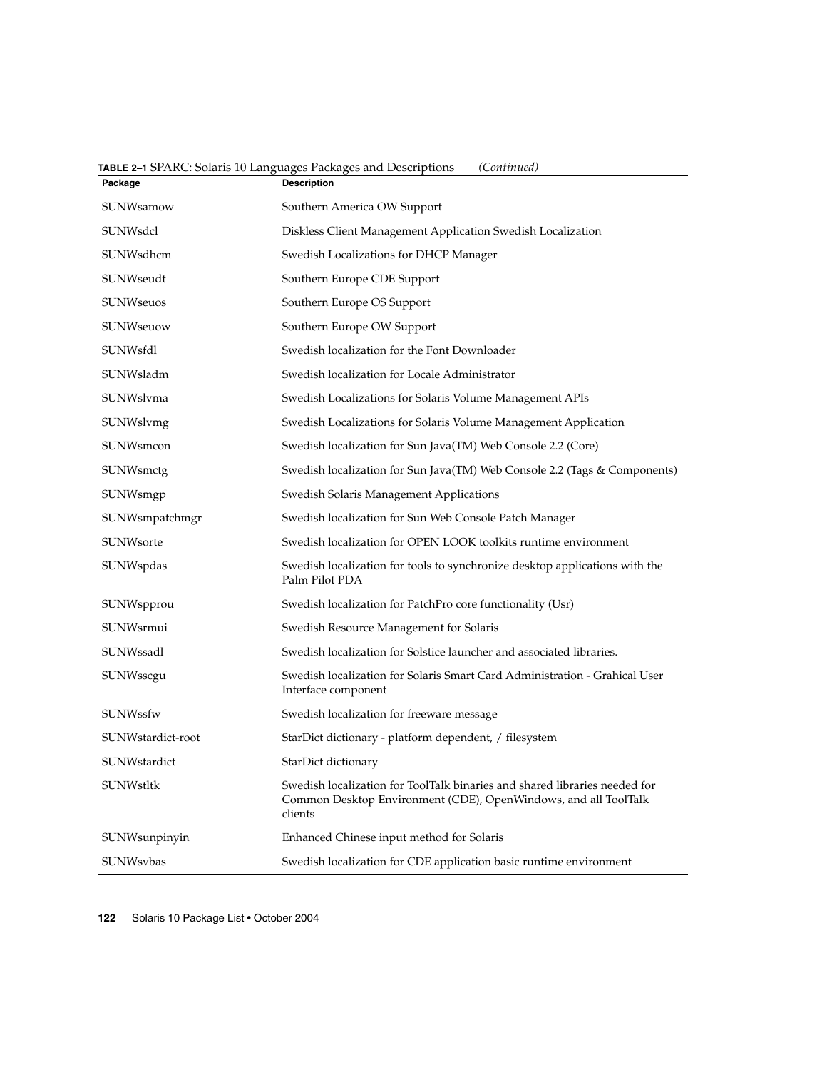**TABLE 2–1** SPARC: Solaris 10 Languages Packages and Descriptions *(Continued)*

| Package | Description |
|---|---|
| SUNWsamow | Southern America OW Support |
| SUNWsdcl | Diskless Client Management Application Swedish Localization |
| SUNWsdhcm | Swedish Localizations for DHCP Manager |
| SUNWseudt | Southern Europe CDE Support |
| SUNWseuos | Southern Europe OS Support |
| SUNWseuow | Southern Europe OW Support |
| SUNWsfdl | Swedish localization for the Font Downloader |
| SUNWsladm | Swedish localization for Locale Administrator |
| SUNWslvma | Swedish Localizations for Solaris Volume Management APIs |
| SUNWslvmg | Swedish Localizations for Solaris Volume Management Application |
| SUNWsmcon | Swedish localization for Sun Java(TM) Web Console 2.2 (Core) |
| SUNWsmctg | Swedish localization for Sun Java(TM) Web Console 2.2 (Tags & Components) |
| SUNWsmgp | Swedish Solaris Management Applications |
| SUNWsmpatchmgr | Swedish localization for Sun Web Console Patch Manager |
| SUNWsorte | Swedish localization for OPEN LOOK toolkits runtime environment |
| SUNWspdas | Swedish localization for tools to synchronize desktop applications with the Palm Pilot PDA |
| SUNWspprou | Swedish localization for PatchPro core functionality (Usr) |
| SUNWsrmui | Swedish Resource Management for Solaris |
| SUNWssadl | Swedish localization for Solstice launcher and associated libraries. |
| SUNWsscgu | Swedish localization for Solaris Smart Card Administration - Grahical User Interface component |
| SUNWssfw | Swedish localization for freeware message |
| SUNWstardict-root | StarDict dictionary - platform dependent, / filesystem |
| SUNWstardict | StarDict dictionary |
| SUNWstltk | Swedish localization for ToolTalk binaries and shared libraries needed for Common Desktop Environment (CDE), OpenWindows, and all ToolTalk clients |
| SUNWsunpinyin | Enhanced Chinese input method for Solaris |
| SUNWsvbas | Swedish localization for CDE application basic runtime environment |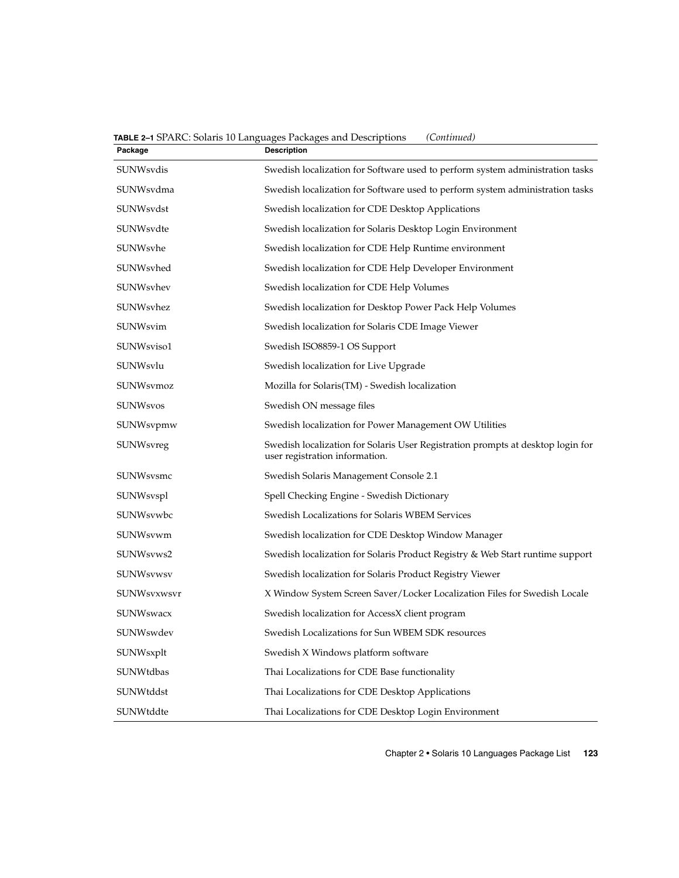**TABLE 2–1** SPARC: Solaris 10 Languages Packages and Descriptions *(Continued)*

| Package | Description |
| --- | --- |
| SUNWsvdis | Swedish localization for Software used to perform system administration tasks |
| SUNWsvdma | Swedish localization for Software used to perform system administration tasks |
| SUNWsvdst | Swedish localization for CDE Desktop Applications |
| SUNWsvdte | Swedish localization for Solaris Desktop Login Environment |
| SUNWsvhe | Swedish localization for CDE Help Runtime environment |
| SUNWsvhed | Swedish localization for CDE Help Developer Environment |
| SUNWsvhev | Swedish localization for CDE Help Volumes |
| SUNWsvhez | Swedish localization for Desktop Power Pack Help Volumes |
| SUNWsvim | Swedish localization for Solaris CDE Image Viewer |
| SUNWsviso1 | Swedish ISO8859-1 OS Support |
| SUNWsvlu | Swedish localization for Live Upgrade |
| SUNWsvmoz | Mozilla for Solaris(TM) - Swedish localization |
| SUNWsvos | Swedish ON message files |
| SUNWsvpmw | Swedish localization for Power Management OW Utilities |
| SUNWsvreg | Swedish localization for Solaris User Registration prompts at desktop login for user registration information. |
| SUNWsvsmc | Swedish Solaris Management Console 2.1 |
| SUNWsvspl | Spell Checking Engine - Swedish Dictionary |
| SUNWsvwbc | Swedish Localizations for Solaris WBEM Services |
| SUNWsvwm | Swedish localization for CDE Desktop Window Manager |
| SUNWsvws2 | Swedish localization for Solaris Product Registry & Web Start runtime support |
| SUNWsvwsv | Swedish localization for Solaris Product Registry Viewer |
| SUNWsvxwsvr | X Window System Screen Saver/Locker Localization Files for Swedish Locale |
| SUNWswacx | Swedish localization for AccessX client program |
| SUNWswdev | Swedish Localizations for Sun WBEM SDK resources |
| SUNWsxplt | Swedish X Windows platform software |
| SUNWtdbas | Thai Localizations for CDE Base functionality |
| SUNWtddst | Thai Localizations for CDE Desktop Applications |
| SUNWtddte | Thai Localizations for CDE Desktop Login Environment |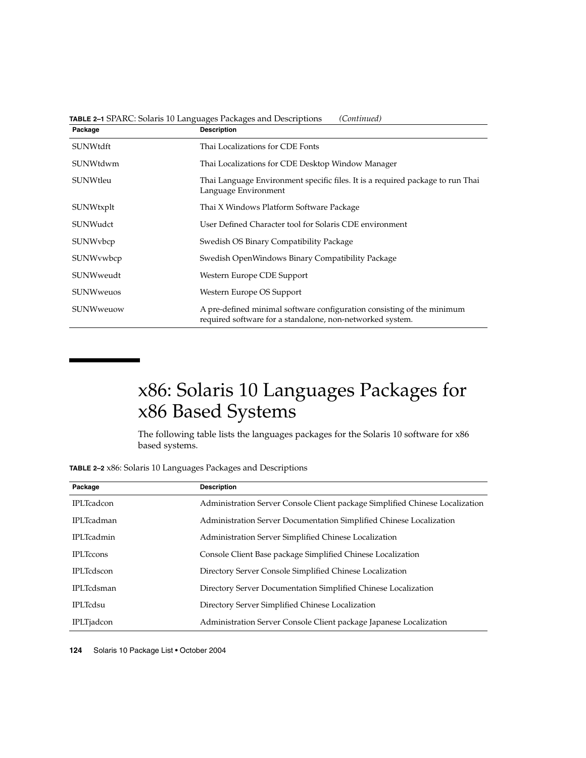**TABLE 2–1** SPARC: Solaris 10 Languages Packages and Descriptions *(Continued)*

| Package | Description |
| --- | --- |
| SUNWtdft | Thai Localizations for CDE Fonts |
| SUNWtdwm | Thai Localizations for CDE Desktop Window Manager |
| SUNWtleu | Thai Language Environment specific files. It is a required package to run Thai Language Environment |
| SUNWtxplt | Thai X Windows Platform Software Package |
| SUNWudct | User Defined Character tool for Solaris CDE environment |
| SUNWvbcp | Swedish OS Binary Compatibility Package |
| SUNWvwbcp | Swedish OpenWindows Binary Compatibility Package |
| SUNWweudt | Western Europe CDE Support |
| SUNWweuos | Western Europe OS Support |
| SUNWweuow | A pre-defined minimal software configuration consisting of the minimum required software for a standalone, non-networked system. |

# x86: Solaris 10 Languages Packages for x86 Based Systems

The following table lists the languages packages for the Solaris 10 software for x86 based systems.

**TABLE 2–2** x86: Solaris 10 Languages Packages and Descriptions

| Package | Description |
| --- | --- |
| IPLTcadcon | Administration Server Console Client package Simplified Chinese Localization |
| IPLTcadman | Administration Server Documentation Simplified Chinese Localization |
| IPLTcadmin | Administration Server Simplified Chinese Localization |
| IPLTccons | Console Client Base package Simplified Chinese Localization |
| IPLTcdscon | Directory Server Console Simplified Chinese Localization |
| IPLTcdsman | Directory Server Documentation Simplified Chinese Localization |
| IPLTcdsu | Directory Server Simplified Chinese Localization |
| IPLTjadcon | Administration Server Console Client package Japanese Localization |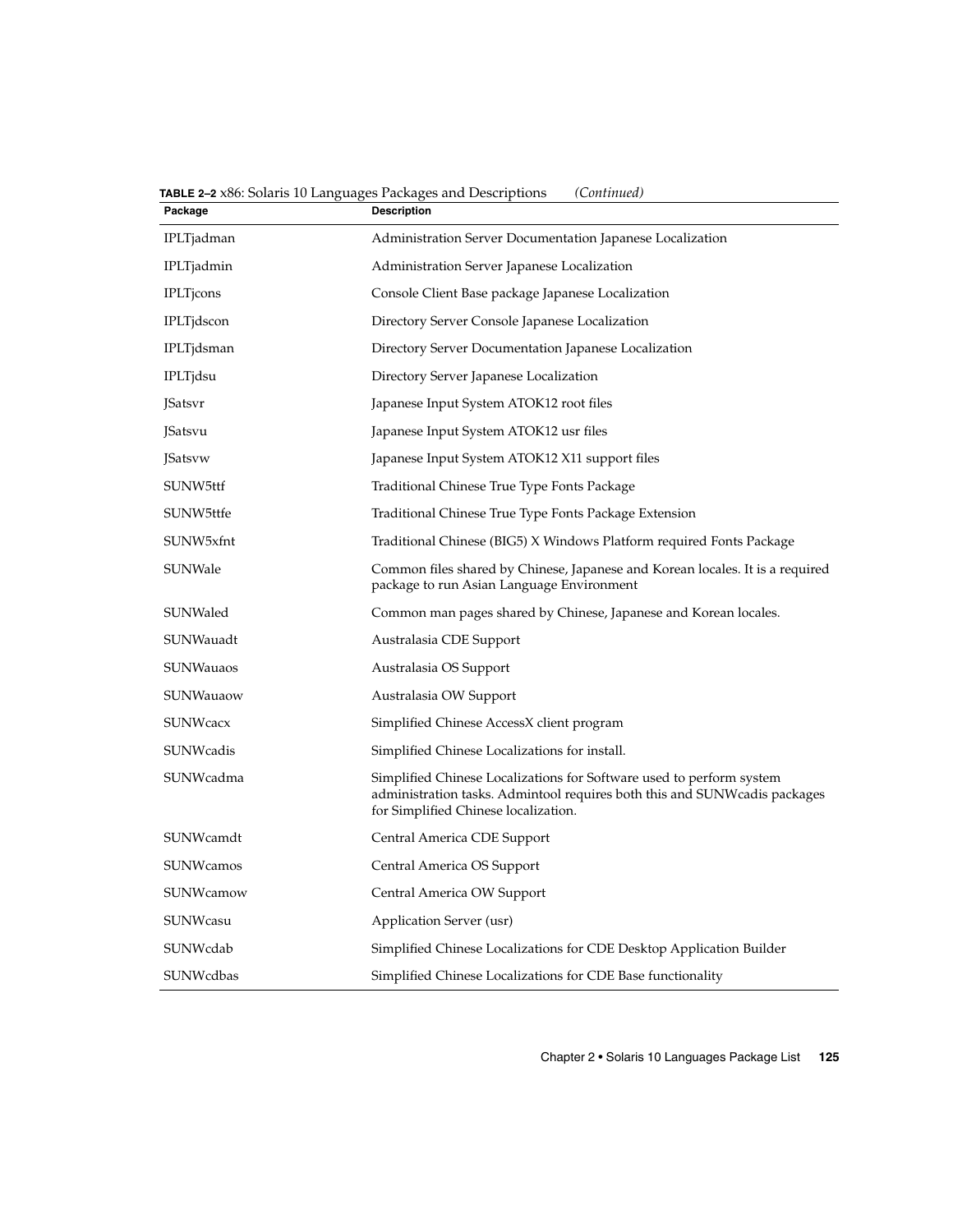**TABLE 2–2** x86: Solaris 10 Languages Packages and Descriptions *(Continued)*

| Package | Description |
| --- | --- |
| IPLTjadman | Administration Server Documentation Japanese Localization |
| IPLTjadmin | Administration Server Japanese Localization |
| IPLTjcons | Console Client Base package Japanese Localization |
| IPLTjdscon | Directory Server Console Japanese Localization |
| IPLTjdsman | Directory Server Documentation Japanese Localization |
| IPLTjdsu | Directory Server Japanese Localization |
| JSatsvr | Japanese Input System ATOK12 root files |
| JSatsvu | Japanese Input System ATOK12 usr files |
| JSatsvw | Japanese Input System ATOK12 X11 support files |
| SUNW5ttf | Traditional Chinese True Type Fonts Package |
| SUNW5ttfe | Traditional Chinese True Type Fonts Package Extension |
| SUNW5xfnt | Traditional Chinese (BIG5) X Windows Platform required Fonts Package |
| SUNWale | Common files shared by Chinese, Japanese and Korean locales. It is a required package to run Asian Language Environment |
| SUNWaled | Common man pages shared by Chinese, Japanese and Korean locales. |
| SUNWauadt | Australasia CDE Support |
| SUNWauaos | Australasia OS Support |
| SUNWauaow | Australasia OW Support |
| SUNWcacx | Simplified Chinese AccessX client program |
| SUNWcadis | Simplified Chinese Localizations for install. |
| SUNWcadma | Simplified Chinese Localizations for Software used to perform system administration tasks. Admintool requires both this and SUNWcadis packages for Simplified Chinese localization. |
| SUNWcamdt | Central America CDE Support |
| SUNWcamos | Central America OS Support |
| SUNWcamow | Central America OW Support |
| SUNWcasu | Application Server (usr) |
| SUNWcdab | Simplified Chinese Localizations for CDE Desktop Application Builder |
| SUNWcdbas | Simplified Chinese Localizations for CDE Base functionality |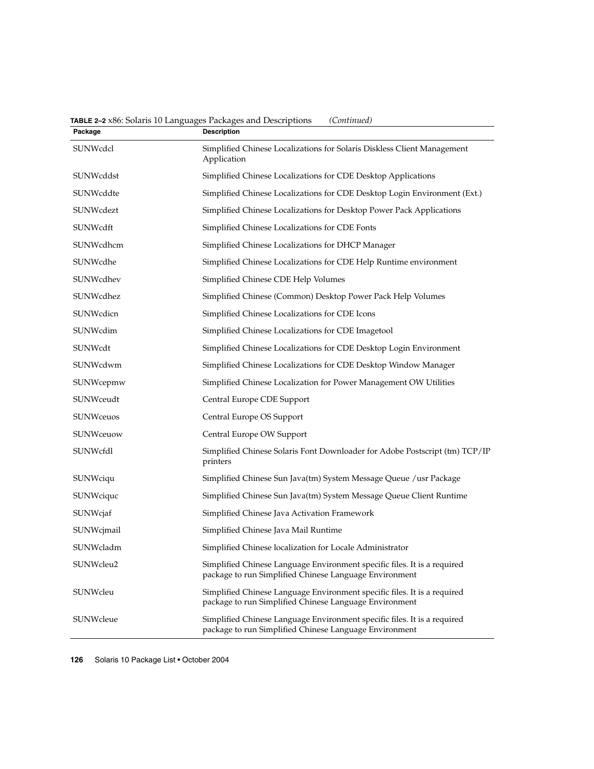**TABLE 2–2** x86: Solaris 10 Languages Packages and Descriptions *(Continued)*

| Package | Description |
| --- | --- |
| SUNWcdcl | Simplified Chinese Localizations for Solaris Diskless Client Management Application |
| SUNWcddst | Simplified Chinese Localizations for CDE Desktop Applications |
| SUNWcddte | Simplified Chinese Localizations for CDE Desktop Login Environment (Ext.) |
| SUNWcdezt | Simplified Chinese Localizations for Desktop Power Pack Applications |
| SUNWcdft | Simplified Chinese Localizations for CDE Fonts |
| SUNWcdhcm | Simplified Chinese Localizations for DHCP Manager |
| SUNWcdhe | Simplified Chinese Localizations for CDE Help Runtime environment |
| SUNWcdhev | Simplified Chinese CDE Help Volumes |
| SUNWcdhez | Simplified Chinese (Common) Desktop Power Pack Help Volumes |
| SUNWcdicn | Simplified Chinese Localizations for CDE Icons |
| SUNWcdim | Simplified Chinese Localizations for CDE Imagetool |
| SUNWcdt | Simplified Chinese Localizations for CDE Desktop Login Environment |
| SUNWcdwm | Simplified Chinese Localizations for CDE Desktop Window Manager |
| SUNWcepmw | Simplified Chinese Localization for Power Management OW Utilities |
| SUNWceudt | Central Europe CDE Support |
| SUNWceuos | Central Europe OS Support |
| SUNWceuow | Central Europe OW Support |
| SUNWcfdl | Simplified Chinese Solaris Font Downloader for Adobe Postscript (tm) TCP/IP printers |
| SUNWciqu | Simplified Chinese Sun Java(tm) System Message Queue /usr Package |
| SUNWciquc | Simplified Chinese Sun Java(tm) System Message Queue Client Runtime |
| SUNWcjaf | Simplified Chinese Java Activation Framework |
| SUNWcjmail | Simplified Chinese Java Mail Runtime |
| SUNWcladm | Simplified Chinese localization for Locale Administrator |
| SUNWcleu2 | Simplified Chinese Language Environment specific files. It is a required package to run Simplified Chinese Language Environment |
| SUNWcleu | Simplified Chinese Language Environment specific files. It is a required package to run Simplified Chinese Language Environment |
| SUNWcleue | Simplified Chinese Language Environment specific files. It is a required package to run Simplified Chinese Language Environment |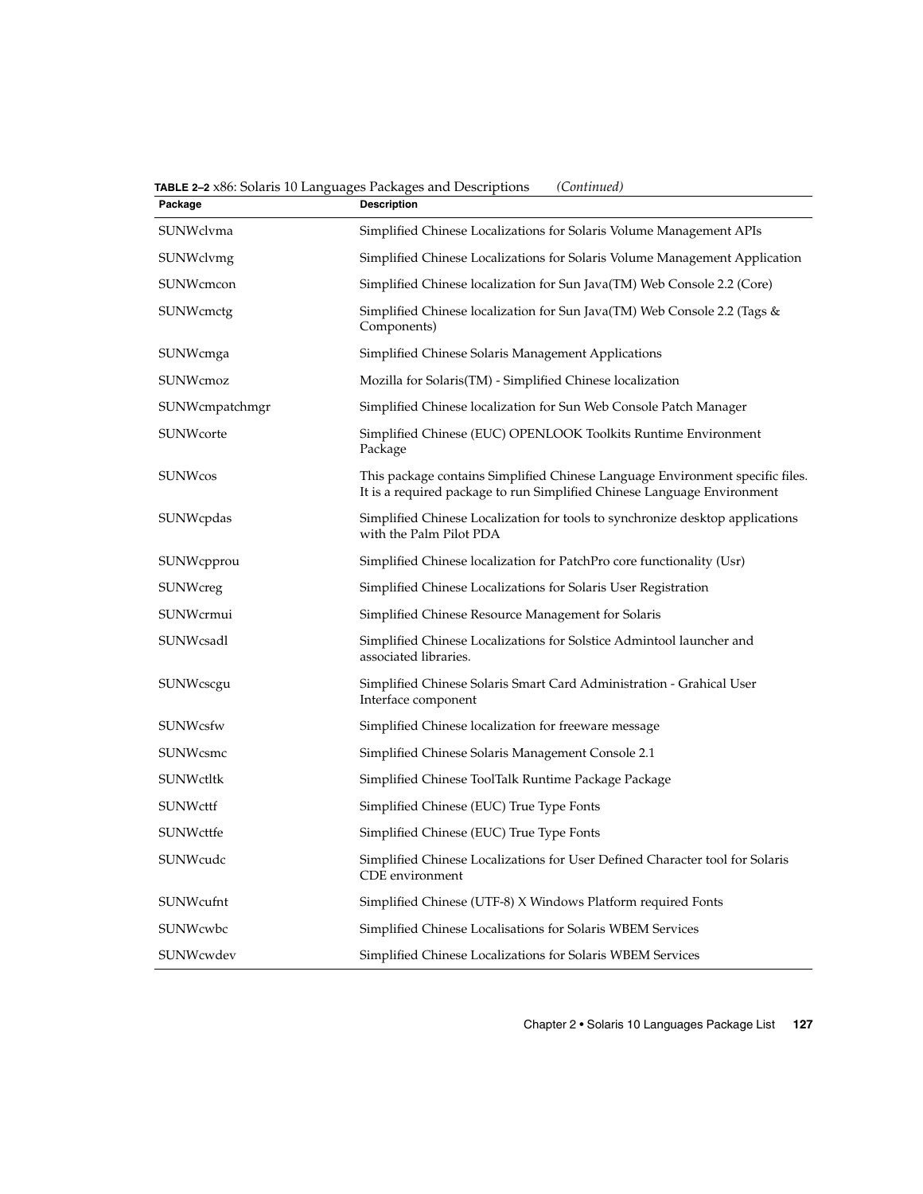**TABLE 2–2** x86: Solaris 10 Languages Packages and Descriptions *(Continued)*

| Package | Description |
| --- | --- |
| SUNWclvma | Simplified Chinese Localizations for Solaris Volume Management APIs |
| SUNWclvmg | Simplified Chinese Localizations for Solaris Volume Management Application |
| SUNWcmcon | Simplified Chinese localization for Sun Java(TM) Web Console 2.2 (Core) |
| SUNWcmctg | Simplified Chinese localization for Sun Java(TM) Web Console 2.2 (Tags & Components) |
| SUNWcmga | Simplified Chinese Solaris Management Applications |
| SUNWcmoz | Mozilla for Solaris(TM) - Simplified Chinese localization |
| SUNWcmpatchmgr | Simplified Chinese localization for Sun Web Console Patch Manager |
| SUNWcorte | Simplified Chinese (EUC) OPENLOOK Toolkits Runtime Environment Package |
| SUNWcos | This package contains Simplified Chinese Language Environment specific files. It is a required package to run Simplified Chinese Language Environment |
| SUNWcpdas | Simplified Chinese Localization for tools to synchronize desktop applications with the Palm Pilot PDA |
| SUNWcpprou | Simplified Chinese localization for PatchPro core functionality (Usr) |
| SUNWcreg | Simplified Chinese Localizations for Solaris User Registration |
| SUNWcrmui | Simplified Chinese Resource Management for Solaris |
| SUNWcsadl | Simplified Chinese Localizations for Solstice Admintool launcher and associated libraries. |
| SUNWcscgu | Simplified Chinese Solaris Smart Card Administration - Grahical User Interface component |
| SUNWcsfw | Simplified Chinese localization for freeware message |
| SUNWcsmc | Simplified Chinese Solaris Management Console 2.1 |
| SUNWctltk | Simplified Chinese ToolTalk Runtime Package Package |
| SUNWcttf | Simplified Chinese (EUC) True Type Fonts |
| SUNWcttfe | Simplified Chinese (EUC) True Type Fonts |
| SUNWcudc | Simplified Chinese Localizations for User Defined Character tool for Solaris CDE environment |
| SUNWcufnt | Simplified Chinese (UTF-8) X Windows Platform required Fonts |
| SUNWcwbc | Simplified Chinese Localisations for Solaris WBEM Services |
| SUNWcwdev | Simplified Chinese Localizations for Solaris WBEM Services |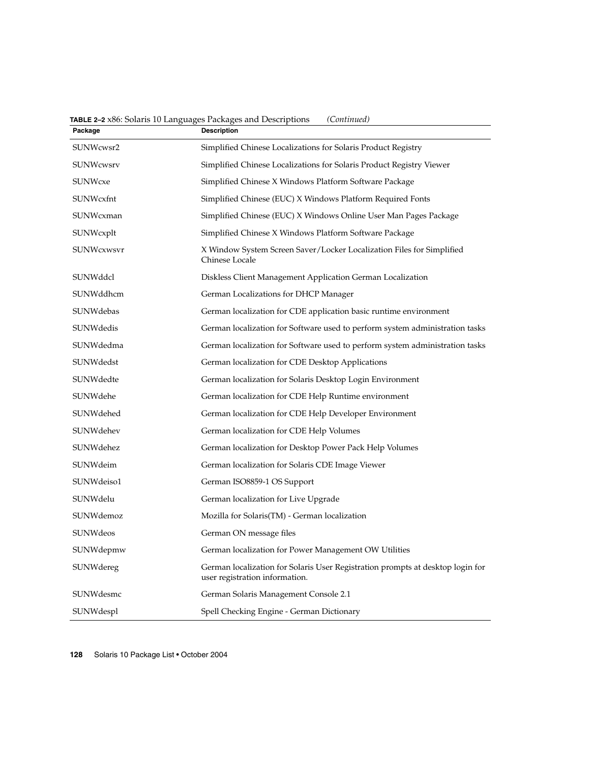**TABLE 2–2** x86: Solaris 10 Languages Packages and Descriptions *(Continued)*

| Package | Description |
| --- | --- |
| SUNWcwsr2 | Simplified Chinese Localizations for Solaris Product Registry |
| SUNWcwsrv | Simplified Chinese Localizations for Solaris Product Registry Viewer |
| SUNWcxe | Simplified Chinese X Windows Platform Software Package |
| SUNWcxfnt | Simplified Chinese (EUC) X Windows Platform Required Fonts |
| SUNWcxman | Simplified Chinese (EUC) X Windows Online User Man Pages Package |
| SUNWcxplt | Simplified Chinese X Windows Platform Software Package |
| SUNWcxwsvr | X Window System Screen Saver/Locker Localization Files for Simplified Chinese Locale |
| SUNWddcl | Diskless Client Management Application German Localization |
| SUNWddhcm | German Localizations for DHCP Manager |
| SUNWdebas | German localization for CDE application basic runtime environment |
| SUNWdedis | German localization for Software used to perform system administration tasks |
| SUNWdedma | German localization for Software used to perform system administration tasks |
| SUNWdedst | German localization for CDE Desktop Applications |
| SUNWdedte | German localization for Solaris Desktop Login Environment |
| SUNWdehe | German localization for CDE Help Runtime environment |
| SUNWdehed | German localization for CDE Help Developer Environment |
| SUNWdehev | German localization for CDE Help Volumes |
| SUNWdehez | German localization for Desktop Power Pack Help Volumes |
| SUNWdeim | German localization for Solaris CDE Image Viewer |
| SUNWdeiso1 | German ISO8859-1 OS Support |
| SUNWdelu | German localization for Live Upgrade |
| SUNWdemoz | Mozilla for Solaris(TM) - German localization |
| SUNWdeos | German ON message files |
| SUNWdepmw | German localization for Power Management OW Utilities |
| SUNWdereg | German localization for Solaris User Registration prompts at desktop login for user registration information. |
| SUNWdesmc | German Solaris Management Console 2.1 |
| SUNWdespl | Spell Checking Engine - German Dictionary |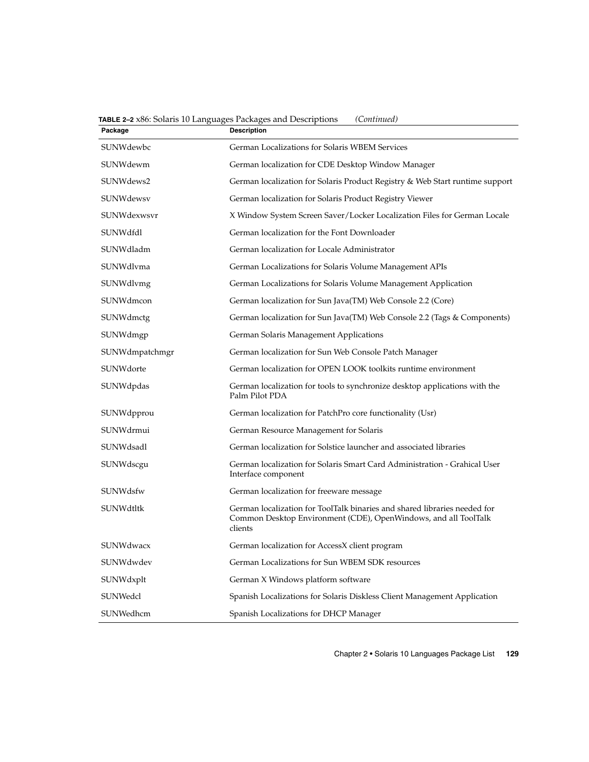**TABLE 2–2** x86: Solaris 10 Languages Packages and Descriptions *(Continued)*

| Package | Description |
| --- | --- |
| SUNWdewbc | German Localizations for Solaris WBEM Services |
| SUNWdewm | German localization for CDE Desktop Window Manager |
| SUNWdews2 | German localization for Solaris Product Registry & Web Start runtime support |
| SUNWdewsv | German localization for Solaris Product Registry Viewer |
| SUNWdexwsvr | X Window System Screen Saver/Locker Localization Files for German Locale |
| SUNWdfdl | German localization for the Font Downloader |
| SUNWdladm | German localization for Locale Administrator |
| SUNWdlvma | German Localizations for Solaris Volume Management APIs |
| SUNWdlvmg | German Localizations for Solaris Volume Management Application |
| SUNWdmcon | German localization for Sun Java(TM) Web Console 2.2 (Core) |
| SUNWdmctg | German localization for Sun Java(TM) Web Console 2.2 (Tags & Components) |
| SUNWdmgp | German Solaris Management Applications |
| SUNWdmpatchmgr | German localization for Sun Web Console Patch Manager |
| SUNWdorte | German localization for OPEN LOOK toolkits runtime environment |
| SUNWdpdas | German localization for tools to synchronize desktop applications with the Palm Pilot PDA |
| SUNWdpprou | German localization for PatchPro core functionality (Usr) |
| SUNWdrmui | German Resource Management for Solaris |
| SUNWdsadl | German localization for Solstice launcher and associated libraries |
| SUNWdscgu | German localization for Solaris Smart Card Administration - Grahical User Interface component |
| SUNWdsfw | German localization for freeware message |
| SUNWdtltk | German localization for ToolTalk binaries and shared libraries needed for Common Desktop Environment (CDE), OpenWindows, and all ToolTalk clients |
| SUNWdwacx | German localization for AccessX client program |
| SUNWdwdev | German Localizations for Sun WBEM SDK resources |
| SUNWdxplt | German X Windows platform software |
| SUNWedcl | Spanish Localizations for Solaris Diskless Client Management Application |
| SUNWedhcm | Spanish Localizations for DHCP Manager |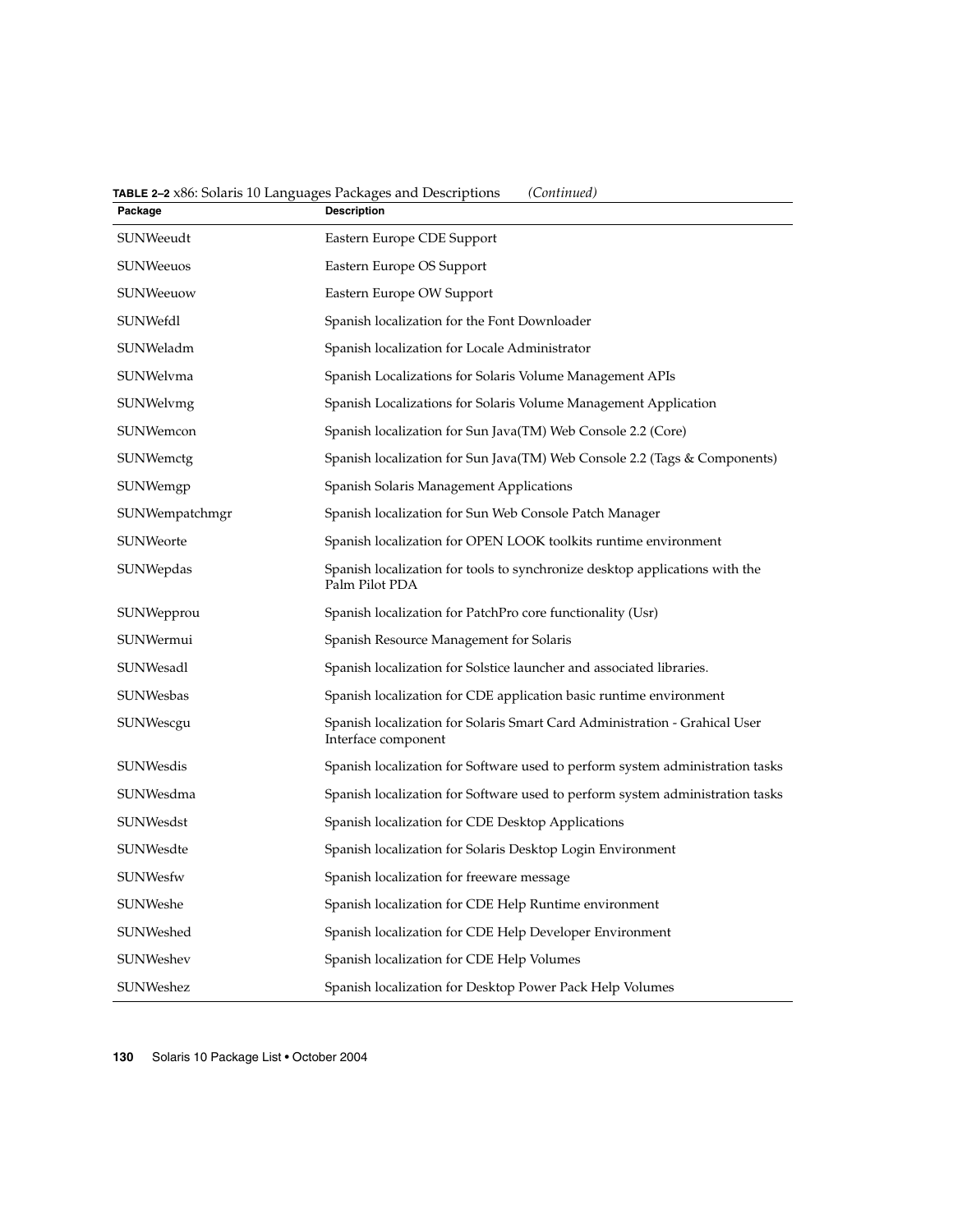**TABLE 2–2** x86: Solaris 10 Languages Packages and Descriptions *(Continued)*

| Package | Description |
|---|---|
| SUNWeeudt | Eastern Europe CDE Support |
| SUNWeeuos | Eastern Europe OS Support |
| SUNWeeuow | Eastern Europe OW Support |
| SUNWefdl | Spanish localization for the Font Downloader |
| SUNWeladm | Spanish localization for Locale Administrator |
| SUNWelvma | Spanish Localizations for Solaris Volume Management APIs |
| SUNWelvmg | Spanish Localizations for Solaris Volume Management Application |
| SUNWemcon | Spanish localization for Sun Java(TM) Web Console 2.2 (Core) |
| SUNWemctg | Spanish localization for Sun Java(TM) Web Console 2.2 (Tags & Components) |
| SUNWemgp | Spanish Solaris Management Applications |
| SUNWempatchmgr | Spanish localization for Sun Web Console Patch Manager |
| SUNWeorte | Spanish localization for OPEN LOOK toolkits runtime environment |
| SUNWepdas | Spanish localization for tools to synchronize desktop applications with the Palm Pilot PDA |
| SUNWepprou | Spanish localization for PatchPro core functionality (Usr) |
| SUNWermui | Spanish Resource Management for Solaris |
| SUNWesadl | Spanish localization for Solstice launcher and associated libraries. |
| SUNWesbas | Spanish localization for CDE application basic runtime environment |
| SUNWescgu | Spanish localization for Solaris Smart Card Administration - Grahical User Interface component |
| SUNWesdis | Spanish localization for Software used to perform system administration tasks |
| SUNWesdma | Spanish localization for Software used to perform system administration tasks |
| SUNWesdst | Spanish localization for CDE Desktop Applications |
| SUNWesdte | Spanish localization for Solaris Desktop Login Environment |
| SUNWesfw | Spanish localization for freeware message |
| SUNWeshe | Spanish localization for CDE Help Runtime environment |
| SUNWeshed | Spanish localization for CDE Help Developer Environment |
| SUNWeshev | Spanish localization for CDE Help Volumes |
| SUNWeshez | Spanish localization for Desktop Power Pack Help Volumes |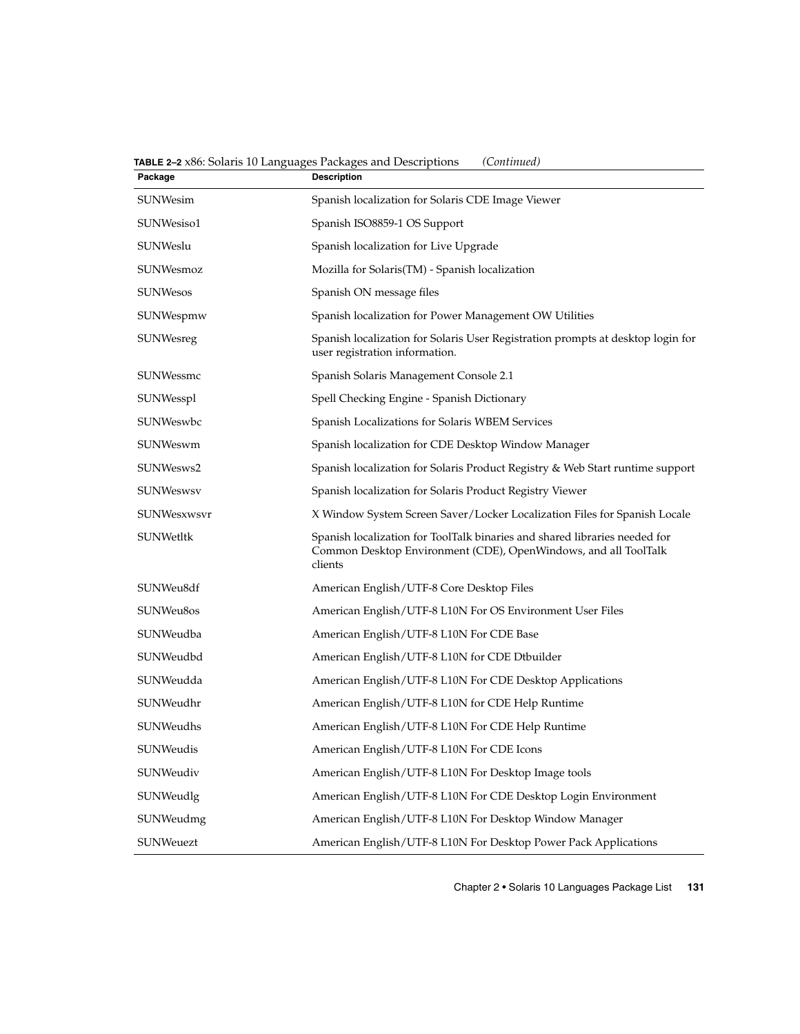**TABLE 2–2** x86: Solaris 10 Languages Packages and Descriptions *(Continued)*

| Package | Description |
| --- | --- |
| SUNWesim | Spanish localization for Solaris CDE Image Viewer |
| SUNWesiso1 | Spanish ISO8859-1 OS Support |
| SUNWeslu | Spanish localization for Live Upgrade |
| SUNWesmoz | Mozilla for Solaris(TM) - Spanish localization |
| SUNWesos | Spanish ON message files |
| SUNWespmw | Spanish localization for Power Management OW Utilities |
| SUNWesreg | Spanish localization for Solaris User Registration prompts at desktop login for user registration information. |
| SUNWessmc | Spanish Solaris Management Console 2.1 |
| SUNWesspl | Spell Checking Engine - Spanish Dictionary |
| SUNWeswbc | Spanish Localizations for Solaris WBEM Services |
| SUNWeswm | Spanish localization for CDE Desktop Window Manager |
| SUNWesws2 | Spanish localization for Solaris Product Registry & Web Start runtime support |
| SUNWeswsv | Spanish localization for Solaris Product Registry Viewer |
| SUNWesxwsvr | X Window System Screen Saver/Locker Localization Files for Spanish Locale |
| SUNWetltk | Spanish localization for ToolTalk binaries and shared libraries needed for Common Desktop Environment (CDE), OpenWindows, and all ToolTalk clients |
| SUNWeu8df | American English/UTF-8 Core Desktop Files |
| SUNWeu8os | American English/UTF-8 L10N For OS Environment User Files |
| SUNWeudba | American English/UTF-8 L10N For CDE Base |
| SUNWeudbd | American English/UTF-8 L10N for CDE Dtbuilder |
| SUNWeudda | American English/UTF-8 L10N For CDE Desktop Applications |
| SUNWeudhr | American English/UTF-8 L10N for CDE Help Runtime |
| SUNWeudhs | American English/UTF-8 L10N For CDE Help Runtime |
| SUNWeudis | American English/UTF-8 L10N For CDE Icons |
| SUNWeudiv | American English/UTF-8 L10N For Desktop Image tools |
| SUNWeudlg | American English/UTF-8 L10N For CDE Desktop Login Environment |
| SUNWeudmg | American English/UTF-8 L10N For Desktop Window Manager |
| SUNWeuezt | American English/UTF-8 L10N For Desktop Power Pack Applications |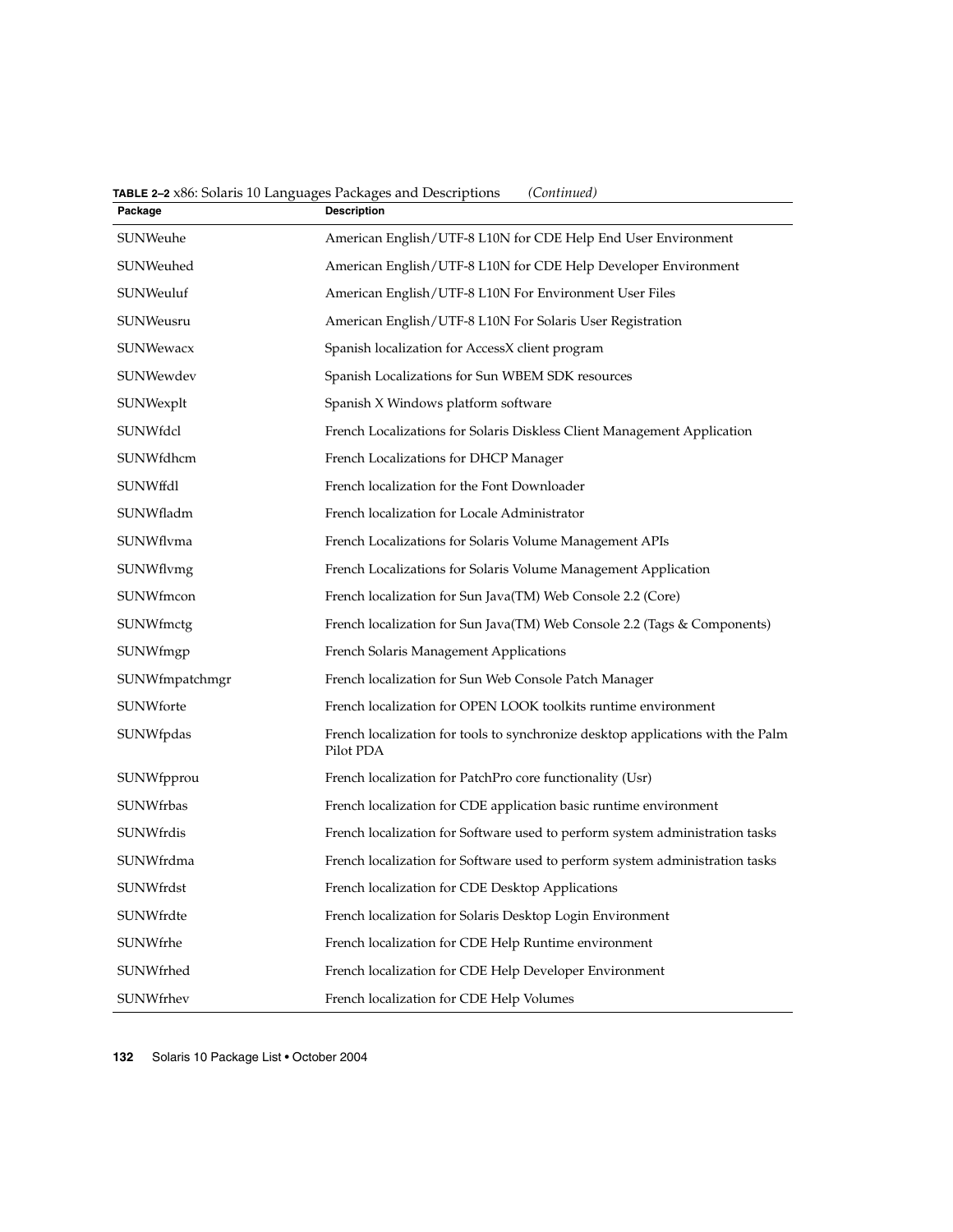**TABLE 2–2** x86: Solaris 10 Languages Packages and Descriptions *(Continued)*

| Package | Description |
|---|---|
| SUNWeuhe | American English/UTF-8 L10N for CDE Help End User Environment |
| SUNWeuhed | American English/UTF-8 L10N for CDE Help Developer Environment |
| SUNWeuluf | American English/UTF-8 L10N For Environment User Files |
| SUNWeusru | American English/UTF-8 L10N For Solaris User Registration |
| SUNWewacx | Spanish localization for AccessX client program |
| SUNWewdev | Spanish Localizations for Sun WBEM SDK resources |
| SUNWexplt | Spanish X Windows platform software |
| SUNWfdcl | French Localizations for Solaris Diskless Client Management Application |
| SUNWfdhcm | French Localizations for DHCP Manager |
| SUNWffdl | French localization for the Font Downloader |
| SUNWfladm | French localization for Locale Administrator |
| SUNWflvma | French Localizations for Solaris Volume Management APIs |
| SUNWflvmg | French Localizations for Solaris Volume Management Application |
| SUNWfmcon | French localization for Sun Java(TM) Web Console 2.2 (Core) |
| SUNWfmctg | French localization for Sun Java(TM) Web Console 2.2 (Tags & Components) |
| SUNWfmgp | French Solaris Management Applications |
| SUNWfmpatchmgr | French localization for Sun Web Console Patch Manager |
| SUNWforte | French localization for OPEN LOOK toolkits runtime environment |
| SUNWfpdas | French localization for tools to synchronize desktop applications with the Palm Pilot PDA |
| SUNWfpprou | French localization for PatchPro core functionality (Usr) |
| SUNWfrbas | French localization for CDE application basic runtime environment |
| SUNWfrdis | French localization for Software used to perform system administration tasks |
| SUNWfrdma | French localization for Software used to perform system administration tasks |
| SUNWfrdst | French localization for CDE Desktop Applications |
| SUNWfrdte | French localization for Solaris Desktop Login Environment |
| SUNWfrhe | French localization for CDE Help Runtime environment |
| SUNWfrhed | French localization for CDE Help Developer Environment |
| SUNWfrhev | French localization for CDE Help Volumes |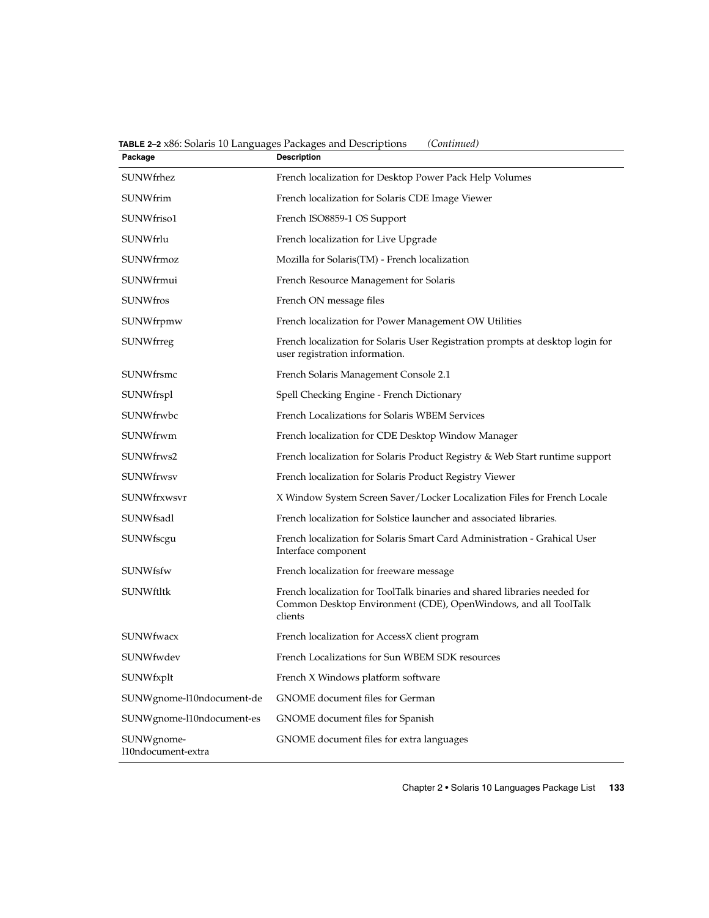**TABLE 2–2** x86: Solaris 10 Languages Packages and Descriptions *(Continued)*

| Package | Description |
| --- | --- |
| SUNWfrhez | French localization for Desktop Power Pack Help Volumes |
| SUNWfrim | French localization for Solaris CDE Image Viewer |
| SUNWfriso1 | French ISO8859-1 OS Support |
| SUNWfrlu | French localization for Live Upgrade |
| SUNWfrmoz | Mozilla for Solaris(TM) - French localization |
| SUNWfrmui | French Resource Management for Solaris |
| SUNWfros | French ON message files |
| SUNWfrpmw | French localization for Power Management OW Utilities |
| SUNWfrreg | French localization for Solaris User Registration prompts at desktop login for user registration information. |
| SUNWfrsmc | French Solaris Management Console 2.1 |
| SUNWfrspl | Spell Checking Engine - French Dictionary |
| SUNWfrwbc | French Localizations for Solaris WBEM Services |
| SUNWfrwm | French localization for CDE Desktop Window Manager |
| SUNWfrws2 | French localization for Solaris Product Registry & Web Start runtime support |
| SUNWfrwsv | French localization for Solaris Product Registry Viewer |
| SUNWfrxwsvr | X Window System Screen Saver/Locker Localization Files for French Locale |
| SUNWfsadl | French localization for Solstice launcher and associated libraries. |
| SUNWfscgu | French localization for Solaris Smart Card Administration - Grahical User Interface component |
| SUNWfsfw | French localization for freeware message |
| SUNWftltk | French localization for ToolTalk binaries and shared libraries needed for Common Desktop Environment (CDE), OpenWindows, and all ToolTalk clients |
| SUNWfwacx | French localization for AccessX client program |
| SUNWfwdev | French Localizations for Sun WBEM SDK resources |
| SUNWfxplt | French X Windows platform software |
| SUNWgnome-l10ndocument-de | GNOME document files for German |
| SUNWgnome-l10ndocument-es | GNOME document files for Spanish |
| SUNWgnome-l10ndocument-extra | GNOME document files for extra languages |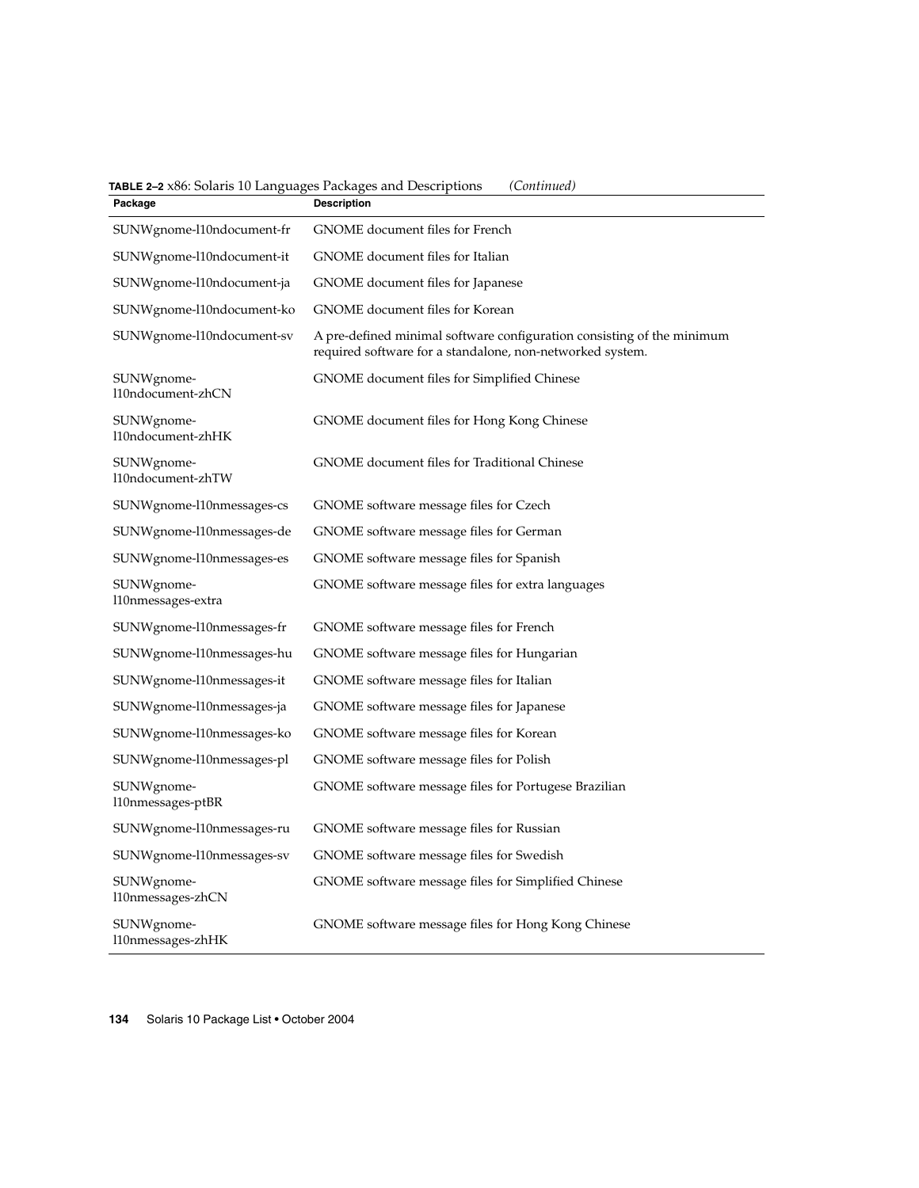**TABLE 2–2** x86: Solaris 10 Languages Packages and Descriptions *(Continued)*

| Package | Description |
| --- | --- |
| SUNWgnome-l10ndocument-fr | GNOME document files for French |
| SUNWgnome-l10ndocument-it | GNOME document files for Italian |
| SUNWgnome-l10ndocument-ja | GNOME document files for Japanese |
| SUNWgnome-l10ndocument-ko | GNOME document files for Korean |
| SUNWgnome-l10ndocument-sv | A pre-defined minimal software configuration consisting of the minimum required software for a standalone, non-networked system. |
| SUNWgnome-l10ndocument-zhCN | GNOME document files for Simplified Chinese |
| SUNWgnome-l10ndocument-zhHK | GNOME document files for Hong Kong Chinese |
| SUNWgnome-l10ndocument-zhTW | GNOME document files for Traditional Chinese |
| SUNWgnome-l10nmessages-cs | GNOME software message files for Czech |
| SUNWgnome-l10nmessages-de | GNOME software message files for German |
| SUNWgnome-l10nmessages-es | GNOME software message files for Spanish |
| SUNWgnome-l10nmessages-extra | GNOME software message files for extra languages |
| SUNWgnome-l10nmessages-fr | GNOME software message files for French |
| SUNWgnome-l10nmessages-hu | GNOME software message files for Hungarian |
| SUNWgnome-l10nmessages-it | GNOME software message files for Italian |
| SUNWgnome-l10nmessages-ja | GNOME software message files for Japanese |
| SUNWgnome-l10nmessages-ko | GNOME software message files for Korean |
| SUNWgnome-l10nmessages-pl | GNOME software message files for Polish |
| SUNWgnome-l10nmessages-ptBR | GNOME software message files for Portugese Brazilian |
| SUNWgnome-l10nmessages-ru | GNOME software message files for Russian |
| SUNWgnome-l10nmessages-sv | GNOME software message files for Swedish |
| SUNWgnome-l10nmessages-zhCN | GNOME software message files for Simplified Chinese |
| SUNWgnome-l10nmessages-zhHK | GNOME software message files for Hong Kong Chinese |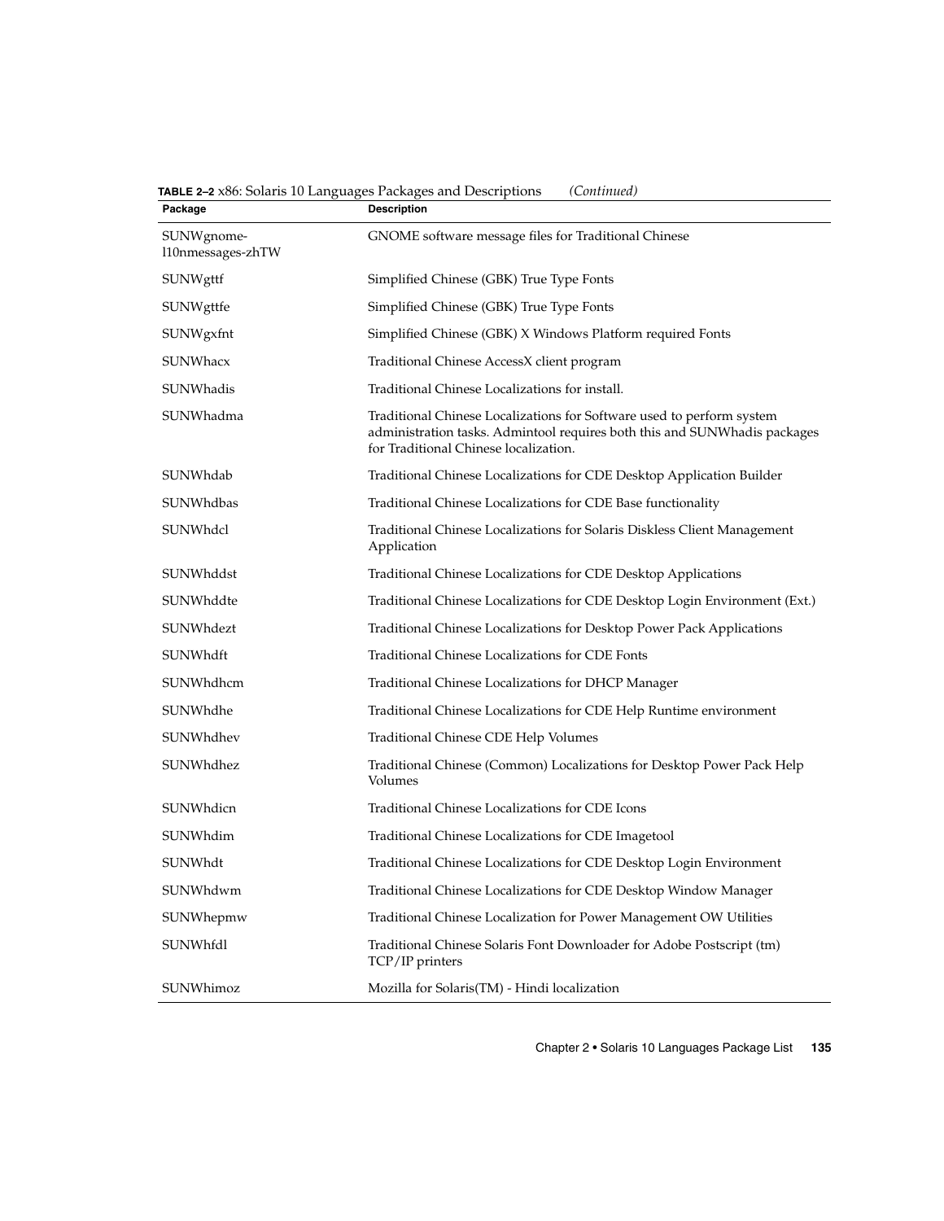**TABLE 2–2** x86: Solaris 10 Languages Packages and Descriptions *(Continued)*

| Package | Description |
| --- | --- |
| SUNWgnome-l10nmessages-zhTW | GNOME software message files for Traditional Chinese |
| SUNWgttf | Simplified Chinese (GBK) True Type Fonts |
| SUNWgttfe | Simplified Chinese (GBK) True Type Fonts |
| SUNWgxfnt | Simplified Chinese (GBK) X Windows Platform required Fonts |
| SUNWhacx | Traditional Chinese AccessX client program |
| SUNWhadis | Traditional Chinese Localizations for install. |
| SUNWhadma | Traditional Chinese Localizations for Software used to perform system administration tasks. Admintool requires both this and SUNWhadis packages for Traditional Chinese localization. |
| SUNWhdab | Traditional Chinese Localizations for CDE Desktop Application Builder |
| SUNWhdbas | Traditional Chinese Localizations for CDE Base functionality |
| SUNWhdcl | Traditional Chinese Localizations for Solaris Diskless Client Management Application |
| SUNWhddst | Traditional Chinese Localizations for CDE Desktop Applications |
| SUNWhddte | Traditional Chinese Localizations for CDE Desktop Login Environment (Ext.) |
| SUNWhdezt | Traditional Chinese Localizations for Desktop Power Pack Applications |
| SUNWhdft | Traditional Chinese Localizations for CDE Fonts |
| SUNWhdhcm | Traditional Chinese Localizations for DHCP Manager |
| SUNWhdhe | Traditional Chinese Localizations for CDE Help Runtime environment |
| SUNWhdhev | Traditional Chinese CDE Help Volumes |
| SUNWhdhez | Traditional Chinese (Common) Localizations for Desktop Power Pack Help Volumes |
| SUNWhdicn | Traditional Chinese Localizations for CDE Icons |
| SUNWhdim | Traditional Chinese Localizations for CDE Imagetool |
| SUNWhdt | Traditional Chinese Localizations for CDE Desktop Login Environment |
| SUNWhdwm | Traditional Chinese Localizations for CDE Desktop Window Manager |
| SUNWhepmw | Traditional Chinese Localization for Power Management OW Utilities |
| SUNWhfdl | Traditional Chinese Solaris Font Downloader for Adobe Postscript (tm) TCP/IP printers |
| SUNWhimoz | Mozilla for Solaris(TM) - Hindi localization |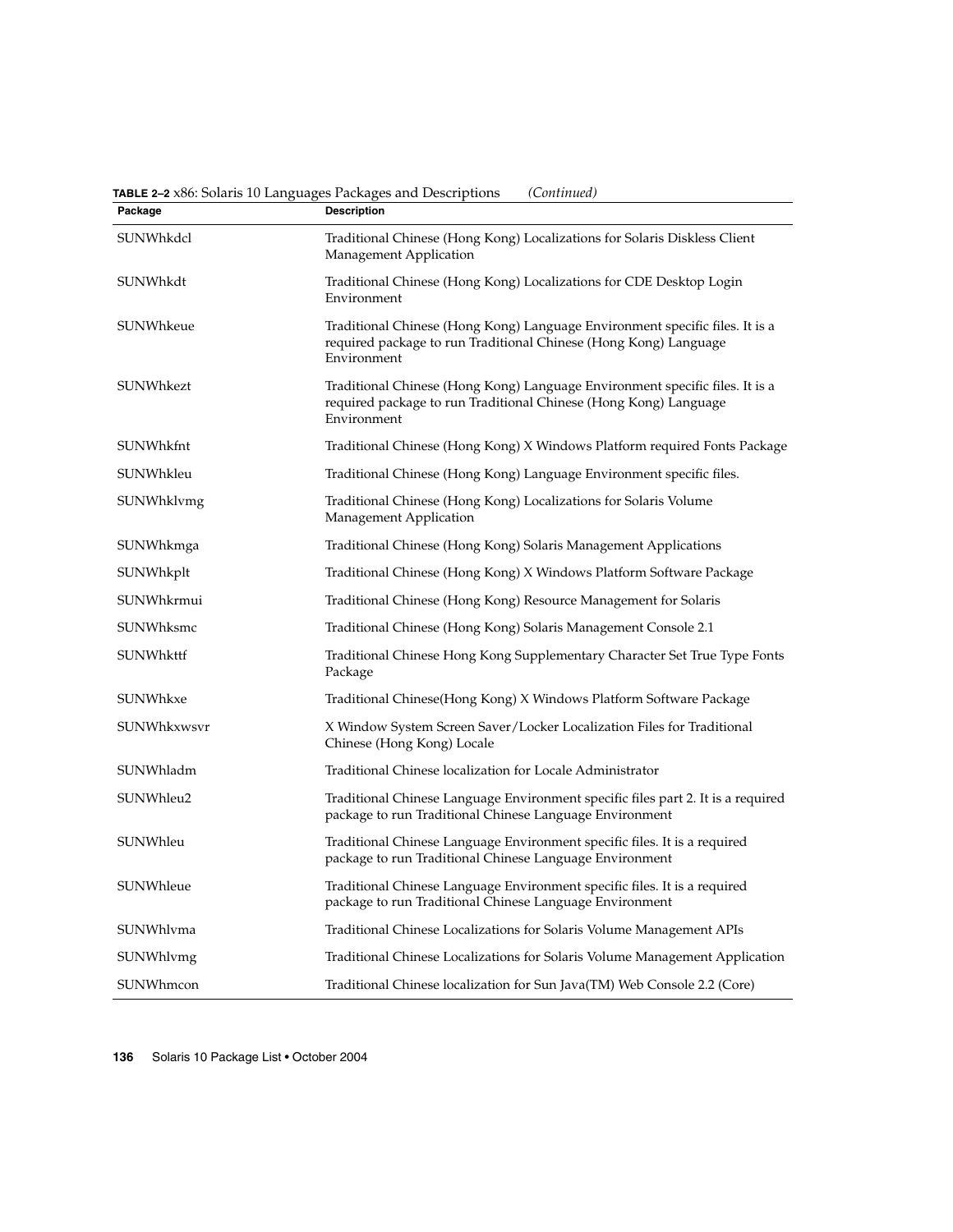**TABLE 2–2** x86: Solaris 10 Languages Packages and Descriptions *(Continued)*

| Package | Description |
| --- | --- |
| SUNWhkdcl | Traditional Chinese (Hong Kong) Localizations for Solaris Diskless Client Management Application |
| SUNWhkdt | Traditional Chinese (Hong Kong) Localizations for CDE Desktop Login Environment |
| SUNWhkeue | Traditional Chinese (Hong Kong) Language Environment specific files. It is a required package to run Traditional Chinese (Hong Kong) Language Environment |
| SUNWhkezt | Traditional Chinese (Hong Kong) Language Environment specific files. It is a required package to run Traditional Chinese (Hong Kong) Language Environment |
| SUNWhkfnt | Traditional Chinese (Hong Kong) X Windows Platform required Fonts Package |
| SUNWhkleu | Traditional Chinese (Hong Kong) Language Environment specific files. |
| SUNWhklvmg | Traditional Chinese (Hong Kong) Localizations for Solaris Volume Management Application |
| SUNWhkmga | Traditional Chinese (Hong Kong) Solaris Management Applications |
| SUNWhkplt | Traditional Chinese (Hong Kong) X Windows Platform Software Package |
| SUNWhkrmui | Traditional Chinese (Hong Kong) Resource Management for Solaris |
| SUNWhksmc | Traditional Chinese (Hong Kong) Solaris Management Console 2.1 |
| SUNWhkttf | Traditional Chinese Hong Kong Supplementary Character Set True Type Fonts Package |
| SUNWhkxe | Traditional Chinese(Hong Kong) X Windows Platform Software Package |
| SUNWhkxwsvr | X Window System Screen Saver/Locker Localization Files for Traditional Chinese (Hong Kong) Locale |
| SUNWhladm | Traditional Chinese localization for Locale Administrator |
| SUNWhleu2 | Traditional Chinese Language Environment specific files part 2. It is a required package to run Traditional Chinese Language Environment |
| SUNWhleu | Traditional Chinese Language Environment specific files. It is a required package to run Traditional Chinese Language Environment |
| SUNWhleue | Traditional Chinese Language Environment specific files. It is a required package to run Traditional Chinese Language Environment |
| SUNWhlvma | Traditional Chinese Localizations for Solaris Volume Management APIs |
| SUNWhlvmg | Traditional Chinese Localizations for Solaris Volume Management Application |
| SUNWhmcon | Traditional Chinese localization for Sun Java(TM) Web Console 2.2 (Core) |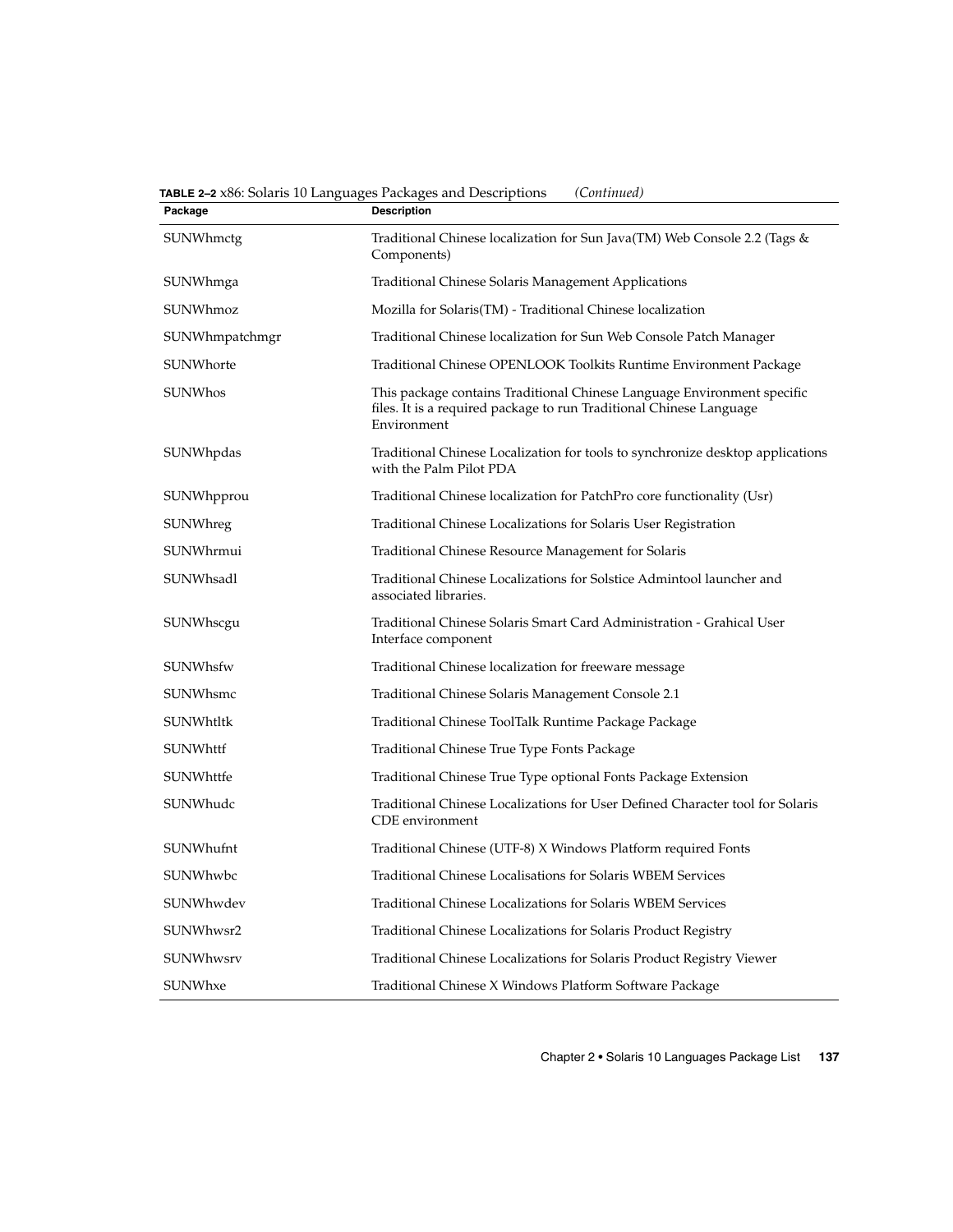**TABLE 2–2** x86: Solaris 10 Languages Packages and Descriptions *(Continued)*

| Package | Description |
| --- | --- |
| SUNWhmctg | Traditional Chinese localization for Sun Java(TM) Web Console 2.2 (Tags & Components) |
| SUNWhmga | Traditional Chinese Solaris Management Applications |
| SUNWhmoz | Mozilla for Solaris(TM) - Traditional Chinese localization |
| SUNWhmpatchmgr | Traditional Chinese localization for Sun Web Console Patch Manager |
| SUNWhorte | Traditional Chinese OPENLOOK Toolkits Runtime Environment Package |
| SUNWhos | This package contains Traditional Chinese Language Environment specific files. It is a required package to run Traditional Chinese Language Environment |
| SUNWhpdas | Traditional Chinese Localization for tools to synchronize desktop applications with the Palm Pilot PDA |
| SUNWhpprou | Traditional Chinese localization for PatchPro core functionality (Usr) |
| SUNWhreg | Traditional Chinese Localizations for Solaris User Registration |
| SUNWhrmui | Traditional Chinese Resource Management for Solaris |
| SUNWhsadl | Traditional Chinese Localizations for Solstice Admintool launcher and associated libraries. |
| SUNWhscgu | Traditional Chinese Solaris Smart Card Administration - Grahical User Interface component |
| SUNWhsfw | Traditional Chinese localization for freeware message |
| SUNWhsmc | Traditional Chinese Solaris Management Console 2.1 |
| SUNWhtltk | Traditional Chinese ToolTalk Runtime Package Package |
| SUNWhttf | Traditional Chinese True Type Fonts Package |
| SUNWhttfe | Traditional Chinese True Type optional Fonts Package Extension |
| SUNWhudc | Traditional Chinese Localizations for User Defined Character tool for Solaris CDE environment |
| SUNWhufnt | Traditional Chinese (UTF-8) X Windows Platform required Fonts |
| SUNWhwbc | Traditional Chinese Localisations for Solaris WBEM Services |
| SUNWhwdev | Traditional Chinese Localizations for Solaris WBEM Services |
| SUNWhwsr2 | Traditional Chinese Localizations for Solaris Product Registry |
| SUNWhwsrv | Traditional Chinese Localizations for Solaris Product Registry Viewer |
| SUNWhxe | Traditional Chinese X Windows Platform Software Package |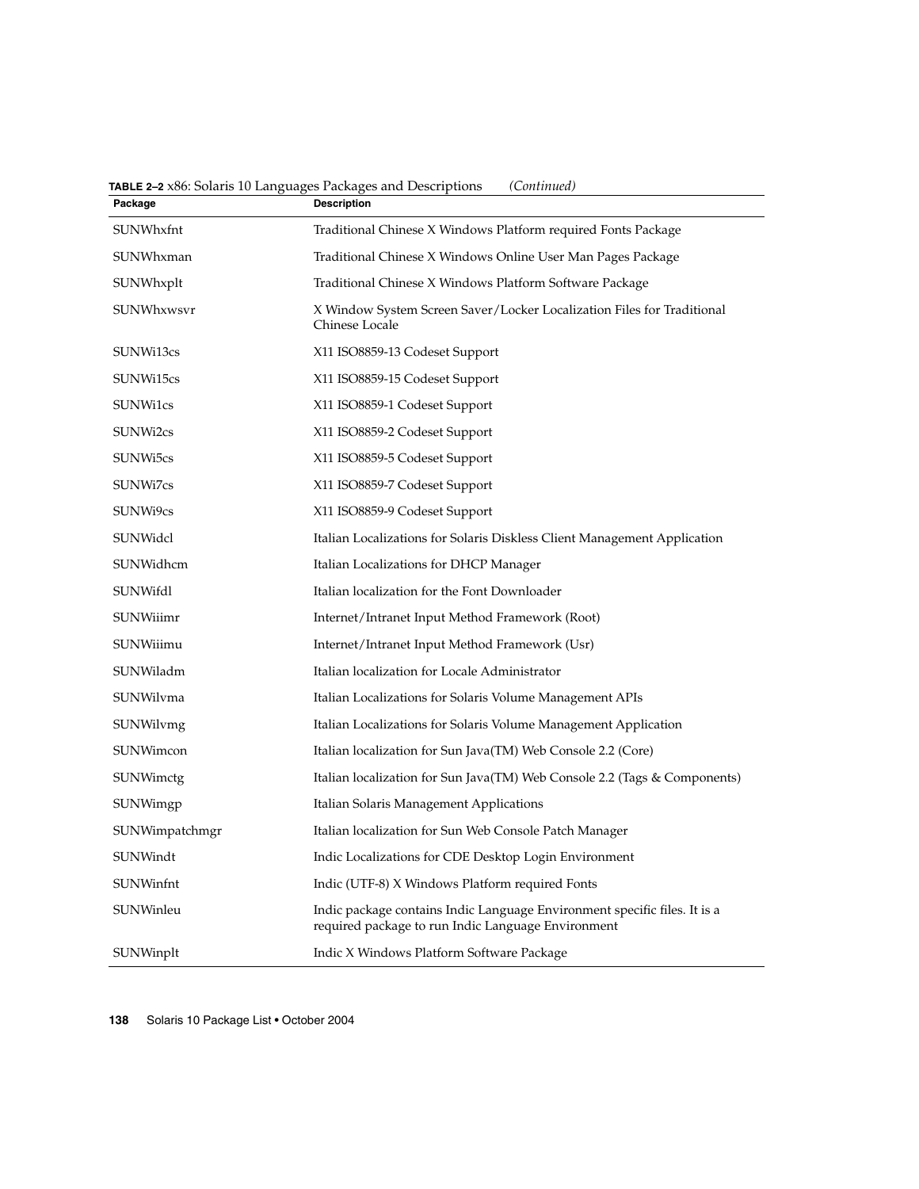**TABLE 2–2** x86: Solaris 10 Languages Packages and Descriptions *(Continued)*

| Package | Description |
| --- | --- |
| SUNWhxfnt | Traditional Chinese X Windows Platform required Fonts Package |
| SUNWhxman | Traditional Chinese X Windows Online User Man Pages Package |
| SUNWhxplt | Traditional Chinese X Windows Platform Software Package |
| SUNWhxwsvr | X Window System Screen Saver/Locker Localization Files for Traditional Chinese Locale |
| SUNWi13cs | X11 ISO8859-13 Codeset Support |
| SUNWi15cs | X11 ISO8859-15 Codeset Support |
| SUNWi1cs | X11 ISO8859-1 Codeset Support |
| SUNWi2cs | X11 ISO8859-2 Codeset Support |
| SUNWi5cs | X11 ISO8859-5 Codeset Support |
| SUNWi7cs | X11 ISO8859-7 Codeset Support |
| SUNWi9cs | X11 ISO8859-9 Codeset Support |
| SUNWidcl | Italian Localizations for Solaris Diskless Client Management Application |
| SUNWidhcm | Italian Localizations for DHCP Manager |
| SUNWifdl | Italian localization for the Font Downloader |
| SUNWiiimr | Internet/Intranet Input Method Framework (Root) |
| SUNWiiimu | Internet/Intranet Input Method Framework (Usr) |
| SUNWiladm | Italian localization for Locale Administrator |
| SUNWilvma | Italian Localizations for Solaris Volume Management APIs |
| SUNWilvmg | Italian Localizations for Solaris Volume Management Application |
| SUNWimcon | Italian localization for Sun Java(TM) Web Console 2.2 (Core) |
| SUNWimctg | Italian localization for Sun Java(TM) Web Console 2.2 (Tags & Components) |
| SUNWimgp | Italian Solaris Management Applications |
| SUNWimpatchmgr | Italian localization for Sun Web Console Patch Manager |
| SUNWindt | Indic Localizations for CDE Desktop Login Environment |
| SUNWinfnt | Indic (UTF-8) X Windows Platform required Fonts |
| SUNWinleu | Indic package contains Indic Language Environment specific files. It is a required package to run Indic Language Environment |
| SUNWinplt | Indic X Windows Platform Software Package |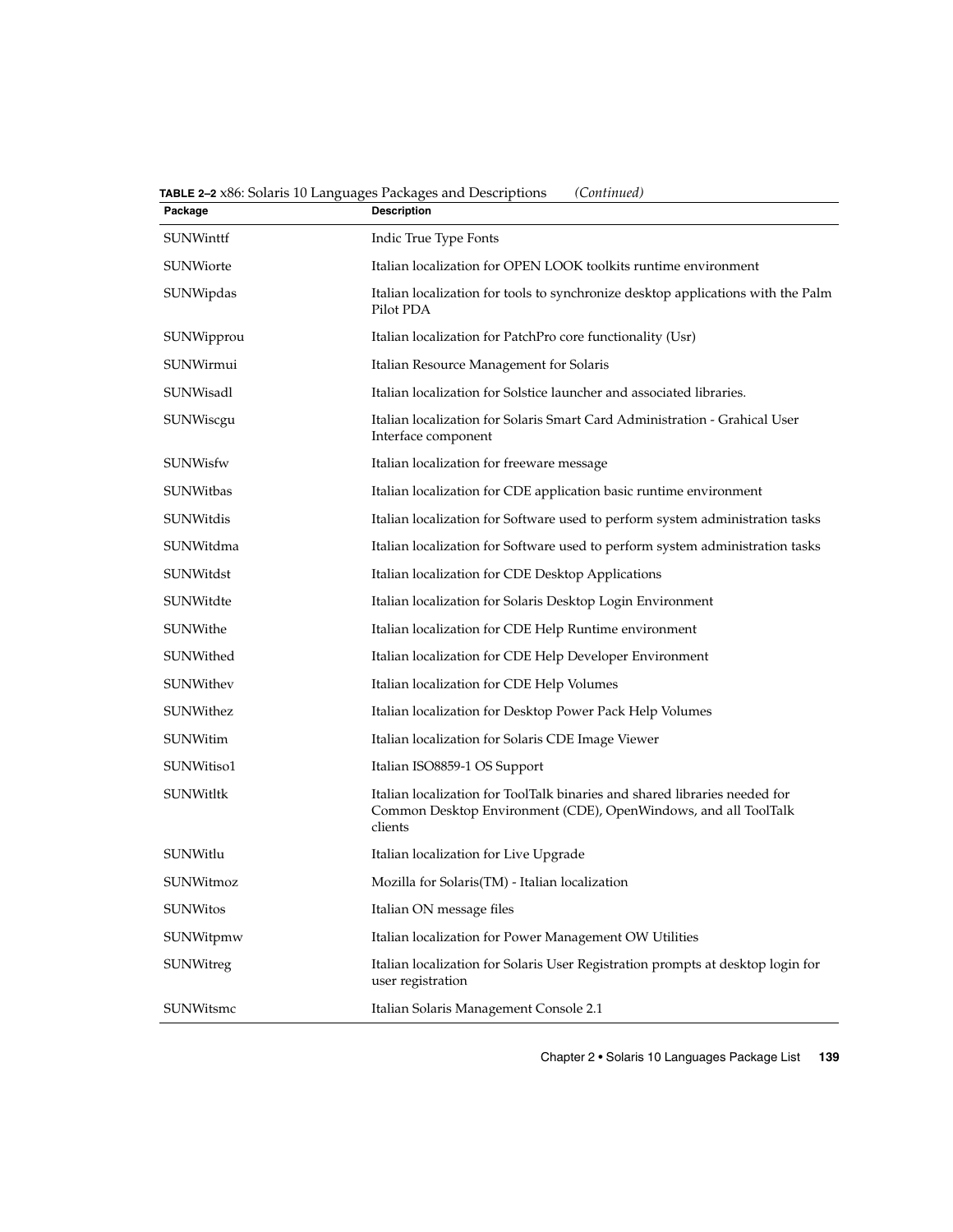**TABLE 2–2** x86: Solaris 10 Languages Packages and Descriptions *(Continued)*

| Package | Description |
| --- | --- |
| SUNWinttf | Indic True Type Fonts |
| SUNWiorte | Italian localization for OPEN LOOK toolkits runtime environment |
| SUNWipdas | Italian localization for tools to synchronize desktop applications with the Palm Pilot PDA |
| SUNWipprou | Italian localization for PatchPro core functionality (Usr) |
| SUNWirmui | Italian Resource Management for Solaris |
| SUNWisadl | Italian localization for Solstice launcher and associated libraries. |
| SUNWiscgu | Italian localization for Solaris Smart Card Administration - Grahical User Interface component |
| SUNWisfw | Italian localization for freeware message |
| SUNWitbas | Italian localization for CDE application basic runtime environment |
| SUNWitdis | Italian localization for Software used to perform system administration tasks |
| SUNWitdma | Italian localization for Software used to perform system administration tasks |
| SUNWitdst | Italian localization for CDE Desktop Applications |
| SUNWitdte | Italian localization for Solaris Desktop Login Environment |
| SUNWithe | Italian localization for CDE Help Runtime environment |
| SUNWithed | Italian localization for CDE Help Developer Environment |
| SUNWithev | Italian localization for CDE Help Volumes |
| SUNWithez | Italian localization for Desktop Power Pack Help Volumes |
| SUNWitim | Italian localization for Solaris CDE Image Viewer |
| SUNWitiso1 | Italian ISO8859-1 OS Support |
| SUNWitltk | Italian localization for ToolTalk binaries and shared libraries needed for Common Desktop Environment (CDE), OpenWindows, and all ToolTalk clients |
| SUNWitlu | Italian localization for Live Upgrade |
| SUNWitmoz | Mozilla for Solaris(TM) - Italian localization |
| SUNWitos | Italian ON message files |
| SUNWitpmw | Italian localization for Power Management OW Utilities |
| SUNWitreg | Italian localization for Solaris User Registration prompts at desktop login for user registration |
| SUNWitsmc | Italian Solaris Management Console 2.1 |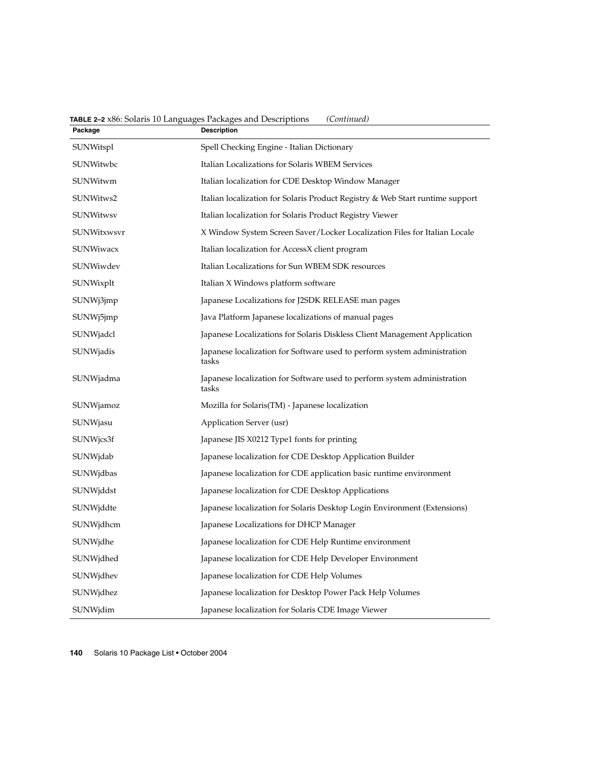**TABLE 2–2** x86: Solaris 10 Languages Packages and Descriptions *(Continued)*

| Package | Description |
| --- | --- |
| SUNWitspl | Spell Checking Engine - Italian Dictionary |
| SUNWitwbc | Italian Localizations for Solaris WBEM Services |
| SUNWitwm | Italian localization for CDE Desktop Window Manager |
| SUNWitws2 | Italian localization for Solaris Product Registry & Web Start runtime support |
| SUNWitwsv | Italian localization for Solaris Product Registry Viewer |
| SUNWitxwsvr | X Window System Screen Saver/Locker Localization Files for Italian Locale |
| SUNWiwacx | Italian localization for AccessX client program |
| SUNWiwdev | Italian Localizations for Sun WBEM SDK resources |
| SUNWixplt | Italian X Windows platform software |
| SUNWj3jmp | Japanese Localizations for J2SDK RELEASE man pages |
| SUNWj5jmp | Java Platform Japanese localizations of manual pages |
| SUNWjadcl | Japanese Localizations for Solaris Diskless Client Management Application |
| SUNWjadis | Japanese localization for Software used to perform system administration tasks |
| SUNWjadma | Japanese localization for Software used to perform system administration tasks |
| SUNWjamoz | Mozilla for Solaris(TM) - Japanese localization |
| SUNWjasu | Application Server (usr) |
| SUNWjcs3f | Japanese JIS X0212 Type1 fonts for printing |
| SUNWjdab | Japanese localization for CDE Desktop Application Builder |
| SUNWjdbas | Japanese localization for CDE application basic runtime environment |
| SUNWjddst | Japanese localization for CDE Desktop Applications |
| SUNWjddte | Japanese localization for Solaris Desktop Login Environment (Extensions) |
| SUNWjdhcm | Japanese Localizations for DHCP Manager |
| SUNWjdhe | Japanese localization for CDE Help Runtime environment |
| SUNWjdhed | Japanese localization for CDE Help Developer Environment |
| SUNWjdhev | Japanese localization for CDE Help Volumes |
| SUNWjdhez | Japanese localization for Desktop Power Pack Help Volumes |
| SUNWjdim | Japanese localization for Solaris CDE Image Viewer |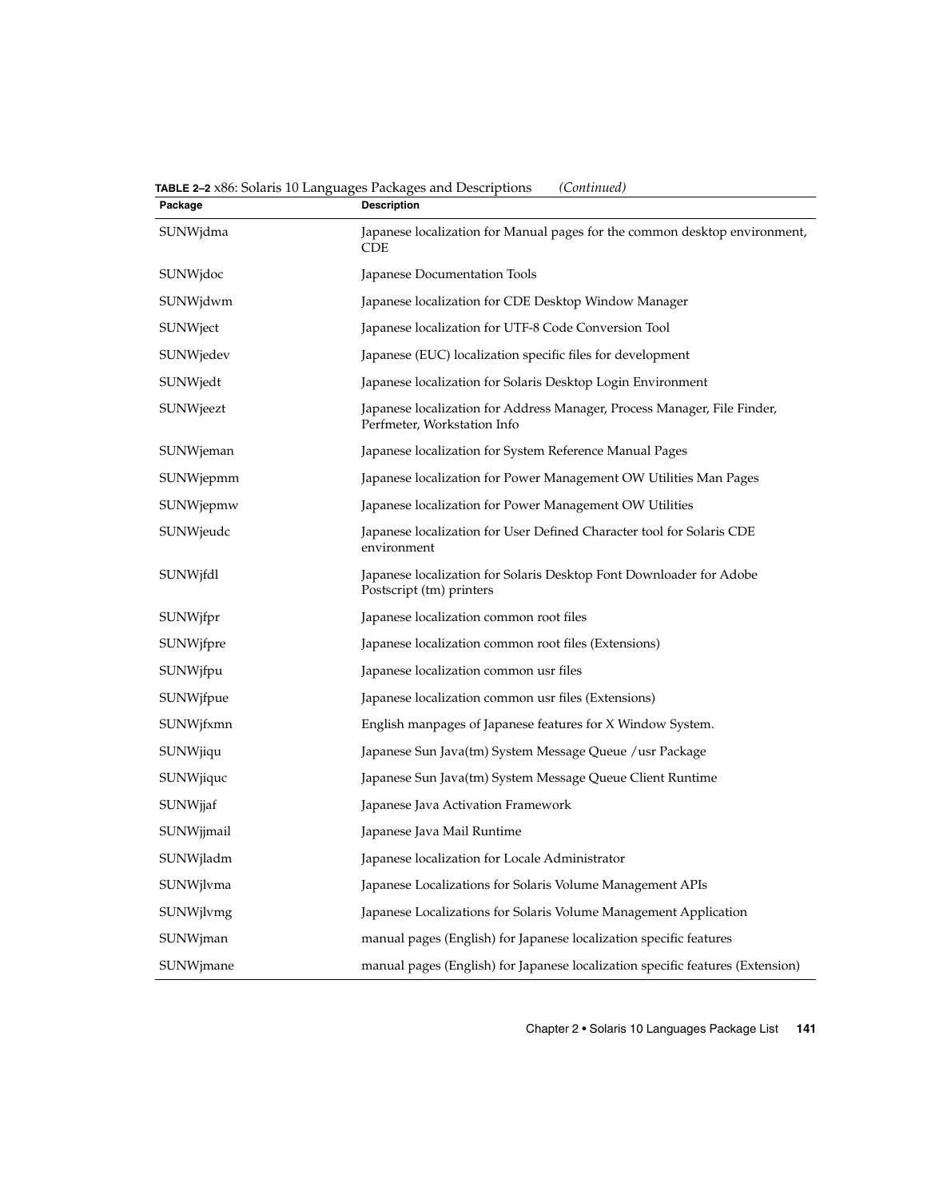**TABLE 2–2** x86: Solaris 10 Languages Packages and Descriptions *(Continued)*

| Package | Description |
| --- | --- |
| SUNWjdma | Japanese localization for Manual pages for the common desktop environment, CDE |
| SUNWjdoc | Japanese Documentation Tools |
| SUNWjdwm | Japanese localization for CDE Desktop Window Manager |
| SUNWject | Japanese localization for UTF-8 Code Conversion Tool |
| SUNWjedev | Japanese (EUC) localization specific files for development |
| SUNWjedt | Japanese localization for Solaris Desktop Login Environment |
| SUNWjeezt | Japanese localization for Address Manager, Process Manager, File Finder, Perfmeter, Workstation Info |
| SUNWjeman | Japanese localization for System Reference Manual Pages |
| SUNWjepmm | Japanese localization for Power Management OW Utilities Man Pages |
| SUNWjepmw | Japanese localization for Power Management OW Utilities |
| SUNWjeudc | Japanese localization for User Defined Character tool for Solaris CDE environment |
| SUNWjfdl | Japanese localization for Solaris Desktop Font Downloader for Adobe Postscript (tm) printers |
| SUNWjfpr | Japanese localization common root files |
| SUNWjfpre | Japanese localization common root files (Extensions) |
| SUNWjfpu | Japanese localization common usr files |
| SUNWjfpue | Japanese localization common usr files (Extensions) |
| SUNWjfxmn | English manpages of Japanese features for X Window System. |
| SUNWjiqu | Japanese Sun Java(tm) System Message Queue /usr Package |
| SUNWjiquc | Japanese Sun Java(tm) System Message Queue Client Runtime |
| SUNWjjaf | Japanese Java Activation Framework |
| SUNWjjmail | Japanese Java Mail Runtime |
| SUNWjladm | Japanese localization for Locale Administrator |
| SUNWjlvma | Japanese Localizations for Solaris Volume Management APIs |
| SUNWjlvmg | Japanese Localizations for Solaris Volume Management Application |
| SUNWjman | manual pages (English) for Japanese localization specific features |
| SUNWjmane | manual pages (English) for Japanese localization specific features (Extension) |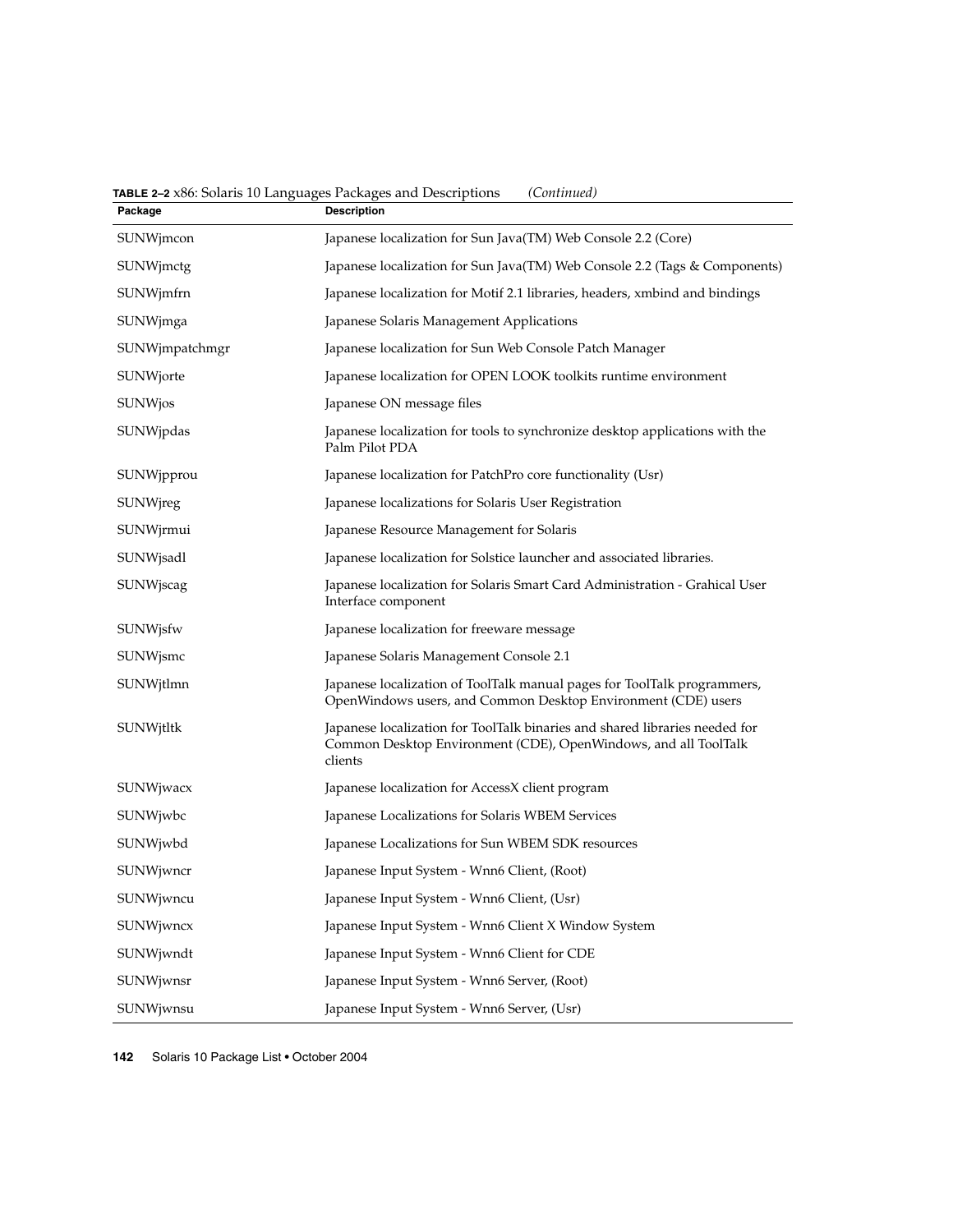**TABLE 2–2** x86: Solaris 10 Languages Packages and Descriptions *(Continued)*

| Package | Description |
| --- | --- |
| SUNWjmcon | Japanese localization for Sun Java(TM) Web Console 2.2 (Core) |
| SUNWjmctg | Japanese localization for Sun Java(TM) Web Console 2.2 (Tags & Components) |
| SUNWjmfrn | Japanese localization for Motif 2.1 libraries, headers, xmbind and bindings |
| SUNWjmga | Japanese Solaris Management Applications |
| SUNWjmpatchmgr | Japanese localization for Sun Web Console Patch Manager |
| SUNWjorte | Japanese localization for OPEN LOOK toolkits runtime environment |
| SUNWjos | Japanese ON message files |
| SUNWjpdas | Japanese localization for tools to synchronize desktop applications with the Palm Pilot PDA |
| SUNWjpprou | Japanese localization for PatchPro core functionality (Usr) |
| SUNWjreg | Japanese localizations for Solaris User Registration |
| SUNWjrmui | Japanese Resource Management for Solaris |
| SUNWjsadl | Japanese localization for Solstice launcher and associated libraries. |
| SUNWjscag | Japanese localization for Solaris Smart Card Administration - Grahical User Interface component |
| SUNWjsfw | Japanese localization for freeware message |
| SUNWjsmc | Japanese Solaris Management Console 2.1 |
| SUNWjtlmn | Japanese localization of ToolTalk manual pages for ToolTalk programmers, OpenWindows users, and Common Desktop Environment (CDE) users |
| SUNWjtltk | Japanese localization for ToolTalk binaries and shared libraries needed for Common Desktop Environment (CDE), OpenWindows, and all ToolTalk clients |
| SUNWjwacx | Japanese localization for AccessX client program |
| SUNWjwbc | Japanese Localizations for Solaris WBEM Services |
| SUNWjwbd | Japanese Localizations for Sun WBEM SDK resources |
| SUNWjwncr | Japanese Input System - Wnn6 Client, (Root) |
| SUNWjwncu | Japanese Input System - Wnn6 Client, (Usr) |
| SUNWjwncx | Japanese Input System - Wnn6 Client X Window System |
| SUNWjwndt | Japanese Input System - Wnn6 Client for CDE |
| SUNWjwnsr | Japanese Input System - Wnn6 Server, (Root) |
| SUNWjwnsu | Japanese Input System - Wnn6 Server, (Usr) |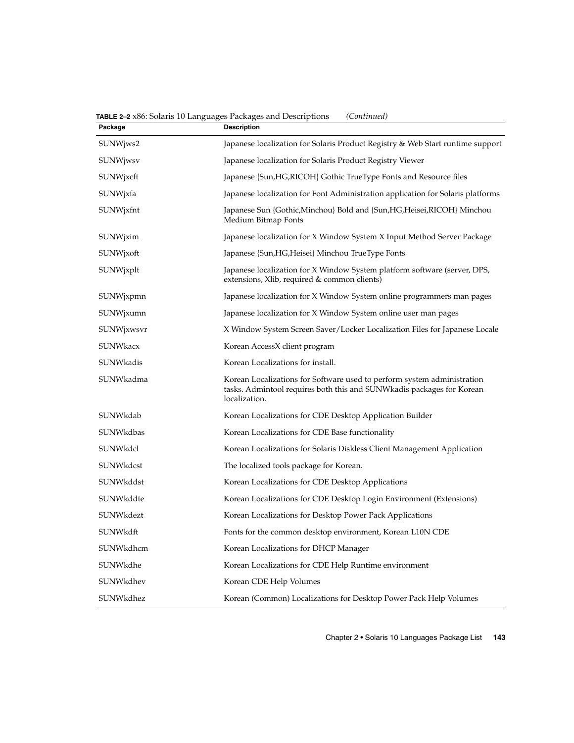**TABLE 2–2** x86: Solaris 10 Languages Packages and Descriptions *(Continued)*

| Package | Description |
| --- | --- |
| SUNWjws2 | Japanese localization for Solaris Product Registry & Web Start runtime support |
| SUNWjwsv | Japanese localization for Solaris Product Registry Viewer |
| SUNWjxcft | Japanese {Sun,HG,RICOH} Gothic TrueType Fonts and Resource files |
| SUNWjxfa | Japanese localization for Font Administration application for Solaris platforms |
| SUNWjxfnt | Japanese Sun {Gothic,Minchou} Bold and {Sun,HG,Heisei,RICOH} Minchou Medium Bitmap Fonts |
| SUNWjxim | Japanese localization for X Window System X Input Method Server Package |
| SUNWjxoft | Japanese {Sun,HG,Heisei} Minchou TrueType Fonts |
| SUNWjxplt | Japanese localization for X Window System platform software (server, DPS, extensions, Xlib, required & common clients) |
| SUNWjxpmn | Japanese localization for X Window System online programmers man pages |
| SUNWjxumn | Japanese localization for X Window System online user man pages |
| SUNWjxwsvr | X Window System Screen Saver/Locker Localization Files for Japanese Locale |
| SUNWkacx | Korean AccessX client program |
| SUNWkadis | Korean Localizations for install. |
| SUNWkadma | Korean Localizations for Software used to perform system administration tasks. Admintool requires both this and SUNWkadis packages for Korean localization. |
| SUNWkdab | Korean Localizations for CDE Desktop Application Builder |
| SUNWkdbas | Korean Localizations for CDE Base functionality |
| SUNWkdcl | Korean Localizations for Solaris Diskless Client Management Application |
| SUNWkdcst | The localized tools package for Korean. |
| SUNWkddst | Korean Localizations for CDE Desktop Applications |
| SUNWkddte | Korean Localizations for CDE Desktop Login Environment (Extensions) |
| SUNWkdezt | Korean Localizations for Desktop Power Pack Applications |
| SUNWkdft | Fonts for the common desktop environment, Korean L10N CDE |
| SUNWkdhcm | Korean Localizations for DHCP Manager |
| SUNWkdhe | Korean Localizations for CDE Help Runtime environment |
| SUNWkdhev | Korean CDE Help Volumes |
| SUNWkdhez | Korean (Common) Localizations for Desktop Power Pack Help Volumes |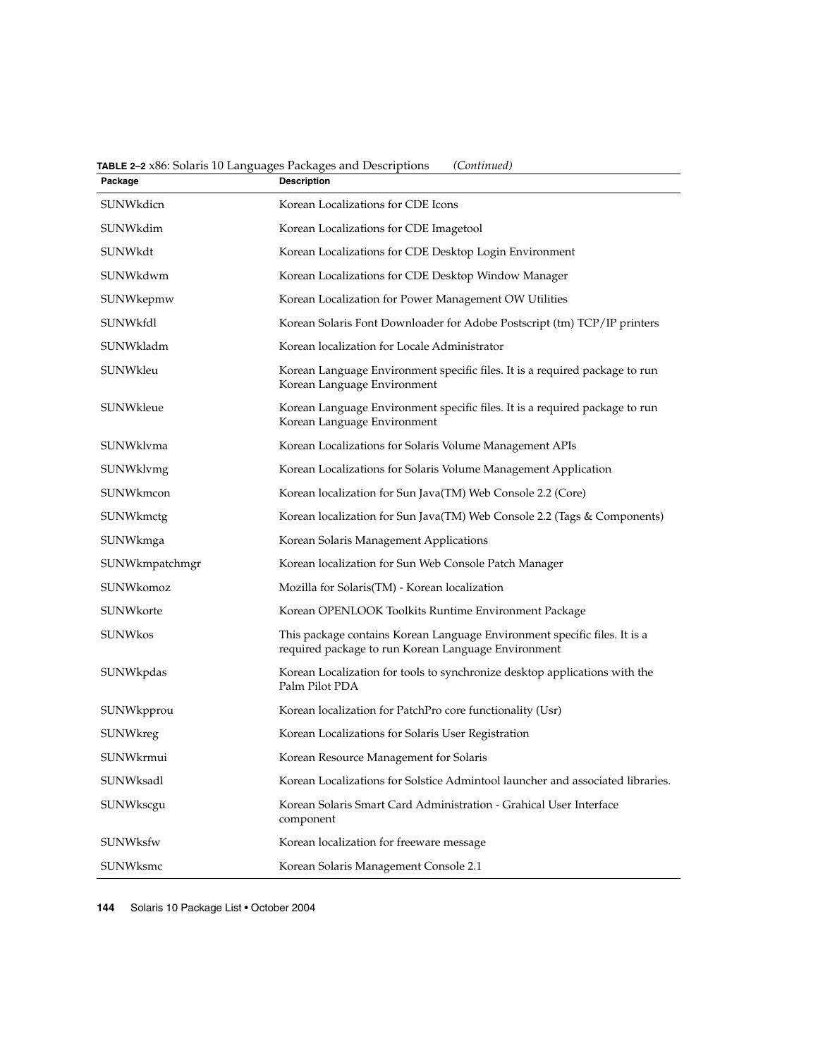**TABLE 2–2** x86: Solaris 10 Languages Packages and Descriptions *(Continued)*

| Package | Description |
| --- | --- |
| SUNWkdicn | Korean Localizations for CDE Icons |
| SUNWkdim | Korean Localizations for CDE Imagetool |
| SUNWkdt | Korean Localizations for CDE Desktop Login Environment |
| SUNWkdwm | Korean Localizations for CDE Desktop Window Manager |
| SUNWkepmw | Korean Localization for Power Management OW Utilities |
| SUNWkfdl | Korean Solaris Font Downloader for Adobe Postscript (tm) TCP/IP printers |
| SUNWkladm | Korean localization for Locale Administrator |
| SUNWkleu | Korean Language Environment specific files. It is a required package to run Korean Language Environment |
| SUNWkleue | Korean Language Environment specific files. It is a required package to run Korean Language Environment |
| SUNWklvma | Korean Localizations for Solaris Volume Management APIs |
| SUNWklvmg | Korean Localizations for Solaris Volume Management Application |
| SUNWkmcon | Korean localization for Sun Java(TM) Web Console 2.2 (Core) |
| SUNWkmctg | Korean localization for Sun Java(TM) Web Console 2.2 (Tags & Components) |
| SUNWkmga | Korean Solaris Management Applications |
| SUNWkmpatchmgr | Korean localization for Sun Web Console Patch Manager |
| SUNWkomoz | Mozilla for Solaris(TM) - Korean localization |
| SUNWkorte | Korean OPENLOOK Toolkits Runtime Environment Package |
| SUNWkos | This package contains Korean Language Environment specific files. It is a required package to run Korean Language Environment |
| SUNWkpdas | Korean Localization for tools to synchronize desktop applications with the Palm Pilot PDA |
| SUNWkpprou | Korean localization for PatchPro core functionality (Usr) |
| SUNWkreg | Korean Localizations for Solaris User Registration |
| SUNWkrmui | Korean Resource Management for Solaris |
| SUNWksadl | Korean Localizations for Solstice Admintool launcher and associated libraries. |
| SUNWkscgu | Korean Solaris Smart Card Administration - Grahical User Interface component |
| SUNWksfw | Korean localization for freeware message |
| SUNWksmc | Korean Solaris Management Console 2.1 |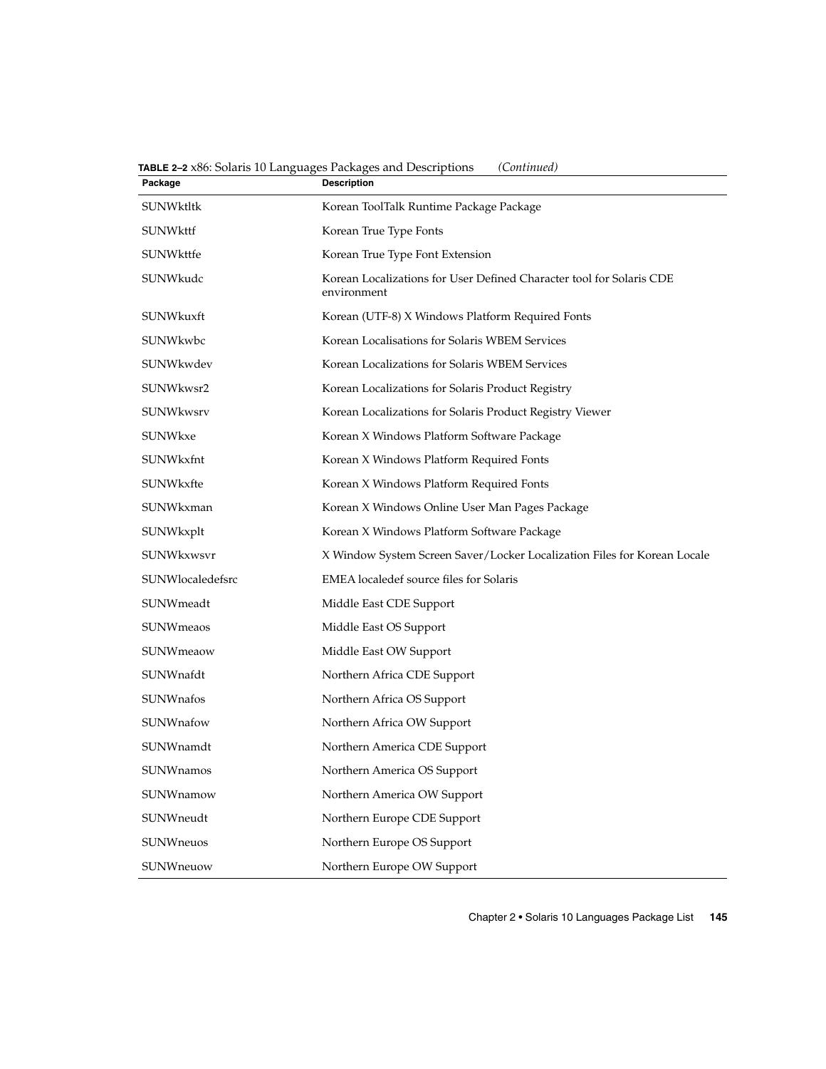**TABLE 2–2** x86: Solaris 10 Languages Packages and Descriptions *(Continued)*

| Package | Description |
| --- | --- |
| SUNWktltk | Korean ToolTalk Runtime Package Package |
| SUNWkttf | Korean True Type Fonts |
| SUNWkttfe | Korean True Type Font Extension |
| SUNWkudc | Korean Localizations for User Defined Character tool for Solaris CDE environment |
| SUNWkuxft | Korean (UTF-8) X Windows Platform Required Fonts |
| SUNWkwbc | Korean Localisations for Solaris WBEM Services |
| SUNWkwdev | Korean Localizations for Solaris WBEM Services |
| SUNWkwsr2 | Korean Localizations for Solaris Product Registry |
| SUNWkwsrv | Korean Localizations for Solaris Product Registry Viewer |
| SUNWkxe | Korean X Windows Platform Software Package |
| SUNWkxfnt | Korean X Windows Platform Required Fonts |
| SUNWkxfte | Korean X Windows Platform Required Fonts |
| SUNWkxman | Korean X Windows Online User Man Pages Package |
| SUNWkxplt | Korean X Windows Platform Software Package |
| SUNWkxwsvr | X Window System Screen Saver/Locker Localization Files for Korean Locale |
| SUNWlocaledefsrc | EMEA localedef source files for Solaris |
| SUNWmeadt | Middle East CDE Support |
| SUNWmeaos | Middle East OS Support |
| SUNWmeaow | Middle East OW Support |
| SUNWnafdt | Northern Africa CDE Support |
| SUNWnafos | Northern Africa OS Support |
| SUNWnafow | Northern Africa OW Support |
| SUNWnamdt | Northern America CDE Support |
| SUNWnamos | Northern America OS Support |
| SUNWnamow | Northern America OW Support |
| SUNWneudt | Northern Europe CDE Support |
| SUNWneuos | Northern Europe OS Support |
| SUNWneuow | Northern Europe OW Support |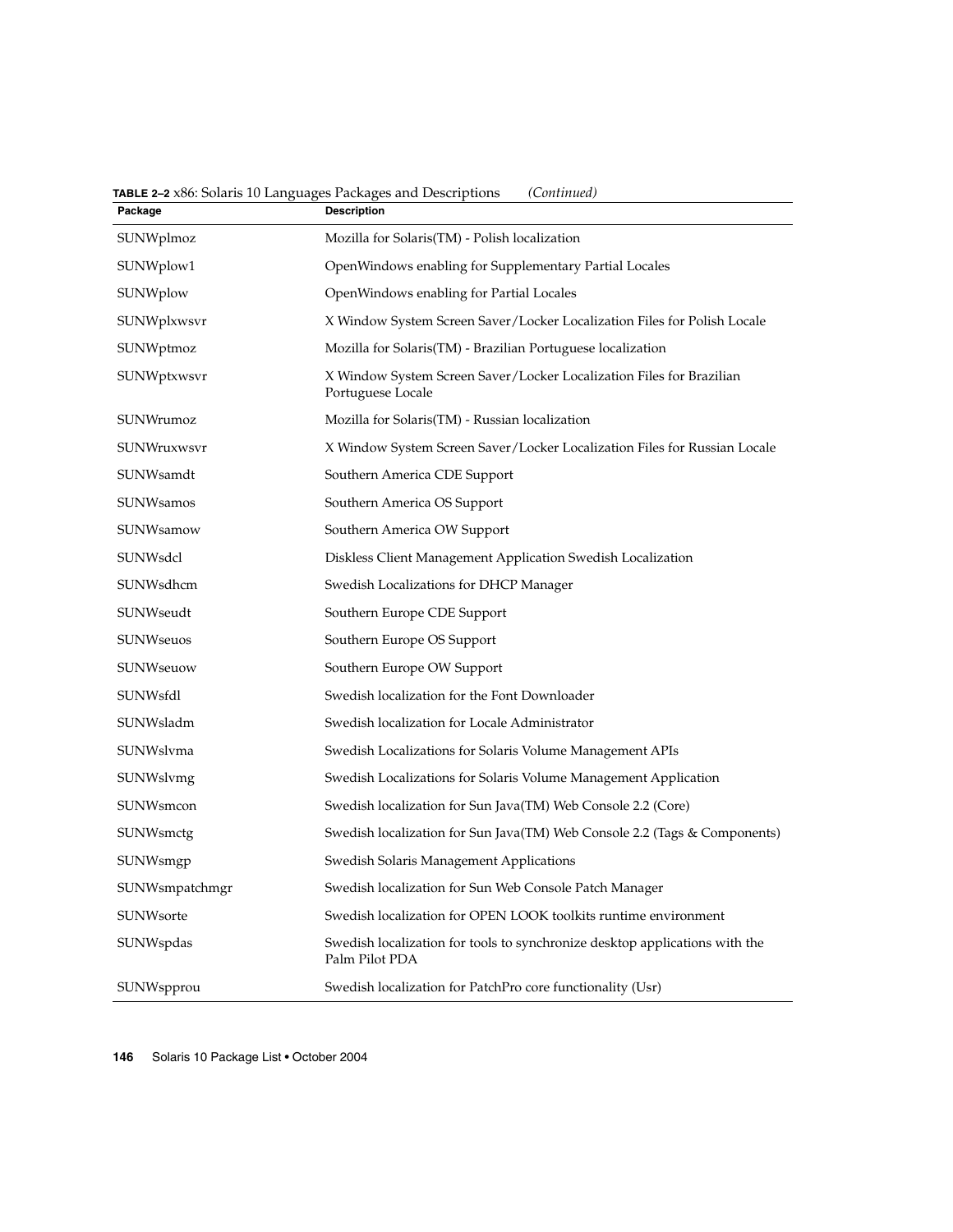**TABLE 2–2** x86: Solaris 10 Languages Packages and Descriptions *(Continued)*

| Package | Description |
| --- | --- |
| SUNWplmoz | Mozilla for Solaris(TM) - Polish localization |
| SUNWplow1 | OpenWindows enabling for Supplementary Partial Locales |
| SUNWplow | OpenWindows enabling for Partial Locales |
| SUNWplxwsvr | X Window System Screen Saver/Locker Localization Files for Polish Locale |
| SUNWptmoz | Mozilla for Solaris(TM) - Brazilian Portuguese localization |
| SUNWptxwsvr | X Window System Screen Saver/Locker Localization Files for Brazilian Portuguese Locale |
| SUNWrumoz | Mozilla for Solaris(TM) - Russian localization |
| SUNWruxwsvr | X Window System Screen Saver/Locker Localization Files for Russian Locale |
| SUNWsamdt | Southern America CDE Support |
| SUNWsamos | Southern America OS Support |
| SUNWsamow | Southern America OW Support |
| SUNWsdcl | Diskless Client Management Application Swedish Localization |
| SUNWsdhcm | Swedish Localizations for DHCP Manager |
| SUNWseudt | Southern Europe CDE Support |
| SUNWseuos | Southern Europe OS Support |
| SUNWseuow | Southern Europe OW Support |
| SUNWsfdl | Swedish localization for the Font Downloader |
| SUNWsladm | Swedish localization for Locale Administrator |
| SUNWslvma | Swedish Localizations for Solaris Volume Management APIs |
| SUNWslvmg | Swedish Localizations for Solaris Volume Management Application |
| SUNWsmcon | Swedish localization for Sun Java(TM) Web Console 2.2 (Core) |
| SUNWsmctg | Swedish localization for Sun Java(TM) Web Console 2.2 (Tags & Components) |
| SUNWsmgp | Swedish Solaris Management Applications |
| SUNWsmpatchmgr | Swedish localization for Sun Web Console Patch Manager |
| SUNWsorte | Swedish localization for OPEN LOOK toolkits runtime environment |
| SUNWspdas | Swedish localization for tools to synchronize desktop applications with the Palm Pilot PDA |
| SUNWspprou | Swedish localization for PatchPro core functionality (Usr) |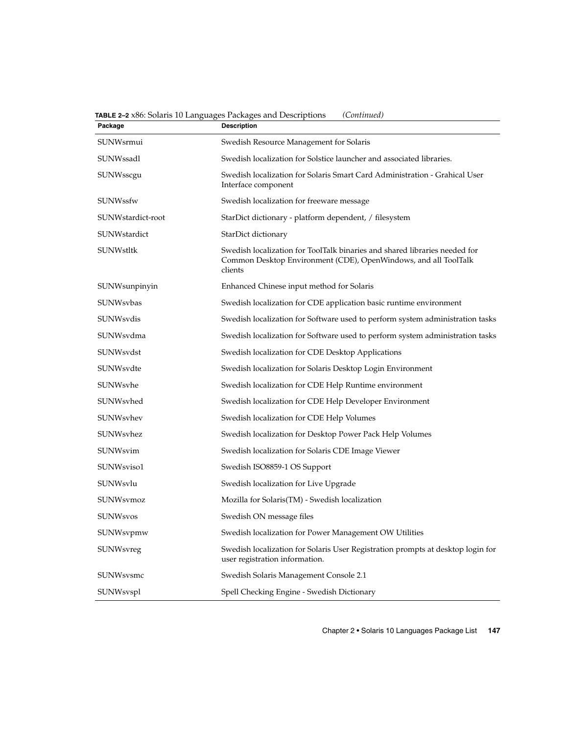**TABLE 2–2** x86: Solaris 10 Languages Packages and Descriptions *(Continued)*

| Package | Description |
| --- | --- |
| SUNWsrmui | Swedish Resource Management for Solaris |
| SUNWssadl | Swedish localization for Solstice launcher and associated libraries. |
| SUNWsscgu | Swedish localization for Solaris Smart Card Administration - Grahical User Interface component |
| SUNWssfw | Swedish localization for freeware message |
| SUNWstardict-root | StarDict dictionary - platform dependent, / filesystem |
| SUNWstardict | StarDict dictionary |
| SUNWstltk | Swedish localization for ToolTalk binaries and shared libraries needed for Common Desktop Environment (CDE), OpenWindows, and all ToolTalk clients |
| SUNWsunpinyin | Enhanced Chinese input method for Solaris |
| SUNWsvbas | Swedish localization for CDE application basic runtime environment |
| SUNWsvdis | Swedish localization for Software used to perform system administration tasks |
| SUNWsvdma | Swedish localization for Software used to perform system administration tasks |
| SUNWsvdst | Swedish localization for CDE Desktop Applications |
| SUNWsvdte | Swedish localization for Solaris Desktop Login Environment |
| SUNWsvhe | Swedish localization for CDE Help Runtime environment |
| SUNWsvhed | Swedish localization for CDE Help Developer Environment |
| SUNWsvhev | Swedish localization for CDE Help Volumes |
| SUNWsvhez | Swedish localization for Desktop Power Pack Help Volumes |
| SUNWsvim | Swedish localization for Solaris CDE Image Viewer |
| SUNWsviso1 | Swedish ISO8859-1 OS Support |
| SUNWsvlu | Swedish localization for Live Upgrade |
| SUNWsvmoz | Mozilla for Solaris(TM) - Swedish localization |
| SUNWsvos | Swedish ON message files |
| SUNWsvpmw | Swedish localization for Power Management OW Utilities |
| SUNWsvreg | Swedish localization for Solaris User Registration prompts at desktop login for user registration information. |
| SUNWsvsmc | Swedish Solaris Management Console 2.1 |
| SUNWsvspl | Spell Checking Engine - Swedish Dictionary |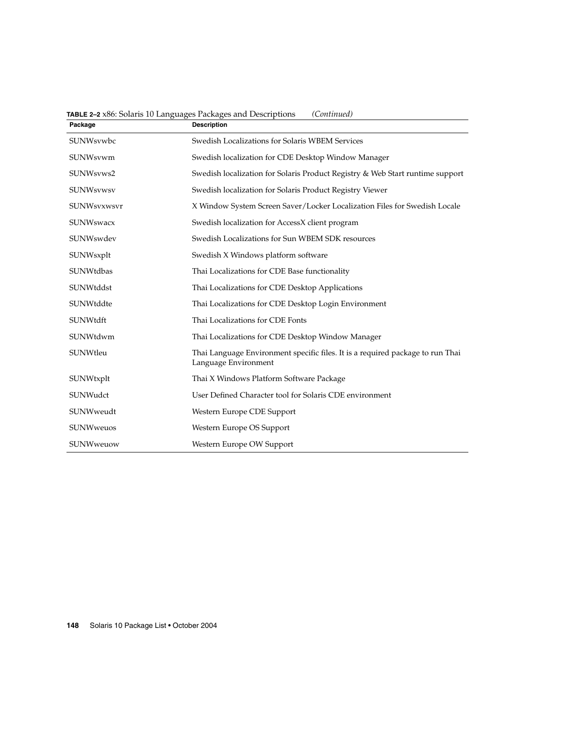**TABLE 2–2** x86: Solaris 10 Languages Packages and Descriptions *(Continued)*

| Package | Description |
|---|---|
| SUNWsvwbc | Swedish Localizations for Solaris WBEM Services |
| SUNWsvwm | Swedish localization for CDE Desktop Window Manager |
| SUNWsvws2 | Swedish localization for Solaris Product Registry & Web Start runtime support |
| SUNWsvwsv | Swedish localization for Solaris Product Registry Viewer |
| SUNWsvxwsvr | X Window System Screen Saver/Locker Localization Files for Swedish Locale |
| SUNWswacx | Swedish localization for AccessX client program |
| SUNWswdev | Swedish Localizations for Sun WBEM SDK resources |
| SUNWsxplt | Swedish X Windows platform software |
| SUNWtdbas | Thai Localizations for CDE Base functionality |
| SUNWtddst | Thai Localizations for CDE Desktop Applications |
| SUNWtddte | Thai Localizations for CDE Desktop Login Environment |
| SUNWtdft | Thai Localizations for CDE Fonts |
| SUNWtdwm | Thai Localizations for CDE Desktop Window Manager |
| SUNWtleu | Thai Language Environment specific files. It is a required package to run Thai Language Environment |
| SUNWtxplt | Thai X Windows Platform Software Package |
| SUNWudct | User Defined Character tool for Solaris CDE environment |
| SUNWweudt | Western Europe CDE Support |
| SUNWweuos | Western Europe OS Support |
| SUNWweuow | Western Europe OW Support |